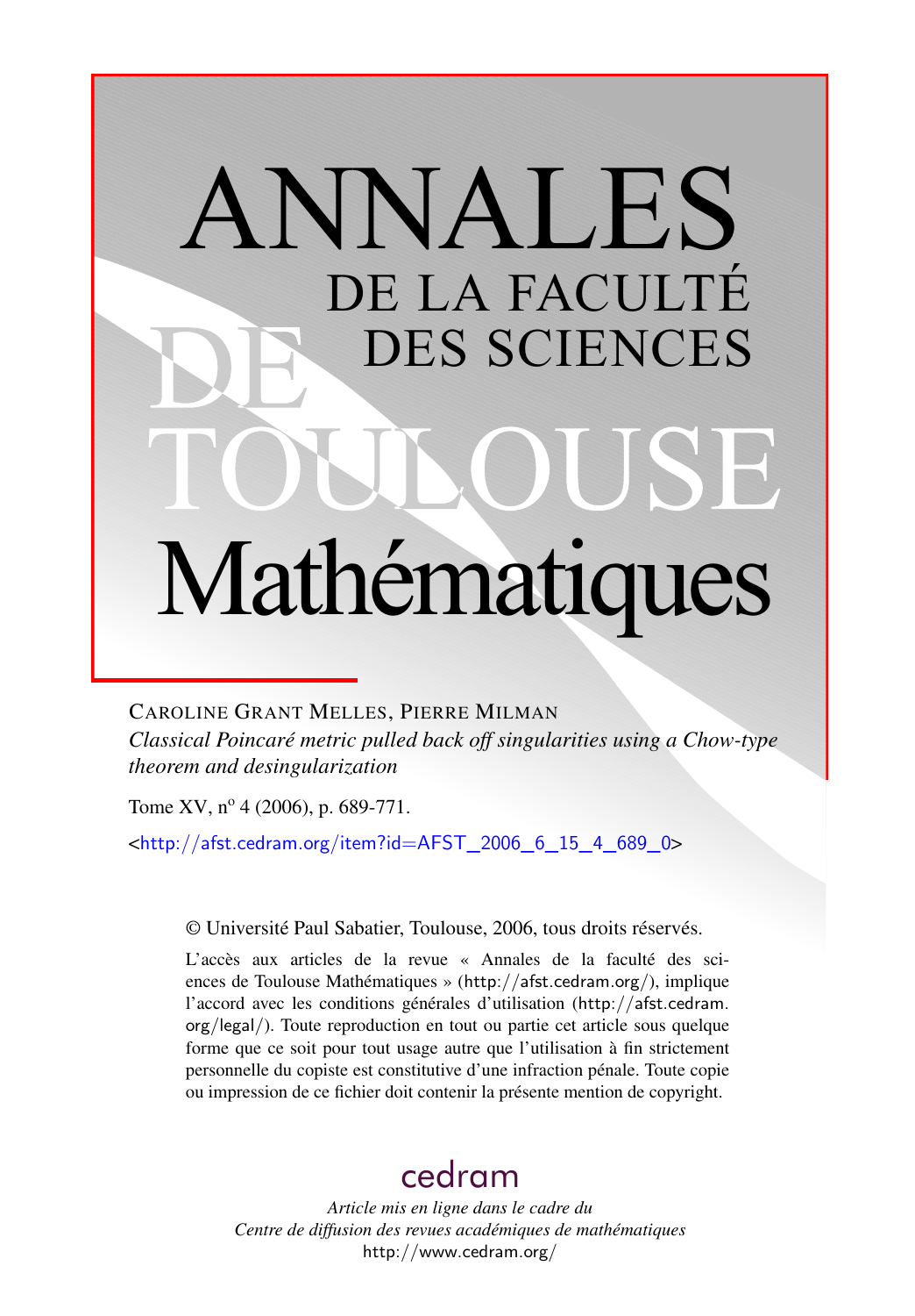# ANNALES DE LA FACULTÉ DES SCIENCES DE TOULOUSE Mathématiques

CAROLINE GRANT MELLES, PIERRE MILMAN

*Classical Poincaré metric pulled back off singularities using a Chow-type theorem and desingularization*

Tome XV, n° 4 (2006), p. 689-771.

<http://afst.cedram.org/item?id=AFST_2006_6_15_4_689_0>

© Université Paul Sabatier, Toulouse, 2006, tous droits réservés.

L'accès aux articles de la revue « Annales de la faculté des sciences de Toulouse Mathématiques » (http://afst.cedram.org/), implique l'accord avec les conditions générales d'utilisation (http://afst.cedram.org/legal/). Toute reproduction en tout ou partie cet article sous quelque forme que ce soit pour tout usage autre que l'utilisation à fin strictement personnelle du copiste est constitutive d'une infraction pénale. Toute copie ou impression de ce fichier doit contenir la présente mention de copyright.

cedram

*Article mis en ligne dans le cadre du*
*Centre de diffusion des revues académiques de mathématiques*
http://www.cedram.org/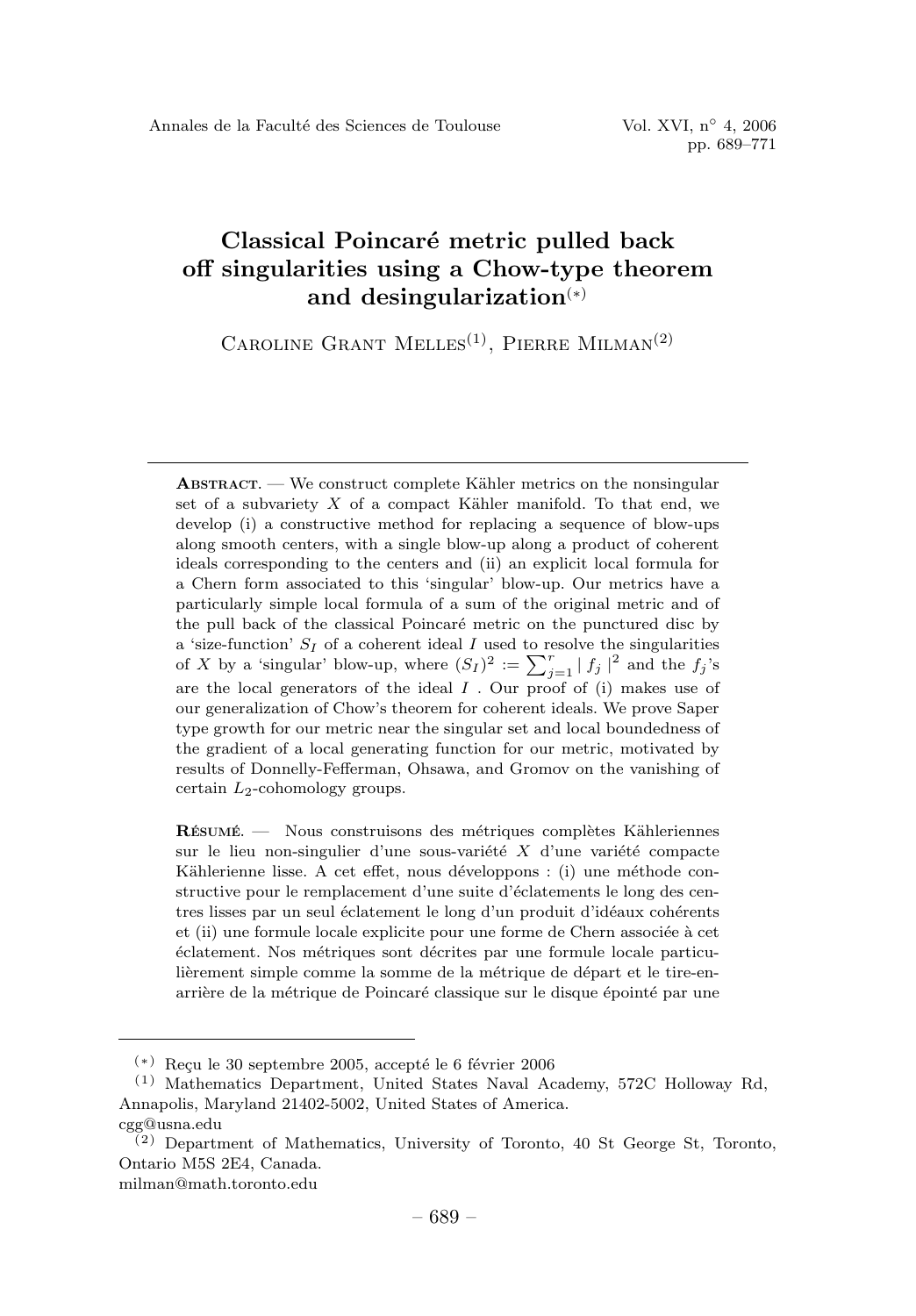# Classical Poincaré metric pulled back off singularities using a Chow-type theorem and desingularization[(*)]

Caroline Grant Melles[(1)], Pierre Milman[(2)]

---

**Abstract.** — We construct complete Kähler metrics on the nonsingular set of a subvariety $X$ of a compact Kähler manifold. To that end, we develop (i) a constructive method for replacing a sequence of blow-ups along smooth centers, with a single blow-up along a product of coherent ideals corresponding to the centers and (ii) an explicit local formula for a Chern form associated to this 'singular' blow-up. Our metrics have a particularly simple local formula of a sum of the original metric and of the pull back of the classical Poincaré metric on the punctured disc by a 'size-function' $S_I$ of a coherent ideal $I$ used to resolve the singularities of $X$ by a 'singular' blow-up, where $(S_I)^2 := \sum_{j=1}^{r} | f_j |^2$ and the $f_j$'s are the local generators of the ideal $I$ . Our proof of (i) makes use of our generalization of Chow's theorem for coherent ideals. We prove Saper type growth for our metric near the singular set and local boundedness of the gradient of a local generating function for our metric, motivated by results of Donnelly-Fefferman, Ohsawa, and Gromov on the vanishing of certain $L_2$-cohomology groups.

**Résumé.** — Nous construisons des métriques complètes Kähleriennes sur le lieu non-singulier d'une sous-variété $X$ d'une variété compacte Kählerienne lisse. A cet effet, nous développons : (i) une méthode constructive pour le remplacement d'une suite d'éclatements le long des centres lisses par un seul éclatement le long d'un produit d'idéaux cohérents et (ii) une formule locale explicite pour une forme de Chern associée à cet éclatement. Nos métriques sont décrites par une formule locale particulièrement simple comme la somme de la métrique de départ et le tire-en-arrière de la métrique de Poincaré classique sur le disque épointé par une

---

[(*)] Reçu le 30 septembre 2005, accepté le 6 février 2006

[(1)] Mathematics Department, United States Naval Academy, 572C Holloway Rd, Annapolis, Maryland 21402-5002, United States of America.
cgg@usna.edu

[(2)] Department of Mathematics, University of Toronto, 40 St George St, Toronto, Ontario M5S 2E4, Canada.
milman@math.toronto.edu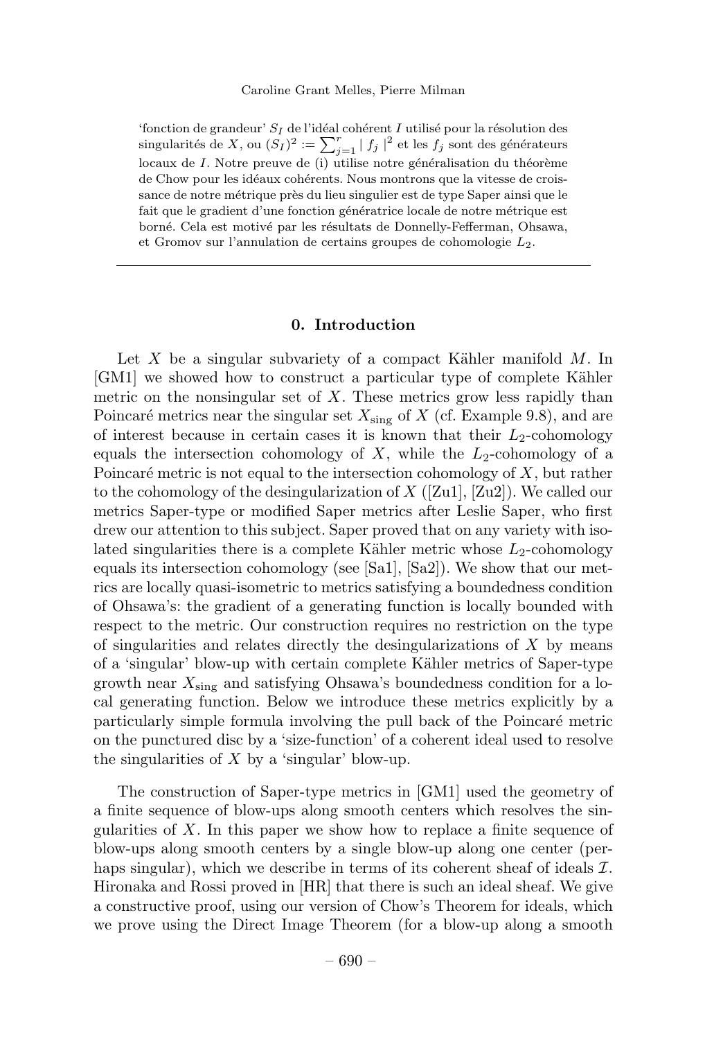'fonction de grandeur' $S_I$ de l'idéal cohérent $I$ utilisé pour la résolution des singularités de $X$, ou $(S_I)^2 := \sum_{j=1}^{r} | f_j |^2$ et les $f_j$ sont des générateurs locaux de $I$. Notre preuve de (i) utilise notre généralisation du théorème de Chow pour les idéaux cohérents. Nous montrons que la vitesse de croissance de notre métrique près du lieu singulier est de type Saper ainsi que le fait que le gradient d'une fonction génératrice locale de notre métrique est borné. Cela est motivé par les résultats de Donnelly-Fefferman, Ohsawa, et Gromov sur l'annulation de certains groupes de cohomologie $L_2$.

---

## 0. Introduction

Let $X$ be a singular subvariety of a compact Kähler manifold $M$. In [GM1] we showed how to construct a particular type of complete Kähler metric on the nonsingular set of $X$. These metrics grow less rapidly than Poincaré metrics near the singular set $X_{\text{sing}}$ of $X$ (cf. Example 9.8), and are of interest because in certain cases it is known that their $L_2$-cohomology equals the intersection cohomology of $X$, while the $L_2$-cohomology of a Poincaré metric is not equal to the intersection cohomology of $X$, but rather to the cohomology of the desingularization of $X$ ([Zu1], [Zu2]). We called our metrics Saper-type or modified Saper metrics after Leslie Saper, who first drew our attention to this subject. Saper proved that on any variety with isolated singularities there is a complete Kähler metric whose $L_2$-cohomology equals its intersection cohomology (see [Sa1], [Sa2]). We show that our metrics are locally quasi-isometric to metrics satisfying a boundedness condition of Ohsawa's: the gradient of a generating function is locally bounded with respect to the metric. Our construction requires no restriction on the type of singularities and relates directly the desingularizations of $X$ by means of a 'singular' blow-up with certain complete Kähler metrics of Saper-type growth near $X_{\text{sing}}$ and satisfying Ohsawa's boundedness condition for a local generating function. Below we introduce these metrics explicitly by a particularly simple formula involving the pull back of the Poincaré metric on the punctured disc by a 'size-function' of a coherent ideal used to resolve the singularities of $X$ by a 'singular' blow-up.

The construction of Saper-type metrics in [GM1] used the geometry of a finite sequence of blow-ups along smooth centers which resolves the singularities of $X$. In this paper we show how to replace a finite sequence of blow-ups along smooth centers by a single blow-up along one center (perhaps singular), which we describe in terms of its coherent sheaf of ideals $\mathcal{I}$. Hironaka and Rossi proved in [HR] that there is such an ideal sheaf. We give a constructive proof, using our version of Chow's Theorem for ideals, which we prove using the Direct Image Theorem (for a blow-up along a smooth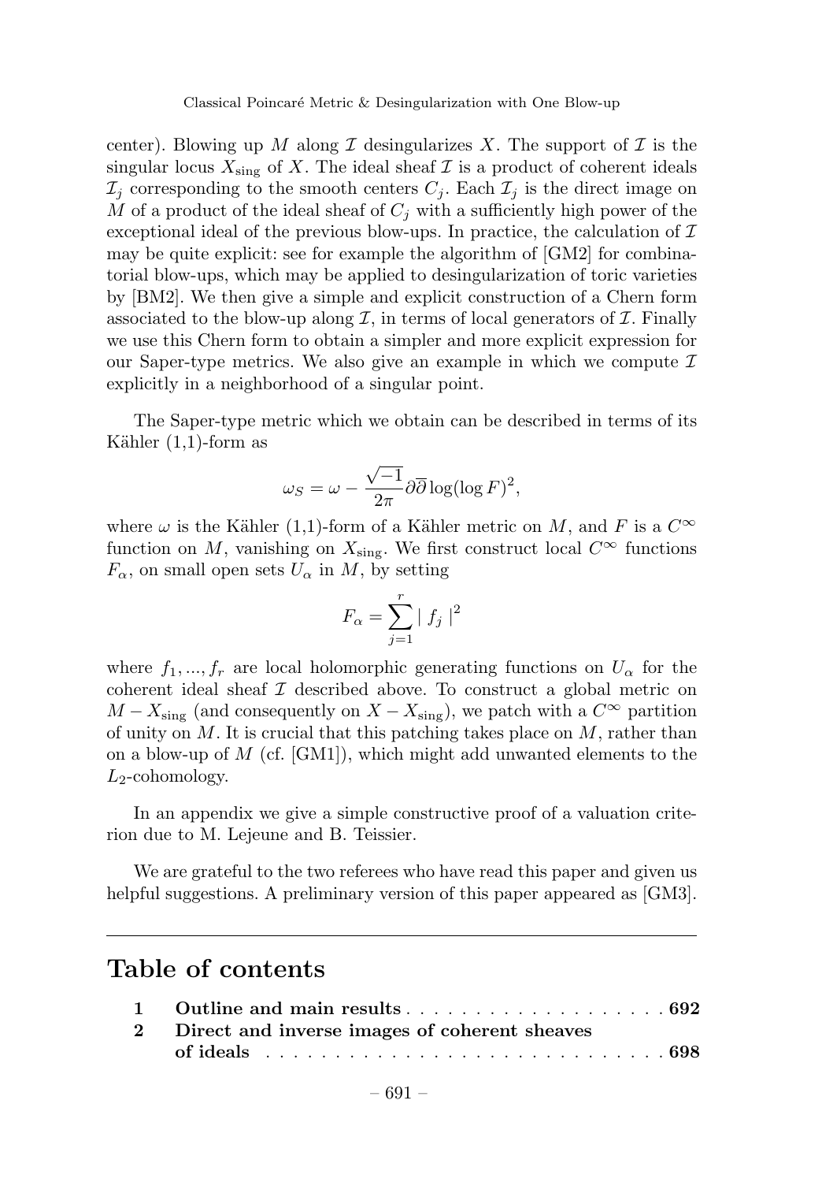center). Blowing up $M$ along $\mathcal{I}$ desingularizes $X$. The support of $\mathcal{I}$ is the singular locus $X_{\rm sing}$ of $X$. The ideal sheaf $\mathcal{I}$ is a product of coherent ideals $\mathcal{I}_j$ corresponding to the smooth centers $C_j$. Each $\mathcal{I}_j$ is the direct image on $M$ of a product of the ideal sheaf of $C_j$ with a sufficiently high power of the exceptional ideal of the previous blow-ups. In practice, the calculation of $\mathcal{I}$ may be quite explicit: see for example the algorithm of [GM2] for combinatorial blow-ups, which may be applied to desingularization of toric varieties by [BM2]. We then give a simple and explicit construction of a Chern form associated to the blow-up along $\mathcal{I}$, in terms of local generators of $\mathcal{I}$. Finally we use this Chern form to obtain a simpler and more explicit expression for our Saper-type metrics. We also give an example in which we compute $\mathcal{I}$ explicitly in a neighborhood of a singular point.

The Saper-type metric which we obtain can be described in terms of its Kähler (1,1)-form as

$$\omega_S = \omega - \frac{\sqrt{-1}}{2\pi}\partial\overline{\partial}\log(\log F)^2,$$

where $\omega$ is the Kähler (1,1)-form of a Kähler metric on $M$, and $F$ is a $C^\infty$ function on $M$, vanishing on $X_{\rm sing}$. We first construct local $C^\infty$ functions $F_\alpha$, on small open sets $U_\alpha$ in $M$, by setting

$$F_\alpha = \sum_{j=1}^{r} |\ f_j\ |^2$$

where $f_1, ..., f_r$ are local holomorphic generating functions on $U_\alpha$ for the coherent ideal sheaf $\mathcal{I}$ described above. To construct a global metric on $M - X_{\rm sing}$ (and consequently on $X - X_{\rm sing}$), we patch with a $C^\infty$ partition of unity on $M$. It is crucial that this patching takes place on $M$, rather than on a blow-up of $M$ (cf. [GM1]), which might add unwanted elements to the $L_2$-cohomology.

In an appendix we give a simple constructive proof of a valuation criterion due to M. Lejeune and B. Teissier.

We are grateful to the two referees who have read this paper and given us helpful suggestions. A preliminary version of this paper appeared as [GM3].

## Table of contents

| | | |
|---|---|---|
| **1** | **Outline and main results** | **692** |
| **2** | **Direct and inverse images of coherent sheaves of ideals** | **698** |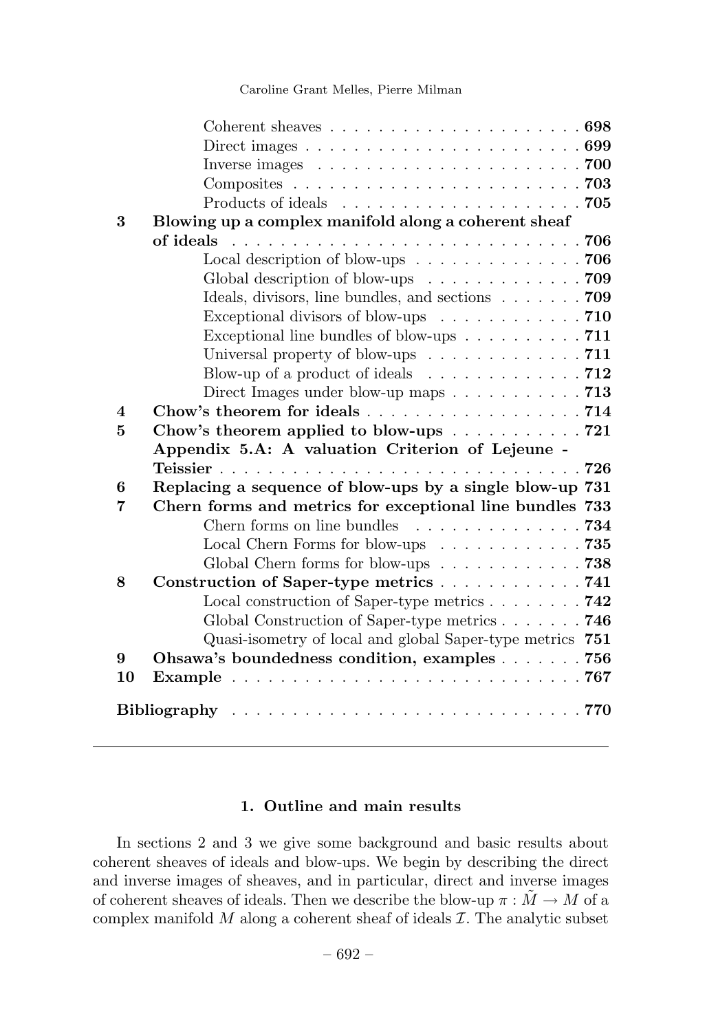| | | |
|---|---|---|
| | Coherent sheaves | **698** |
| | Direct images | **699** |
| | Inverse images | **700** |
| | Composites | **703** |
| | Products of ideals | **705** |
| **3** | **Blowing up a complex manifold along a coherent sheaf of ideals** | **706** |
| | Local description of blow-ups | **706** |
| | Global description of blow-ups | **709** |
| | Ideals, divisors, line bundles, and sections | **709** |
| | Exceptional divisors of blow-ups | **710** |
| | Exceptional line bundles of blow-ups | **711** |
| | Universal property of blow-ups | **711** |
| | Blow-up of a product of ideals | **712** |
| | Direct Images under blow-up maps | **713** |
| **4** | **Chow's theorem for ideals** | **714** |
| **5** | **Chow's theorem applied to blow-ups** | **721** |
| | **Appendix 5.A: A valuation Criterion of Lejeune - Teissier** | **726** |
| **6** | **Replacing a sequence of blow-ups by a single blow-up** | **731** |
| **7** | **Chern forms and metrics for exceptional line bundles** | **733** |
| | Chern forms on line bundles | **734** |
| | Local Chern Forms for blow-ups | **735** |
| | Global Chern forms for blow-ups | **738** |
| **8** | **Construction of Saper-type metrics** | **741** |
| | Local construction of Saper-type metrics | **742** |
| | Global Construction of Saper-type metrics | **746** |
| | Quasi-isometry of local and global Saper-type metrics | **751** |
| **9** | **Ohsawa's boundedness condition, examples** | **756** |
| **10** | **Example** | **767** |
| | **Bibliography** | **770** |

## 1. Outline and main results

In sections 2 and 3 we give some background and basic results about coherent sheaves of ideals and blow-ups. We begin by describing the direct and inverse images of sheaves, and in particular, direct and inverse images of coherent sheaves of ideals. Then we describe the blow-up $\pi : \tilde{M} \to M$ of a complex manifold $M$ along a coherent sheaf of ideals $\mathcal{I}$. The analytic subset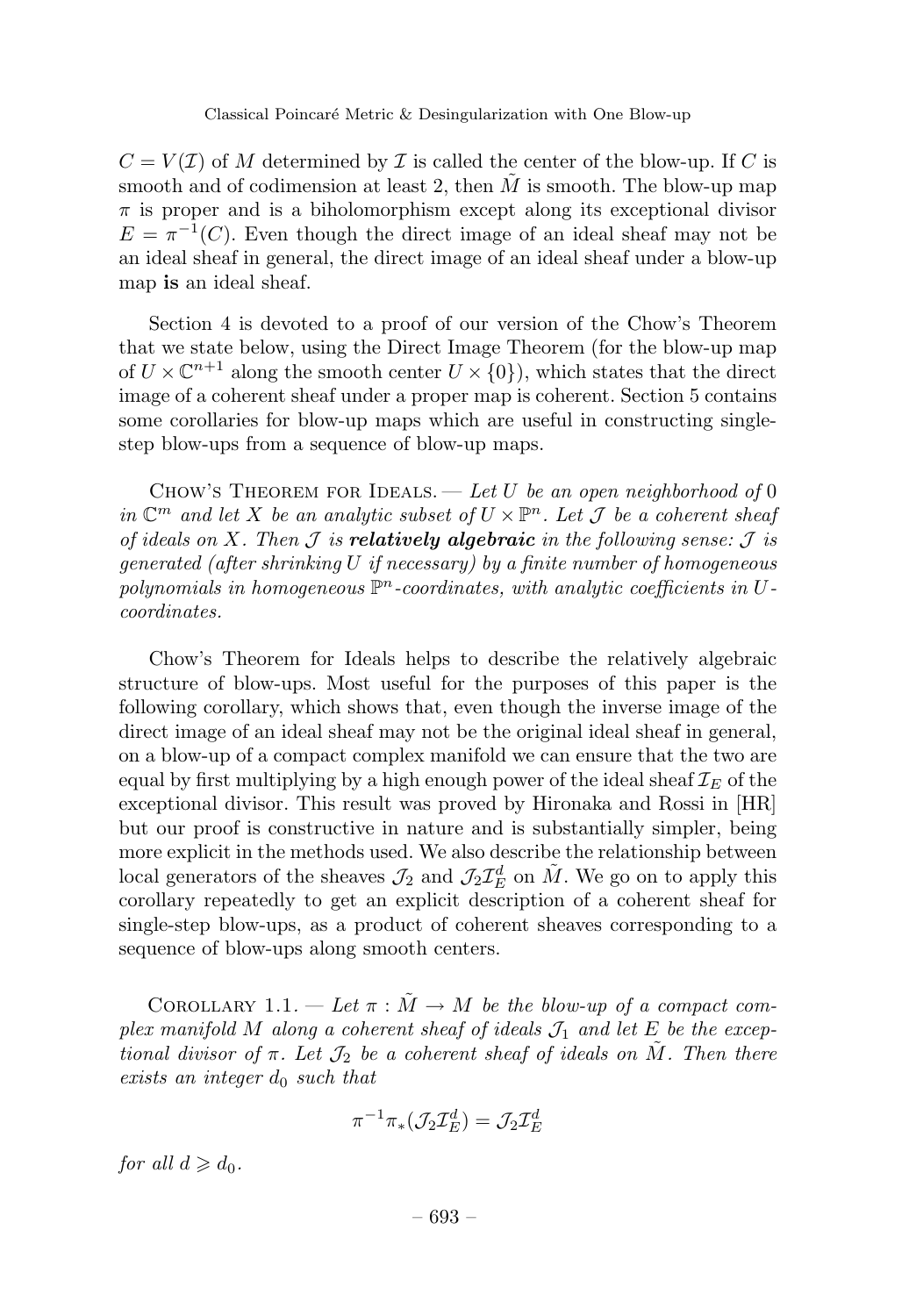$C = V(\mathcal{I})$ of $M$ determined by $\mathcal{I}$ is called the center of the blow-up. If $C$ is smooth and of codimension at least 2, then $\tilde{M}$ is smooth. The blow-up map $\pi$ is proper and is a biholomorphism except along its exceptional divisor $E = \pi^{-1}(C)$. Even though the direct image of an ideal sheaf may not be an ideal sheaf in general, the direct image of an ideal sheaf under a blow-up map **is** an ideal sheaf.

Section 4 is devoted to a proof of our version of the Chow's Theorem that we state below, using the Direct Image Theorem (for the blow-up map of $U \times \mathbb{C}^{n+1}$ along the smooth center $U \times \{0\}$), which states that the direct image of a coherent sheaf under a proper map is coherent. Section 5 contains some corollaries for blow-up maps which are useful in constructing single-step blow-ups from a sequence of blow-up maps.

Chow's Theorem for Ideals. — *Let $U$ be an open neighborhood of $0$ in $\mathbb{C}^m$ and let $X$ be an analytic subset of $U \times \mathbb{P}^n$. Let $\mathcal{J}$ be a coherent sheaf of ideals on $X$. Then $\mathcal{J}$ is* ***relatively algebraic*** *in the following sense: $\mathcal{J}$ is generated (after shrinking $U$ if necessary) by a finite number of homogeneous polynomials in homogeneous $\mathbb{P}^n$-coordinates, with analytic coefficients in $U$-coordinates.*

Chow's Theorem for Ideals helps to describe the relatively algebraic structure of blow-ups. Most useful for the purposes of this paper is the following corollary, which shows that, even though the inverse image of the direct image of an ideal sheaf may not be the original ideal sheaf in general, on a blow-up of a compact complex manifold we can ensure that the two are equal by first multiplying by a high enough power of the ideal sheaf $\mathcal{I}_E$ of the exceptional divisor. This result was proved by Hironaka and Rossi in [HR] but our proof is constructive in nature and is substantially simpler, being more explicit in the methods used. We also describe the relationship between local generators of the sheaves $\mathcal{J}_2$ and $\mathcal{J}_2\mathcal{I}_E^d$ on $\tilde{M}$. We go on to apply this corollary repeatedly to get an explicit description of a coherent sheaf for single-step blow-ups, as a product of coherent sheaves corresponding to a sequence of blow-ups along smooth centers.

Corollary 1.1. — *Let $\pi : \tilde{M} \to M$ be the blow-up of a compact complex manifold $M$ along a coherent sheaf of ideals $\mathcal{J}_1$ and let $E$ be the exceptional divisor of $\pi$. Let $\mathcal{J}_2$ be a coherent sheaf of ideals on $\tilde{M}$. Then there exists an integer $d_0$ such that*

$$\pi^{-1}\pi_*(\mathcal{J}_2\mathcal{I}_E^d) = \mathcal{J}_2\mathcal{I}_E^d$$

*for all $d \geqslant d_0$.*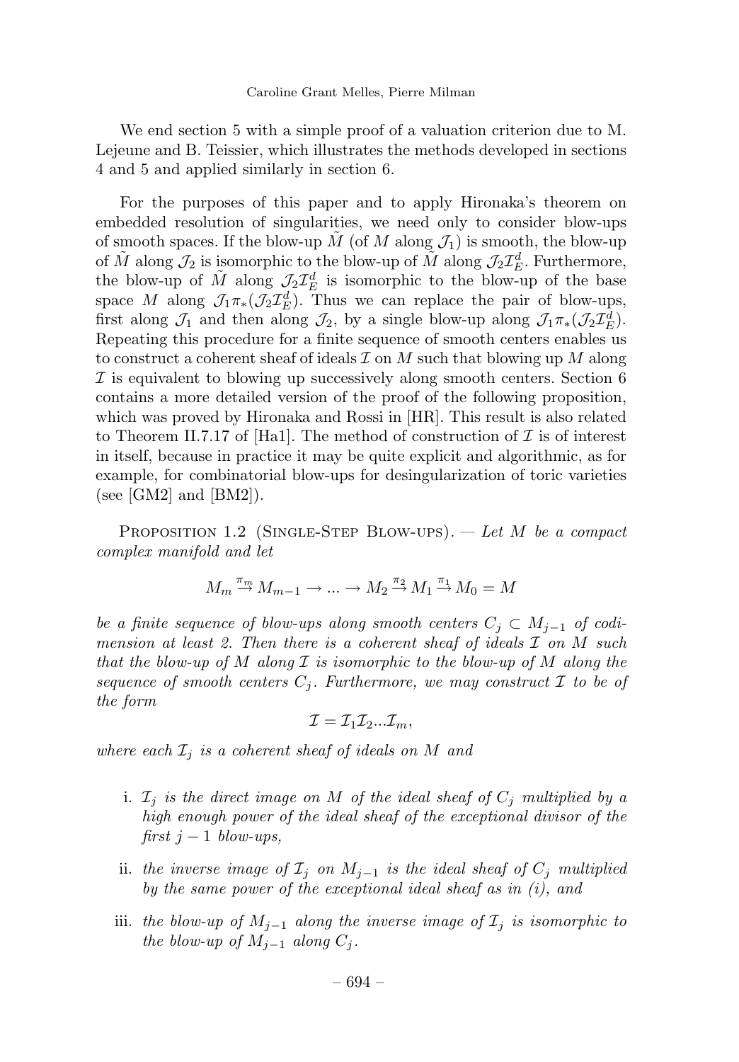We end section 5 with a simple proof of a valuation criterion due to M. Lejeune and B. Teissier, which illustrates the methods developed in sections 4 and 5 and applied similarly in section 6.

For the purposes of this paper and to apply Hironaka's theorem on embedded resolution of singularities, we need only to consider blow-ups of smooth spaces. If the blow-up $\tilde{M}$ (of $M$ along $\mathcal{J}_1$) is smooth, the blow-up of $\tilde{M}$ along $\mathcal{J}_2$ is isomorphic to the blow-up of $\tilde{M}$ along $\mathcal{J}_2\mathcal{I}_E^d$. Furthermore, the blow-up of $\tilde{M}$ along $\mathcal{J}_2\mathcal{I}_E^d$ is isomorphic to the blow-up of the base space $M$ along $\mathcal{J}_1\pi_*(\mathcal{J}_2\mathcal{I}_E^d)$. Thus we can replace the pair of blow-ups, first along $\mathcal{J}_1$ and then along $\mathcal{J}_2$, by a single blow-up along $\mathcal{J}_1\pi_*(\mathcal{J}_2\mathcal{I}_E^d)$. Repeating this procedure for a finite sequence of smooth centers enables us to construct a coherent sheaf of ideals $\mathcal{I}$ on $M$ such that blowing up $M$ along $\mathcal{I}$ is equivalent to blowing up successively along smooth centers. Section 6 contains a more detailed version of the proof of the following proposition, which was proved by Hironaka and Rossi in [HR]. This result is also related to Theorem II.7.17 of [Ha1]. The method of construction of $\mathcal{I}$ is of interest in itself, because in practice it may be quite explicit and algorithmic, as for example, for combinatorial blow-ups for desingularization of toric varieties (see [GM2] and [BM2]).

Proposition 1.2 (Single-Step Blow-ups). — *Let $M$ be a compact complex manifold and let*

$$M_m \xrightarrow{\pi_m} M_{m-1} \to \dots \to M_2 \xrightarrow{\pi_2} M_1 \xrightarrow{\pi_1} M_0 = M$$

*be a finite sequence of blow-ups along smooth centers $C_j \subset M_{j-1}$ of codimension at least 2. Then there is a coherent sheaf of ideals $\mathcal{I}$ on $M$ such that the blow-up of $M$ along $\mathcal{I}$ is isomorphic to the blow-up of $M$ along the sequence of smooth centers $C_j$. Furthermore, we may construct $\mathcal{I}$ to be of the form*

$$\mathcal{I} = \mathcal{I}_1\mathcal{I}_2 \dots \mathcal{I}_m,$$

*where each $\mathcal{I}_j$ is a coherent sheaf of ideals on $M$ and*

i. *$\mathcal{I}_j$ is the direct image on $M$ of the ideal sheaf of $C_j$ multiplied by a high enough power of the ideal sheaf of the exceptional divisor of the first $j-1$ blow-ups,*

ii. *the inverse image of $\mathcal{I}_j$ on $M_{j-1}$ is the ideal sheaf of $C_j$ multiplied by the same power of the exceptional ideal sheaf as in (i), and*

iii. *the blow-up of $M_{j-1}$ along the inverse image of $\mathcal{I}_j$ is isomorphic to the blow-up of $M_{j-1}$ along $C_j$.*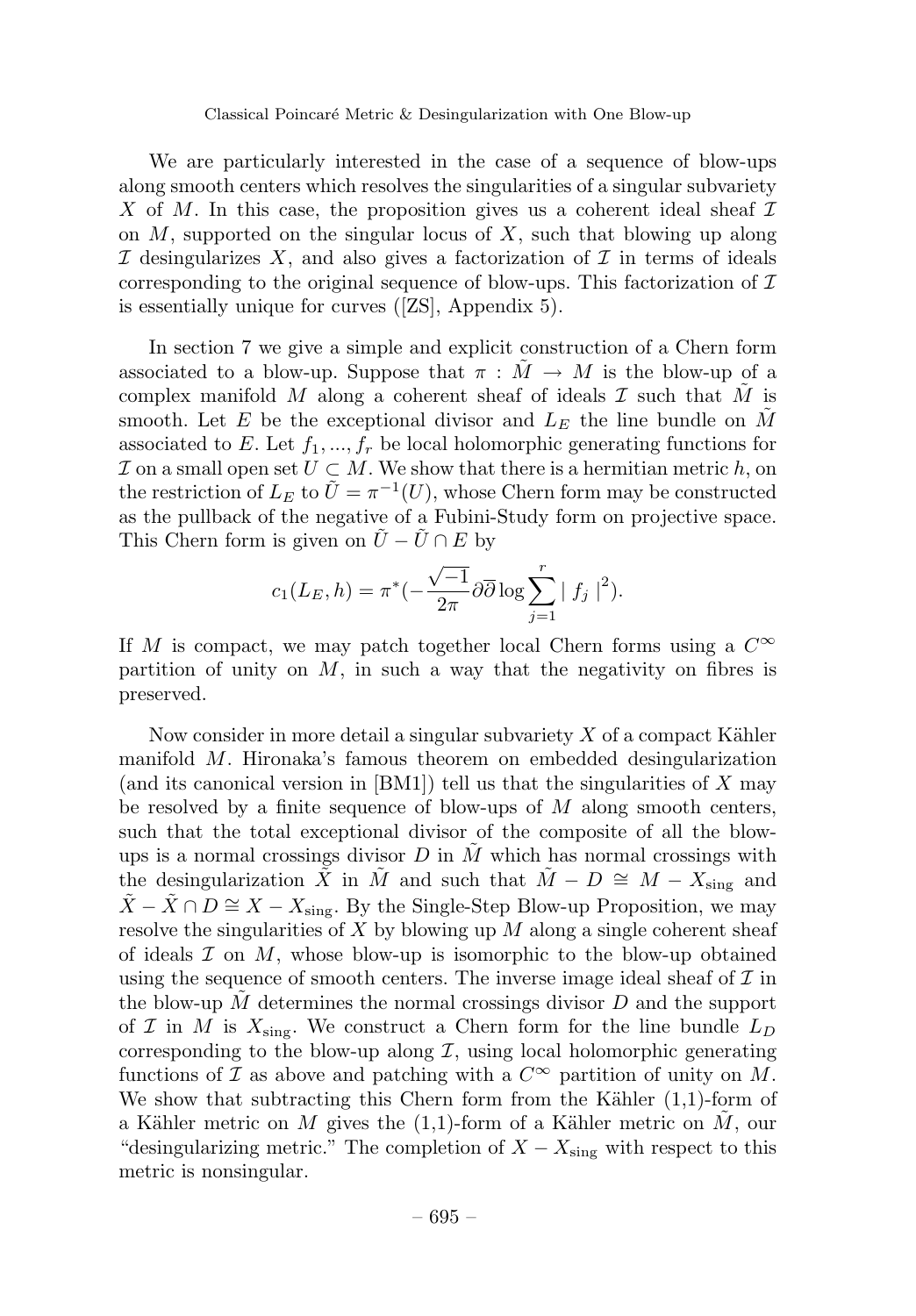We are particularly interested in the case of a sequence of blow-ups along smooth centers which resolves the singularities of a singular subvariety $X$ of $M$. In this case, the proposition gives us a coherent ideal sheaf $\mathcal{I}$ on $M$, supported on the singular locus of $X$, such that blowing up along $\mathcal{I}$ desingularizes $X$, and also gives a factorization of $\mathcal{I}$ in terms of ideals corresponding to the original sequence of blow-ups. This factorization of $\mathcal{I}$ is essentially unique for curves ([ZS], Appendix 5).

In section 7 we give a simple and explicit construction of a Chern form associated to a blow-up. Suppose that $\pi : \tilde{M} \to M$ is the blow-up of a complex manifold $M$ along a coherent sheaf of ideals $\mathcal{I}$ such that $\tilde{M}$ is smooth. Let $E$ be the exceptional divisor and $L_E$ the line bundle on $\tilde{M}$ associated to $E$. Let $f_1, ..., f_r$ be local holomorphic generating functions for $\mathcal{I}$ on a small open set $U \subset M$. We show that there is a hermitian metric $h$, on the restriction of $L_E$ to $\tilde{U} = \pi^{-1}(U)$, whose Chern form may be constructed as the pullback of the negative of a Fubini-Study form on projective space. This Chern form is given on $\tilde{U} - \tilde{U} \cap E$ by

$$c_1(L_E, h) = \pi^*(-\frac{\sqrt{-1}}{2\pi}\partial\overline{\partial}\log\sum_{j=1}^{r} \mid f_j \mid^2).$$

If $M$ is compact, we may patch together local Chern forms using a $C^\infty$ partition of unity on $M$, in such a way that the negativity on fibres is preserved.

Now consider in more detail a singular subvariety $X$ of a compact Kähler manifold $M$. Hironaka's famous theorem on embedded desingularization (and its canonical version in [BM1]) tell us that the singularities of $X$ may be resolved by a finite sequence of blow-ups of $M$ along smooth centers, such that the total exceptional divisor of the composite of all the blow-ups is a normal crossings divisor $D$ in $\tilde{M}$ which has normal crossings with the desingularization $\tilde{X}$ in $\tilde{M}$ and such that $\tilde{M} - D \cong M - X_{\text{sing}}$ and $\tilde{X} - \tilde{X} \cap D \cong X - X_{\text{sing}}$. By the Single-Step Blow-up Proposition, we may resolve the singularities of $X$ by blowing up $M$ along a single coherent sheaf of ideals $\mathcal{I}$ on $M$, whose blow-up is isomorphic to the blow-up obtained using the sequence of smooth centers. The inverse image ideal sheaf of $\mathcal{I}$ in the blow-up $\tilde{M}$ determines the normal crossings divisor $D$ and the support of $\mathcal{I}$ in $M$ is $X_{\text{sing}}$. We construct a Chern form for the line bundle $L_D$ corresponding to the blow-up along $\mathcal{I}$, using local holomorphic generating functions of $\mathcal{I}$ as above and patching with a $C^\infty$ partition of unity on $M$. We show that subtracting this Chern form from the Kähler (1,1)-form of a Kähler metric on $M$ gives the (1,1)-form of a Kähler metric on $\tilde{M}$, our "desingularizing metric." The completion of $X - X_{\text{sing}}$ with respect to this metric is nonsingular.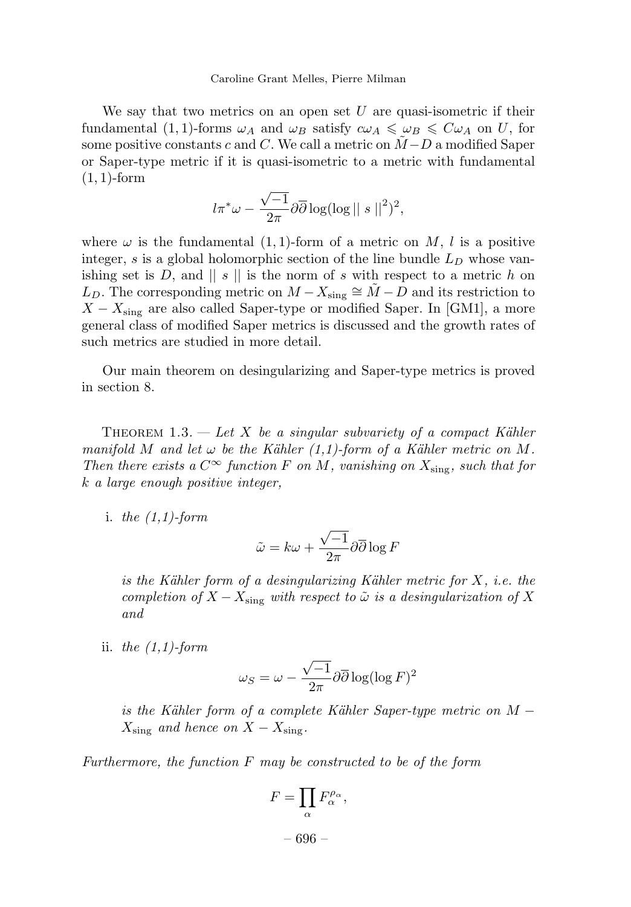We say that two metrics on an open set $U$ are quasi-isometric if their fundamental $(1,1)$-forms $\omega_A$ and $\omega_B$ satisfy $c\omega_A \leqslant \omega_B \leqslant C\omega_A$ on $U$, for some positive constants $c$ and $C$. We call a metric on $\tilde{M}-D$ a modified Saper or Saper-type metric if it is quasi-isometric to a metric with fundamental $(1,1)$-form

$$l\pi^*\omega - \frac{\sqrt{-1}}{2\pi}\partial\overline{\partial}\log(\log||\ s\ ||^2)^2,$$

where $\omega$ is the fundamental $(1,1)$-form of a metric on $M$, $l$ is a positive integer, $s$ is a global holomorphic section of the line bundle $L_D$ whose vanishing set is $D$, and $||\ s\ ||$ is the norm of $s$ with respect to a metric $h$ on $L_D$. The corresponding metric on $M - X_{\rm sing} \cong \tilde{M} - D$ and its restriction to $X - X_{\rm sing}$ are also called Saper-type or modified Saper. In [GM1], a more general class of modified Saper metrics is discussed and the growth rates of such metrics are studied in more detail.

Our main theorem on desingularizing and Saper-type metrics is proved in section 8.

Theorem 1.3. — *Let $X$ be a singular subvariety of a compact Kähler manifold $M$ and let $\omega$ be the Kähler (1,1)-form of a Kähler metric on $M$. Then there exists a $C^\infty$ function $F$ on $M$, vanishing on $X_{\rm sing}$, such that for $k$ a large enough positive integer,*

i. *the (1,1)-form*

$$\tilde{\omega} = k\omega + \frac{\sqrt{-1}}{2\pi}\partial\overline{\partial}\log F$$

*is the Kähler form of a desingularizing Kähler metric for $X$, i.e. the completion of $X - X_{\rm sing}$ with respect to $\tilde{\omega}$ is a desingularization of $X$ and*

ii. *the (1,1)-form*

$$\omega_S = \omega - \frac{\sqrt{-1}}{2\pi}\partial\overline{\partial}\log(\log F)^2$$

*is the Kähler form of a complete Kähler Saper-type metric on $M - X_{\rm sing}$ and hence on $X - X_{\rm sing}$.*

*Furthermore, the function $F$ may be constructed to be of the form*

$$F = \prod_\alpha F_\alpha^{\rho_\alpha},$$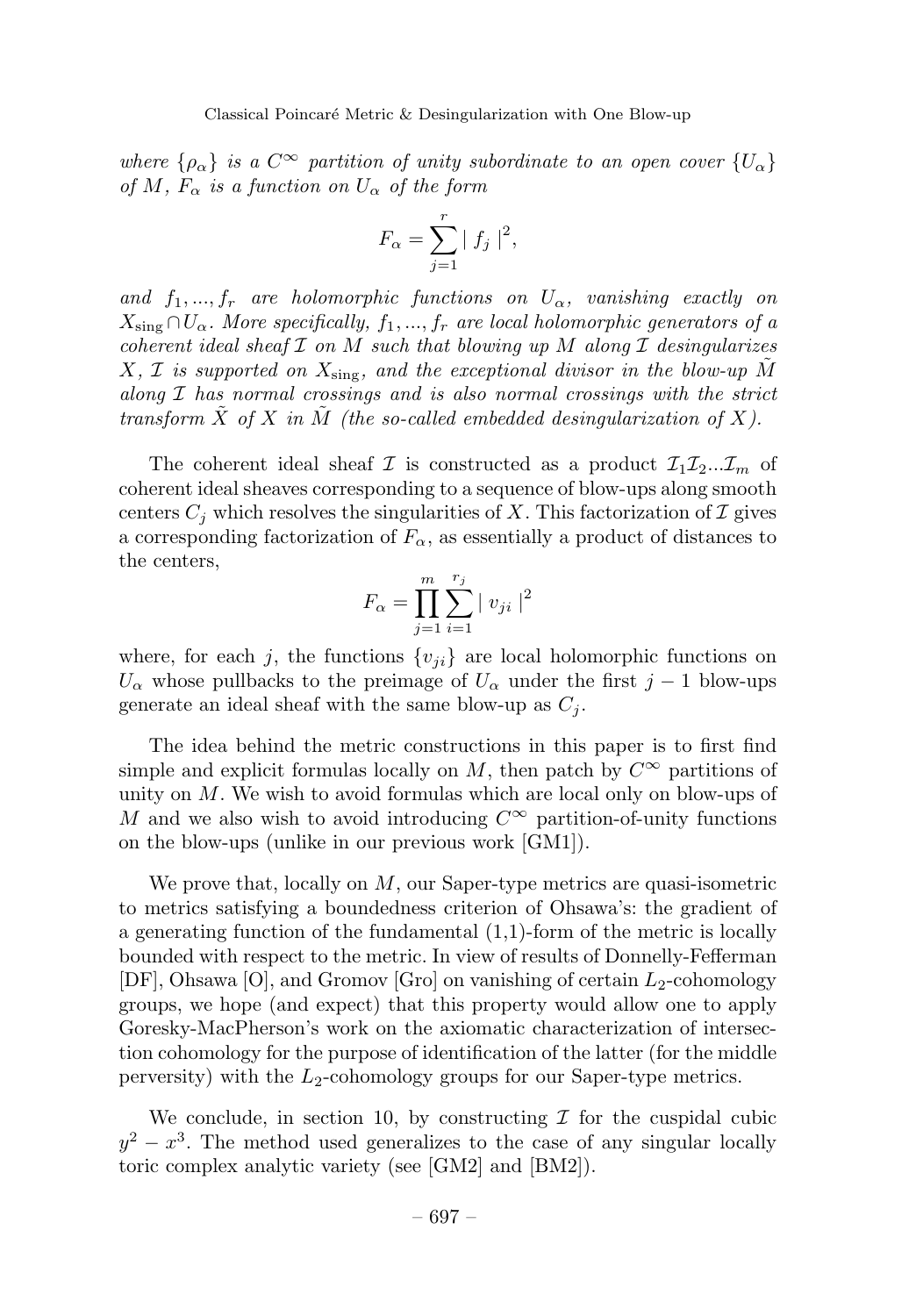*where $\{\rho_\alpha\}$ is a $C^\infty$ partition of unity subordinate to an open cover $\{U_\alpha\}$ of $M$, $F_\alpha$ is a function on $U_\alpha$ of the form*

$$F_\alpha = \sum_{j=1}^{r} \mid f_j \mid^2,$$

*and $f_1, ..., f_r$ are holomorphic functions on $U_\alpha$, vanishing exactly on $X_{\rm sing} \cap U_\alpha$. More specifically, $f_1, ..., f_r$ are local holomorphic generators of a coherent ideal sheaf $\mathcal{I}$ on $M$ such that blowing up $M$ along $\mathcal{I}$ desingularizes $X$, $\mathcal{I}$ is supported on $X_{\rm sing}$, and the exceptional divisor in the blow-up $\tilde{M}$ along $\mathcal{I}$ has normal crossings and is also normal crossings with the strict transform $\tilde{X}$ of $X$ in $\tilde{M}$ (the so-called embedded desingularization of $X$).*

The coherent ideal sheaf $\mathcal{I}$ is constructed as a product $\mathcal{I}_1\mathcal{I}_2...\mathcal{I}_m$ of coherent ideal sheaves corresponding to a sequence of blow-ups along smooth centers $C_j$ which resolves the singularities of $X$. This factorization of $\mathcal{I}$ gives a corresponding factorization of $F_\alpha$, as essentially a product of distances to the centers,

$$F_\alpha = \prod_{j=1}^{m} \sum_{i=1}^{r_j} \mid v_{ji} \mid^2$$

where, for each $j$, the functions $\{v_{ji}\}$ are local holomorphic functions on $U_\alpha$ whose pullbacks to the preimage of $U_\alpha$ under the first $j-1$ blow-ups generate an ideal sheaf with the same blow-up as $C_j$.

The idea behind the metric constructions in this paper is to first find simple and explicit formulas locally on $M$, then patch by $C^\infty$ partitions of unity on $M$. We wish to avoid formulas which are local only on blow-ups of $M$ and we also wish to avoid introducing $C^\infty$ partition-of-unity functions on the blow-ups (unlike in our previous work [GM1]).

We prove that, locally on $M$, our Saper-type metrics are quasi-isometric to metrics satisfying a boundedness criterion of Ohsawa's: the gradient of a generating function of the fundamental (1,1)-form of the metric is locally bounded with respect to the metric. In view of results of Donnelly-Fefferman [DF], Ohsawa [O], and Gromov [Gro] on vanishing of certain $L_2$-cohomology groups, we hope (and expect) that this property would allow one to apply Goresky-MacPherson's work on the axiomatic characterization of intersection cohomology for the purpose of identification of the latter (for the middle perversity) with the $L_2$-cohomology groups for our Saper-type metrics.

We conclude, in section 10, by constructing $\mathcal{I}$ for the cuspidal cubic $y^2 - x^3$. The method used generalizes to the case of any singular locally toric complex analytic variety (see [GM2] and [BM2]).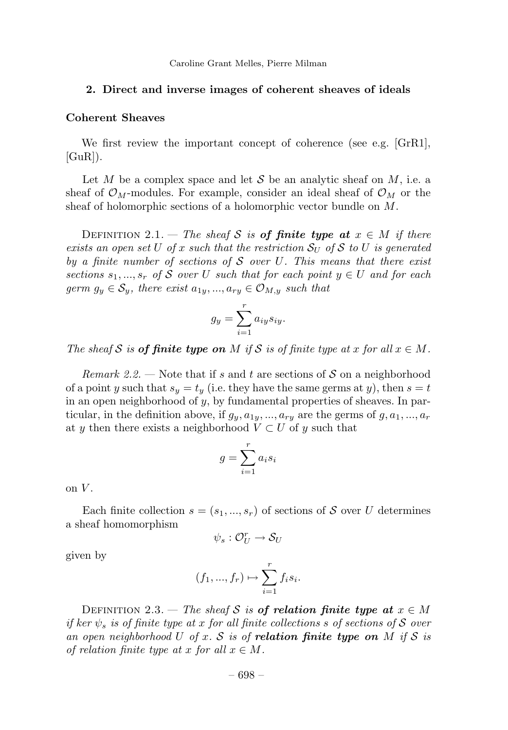## 2. Direct and inverse images of coherent sheaves of ideals

### Coherent Sheaves

We first review the important concept of coherence (see e.g. [GrR1], [GuR]).

Let $M$ be a complex space and let $\mathcal{S}$ be an analytic sheaf on $M$, i.e. a sheaf of $\mathcal{O}_M$-modules. For example, consider an ideal sheaf of $\mathcal{O}_M$ or the sheaf of holomorphic sections of a holomorphic vector bundle on $M$.

Definition 2.1. — *The sheaf $\mathcal{S}$ is **of finite type at** $x \in M$ if there exists an open set $U$ of $x$ such that the restriction $\mathcal{S}_U$ of $\mathcal{S}$ to $U$ is generated by a finite number of sections of $\mathcal{S}$ over $U$. This means that there exist sections $s_1, ..., s_r$ of $\mathcal{S}$ over $U$ such that for each point $y \in U$ and for each germ $g_y \in \mathcal{S}_y$, there exist $a_{1y}, ..., a_{ry} \in \mathcal{O}_{M,y}$ such that*

$$g_y = \sum_{i=1}^{r} a_{iy} s_{iy}.$$

*The sheaf $\mathcal{S}$ is **of finite type on** $M$ if $\mathcal{S}$ is of finite type at $x$ for all $x \in M$.*

*Remark 2.2.* — Note that if $s$ and $t$ are sections of $\mathcal{S}$ on a neighborhood of a point $y$ such that $s_y = t_y$ (i.e. they have the same germs at $y$), then $s = t$ in an open neighborhood of $y$, by fundamental properties of sheaves. In particular, in the definition above, if $g_y, a_{1y}, ..., a_{ry}$ are the germs of $g, a_1, ..., a_r$ at $y$ then there exists a neighborhood $V \subset U$ of $y$ such that

$$g = \sum_{i=1}^{r} a_i s_i$$

on $V$.

Each finite collection $s = (s_1, ..., s_r)$ of sections of $\mathcal{S}$ over $U$ determines a sheaf homomorphism

$$\psi_s : \mathcal{O}_U^r \to \mathcal{S}_U$$

given by

$$(f_1, ..., f_r) \mapsto \sum_{i=1}^{r} f_i s_i.$$

Definition 2.3. — *The sheaf $\mathcal{S}$ is **of relation finite type at** $x \in M$ if $\ker \psi_s$ is of finite type at $x$ for all finite collections $s$ of sections of $\mathcal{S}$ over an open neighborhood $U$ of $x$. $\mathcal{S}$ is of **relation finite type on** $M$ if $\mathcal{S}$ is of relation finite type at $x$ for all $x \in M$.*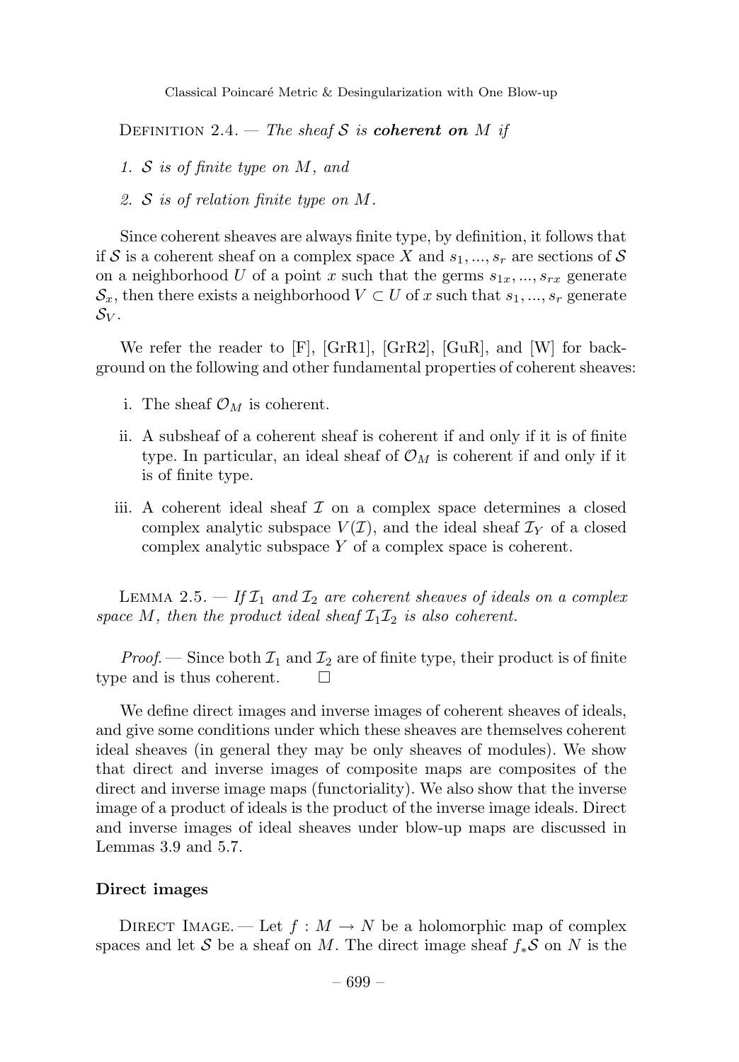Definition 2.4. — *The sheaf $\mathcal{S}$ is **coherent on** $M$ if*

1. *$\mathcal{S}$ is of finite type on $M$, and*
2. *$\mathcal{S}$ is of relation finite type on $M$.*

Since coherent sheaves are always finite type, by definition, it follows that if $\mathcal{S}$ is a coherent sheaf on a complex space $X$ and $s_1, ..., s_r$ are sections of $\mathcal{S}$ on a neighborhood $U$ of a point $x$ such that the germs $s_{1x}, ..., s_{rx}$ generate $\mathcal{S}_x$, then there exists a neighborhood $V \subset U$ of $x$ such that $s_1, ..., s_r$ generate $\mathcal{S}_V$.

We refer the reader to [F], [GrR1], [GrR2], [GuR], and [W] for background on the following and other fundamental properties of coherent sheaves:

i. The sheaf $\mathcal{O}_M$ is coherent.

ii. A subsheaf of a coherent sheaf is coherent if and only if it is of finite type. In particular, an ideal sheaf of $\mathcal{O}_M$ is coherent if and only if it is of finite type.

iii. A coherent ideal sheaf $\mathcal{I}$ on a complex space determines a closed complex analytic subspace $V(\mathcal{I})$, and the ideal sheaf $\mathcal{I}_Y$ of a closed complex analytic subspace $Y$ of a complex space is coherent.

Lemma 2.5. — *If $\mathcal{I}_1$ and $\mathcal{I}_2$ are coherent sheaves of ideals on a complex space $M$, then the product ideal sheaf $\mathcal{I}_1\mathcal{I}_2$ is also coherent.*

*Proof.* — Since both $\mathcal{I}_1$ and $\mathcal{I}_2$ are of finite type, their product is of finite type and is thus coherent. □

We define direct images and inverse images of coherent sheaves of ideals, and give some conditions under which these sheaves are themselves coherent ideal sheaves (in general they may be only sheaves of modules). We show that direct and inverse images of composite maps are composites of the direct and inverse image maps (functoriality). We also show that the inverse image of a product of ideals is the product of the inverse image ideals. Direct and inverse images of ideal sheaves under blow-up maps are discussed in Lemmas 3.9 and 5.7.

**Direct images**

Direct Image. — Let $f : M \to N$ be a holomorphic map of complex spaces and let $\mathcal{S}$ be a sheaf on $M$. The direct image sheaf $f_*\mathcal{S}$ on $N$ is the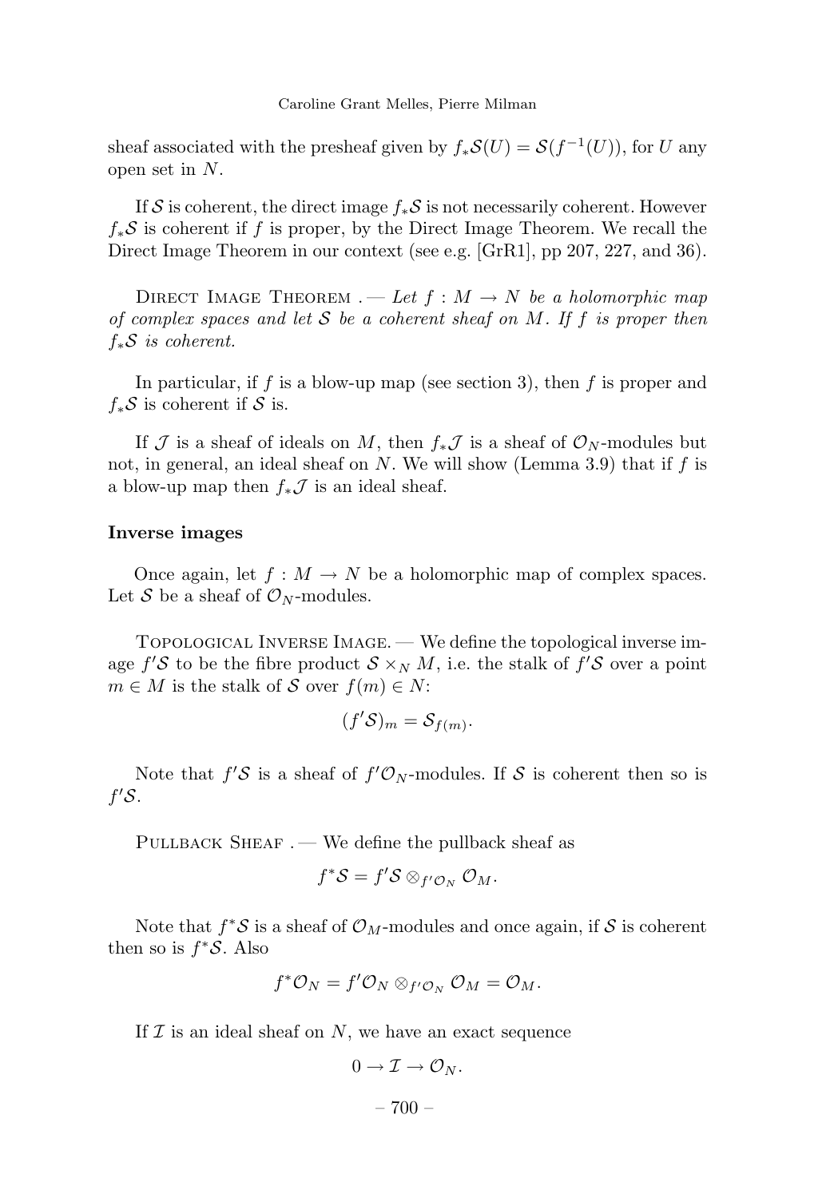sheaf associated with the presheaf given by $f_*\mathcal{S}(U) = \mathcal{S}(f^{-1}(U))$, for $U$ any open set in $N$.

If $\mathcal{S}$ is coherent, the direct image $f_*\mathcal{S}$ is not necessarily coherent. However $f_*\mathcal{S}$ is coherent if $f$ is proper, by the Direct Image Theorem. We recall the Direct Image Theorem in our context (see e.g. [GrR1], pp 207, 227, and 36).

Direct Image Theorem . — *Let $f : M \to N$ be a holomorphic map of complex spaces and let $\mathcal{S}$ be a coherent sheaf on $M$. If $f$ is proper then $f_*\mathcal{S}$ is coherent.*

In particular, if $f$ is a blow-up map (see section 3), then $f$ is proper and $f_*\mathcal{S}$ is coherent if $\mathcal{S}$ is.

If $\mathcal{J}$ is a sheaf of ideals on $M$, then $f_*\mathcal{J}$ is a sheaf of $\mathcal{O}_N$-modules but not, in general, an ideal sheaf on $N$. We will show (Lemma 3.9) that if $f$ is a blow-up map then $f_*\mathcal{J}$ is an ideal sheaf.

**Inverse images**

Once again, let $f : M \to N$ be a holomorphic map of complex spaces. Let $\mathcal{S}$ be a sheaf of $\mathcal{O}_N$-modules.

Topological Inverse Image. — We define the topological inverse image $f'\mathcal{S}$ to be the fibre product $\mathcal{S} \times_N M$, i.e. the stalk of $f'\mathcal{S}$ over a point $m \in M$ is the stalk of $\mathcal{S}$ over $f(m) \in N$:

$$(f'\mathcal{S})_m = \mathcal{S}_{f(m)}.$$

Note that $f'\mathcal{S}$ is a sheaf of $f'\mathcal{O}_N$-modules. If $\mathcal{S}$ is coherent then so is $f'\mathcal{S}$.

Pullback Sheaf . — We define the pullback sheaf as

$$f^*\mathcal{S} = f'\mathcal{S} \otimes_{f'\mathcal{O}_N} \mathcal{O}_M.$$

Note that $f^*\mathcal{S}$ is a sheaf of $\mathcal{O}_M$-modules and once again, if $\mathcal{S}$ is coherent then so is $f^*\mathcal{S}$. Also

$$f^*\mathcal{O}_N = f'\mathcal{O}_N \otimes_{f'\mathcal{O}_N} \mathcal{O}_M = \mathcal{O}_M.$$

If $\mathcal{I}$ is an ideal sheaf on $N$, we have an exact sequence

$$0 \to \mathcal{I} \to \mathcal{O}_N.$$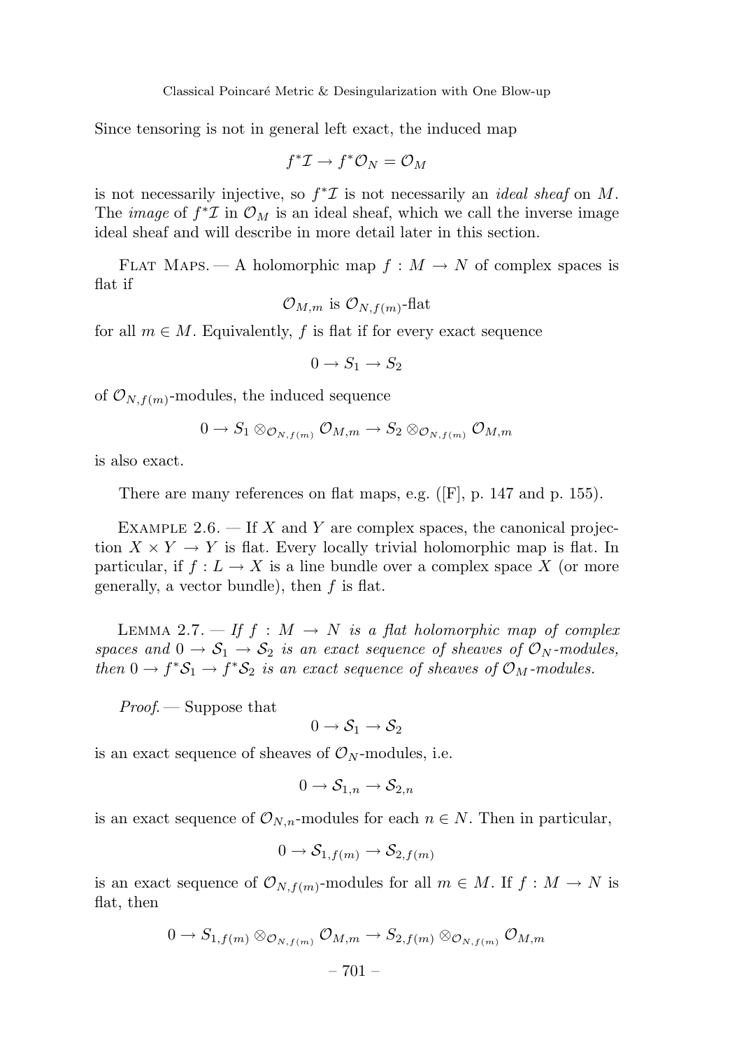Since tensoring is not in general left exact, the induced map

$$f^*\mathcal{I} \to f^*\mathcal{O}_N = \mathcal{O}_M$$

is not necessarily injective, so $f^*\mathcal{I}$ is not necessarily an *ideal sheaf* on $M$. The *image* of $f^*\mathcal{I}$ in $\mathcal{O}_M$ is an ideal sheaf, which we call the inverse image ideal sheaf and will describe in more detail later in this section.

Flat Maps. — A holomorphic map $f : M \to N$ of complex spaces is flat if

$$\mathcal{O}_{M,m} \text{ is } \mathcal{O}_{N,f(m)}\text{-flat}$$

for all $m \in M$. Equivalently, $f$ is flat if for every exact sequence

$$0 \to S_1 \to S_2$$

of $\mathcal{O}_{N,f(m)}$-modules, the induced sequence

$$0 \to S_1 \otimes_{\mathcal{O}_{N,f(m)}} \mathcal{O}_{M,m} \to S_2 \otimes_{\mathcal{O}_{N,f(m)}} \mathcal{O}_{M,m}$$

is also exact.

There are many references on flat maps, e.g. ([F], p. 147 and p. 155).

Example 2.6. — If $X$ and $Y$ are complex spaces, the canonical projection $X \times Y \to Y$ is flat. Every locally trivial holomorphic map is flat. In particular, if $f : L \to X$ is a line bundle over a complex space $X$ (or more generally, a vector bundle), then $f$ is flat.

Lemma 2.7. — *If $f : M \to N$ is a flat holomorphic map of complex spaces and $0 \to \mathcal{S}_1 \to \mathcal{S}_2$ is an exact sequence of sheaves of $\mathcal{O}_N$-modules, then $0 \to f^*\mathcal{S}_1 \to f^*\mathcal{S}_2$ is an exact sequence of sheaves of $\mathcal{O}_M$-modules.*

*Proof.* — Suppose that

$$0 \to \mathcal{S}_1 \to \mathcal{S}_2$$

is an exact sequence of sheaves of $\mathcal{O}_N$-modules, i.e.

$$0 \to \mathcal{S}_{1,n} \to \mathcal{S}_{2,n}$$

is an exact sequence of $\mathcal{O}_{N,n}$-modules for each $n \in N$. Then in particular,

$$0 \to \mathcal{S}_{1,f(m)} \to \mathcal{S}_{2,f(m)}$$

is an exact sequence of $\mathcal{O}_{N,f(m)}$-modules for all $m \in M$. If $f : M \to N$ is flat, then

$$0 \to S_{1,f(m)} \otimes_{\mathcal{O}_{N,f(m)}} \mathcal{O}_{M,m} \to S_{2,f(m)} \otimes_{\mathcal{O}_{N,f(m)}} \mathcal{O}_{M,m}$$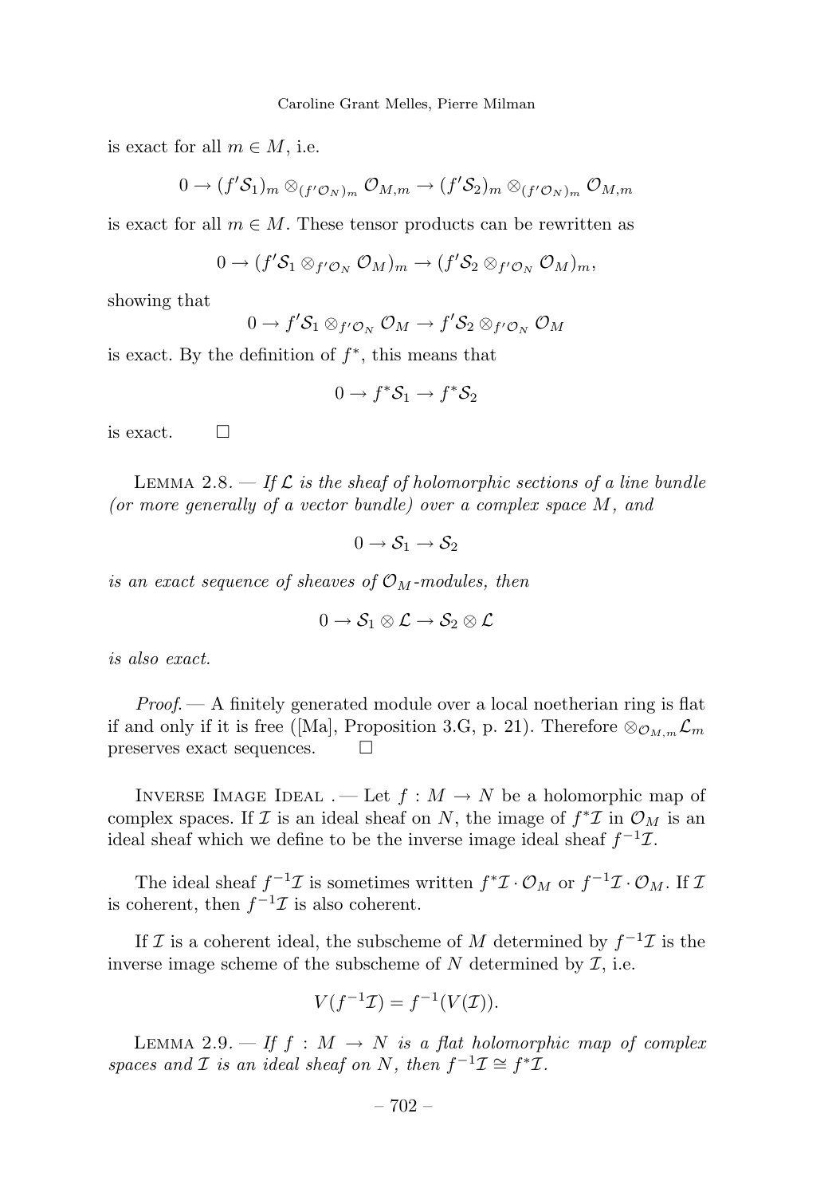is exact for all $m \in M$, i.e.

$$0 \to (f'\mathcal{S}_1)_m \otimes_{(f'\mathcal{O}_N)_m} \mathcal{O}_{M,m} \to (f'\mathcal{S}_2)_m \otimes_{(f'\mathcal{O}_N)_m} \mathcal{O}_{M,m}$$

is exact for all $m \in M$. These tensor products can be rewritten as

$$0 \to (f'\mathcal{S}_1 \otimes_{f'\mathcal{O}_N} \mathcal{O}_M)_m \to (f'\mathcal{S}_2 \otimes_{f'\mathcal{O}_N} \mathcal{O}_M)_m,$$

showing that

$$0 \to f'\mathcal{S}_1 \otimes_{f'\mathcal{O}_N} \mathcal{O}_M \to f'\mathcal{S}_2 \otimes_{f'\mathcal{O}_N} \mathcal{O}_M$$

is exact. By the definition of $f^*$, this means that

$$0 \to f^*\mathcal{S}_1 \to f^*\mathcal{S}_2$$

is exact. □

Lemma 2.8. — *If $\mathcal{L}$ is the sheaf of holomorphic sections of a line bundle (or more generally of a vector bundle) over a complex space $M$, and*

$$0 \to \mathcal{S}_1 \to \mathcal{S}_2$$

*is an exact sequence of sheaves of $\mathcal{O}_M$-modules, then*

$$0 \to \mathcal{S}_1 \otimes \mathcal{L} \to \mathcal{S}_2 \otimes \mathcal{L}$$

*is also exact.*

*Proof.* — A finitely generated module over a local noetherian ring is flat if and only if it is free ([Ma], Proposition 3.G, p. 21). Therefore $\otimes_{\mathcal{O}_{M,m}} \mathcal{L}_m$ preserves exact sequences. □

Inverse Image Ideal . — Let $f : M \to N$ be a holomorphic map of complex spaces. If $\mathcal{I}$ is an ideal sheaf on $N$, the image of $f^*\mathcal{I}$ in $\mathcal{O}_M$ is an ideal sheaf which we define to be the inverse image ideal sheaf $f^{-1}\mathcal{I}$.

The ideal sheaf $f^{-1}\mathcal{I}$ is sometimes written $f^*\mathcal{I} \cdot \mathcal{O}_M$ or $f^{-1}\mathcal{I} \cdot \mathcal{O}_M$. If $\mathcal{I}$ is coherent, then $f^{-1}\mathcal{I}$ is also coherent.

If $\mathcal{I}$ is a coherent ideal, the subscheme of $M$ determined by $f^{-1}\mathcal{I}$ is the inverse image scheme of the subscheme of $N$ determined by $\mathcal{I}$, i.e.

$$V(f^{-1}\mathcal{I}) = f^{-1}(V(\mathcal{I})).$$

Lemma 2.9. — *If $f : M \to N$ is a flat holomorphic map of complex spaces and $\mathcal{I}$ is an ideal sheaf on $N$, then $f^{-1}\mathcal{I} \cong f^*\mathcal{I}$.*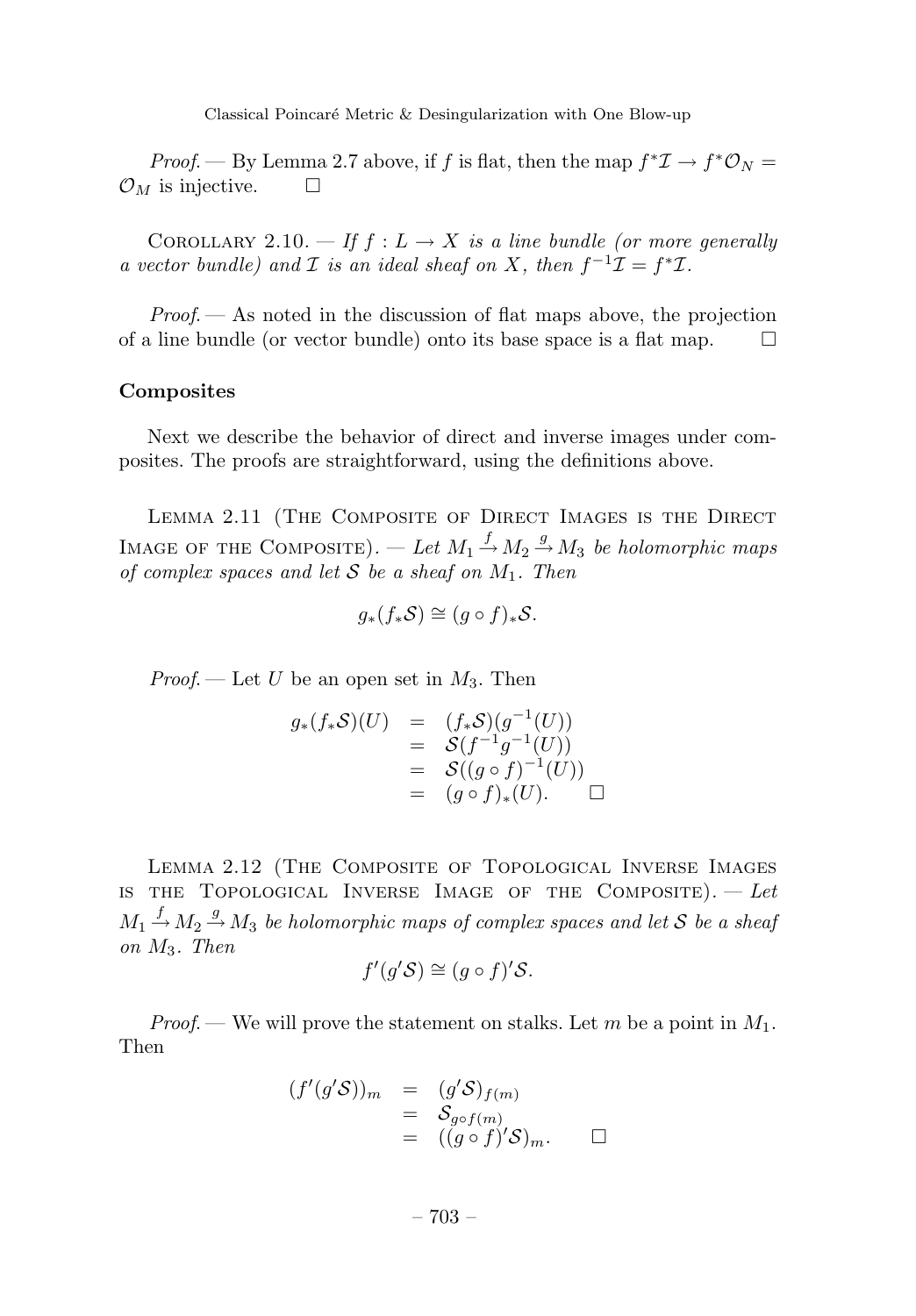*Proof.* — By Lemma 2.7 above, if $f$ is flat, then the map $f^*\mathcal{I} \to f^*\mathcal{O}_N = \mathcal{O}_M$ is injective. □

COROLLARY 2.10. — *If $f : L \to X$ is a line bundle (or more generally a vector bundle) and $\mathcal{I}$ is an ideal sheaf on $X$, then $f^{-1}\mathcal{I} = f^*\mathcal{I}$.*

*Proof.* — As noted in the discussion of flat maps above, the projection of a line bundle (or vector bundle) onto its base space is a flat map. □

**Composites**

Next we describe the behavior of direct and inverse images under composites. The proofs are straightforward, using the definitions above.

LEMMA 2.11 (THE COMPOSITE OF DIRECT IMAGES IS THE DIRECT IMAGE OF THE COMPOSITE). — *Let $M_1 \xrightarrow{f} M_2 \xrightarrow{g} M_3$ be holomorphic maps of complex spaces and let $\mathcal{S}$ be a sheaf on $M_1$. Then*

$$g_*(f_*\mathcal{S}) \cong (g \circ f)_*\mathcal{S}.$$

*Proof.* — Let $U$ be an open set in $M_3$. Then

$$\begin{aligned} g_*(f_*\mathcal{S})(U) &= (f_*\mathcal{S})(g^{-1}(U)) \\ &= \mathcal{S}(f^{-1}g^{-1}(U)) \\ &= \mathcal{S}((g \circ f)^{-1}(U)) \\ &= (g \circ f)_*(U). \end{aligned}$$ □

LEMMA 2.12 (THE COMPOSITE OF TOPOLOGICAL INVERSE IMAGES IS THE TOPOLOGICAL INVERSE IMAGE OF THE COMPOSITE). — *Let $M_1 \xrightarrow{f} M_2 \xrightarrow{g} M_3$ be holomorphic maps of complex spaces and let $\mathcal{S}$ be a sheaf on $M_3$. Then*

$$f'(g'\mathcal{S}) \cong (g \circ f)'\mathcal{S}.$$

*Proof.* — We will prove the statement on stalks. Let $m$ be a point in $M_1$. Then

$$\begin{aligned} (f'(g'\mathcal{S}))_m &= (g'\mathcal{S})_{f(m)} \\ &= \mathcal{S}_{g \circ f(m)} \\ &= ((g \circ f)'\mathcal{S})_m. \end{aligned}$$ □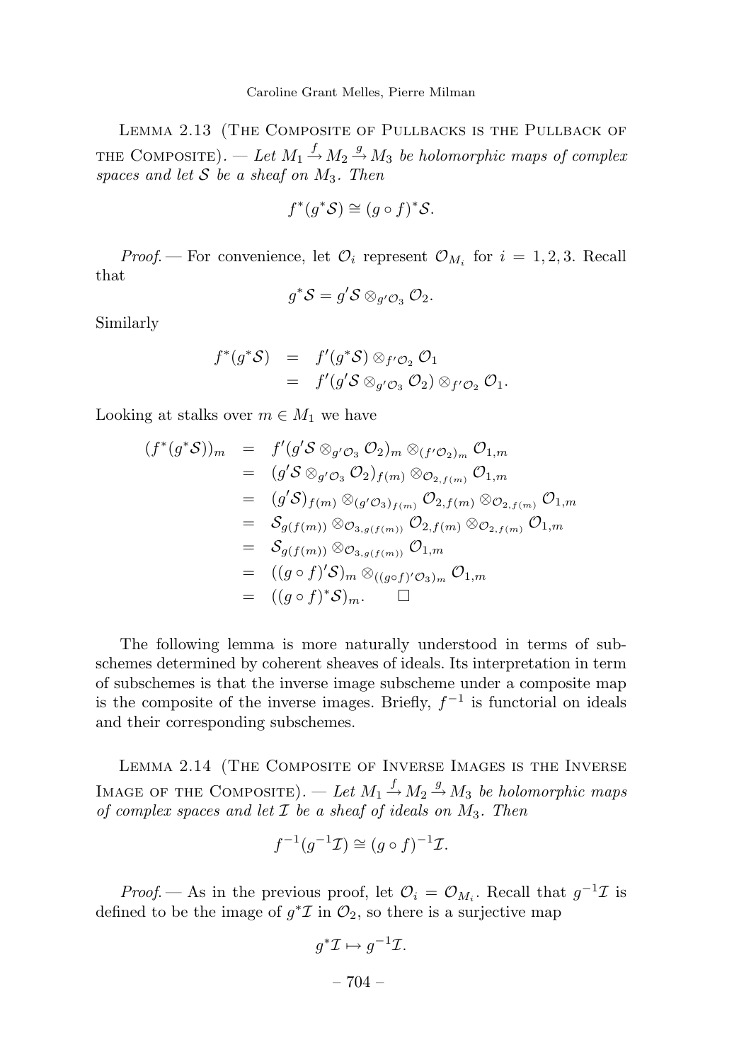Lemma 2.13 (The Composite of Pullbacks is the Pullback of the Composite). — *Let $M_1 \xrightarrow{f} M_2 \xrightarrow{g} M_3$ be holomorphic maps of complex spaces and let $\mathcal{S}$ be a sheaf on $M_3$. Then*

$$f^*(g^*\mathcal{S}) \cong (g \circ f)^*\mathcal{S}.$$

*Proof.* — For convenience, let $\mathcal{O}_i$ represent $\mathcal{O}_{M_i}$ for $i = 1, 2, 3$. Recall that

$$g^*\mathcal{S} = g'\mathcal{S} \otimes_{g'\mathcal{O}_3} \mathcal{O}_2.$$

Similarly

$$\begin{aligned} f^*(g^*\mathcal{S}) &= f'(g^*\mathcal{S}) \otimes_{f'\mathcal{O}_2} \mathcal{O}_1 \\ &= f'(g'\mathcal{S} \otimes_{g'\mathcal{O}_3} \mathcal{O}_2) \otimes_{f'\mathcal{O}_2} \mathcal{O}_1. \end{aligned}$$

Looking at stalks over $m \in M_1$ we have

$$\begin{aligned} (f^*(g^*\mathcal{S}))_m &= f'(g'\mathcal{S} \otimes_{g'\mathcal{O}_3} \mathcal{O}_2)_m \otimes_{(f'\mathcal{O}_2)_m} \mathcal{O}_{1,m} \\ &= (g'\mathcal{S} \otimes_{g'\mathcal{O}_3} \mathcal{O}_2)_{f(m)} \otimes_{\mathcal{O}_{2,f(m)}} \mathcal{O}_{1,m} \\ &= (g'\mathcal{S})_{f(m)} \otimes_{(g'\mathcal{O}_3)_{f(m)}} \mathcal{O}_{2,f(m)} \otimes_{\mathcal{O}_{2,f(m)}} \mathcal{O}_{1,m} \\ &= \mathcal{S}_{g(f(m))} \otimes_{\mathcal{O}_{3,g(f(m))}} \mathcal{O}_{2,f(m)} \otimes_{\mathcal{O}_{2,f(m)}} \mathcal{O}_{1,m} \\ &= \mathcal{S}_{g(f(m))} \otimes_{\mathcal{O}_{3,g(f(m))}} \mathcal{O}_{1,m} \\ &= ((g \circ f)'\mathcal{S})_m \otimes_{((g\circ f)'\mathcal{O}_3)_m} \mathcal{O}_{1,m} \\ &= ((g \circ f)^*\mathcal{S})_m. \qquad \square \end{aligned}$$

The following lemma is more naturally understood in terms of subschemes determined by coherent sheaves of ideals. Its interpretation in term of subschemes is that the inverse image subscheme under a composite map is the composite of the inverse images. Briefly, $f^{-1}$ is functorial on ideals and their corresponding subschemes.

Lemma 2.14 (The Composite of Inverse Images is the Inverse Image of the Composite). — *Let $M_1 \xrightarrow{f} M_2 \xrightarrow{g} M_3$ be holomorphic maps of complex spaces and let $\mathcal{I}$ be a sheaf of ideals on $M_3$. Then*

$$f^{-1}(g^{-1}\mathcal{I}) \cong (g \circ f)^{-1}\mathcal{I}.$$

*Proof.* — As in the previous proof, let $\mathcal{O}_i = \mathcal{O}_{M_i}$. Recall that $g^{-1}\mathcal{I}$ is defined to be the image of $g^*\mathcal{I}$ in $\mathcal{O}_2$, so there is a surjective map

$$g^*\mathcal{I} \mapsto g^{-1}\mathcal{I}.$$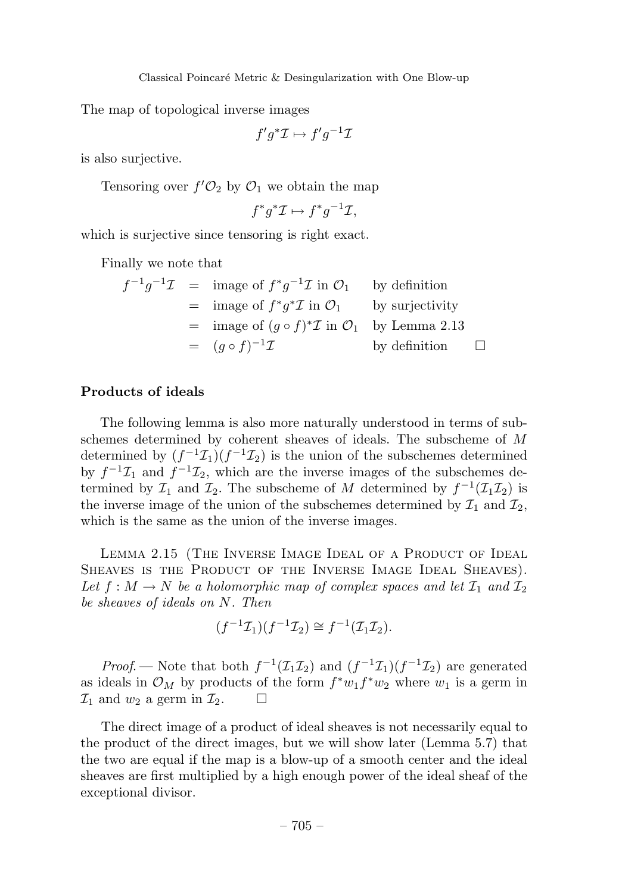The map of topological inverse images

$$f' g^* \mathcal{I} \mapsto f' g^{-1} \mathcal{I}$$

is also surjective.

Tensoring over $f' \mathcal{O}_2$ by $\mathcal{O}_1$ we obtain the map

$$f^* g^* \mathcal{I} \mapsto f^* g^{-1} \mathcal{I},$$

which is surjective since tensoring is right exact.

Finally we note that

$$\begin{aligned}
f^{-1} g^{-1} \mathcal{I} &= \text{image of } f^* g^{-1} \mathcal{I} \text{ in } \mathcal{O}_1 && \text{by definition} \\
&= \text{image of } f^* g^* \mathcal{I} \text{ in } \mathcal{O}_1 && \text{by surjectivity} \\
&= \text{image of } (g \circ f)^* \mathcal{I} \text{ in } \mathcal{O}_1 && \text{by Lemma 2.13} \\
&= (g \circ f)^{-1} \mathcal{I} && \text{by definition} \qquad \square
\end{aligned}$$

**Products of ideals**

The following lemma is also more naturally understood in terms of subschemes determined by coherent sheaves of ideals. The subscheme of $M$ determined by $(f^{-1}\mathcal{I}_1)(f^{-1}\mathcal{I}_2)$ is the union of the subschemes determined by $f^{-1}\mathcal{I}_1$ and $f^{-1}\mathcal{I}_2$, which are the inverse images of the subschemes determined by $\mathcal{I}_1$ and $\mathcal{I}_2$. The subscheme of $M$ determined by $f^{-1}(\mathcal{I}_1\mathcal{I}_2)$ is the inverse image of the union of the subschemes determined by $\mathcal{I}_1$ and $\mathcal{I}_2$, which is the same as the union of the inverse images.

Lemma 2.15 (The Inverse Image Ideal of a Product of Ideal Sheaves is the Product of the Inverse Image Ideal Sheaves). *Let $f : M \to N$ be a holomorphic map of complex spaces and let $\mathcal{I}_1$ and $\mathcal{I}_2$ be sheaves of ideals on $N$. Then*

$$(f^{-1}\mathcal{I}_1)(f^{-1}\mathcal{I}_2) \cong f^{-1}(\mathcal{I}_1\mathcal{I}_2).$$

*Proof.* — Note that both $f^{-1}(\mathcal{I}_1\mathcal{I}_2)$ and $(f^{-1}\mathcal{I}_1)(f^{-1}\mathcal{I}_2)$ are generated as ideals in $\mathcal{O}_M$ by products of the form $f^*w_1 f^*w_2$ where $w_1$ is a germ in $\mathcal{I}_1$ and $w_2$ a germ in $\mathcal{I}_2$. $\square$

The direct image of a product of ideal sheaves is not necessarily equal to the product of the direct images, but we will show later (Lemma 5.7) that the two are equal if the map is a blow-up of a smooth center and the ideal sheaves are first multiplied by a high enough power of the ideal sheaf of the exceptional divisor.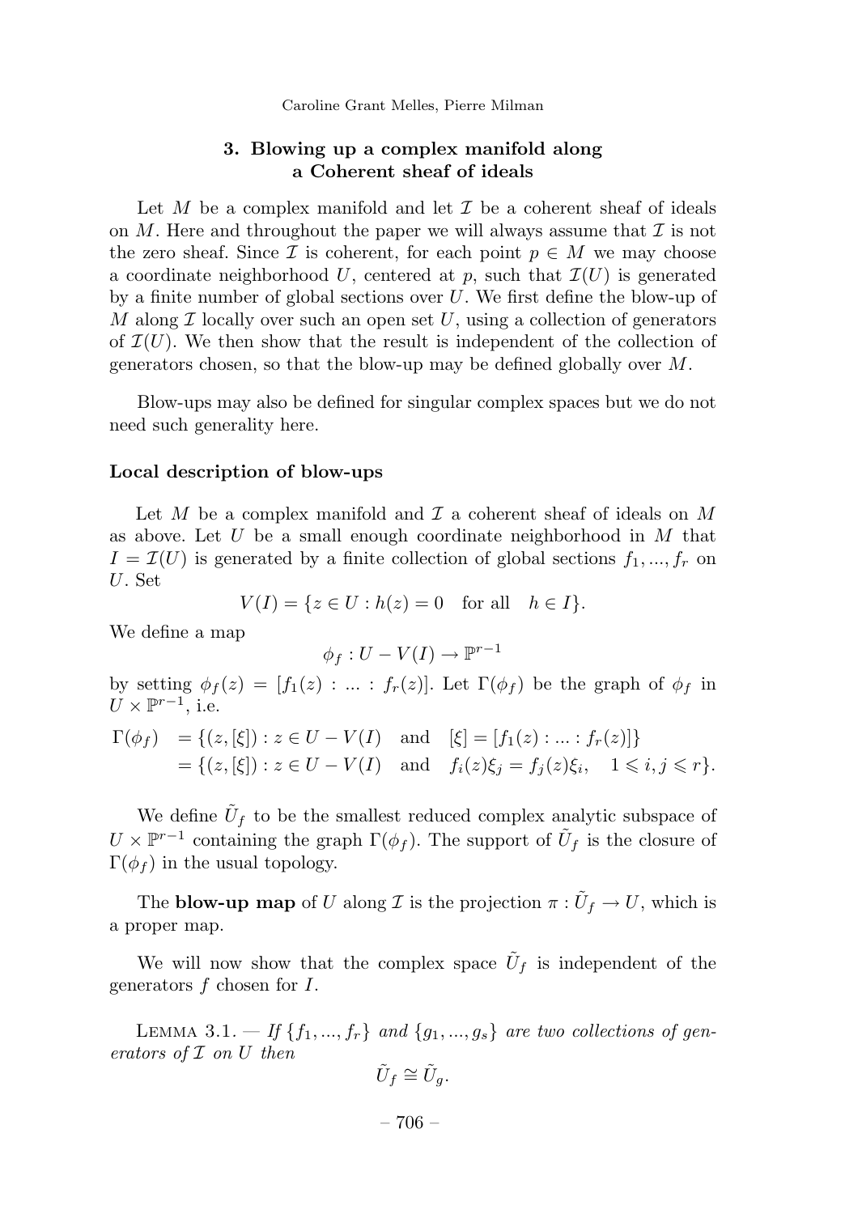## 3. Blowing up a complex manifold along a Coherent sheaf of ideals

Let $M$ be a complex manifold and let $\mathcal{I}$ be a coherent sheaf of ideals on $M$. Here and throughout the paper we will always assume that $\mathcal{I}$ is not the zero sheaf. Since $\mathcal{I}$ is coherent, for each point $p \in M$ we may choose a coordinate neighborhood $U$, centered at $p$, such that $\mathcal{I}(U)$ is generated by a finite number of global sections over $U$. We first define the blow-up of $M$ along $\mathcal{I}$ locally over such an open set $U$, using a collection of generators of $\mathcal{I}(U)$. We then show that the result is independent of the collection of generators chosen, so that the blow-up may be defined globally over $M$.

Blow-ups may also be defined for singular complex spaces but we do not need such generality here.

### Local description of blow-ups

Let $M$ be a complex manifold and $\mathcal{I}$ a coherent sheaf of ideals on $M$ as above. Let $U$ be a small enough coordinate neighborhood in $M$ that $I = \mathcal{I}(U)$ is generated by a finite collection of global sections $f_1, ..., f_r$ on $U$. Set

$$V(I) = \{z \in U : h(z) = 0 \quad \text{for all} \quad h \in I\}.$$

We define a map

$$\phi_f : U - V(I) \to \mathbb{P}^{r-1}$$

by setting $\phi_f(z) = [f_1(z) : ... : f_r(z)]$. Let $\Gamma(\phi_f)$ be the graph of $\phi_f$ in $U \times \mathbb{P}^{r-1}$, i.e.

$$\begin{aligned} \Gamma(\phi_f) &= \{(z, [\xi]) : z \in U - V(I) \quad \text{and} \quad [\xi] = [f_1(z) : ... : f_r(z)]\} \\ &= \{(z, [\xi]) : z \in U - V(I) \quad \text{and} \quad f_i(z)\xi_j = f_j(z)\xi_i, \quad 1 \leqslant i, j \leqslant r\}. \end{aligned}$$

We define $\tilde{U}_f$ to be the smallest reduced complex analytic subspace of $U \times \mathbb{P}^{r-1}$ containing the graph $\Gamma(\phi_f)$. The support of $\tilde{U}_f$ is the closure of $\Gamma(\phi_f)$ in the usual topology.

The **blow-up map** of $U$ along $\mathcal{I}$ is the projection $\pi : \tilde{U}_f \to U$, which is a proper map.

We will now show that the complex space $\tilde{U}_f$ is independent of the generators $f$ chosen for $I$.

Lemma 3.1. — *If $\{f_1, ..., f_r\}$ and $\{g_1, ..., g_s\}$ are two collections of generators of $\mathcal{I}$ on $U$ then*

$$\tilde{U}_f \cong \tilde{U}_g.$$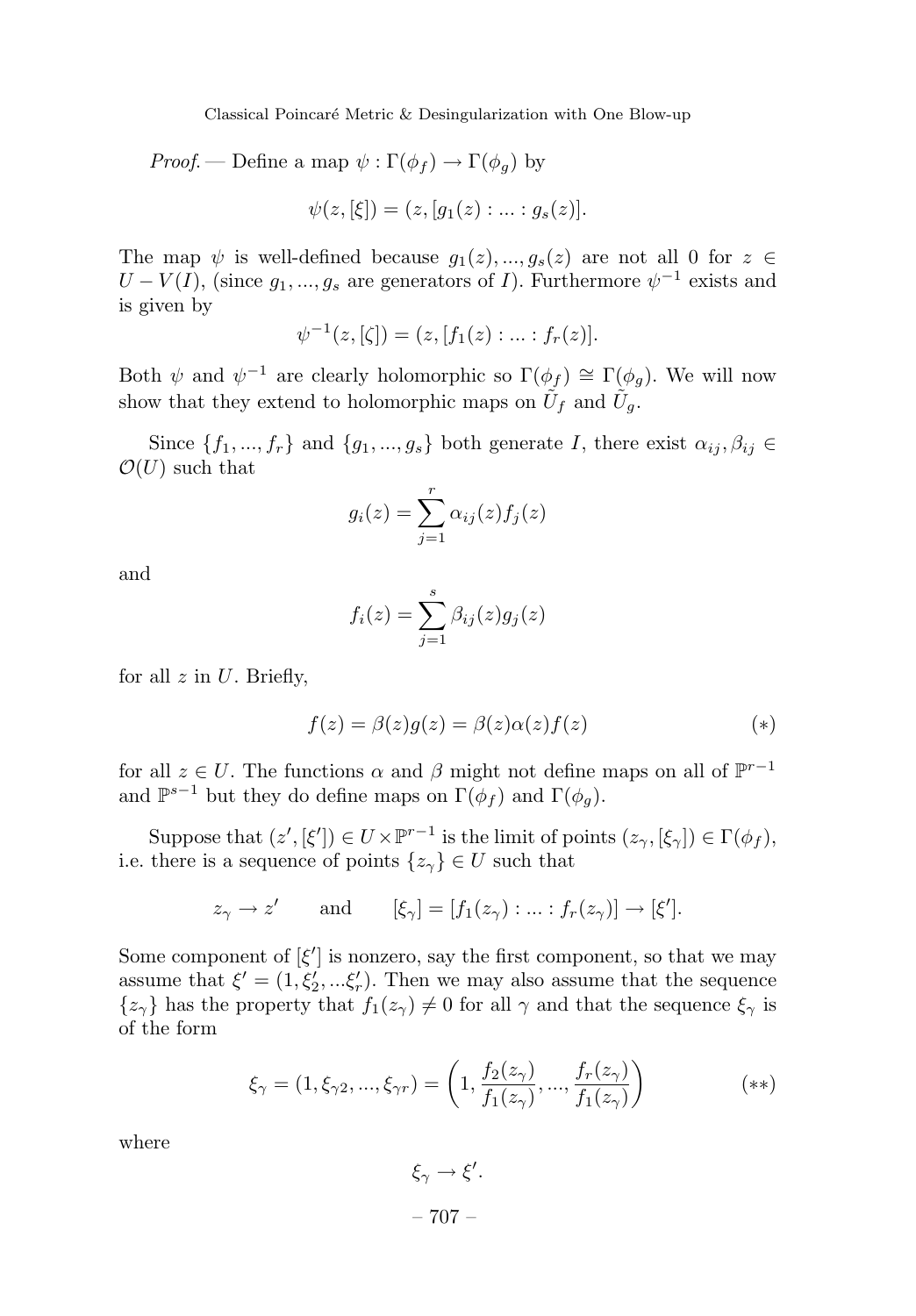*Proof.* — Define a map $\psi : \Gamma(\phi_f) \to \Gamma(\phi_g)$ by

$$\psi(z, [\xi]) = (z, [g_1(z) : ... : g_s(z)].$$

The map $\psi$ is well-defined because $g_1(z), ..., g_s(z)$ are not all 0 for $z \in U - V(I)$, (since $g_1, ..., g_s$ are generators of $I$). Furthermore $\psi^{-1}$ exists and is given by

$$\psi^{-1}(z, [\zeta]) = (z, [f_1(z) : ... : f_r(z)].$$

Both $\psi$ and $\psi^{-1}$ are clearly holomorphic so $\Gamma(\phi_f) \cong \Gamma(\phi_g)$. We will now show that they extend to holomorphic maps on $\tilde{U}_f$ and $\tilde{U}_g$.

Since $\{f_1, ..., f_r\}$ and $\{g_1, ..., g_s\}$ both generate $I$, there exist $\alpha_{ij}, \beta_{ij} \in \mathcal{O}(U)$ such that

$$g_i(z) = \sum_{j=1}^{r} \alpha_{ij}(z) f_j(z)$$

and

$$f_i(z) = \sum_{j=1}^{s} \beta_{ij}(z) g_j(z)$$

for all $z$ in $U$. Briefly,

$$f(z) = \beta(z) g(z) = \beta(z)\alpha(z) f(z) \qquad (*)$$

for all $z \in U$. The functions $\alpha$ and $\beta$ might not define maps on all of $\mathbb{P}^{r-1}$ and $\mathbb{P}^{s-1}$ but they do define maps on $\Gamma(\phi_f)$ and $\Gamma(\phi_g)$.

Suppose that $(z', [\xi']) \in U \times \mathbb{P}^{r-1}$ is the limit of points $(z_\gamma, [\xi_\gamma]) \in \Gamma(\phi_f)$, i.e. there is a sequence of points $\{z_\gamma\} \in U$ such that

$$z_\gamma \to z' \qquad \text{and} \qquad [\xi_\gamma] = [f_1(z_\gamma) : ... : f_r(z_\gamma)] \to [\xi'].$$

Some component of $[\xi']$ is nonzero, say the first component, so that we may assume that $\xi' = (1, \xi_2', ... \xi_r')$. Then we may also assume that the sequence $\{z_\gamma\}$ has the property that $f_1(z_\gamma) \neq 0$ for all $\gamma$ and that the sequence $\xi_\gamma$ is of the form

$$\xi_\gamma = (1, \xi_{\gamma 2}, ..., \xi_{\gamma r}) = \left(1, \frac{f_2(z_\gamma)}{f_1(z_\gamma)}, ..., \frac{f_r(z_\gamma)}{f_1(z_\gamma)}\right) \qquad (**)$$

where

$$\xi_\gamma \to \xi'.$$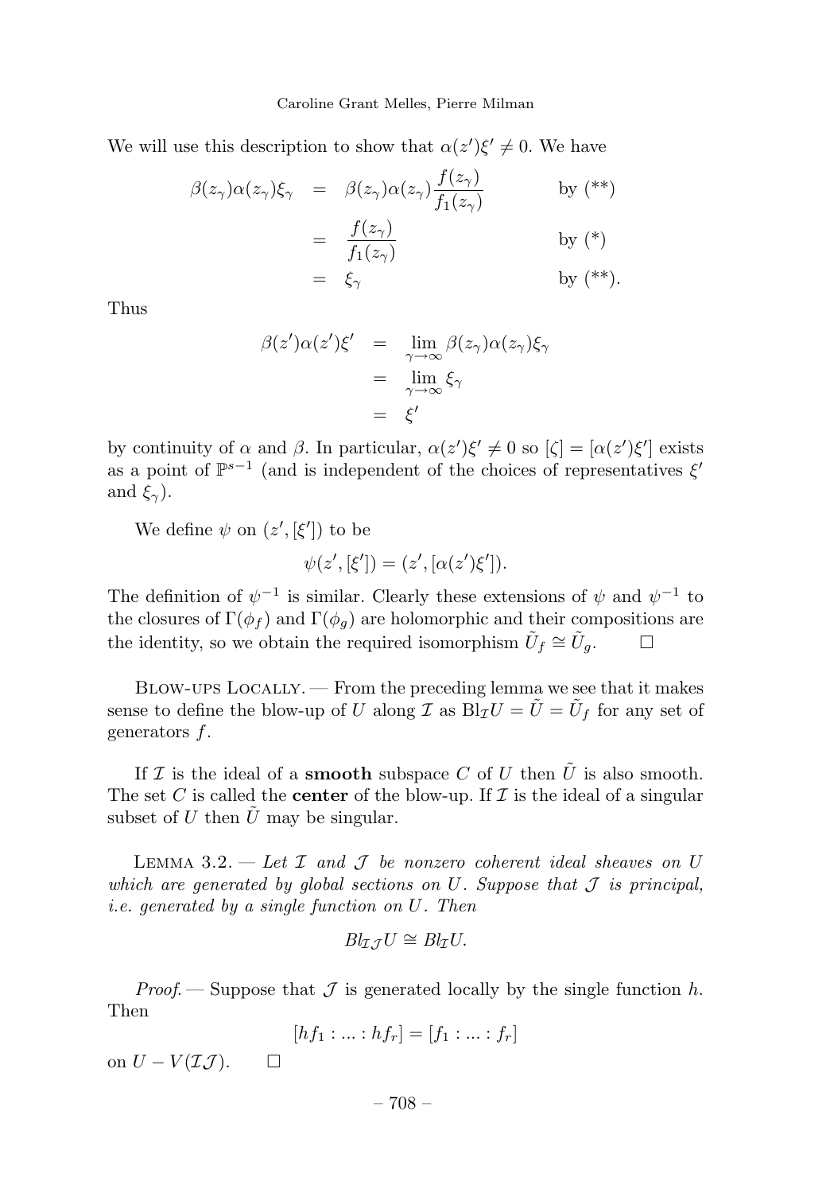We will use this description to show that $\alpha(z')\xi' \neq 0$. We have

$$
\begin{aligned}
\beta(z_\gamma)\alpha(z_\gamma)\xi_\gamma &= \beta(z_\gamma)\alpha(z_\gamma)\frac{f(z_\gamma)}{f_1(z_\gamma)} && \text{by (**)} \\
&= \frac{f(z_\gamma)}{f_1(z_\gamma)} && \text{by (*)} \\
&= \xi_\gamma && \text{by (**)}.
\end{aligned}
$$

Thus

$$
\begin{aligned}
\beta(z')\alpha(z')\xi' &= \lim_{\gamma\to\infty} \beta(z_\gamma)\alpha(z_\gamma)\xi_\gamma \\
&= \lim_{\gamma\to\infty} \xi_\gamma \\
&= \xi'
\end{aligned}
$$

by continuity of $\alpha$ and $\beta$. In particular, $\alpha(z')\xi' \neq 0$ so $[\zeta] = [\alpha(z')\xi']$ exists as a point of $\mathbb{P}^{s-1}$ (and is independent of the choices of representatives $\xi'$ and $\xi_\gamma$).

We define $\psi$ on $(z', [\xi'])$ to be

$$\psi(z', [\xi']) = (z', [\alpha(z')\xi']).$$

The definition of $\psi^{-1}$ is similar. Clearly these extensions of $\psi$ and $\psi^{-1}$ to the closures of $\Gamma(\phi_f)$ and $\Gamma(\phi_g)$ are holomorphic and their compositions are the identity, so we obtain the required isomorphism $\tilde{U}_f \cong \tilde{U}_g$. $\square$

Blow-ups Locally. — From the preceding lemma we see that it makes sense to define the blow-up of $U$ along $\mathcal{I}$ as $\mathrm{Bl}_{\mathcal{I}}U = \tilde{U} = \tilde{U}_f$ for any set of generators $f$.

If $\mathcal{I}$ is the ideal of a **smooth** subspace $C$ of $U$ then $\tilde{U}$ is also smooth. The set $C$ is called the **center** of the blow-up. If $\mathcal{I}$ is the ideal of a singular subset of $U$ then $\tilde{U}$ may be singular.

Lemma 3.2. — *Let $\mathcal{I}$ and $\mathcal{J}$ be nonzero coherent ideal sheaves on $U$ which are generated by global sections on $U$. Suppose that $\mathcal{J}$ is principal, i.e. generated by a single function on $U$. Then*

$$Bl_{\mathcal{I}\mathcal{J}}U \cong Bl_{\mathcal{I}}U.$$

*Proof.* — Suppose that $\mathcal{J}$ is generated locally by the single function $h$. Then

$$[hf_1 : ... : hf_r] = [f_1 : ... : f_r]$$

on $U - V(\mathcal{I}\mathcal{J})$. $\square$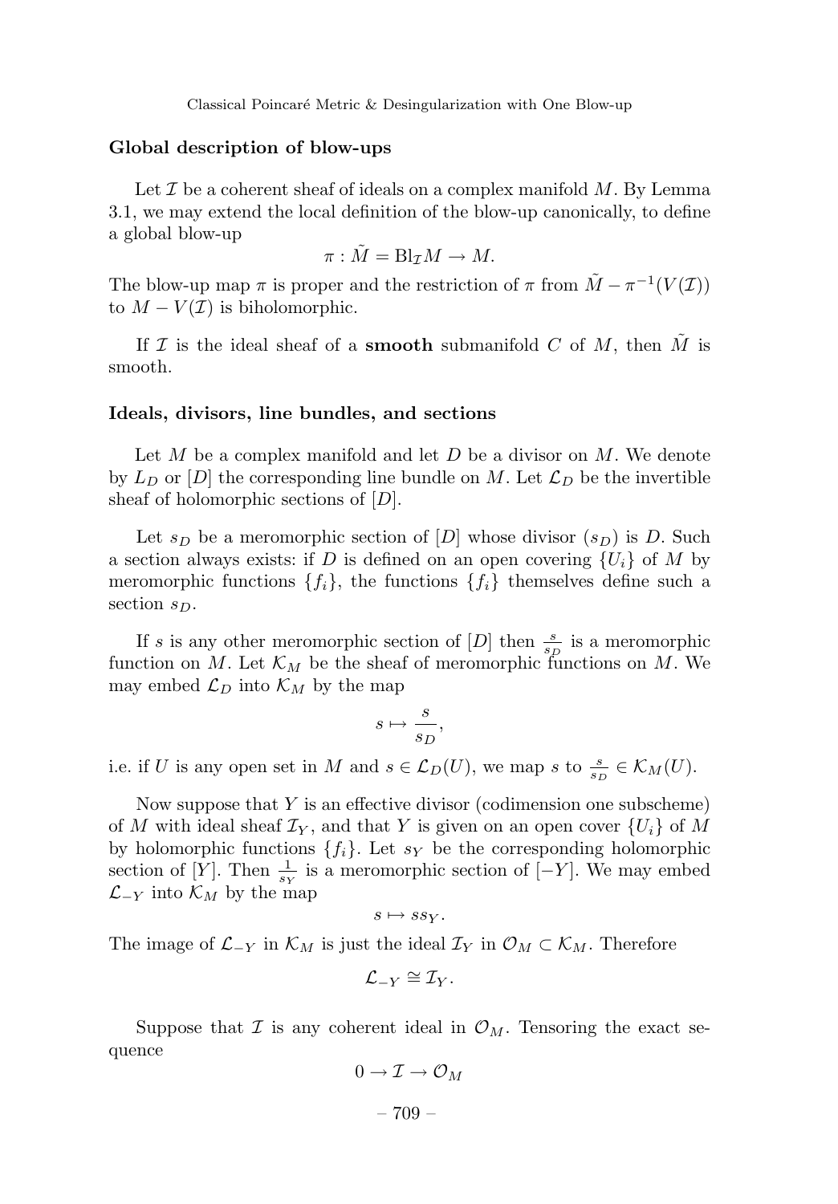### Global description of blow-ups

Let $\mathcal{I}$ be a coherent sheaf of ideals on a complex manifold $M$. By Lemma 3.1, we may extend the local definition of the blow-up canonically, to define a global blow-up

$$\pi : \tilde{M} = \mathrm{Bl}_{\mathcal{I}} M \to M.$$

The blow-up map $\pi$ is proper and the restriction of $\pi$ from $\tilde{M} - \pi^{-1}(V(\mathcal{I}))$ to $M - V(\mathcal{I})$ is biholomorphic.

If $\mathcal{I}$ is the ideal sheaf of a **smooth** submanifold $C$ of $M$, then $\tilde{M}$ is smooth.

### Ideals, divisors, line bundles, and sections

Let $M$ be a complex manifold and let $D$ be a divisor on $M$. We denote by $L_D$ or $[D]$ the corresponding line bundle on $M$. Let $\mathcal{L}_D$ be the invertible sheaf of holomorphic sections of $[D]$.

Let $s_D$ be a meromorphic section of $[D]$ whose divisor $(s_D)$ is $D$. Such a section always exists: if $D$ is defined on an open covering $\{U_i\}$ of $M$ by meromorphic functions $\{f_i\}$, the functions $\{f_i\}$ themselves define such a section $s_D$.

If $s$ is any other meromorphic section of $[D]$ then $\frac{s}{s_D}$ is a meromorphic function on $M$. Let $\mathcal{K}_M$ be the sheaf of meromorphic functions on $M$. We may embed $\mathcal{L}_D$ into $\mathcal{K}_M$ by the map

$$s \mapsto \frac{s}{s_D},$$

i.e. if $U$ is any open set in $M$ and $s \in \mathcal{L}_D(U)$, we map $s$ to $\frac{s}{s_D} \in \mathcal{K}_M(U)$.

Now suppose that $Y$ is an effective divisor (codimension one subscheme) of $M$ with ideal sheaf $\mathcal{I}_Y$, and that $Y$ is given on an open cover $\{U_i\}$ of $M$ by holomorphic functions $\{f_i\}$. Let $s_Y$ be the corresponding holomorphic section of $[Y]$. Then $\frac{1}{s_Y}$ is a meromorphic section of $[-Y]$. We may embed $\mathcal{L}_{-Y}$ into $\mathcal{K}_M$ by the map

$$s \mapsto s s_Y.$$

The image of $\mathcal{L}_{-Y}$ in $\mathcal{K}_M$ is just the ideal $\mathcal{I}_Y$ in $\mathcal{O}_M \subset \mathcal{K}_M$. Therefore

$$\mathcal{L}_{-Y} \cong \mathcal{I}_Y.$$

Suppose that $\mathcal{I}$ is any coherent ideal in $\mathcal{O}_M$. Tensoring the exact sequence

$$0 \to \mathcal{I} \to \mathcal{O}_M$$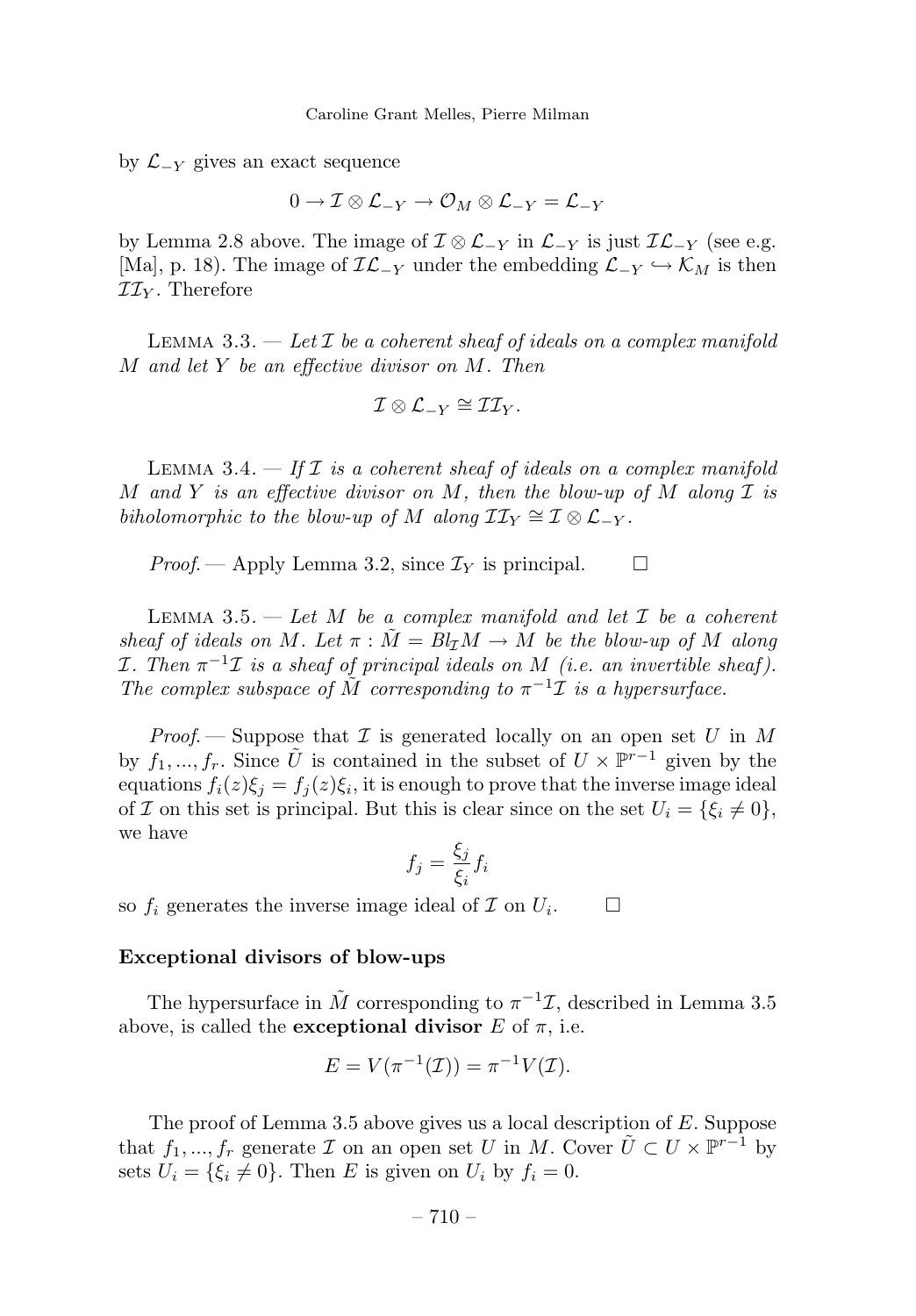by $\mathcal{L}_{-Y}$ gives an exact sequence

$$0 \to \mathcal{I} \otimes \mathcal{L}_{-Y} \to \mathcal{O}_M \otimes \mathcal{L}_{-Y} = \mathcal{L}_{-Y}$$

by Lemma 2.8 above. The image of $\mathcal{I} \otimes \mathcal{L}_{-Y}$ in $\mathcal{L}_{-Y}$ is just $\mathcal{I}\mathcal{L}_{-Y}$ (see e.g. [Ma], p. 18). The image of $\mathcal{I}\mathcal{L}_{-Y}$ under the embedding $\mathcal{L}_{-Y} \hookrightarrow \mathcal{K}_M$ is then $\mathcal{I}\mathcal{I}_Y$. Therefore

Lemma 3.3. — *Let $\mathcal{I}$ be a coherent sheaf of ideals on a complex manifold $M$ and let $Y$ be an effective divisor on $M$. Then*

$$\mathcal{I} \otimes \mathcal{L}_{-Y} \cong \mathcal{I}\mathcal{I}_Y.$$

Lemma 3.4. — *If $\mathcal{I}$ is a coherent sheaf of ideals on a complex manifold $M$ and $Y$ is an effective divisor on $M$, then the blow-up of $M$ along $\mathcal{I}$ is biholomorphic to the blow-up of $M$ along $\mathcal{I}\mathcal{I}_Y \cong \mathcal{I} \otimes \mathcal{L}_{-Y}$.*

*Proof*. — Apply Lemma 3.2, since $\mathcal{I}_Y$ is principal. □

Lemma 3.5. — *Let $M$ be a complex manifold and let $\mathcal{I}$ be a coherent sheaf of ideals on $M$. Let $\pi : \tilde{M} = Bl_{\mathcal{I}}M \to M$ be the blow-up of $M$ along $\mathcal{I}$. Then $\pi^{-1}\mathcal{I}$ is a sheaf of principal ideals on $M$ (i.e. an invertible sheaf). The complex subspace of $\tilde{M}$ corresponding to $\pi^{-1}\mathcal{I}$ is a hypersurface.*

*Proof*. — Suppose that $\mathcal{I}$ is generated locally on an open set $U$ in $M$ by $f_1, ..., f_r$. Since $\tilde{U}$ is contained in the subset of $U \times \mathbb{P}^{r-1}$ given by the equations $f_i(z)\xi_j = f_j(z)\xi_i$, it is enough to prove that the inverse image ideal of $\mathcal{I}$ on this set is principal. But this is clear since on the set $U_i = \{\xi_i \neq 0\}$, we have

$$f_j = \frac{\xi_j}{\xi_i} f_i$$

so $f_i$ generates the inverse image ideal of $\mathcal{I}$ on $U_i$. □

**Exceptional divisors of blow-ups**

The hypersurface in $\tilde{M}$ corresponding to $\pi^{-1}\mathcal{I}$, described in Lemma 3.5 above, is called the **exceptional divisor** $E$ of $\pi$, i.e.

$$E = V(\pi^{-1}(\mathcal{I})) = \pi^{-1}V(\mathcal{I}).$$

The proof of Lemma 3.5 above gives us a local description of $E$. Suppose that $f_1, ..., f_r$ generate $\mathcal{I}$ on an open set $U$ in $M$. Cover $\tilde{U} \subset U \times \mathbb{P}^{r-1}$ by sets $U_i = \{\xi_i \neq 0\}$. Then $E$ is given on $U_i$ by $f_i = 0$.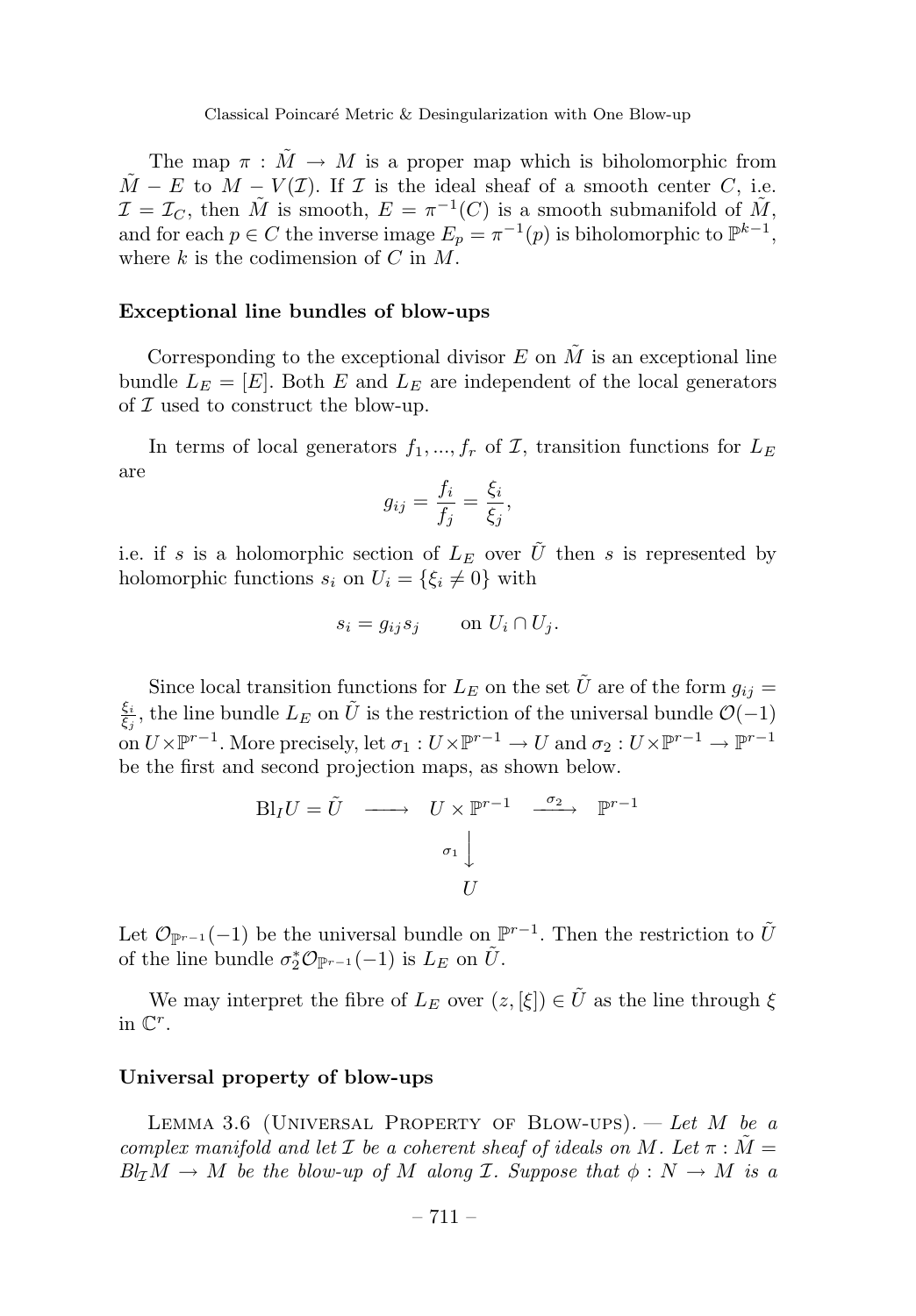The map $\pi : \tilde{M} \to M$ is a proper map which is biholomorphic from $\tilde{M} - E$ to $M - V(\mathcal{I})$. If $\mathcal{I}$ is the ideal sheaf of a smooth center $C$, i.e. $\mathcal{I} = \mathcal{I}_C$, then $\tilde{M}$ is smooth, $E = \pi^{-1}(C)$ is a smooth submanifold of $\tilde{M}$, and for each $p \in C$ the inverse image $E_p = \pi^{-1}(p)$ is biholomorphic to $\mathbb{P}^{k-1}$, where $k$ is the codimension of $C$ in $M$.

### Exceptional line bundles of blow-ups

Corresponding to the exceptional divisor $E$ on $\tilde{M}$ is an exceptional line bundle $L_E = [E]$. Both $E$ and $L_E$ are independent of the local generators of $\mathcal{I}$ used to construct the blow-up.

In terms of local generators $f_1, ..., f_r$ of $\mathcal{I}$, transition functions for $L_E$ are

$$g_{ij} = \frac{f_i}{f_j} = \frac{\xi_i}{\xi_j},$$

i.e. if $s$ is a holomorphic section of $L_E$ over $\tilde{U}$ then $s$ is represented by holomorphic functions $s_i$ on $U_i = \{\xi_i \neq 0\}$ with

$$s_i = g_{ij} s_j \qquad \text{on } U_i \cap U_j.$$

Since local transition functions for $L_E$ on the set $\tilde{U}$ are of the form $g_{ij} = \frac{\xi_i}{\xi_j}$, the line bundle $L_E$ on $\tilde{U}$ is the restriction of the universal bundle $\mathcal{O}(-1)$ on $U \times \mathbb{P}^{r-1}$. More precisely, let $\sigma_1 : U \times \mathbb{P}^{r-1} \to U$ and $\sigma_2 : U \times \mathbb{P}^{r-1} \to \mathbb{P}^{r-1}$ be the first and second projection maps, as shown below.

$$\begin{array}{ccccc} \mathrm{Bl}_I U = \tilde{U} & \longrightarrow & U \times \mathbb{P}^{r-1} & \xrightarrow{\sigma_2} & \mathbb{P}^{r-1} \\ & & \sigma_1 \big\downarrow & & \\ & & U & & \end{array}$$

Let $\mathcal{O}_{\mathbb{P}^{r-1}}(-1)$ be the universal bundle on $\mathbb{P}^{r-1}$. Then the restriction to $\tilde{U}$ of the line bundle $\sigma_2^* \mathcal{O}_{\mathbb{P}^{r-1}}(-1)$ is $L_E$ on $\tilde{U}$.

We may interpret the fibre of $L_E$ over $(z, [\xi]) \in \tilde{U}$ as the line through $\xi$ in $\mathbb{C}^r$.

### Universal property of blow-ups

Lemma 3.6 (Universal Property of Blow-ups). — *Let $M$ be a complex manifold and let $\mathcal{I}$ be a coherent sheaf of ideals on $M$. Let $\pi : \tilde{M} = Bl_{\mathcal{I}} M \to M$ be the blow-up of $M$ along $\mathcal{I}$. Suppose that $\phi : N \to M$ is a*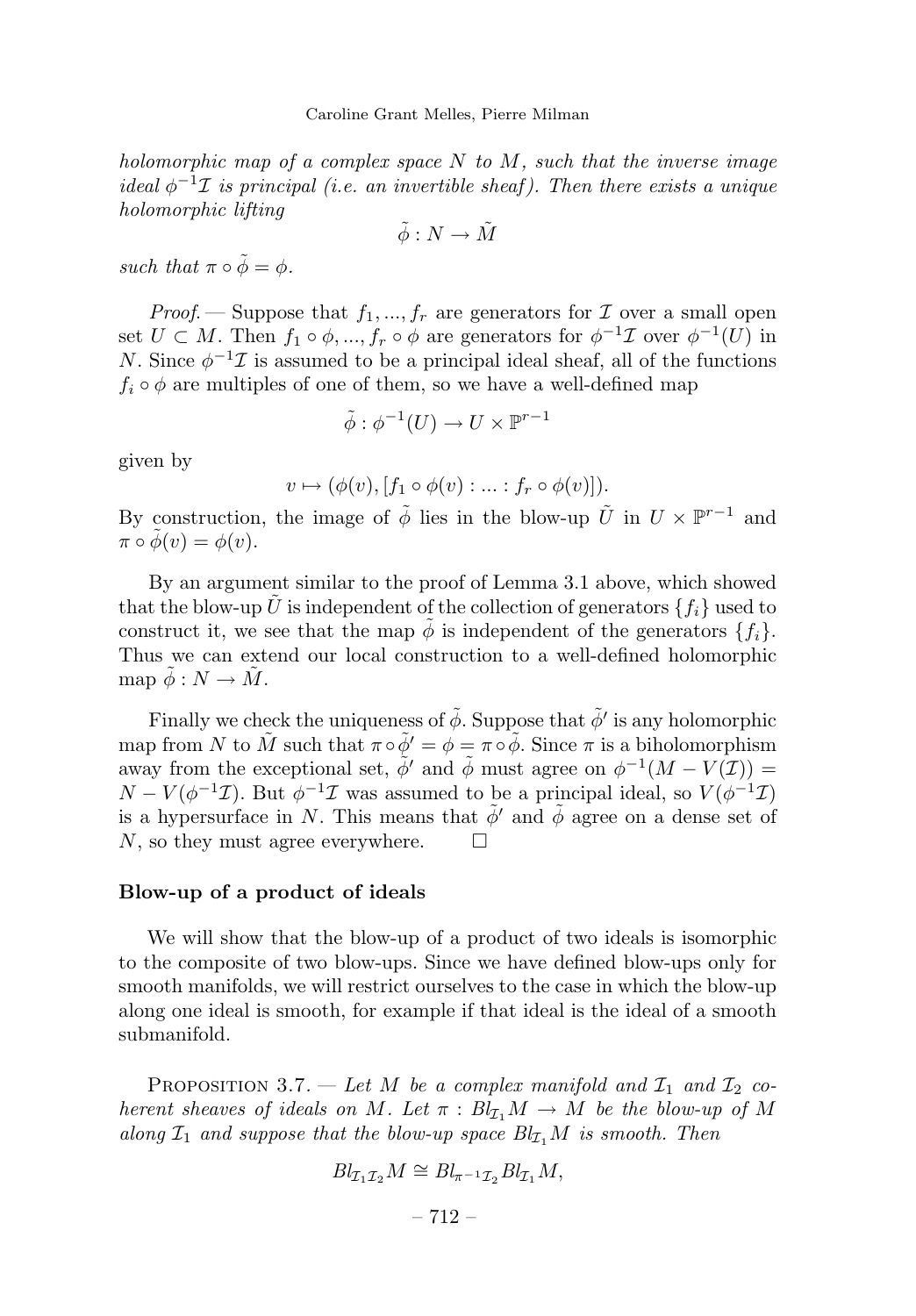*holomorphic map of a complex space $N$ to $M$, such that the inverse image ideal $\phi^{-1}\mathcal{I}$ is principal (i.e. an invertible sheaf). Then there exists a unique holomorphic lifting*

$$\tilde{\phi} : N \to \tilde{M}$$

*such that $\pi \circ \tilde{\phi} = \phi$.*

*Proof.* — Suppose that $f_1, ..., f_r$ are generators for $\mathcal{I}$ over a small open set $U \subset M$. Then $f_1 \circ \phi, ..., f_r \circ \phi$ are generators for $\phi^{-1}\mathcal{I}$ over $\phi^{-1}(U)$ in $N$. Since $\phi^{-1}\mathcal{I}$ is assumed to be a principal ideal sheaf, all of the functions $f_i \circ \phi$ are multiples of one of them, so we have a well-defined map

$$\tilde{\phi} : \phi^{-1}(U) \to U \times \mathbb{P}^{r-1}$$

given by

$$v \mapsto (\phi(v), [f_1 \circ \phi(v) : ... : f_r \circ \phi(v)]).$$

By construction, the image of $\tilde{\phi}$ lies in the blow-up $\tilde{U}$ in $U \times \mathbb{P}^{r-1}$ and $\pi \circ \tilde{\phi}(v) = \phi(v)$.

By an argument similar to the proof of Lemma 3.1 above, which showed that the blow-up $\widetilde{U}$ is independent of the collection of generators $\{f_i\}$ used to construct it, we see that the map $\tilde{\phi}$ is independent of the generators $\{f_i\}$. Thus we can extend our local construction to a well-defined holomorphic map $\tilde{\phi} : N \to \tilde{M}$.

Finally we check the uniqueness of $\tilde{\phi}$. Suppose that $\tilde{\phi}'$ is any holomorphic map from $N$ to $\tilde{M}$ such that $\pi \circ \tilde{\phi}' = \phi = \pi \circ \tilde{\phi}$. Since $\pi$ is a biholomorphism away from the exceptional set, $\tilde{\phi}'$ and $\tilde{\phi}$ must agree on $\phi^{-1}(M - V(\mathcal{I})) = N - V(\phi^{-1}\mathcal{I})$. But $\phi^{-1}\mathcal{I}$ was assumed to be a principal ideal, so $V(\phi^{-1}\mathcal{I})$ is a hypersurface in $N$. This means that $\tilde{\phi}'$ and $\tilde{\phi}$ agree on a dense set of $N$, so they must agree everywhere. □

**Blow-up of a product of ideals**

We will show that the blow-up of a product of two ideals is isomorphic to the composite of two blow-ups. Since we have defined blow-ups only for smooth manifolds, we will restrict ourselves to the case in which the blow-up along one ideal is smooth, for example if that ideal is the ideal of a smooth submanifold.

PROPOSITION 3.7. — *Let $M$ be a complex manifold and $\mathcal{I}_1$ and $\mathcal{I}_2$ coherent sheaves of ideals on $M$. Let $\pi : Bl_{\mathcal{I}_1}M \to M$ be the blow-up of $M$ along $\mathcal{I}_1$ and suppose that the blow-up space $Bl_{\mathcal{I}_1}M$ is smooth. Then*

$$Bl_{\mathcal{I}_1\mathcal{I}_2}M \cong Bl_{\pi^{-1}\mathcal{I}_2}Bl_{\mathcal{I}_1}M,$$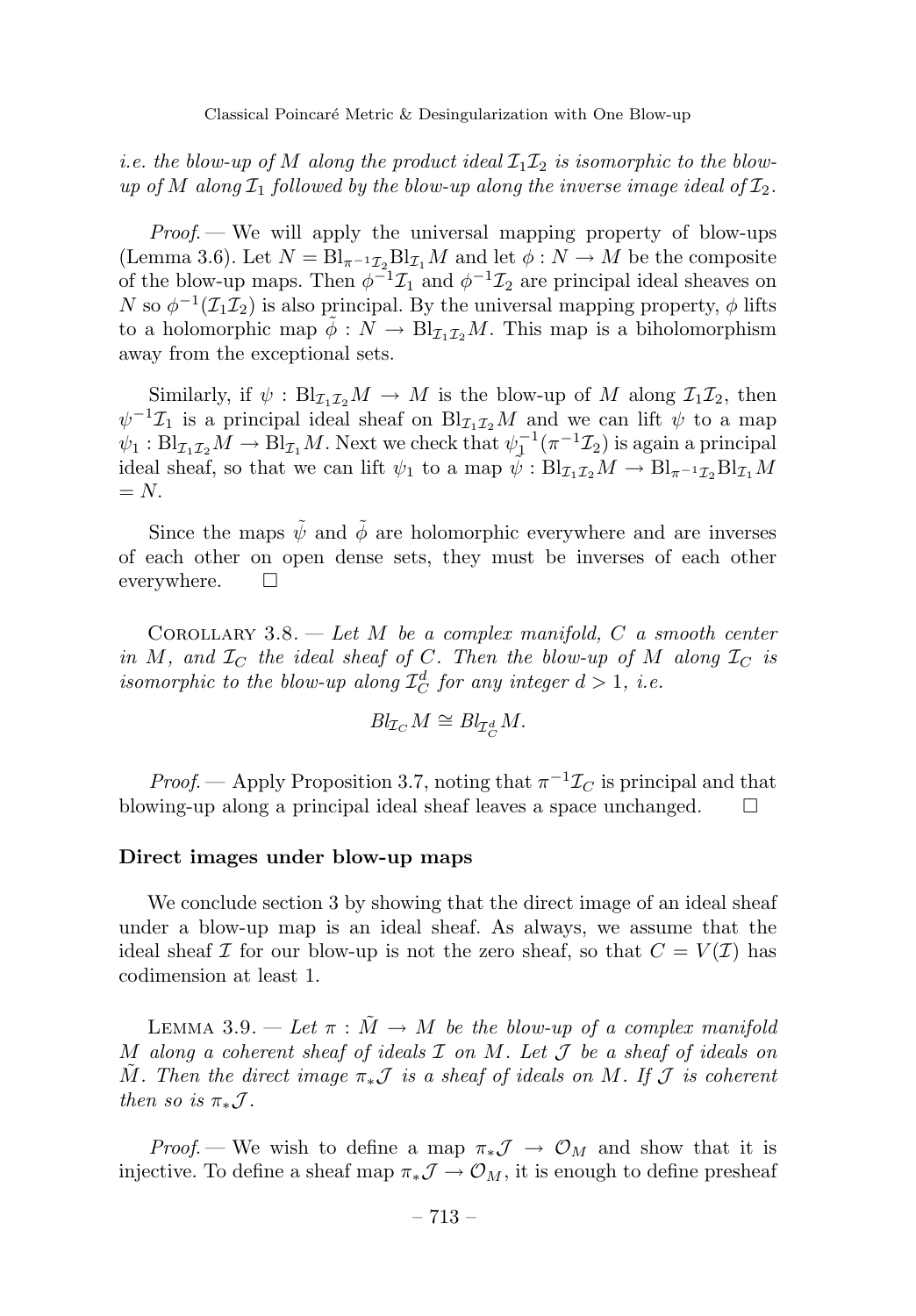*i.e. the blow-up of $M$ along the product ideal $\mathcal{I}_1\mathcal{I}_2$ is isomorphic to the blow-up of $M$ along $\mathcal{I}_1$ followed by the blow-up along the inverse image ideal of $\mathcal{I}_2$.*

*Proof*. — We will apply the universal mapping property of blow-ups (Lemma 3.6). Let $N = \mathrm{Bl}_{\pi^{-1}\mathcal{I}_2}\mathrm{Bl}_{\mathcal{I}_1}M$ and let $\phi : N \to M$ be the composite of the blow-up maps. Then $\phi^{-1}\mathcal{I}_1$ and $\phi^{-1}\mathcal{I}_2$ are principal ideal sheaves on $N$ so $\phi^{-1}(\mathcal{I}_1\mathcal{I}_2)$ is also principal. By the universal mapping property, $\phi$ lifts to a holomorphic map $\tilde{\phi} : N \to \mathrm{Bl}_{\mathcal{I}_1\mathcal{I}_2}M$. This map is a biholomorphism away from the exceptional sets.

Similarly, if $\psi : \mathrm{Bl}_{\mathcal{I}_1\mathcal{I}_2}M \to M$ is the blow-up of $M$ along $\mathcal{I}_1\mathcal{I}_2$, then $\psi^{-1}\mathcal{I}_1$ is a principal ideal sheaf on $\mathrm{Bl}_{\mathcal{I}_1\mathcal{I}_2}M$ and we can lift $\psi$ to a map $\psi_1 : \mathrm{Bl}_{\mathcal{I}_1\mathcal{I}_2}M \to \mathrm{Bl}_{\mathcal{I}_1}M$. Next we check that $\psi_1^{-1}(\pi^{-1}\mathcal{I}_2)$ is again a principal ideal sheaf, so that we can lift $\psi_1$ to a map $\tilde{\psi} : \mathrm{Bl}_{\mathcal{I}_1\mathcal{I}_2}M \to \mathrm{Bl}_{\pi^{-1}\mathcal{I}_2}\mathrm{Bl}_{\mathcal{I}_1}M = N$.

Since the maps $\tilde{\psi}$ and $\tilde{\phi}$ are holomorphic everywhere and are inverses of each other on open dense sets, they must be inverses of each other everywhere. □

Corollary 3.8. — *Let $M$ be a complex manifold, $C$ a smooth center in $M$, and $\mathcal{I}_C$ the ideal sheaf of $C$. Then the blow-up of $M$ along $\mathcal{I}_C$ is isomorphic to the blow-up along $\mathcal{I}_C^d$ for any integer $d > 1$, i.e.*

$$Bl_{\mathcal{I}_C}M \cong Bl_{\mathcal{I}_C^d}M.$$

*Proof*. — Apply Proposition 3.7, noting that $\pi^{-1}\mathcal{I}_C$ is principal and that blowing-up along a principal ideal sheaf leaves a space unchanged. □

**Direct images under blow-up maps**

We conclude section 3 by showing that the direct image of an ideal sheaf under a blow-up map is an ideal sheaf. As always, we assume that the ideal sheaf $\mathcal{I}$ for our blow-up is not the zero sheaf, so that $C = V(\mathcal{I})$ has codimension at least 1.

Lemma 3.9. — *Let $\pi : \tilde{M} \to M$ be the blow-up of a complex manifold $M$ along a coherent sheaf of ideals $\mathcal{I}$ on $M$. Let $\mathcal{J}$ be a sheaf of ideals on $\tilde{M}$. Then the direct image $\pi_*\mathcal{J}$ is a sheaf of ideals on $M$. If $\mathcal{J}$ is coherent then so is $\pi_*\mathcal{J}$.*

*Proof*. — We wish to define a map $\pi_*\mathcal{J} \to \mathcal{O}_M$ and show that it is injective. To define a sheaf map $\pi_*\mathcal{J} \to \mathcal{O}_M$, it is enough to define presheaf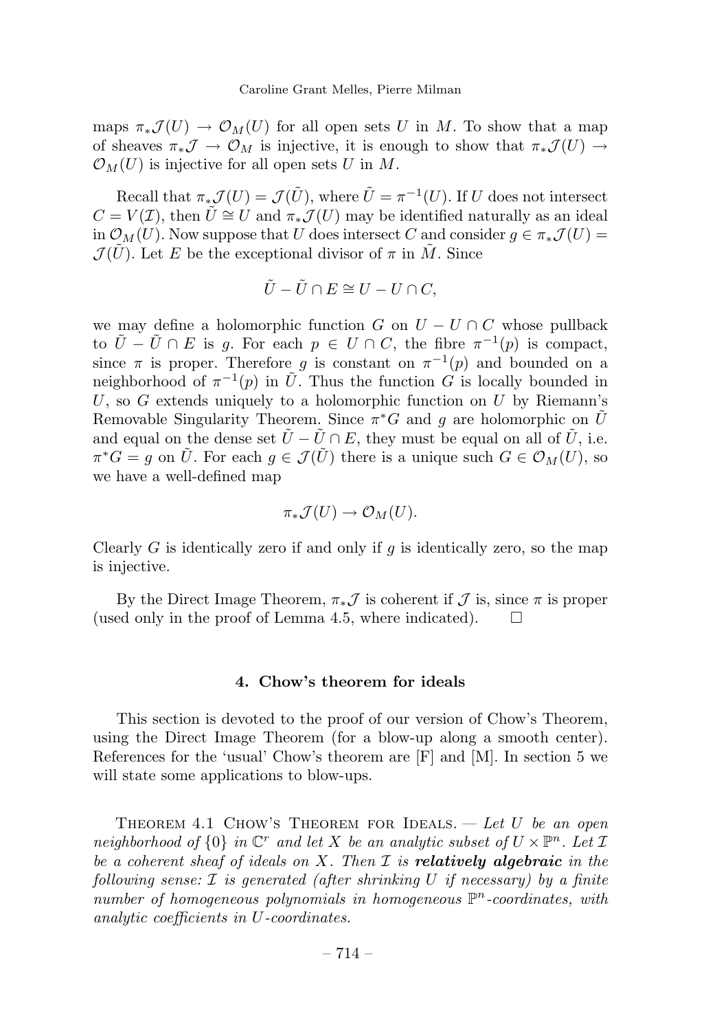maps $\pi_*\mathcal{J}(U) \to \mathcal{O}_M(U)$ for all open sets $U$ in $M$. To show that a map of sheaves $\pi_*\mathcal{J} \to \mathcal{O}_M$ is injective, it is enough to show that $\pi_*\mathcal{J}(U) \to \mathcal{O}_M(U)$ is injective for all open sets $U$ in $M$.

Recall that $\pi_*\mathcal{J}(U) = \mathcal{J}(\tilde{U})$, where $\tilde{U} = \pi^{-1}(U)$. If $U$ does not intersect $C = V(\mathcal{I})$, then $\tilde{U} \cong U$ and $\pi_*\mathcal{J}(U)$ may be identified naturally as an ideal in $\mathcal{O}_M(U)$. Now suppose that $U$ does intersect $C$ and consider $g \in \pi_*\mathcal{J}(U) = \mathcal{J}(\tilde{U})$. Let $E$ be the exceptional divisor of $\pi$ in $\tilde{M}$. Since

$$\tilde{U} - \tilde{U} \cap E \cong U - U \cap C,$$

we may define a holomorphic function $G$ on $U - U \cap C$ whose pullback to $\tilde{U} - \tilde{U} \cap E$ is $g$. For each $p \in U \cap C$, the fibre $\pi^{-1}(p)$ is compact, since $\pi$ is proper. Therefore $g$ is constant on $\pi^{-1}(p)$ and bounded on a neighborhood of $\pi^{-1}(p)$ in $\tilde{U}$. Thus the function $G$ is locally bounded in $U$, so $G$ extends uniquely to a holomorphic function on $U$ by Riemann's Removable Singularity Theorem. Since $\pi^*G$ and $g$ are holomorphic on $\tilde{U}$ and equal on the dense set $\tilde{U} - \tilde{U} \cap E$, they must be equal on all of $\tilde{U}$, i.e. $\pi^*G = g$ on $\tilde{U}$. For each $g \in \mathcal{J}(\tilde{U})$ there is a unique such $G \in \mathcal{O}_M(U)$, so we have a well-defined map

$$\pi_*\mathcal{J}(U) \to \mathcal{O}_M(U).$$

Clearly $G$ is identically zero if and only if $g$ is identically zero, so the map is injective.

By the Direct Image Theorem, $\pi_*\mathcal{J}$ is coherent if $\mathcal{J}$ is, since $\pi$ is proper (used only in the proof of Lemma 4.5, where indicated). □

## 4. Chow's theorem for ideals

This section is devoted to the proof of our version of Chow's Theorem, using the Direct Image Theorem (for a blow-up along a smooth center). References for the 'usual' Chow's theorem are [F] and [M]. In section 5 we will state some applications to blow-ups.

Theorem 4.1 Chow's Theorem for Ideals. — *Let $U$ be an open neighborhood of $\{0\}$ in $\mathbb{C}^r$ and let $X$ be an analytic subset of $U \times \mathbb{P}^n$. Let $\mathcal{I}$ be a coherent sheaf of ideals on $X$. Then $\mathcal{I}$ is **relatively algebraic** in the following sense: $\mathcal{I}$ is generated (after shrinking $U$ if necessary) by a finite number of homogeneous polynomials in homogeneous $\mathbb{P}^n$-coordinates, with analytic coefficients in $U$-coordinates.*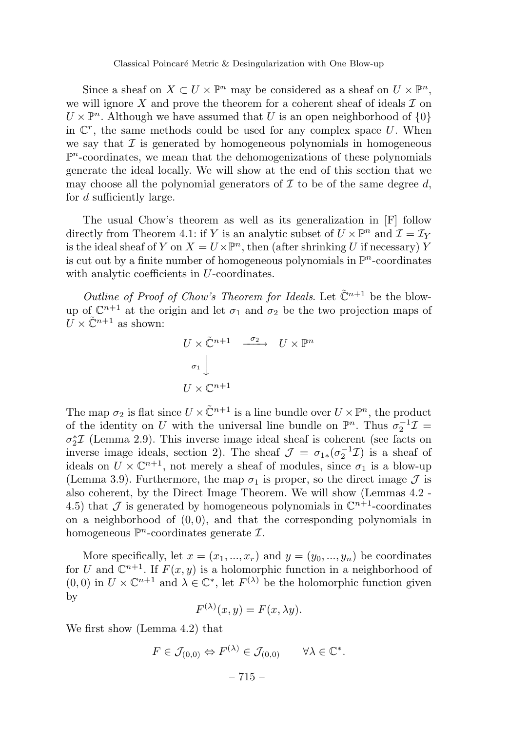Since a sheaf on $X \subset U \times \mathbb{P}^n$ may be considered as a sheaf on $U \times \mathbb{P}^n$, we will ignore $X$ and prove the theorem for a coherent sheaf of ideals $\mathcal{I}$ on $U \times \mathbb{P}^n$. Although we have assumed that $U$ is an open neighborhood of $\{0\}$ in $\mathbb{C}^r$, the same methods could be used for any complex space $U$. When we say that $\mathcal{I}$ is generated by homogeneous polynomials in homogeneous $\mathbb{P}^n$-coordinates, we mean that the dehomogenizations of these polynomials generate the ideal locally. We will show at the end of this section that we may choose all the polynomial generators of $\mathcal{I}$ to be of the same degree $d$, for $d$ sufficiently large.

The usual Chow's theorem as well as its generalization in [F] follow directly from Theorem 4.1: if $Y$ is an analytic subset of $U \times \mathbb{P}^n$ and $\mathcal{I} = \mathcal{I}_Y$ is the ideal sheaf of $Y$ on $X = U \times \mathbb{P}^n$, then (after shrinking $U$ if necessary) $Y$ is cut out by a finite number of homogeneous polynomials in $\mathbb{P}^n$-coordinates with analytic coefficients in $U$-coordinates.

*Outline of Proof of Chow's Theorem for Ideals.* Let $\tilde{\mathbb{C}}^{n+1}$ be the blow-up of $\mathbb{C}^{n+1}$ at the origin and let $\sigma_1$ and $\sigma_2$ be the two projection maps of $U \times \tilde{\mathbb{C}}^{n+1}$ as shown:

$$\begin{array}{ccc} U \times \tilde{\mathbb{C}}^{n+1} & \xrightarrow{\sigma_2} & U \times \mathbb{P}^n \\ \sigma_1 \Big\downarrow & & \\ U \times \mathbb{C}^{n+1} & & \end{array}$$

The map $\sigma_2$ is flat since $U \times \tilde{\mathbb{C}}^{n+1}$ is a line bundle over $U \times \mathbb{P}^n$, the product of the identity on $U$ with the universal line bundle on $\mathbb{P}^n$. Thus $\sigma_2^{-1}\mathcal{I} = \sigma_2^*\mathcal{I}$ (Lemma 2.9). This inverse image ideal sheaf is coherent (see facts on inverse image ideals, section 2). The sheaf $\mathcal{J} = \sigma_{1*}(\sigma_2^{-1}\mathcal{I})$ is a sheaf of ideals on $U \times \mathbb{C}^{n+1}$, not merely a sheaf of modules, since $\sigma_1$ is a blow-up (Lemma 3.9). Furthermore, the map $\sigma_1$ is proper, so the direct image $\mathcal{J}$ is also coherent, by the Direct Image Theorem. We will show (Lemmas 4.2 - 4.5) that $\mathcal{J}$ is generated by homogeneous polynomials in $\mathbb{C}^{n+1}$-coordinates on a neighborhood of $(0, 0)$, and that the corresponding polynomials in homogeneous $\mathbb{P}^n$-coordinates generate $\mathcal{I}$.

More specifically, let $x = (x_1, ..., x_r)$ and $y = (y_0, ..., y_n)$ be coordinates for $U$ and $\mathbb{C}^{n+1}$. If $F(x, y)$ is a holomorphic function in a neighborhood of $(0, 0)$ in $U \times \mathbb{C}^{n+1}$ and $\lambda \in \mathbb{C}^*$, let $F^{(\lambda)}$ be the holomorphic function given by

$$F^{(\lambda)}(x, y) = F(x, \lambda y).$$

We first show (Lemma 4.2) that

$$F \in \mathcal{J}_{(0,0)} \Leftrightarrow F^{(\lambda)} \in \mathcal{J}_{(0,0)} \qquad \forall \lambda \in \mathbb{C}^*.$$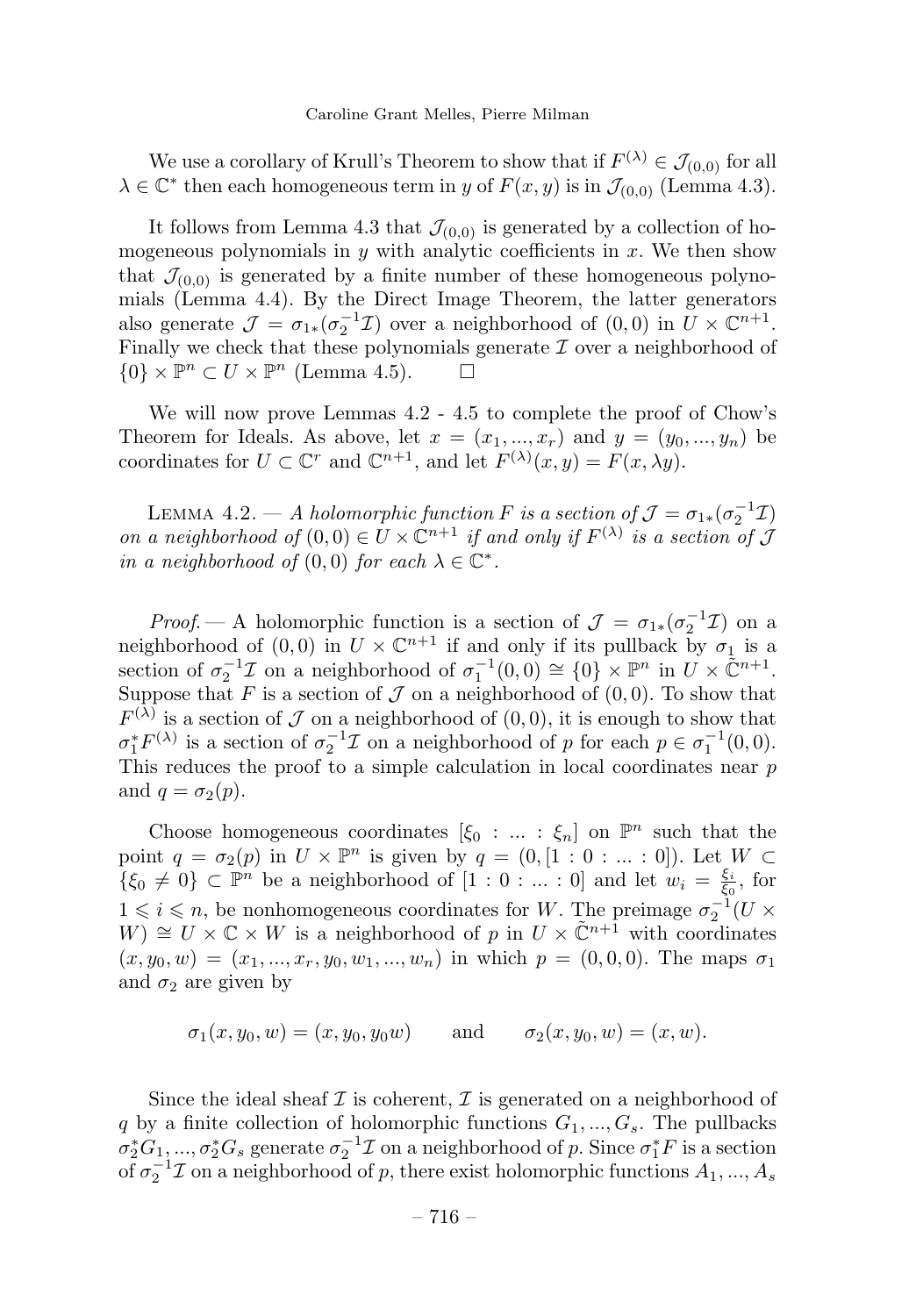We use a corollary of Krull's Theorem to show that if $F^{(\lambda)} \in \mathcal{J}_{(0,0)}$ for all $\lambda \in \mathbb{C}^*$ then each homogeneous term in $y$ of $F(x,y)$ is in $\mathcal{J}_{(0,0)}$ (Lemma 4.3).

It follows from Lemma 4.3 that $\mathcal{J}_{(0,0)}$ is generated by a collection of homogeneous polynomials in $y$ with analytic coefficients in $x$. We then show that $\mathcal{J}_{(0,0)}$ is generated by a finite number of these homogeneous polynomials (Lemma 4.4). By the Direct Image Theorem, the latter generators also generate $\mathcal{J} = \sigma_{1*}(\sigma_2^{-1}\mathcal{I})$ over a neighborhood of $(0,0)$ in $U \times \mathbb{C}^{n+1}$. Finally we check that these polynomials generate $\mathcal{I}$ over a neighborhood of $\{0\} \times \mathbb{P}^n \subset U \times \mathbb{P}^n$ (Lemma 4.5). □

We will now prove Lemmas 4.2 - 4.5 to complete the proof of Chow's Theorem for Ideals. As above, let $x = (x_1, ..., x_r)$ and $y = (y_0, ..., y_n)$ be coordinates for $U \subset \mathbb{C}^r$ and $\mathbb{C}^{n+1}$, and let $F^{(\lambda)}(x,y) = F(x, \lambda y)$.

Lemma 4.2. — *A holomorphic function $F$ is a section of $\mathcal{J} = \sigma_{1*}(\sigma_2^{-1}\mathcal{I})$ on a neighborhood of $(0,0) \in U \times \mathbb{C}^{n+1}$ if and only if $F^{(\lambda)}$ is a section of $\mathcal{J}$ in a neighborhood of $(0,0)$ for each $\lambda \in \mathbb{C}^*$.*

*Proof.* — A holomorphic function is a section of $\mathcal{J} = \sigma_{1*}(\sigma_2^{-1}\mathcal{I})$ on a neighborhood of $(0,0)$ in $U \times \mathbb{C}^{n+1}$ if and only if its pullback by $\sigma_1$ is a section of $\sigma_2^{-1}\mathcal{I}$ on a neighborhood of $\sigma_1^{-1}(0,0) \cong \{0\} \times \mathbb{P}^n$ in $U \times \tilde{\mathbb{C}}^{n+1}$. Suppose that $F$ is a section of $\mathcal{J}$ on a neighborhood of $(0,0)$. To show that $F^{(\lambda)}$ is a section of $\mathcal{J}$ on a neighborhood of $(0,0)$, it is enough to show that $\sigma_1^* F^{(\lambda)}$ is a section of $\sigma_2^{-1}\mathcal{I}$ on a neighborhood of $p$ for each $p \in \sigma_1^{-1}(0,0)$. This reduces the proof to a simple calculation in local coordinates near $p$ and $q = \sigma_2(p)$.

Choose homogeneous coordinates $[\xi_0 : ... : \xi_n]$ on $\mathbb{P}^n$ such that the point $q = \sigma_2(p)$ in $U \times \mathbb{P}^n$ is given by $q = (0, [1 : 0 : ... : 0])$. Let $W \subset \{\xi_0 \neq 0\} \subset \mathbb{P}^n$ be a neighborhood of $[1 : 0 : ... : 0]$ and let $w_i = \frac{\xi_i}{\xi_0}$, for $1 \leqslant i \leqslant n$, be nonhomogeneous coordinates for $W$. The preimage $\sigma_2^{-1}(U \times W) \cong U \times \mathbb{C} \times W$ is a neighborhood of $p$ in $U \times \tilde{\mathbb{C}}^{n+1}$ with coordinates $(x, y_0, w) = (x_1, ..., x_r, y_0, w_1, ..., w_n)$ in which $p = (0,0,0)$. The maps $\sigma_1$ and $\sigma_2$ are given by

$$\sigma_1(x, y_0, w) = (x, y_0, y_0 w) \qquad \text{and} \qquad \sigma_2(x, y_0, w) = (x, w).$$

Since the ideal sheaf $\mathcal{I}$ is coherent, $\mathcal{I}$ is generated on a neighborhood of $q$ by a finite collection of holomorphic functions $G_1, ..., G_s$. The pullbacks $\sigma_2^* G_1, ..., \sigma_2^* G_s$ generate $\sigma_2^{-1}\mathcal{I}$ on a neighborhood of $p$. Since $\sigma_1^* F$ is a section of $\sigma_2^{-1}\mathcal{I}$ on a neighborhood of $p$, there exist holomorphic functions $A_1, ..., A_s$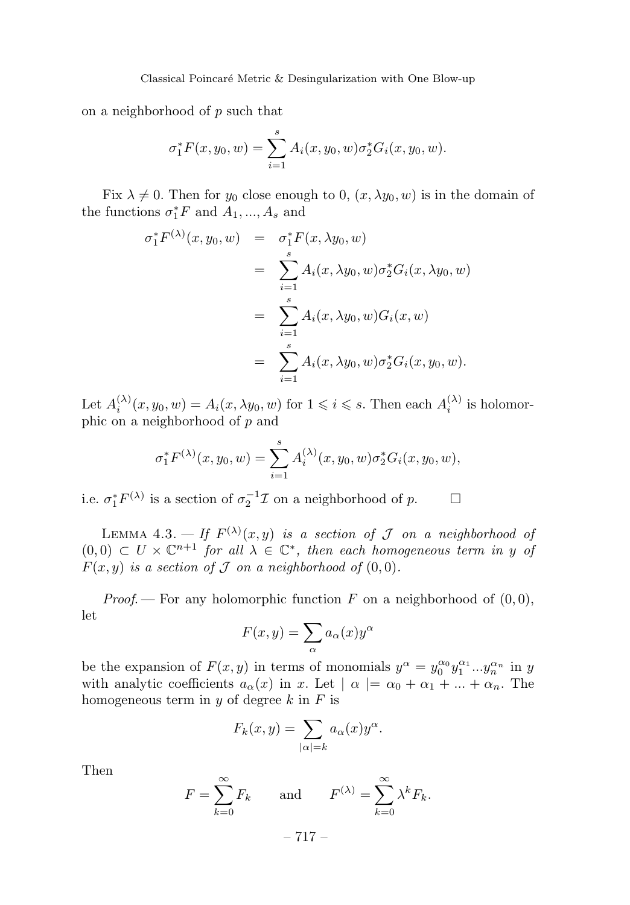on a neighborhood of $p$ such that

$$\sigma_1^* F(x, y_0, w) = \sum_{i=1}^{s} A_i(x, y_0, w) \sigma_2^* G_i(x, y_0, w).$$

Fix $\lambda \neq 0$. Then for $y_0$ close enough to 0, $(x, \lambda y_0, w)$ is in the domain of the functions $\sigma_1^* F$ and $A_1, ..., A_s$ and

$$\begin{aligned}
\sigma_1^* F^{(\lambda)}(x, y_0, w) &= \sigma_1^* F(x, \lambda y_0, w) \\
&= \sum_{i=1}^{s} A_i(x, \lambda y_0, w) \sigma_2^* G_i(x, \lambda y_0, w) \\
&= \sum_{i=1}^{s} A_i(x, \lambda y_0, w) G_i(x, w) \\
&= \sum_{i=1}^{s} A_i(x, \lambda y_0, w) \sigma_2^* G_i(x, y_0, w).
\end{aligned}$$

Let $A_i^{(\lambda)}(x, y_0, w) = A_i(x, \lambda y_0, w)$ for $1 \leqslant i \leqslant s$. Then each $A_i^{(\lambda)}$ is holomorphic on a neighborhood of $p$ and

$$\sigma_1^* F^{(\lambda)}(x, y_0, w) = \sum_{i=1}^{s} A_i^{(\lambda)}(x, y_0, w) \sigma_2^* G_i(x, y_0, w),$$

i.e. $\sigma_1^* F^{(\lambda)}$ is a section of $\sigma_2^{-1}\mathcal{I}$ on a neighborhood of $p$. $\square$

Lemma 4.3. — *If $F^{(\lambda)}(x, y)$ is a section of $\mathcal{J}$ on a neighborhood of $(0, 0) \subset U \times \mathbb{C}^{n+1}$ for all $\lambda \in \mathbb{C}^*$, then each homogeneous term in $y$ of $F(x, y)$ is a section of $\mathcal{J}$ on a neighborhood of $(0, 0)$.*

*Proof.* — For any holomorphic function $F$ on a neighborhood of $(0, 0)$, let

$$F(x, y) = \sum_{\alpha} a_\alpha(x) y^\alpha$$

be the expansion of $F(x, y)$ in terms of monomials $y^\alpha = y_0^{\alpha_0} y_1^{\alpha_1} ... y_n^{\alpha_n}$ in $y$ with analytic coefficients $a_\alpha(x)$ in $x$. Let $\mid \alpha \mid = \alpha_0 + \alpha_1 + ... + \alpha_n$. The homogeneous term in $y$ of degree $k$ in $F$ is

$$F_k(x, y) = \sum_{|\alpha| = k} a_\alpha(x) y^\alpha.$$

Then

$$F = \sum_{k=0}^{\infty} F_k \qquad \text{and} \qquad F^{(\lambda)} = \sum_{k=0}^{\infty} \lambda^k F_k.$$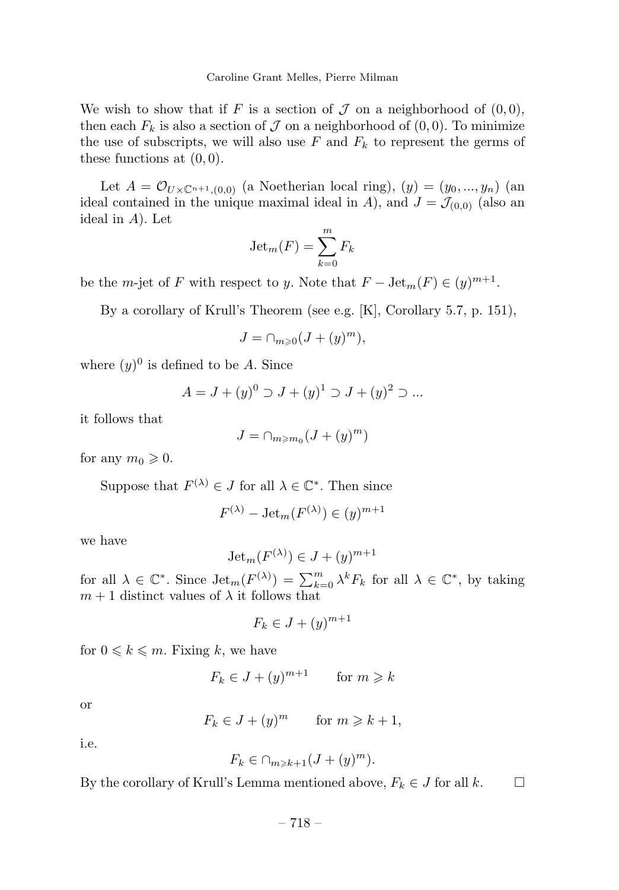We wish to show that if $F$ is a section of $\mathcal{J}$ on a neighborhood of $(0,0)$, then each $F_k$ is also a section of $\mathcal{J}$ on a neighborhood of $(0,0)$. To minimize the use of subscripts, we will also use $F$ and $F_k$ to represent the germs of these functions at $(0,0)$.

Let $A = \mathcal{O}_{U\times\mathbb{C}^{n+1},(0,0)}$ (a Noetherian local ring), $(y) = (y_0, ..., y_n)$ (an ideal contained in the unique maximal ideal in $A$), and $J = \mathcal{J}_{(0,0)}$ (also an ideal in $A$). Let

$$\mathrm{Jet}_m(F) = \sum_{k=0}^{m} F_k$$

be the $m$-jet of $F$ with respect to $y$. Note that $F - \mathrm{Jet}_m(F) \in (y)^{m+1}$.

By a corollary of Krull's Theorem (see e.g. [K], Corollary 5.7, p. 151),

$$J = \cap_{m\geqslant 0}(J + (y)^m),$$

where $(y)^0$ is defined to be $A$. Since

$$A = J + (y)^0 \supset J + (y)^1 \supset J + (y)^2 \supset ...$$

it follows that

$$J = \cap_{m\geqslant m_0}(J + (y)^m)$$

for any $m_0 \geqslant 0$.

Suppose that $F^{(\lambda)} \in J$ for all $\lambda \in \mathbb{C}^*$. Then since

$$F^{(\lambda)} - \mathrm{Jet}_m(F^{(\lambda)}) \in (y)^{m+1}$$

we have

$$\mathrm{Jet}_m(F^{(\lambda)}) \in J + (y)^{m+1}$$

for all $\lambda \in \mathbb{C}^*$. Since $\mathrm{Jet}_m(F^{(\lambda)}) = \sum_{k=0}^{m} \lambda^k F_k$ for all $\lambda \in \mathbb{C}^*$, by taking $m+1$ distinct values of $\lambda$ it follows that

$$F_k \in J + (y)^{m+1}$$

for $0 \leqslant k \leqslant m$. Fixing $k$, we have

$$F_k \in J + (y)^{m+1} \qquad \text{for } m \geqslant k$$

or

$$F_k \in J + (y)^m \qquad \text{for } m \geqslant k+1,$$

i.e.

$$F_k \in \cap_{m\geqslant k+1}(J + (y)^m).$$

By the corollary of Krull's Lemma mentioned above, $F_k \in J$ for all $k$. $\square$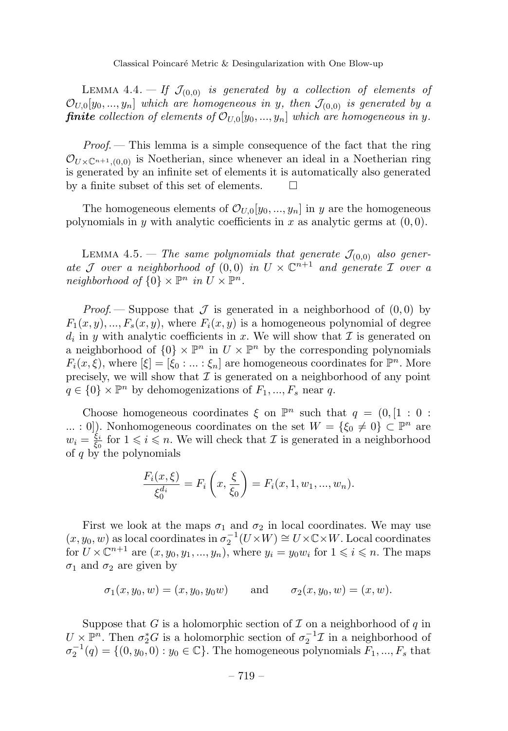LEMMA 4.4. — *If $\mathcal{J}_{(0,0)}$ is generated by a collection of elements of $\mathcal{O}_{U,0}[y_0, ..., y_n]$ which are homogeneous in y, then $\mathcal{J}_{(0,0)}$ is generated by a* ***finite*** *collection of elements of $\mathcal{O}_{U,0}[y_0, ..., y_n]$ which are homogeneous in y.*

*Proof.* — This lemma is a simple consequence of the fact that the ring $\mathcal{O}_{U \times \mathbb{C}^{n+1},(0,0)}$ is Noetherian, since whenever an ideal in a Noetherian ring is generated by an infinite set of elements it is automatically also generated by a finite subset of this set of elements. $\square$

The homogeneous elements of $\mathcal{O}_{U,0}[y_0, ..., y_n]$ in $y$ are the homogeneous polynomials in $y$ with analytic coefficients in $x$ as analytic germs at $(0, 0)$.

LEMMA 4.5. — *The same polynomials that generate $\mathcal{J}_{(0,0)}$ also generate $\mathcal{J}$ over a neighborhood of $(0, 0)$ in $U \times \mathbb{C}^{n+1}$ and generate $\mathcal{I}$ over a neighborhood of $\{0\} \times \mathbb{P}^n$ in $U \times \mathbb{P}^n$.*

*Proof.* — Suppose that $\mathcal{J}$ is generated in a neighborhood of $(0, 0)$ by $F_1(x, y), ..., F_s(x, y)$, where $F_i(x, y)$ is a homogeneous polynomial of degree $d_i$ in $y$ with analytic coefficients in $x$. We will show that $\mathcal{I}$ is generated on a neighborhood of $\{0\} \times \mathbb{P}^n$ in $U \times \mathbb{P}^n$ by the corresponding polynomials $F_i(x, \xi)$, where $[\xi] = [\xi_0 : ... : \xi_n]$ are homogeneous coordinates for $\mathbb{P}^n$. More precisely, we will show that $\mathcal{I}$ is generated on a neighborhood of any point $q \in \{0\} \times \mathbb{P}^n$ by dehomogenizations of $F_1, ..., F_s$ near $q$.

Choose homogeneous coordinates $\xi$ on $\mathbb{P}^n$ such that $q = (0, [1 : 0 : ... : 0])$. Nonhomogeneous coordinates on the set $W = \{\xi_0 \neq 0\} \subset \mathbb{P}^n$ are $w_i = \frac{\xi_i}{\xi_0}$ for $1 \leqslant i \leqslant n$. We will check that $\mathcal{I}$ is generated in a neighborhood of $q$ by the polynomials

$$\frac{F_i(x, \xi)}{\xi_0^{d_i}} = F_i\left(x, \frac{\xi}{\xi_0}\right) = F_i(x, 1, w_1, ..., w_n).$$

First we look at the maps $\sigma_1$ and $\sigma_2$ in local coordinates. We may use $(x, y_0, w)$ as local coordinates in $\sigma_2^{-1}(U \times W) \cong U \times \mathbb{C} \times W$. Local coordinates for $U \times \mathbb{C}^{n+1}$ are $(x, y_0, y_1, ..., y_n)$, where $y_i = y_0 w_i$ for $1 \leqslant i \leqslant n$. The maps $\sigma_1$ and $\sigma_2$ are given by

$$\sigma_1(x, y_0, w) = (x, y_0, y_0 w) \qquad \text{and} \qquad \sigma_2(x, y_0, w) = (x, w).$$

Suppose that $G$ is a holomorphic section of $\mathcal{I}$ on a neighborhood of $q$ in $U \times \mathbb{P}^n$. Then $\sigma_2^* G$ is a holomorphic section of $\sigma_2^{-1}\mathcal{I}$ in a neighborhood of $\sigma_2^{-1}(q) = \{(0, y_0, 0) : y_0 \in \mathbb{C}\}$. The homogeneous polynomials $F_1, ..., F_s$ that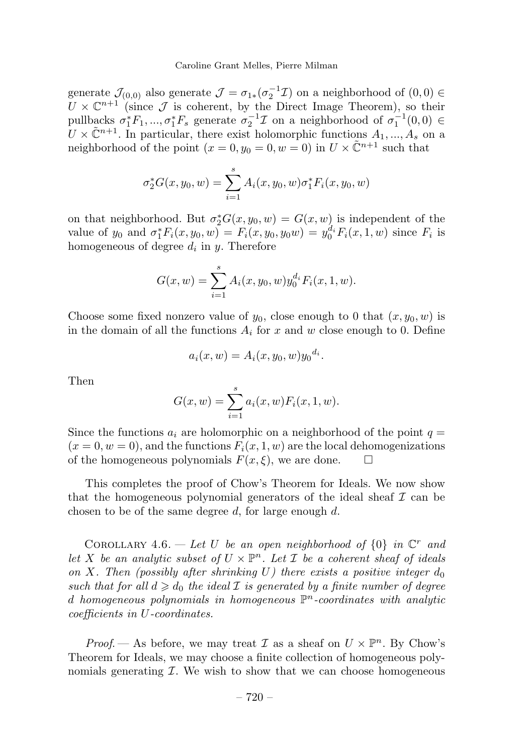generate $\mathcal{J}_{(0,0)}$ also generate $\mathcal{J} = \sigma_{1*}(\sigma_2^{-1}\mathcal{I})$ on a neighborhood of $(0,0) \in U \times \mathbb{C}^{n+1}$ (since $\mathcal{J}$ is coherent, by the Direct Image Theorem), so their pullbacks $\sigma_1^* F_1, ..., \sigma_1^* F_s$ generate $\sigma_2^{-1}\mathcal{I}$ on a neighborhood of $\sigma_1^{-1}(0,0) \in U \times \tilde{\mathbb{C}}^{n+1}$. In particular, there exist holomorphic functions $A_1, ..., A_s$ on a neighborhood of the point $(x = 0, y_0 = 0, w = 0)$ in $U \times \tilde{\mathbb{C}}^{n+1}$ such that

$$\sigma_2^* G(x, y_0, w) = \sum_{i=1}^{s} A_i(x, y_0, w)\sigma_1^* F_i(x, y_0, w)$$

on that neighborhood. But $\sigma_2^* G(x, y_0, w) = G(x, w)$ is independent of the value of $y_0$ and $\sigma_1^* F_i(x, y_0, w) = F_i(x, y_0, y_0 w) = y_0^{d_i} F_i(x, 1, w)$ since $F_i$ is homogeneous of degree $d_i$ in $y$. Therefore

$$G(x, w) = \sum_{i=1}^{s} A_i(x, y_0, w) y_0^{d_i} F_i(x, 1, w).$$

Choose some fixed nonzero value of $y_0$, close enough to 0 that $(x, y_0, w)$ is in the domain of all the functions $A_i$ for $x$ and $w$ close enough to 0. Define

$$a_i(x, w) = A_i(x, y_0, w) {y_0}^{d_i}.$$

Then

$$G(x, w) = \sum_{i=1}^{s} a_i(x, w) F_i(x, 1, w).$$

Since the functions $a_i$ are holomorphic on a neighborhood of the point $q = (x = 0, w = 0)$, and the functions $F_i(x, 1, w)$ are the local dehomogenizations of the homogeneous polynomials $F(x, \xi)$, we are done. $\square$

This completes the proof of Chow's Theorem for Ideals. We now show that the homogeneous polynomial generators of the ideal sheaf $\mathcal{I}$ can be chosen to be of the same degree $d$, for large enough $d$.

Corollary 4.6. — *Let $U$ be an open neighborhood of $\{0\}$ in $\mathbb{C}^r$ and let $X$ be an analytic subset of $U \times \mathbb{P}^n$. Let $\mathcal{I}$ be a coherent sheaf of ideals on $X$. Then (possibly after shrinking $U$) there exists a positive integer $d_0$ such that for all $d \geqslant d_0$ the ideal $\mathcal{I}$ is generated by a finite number of degree $d$ homogeneous polynomials in homogeneous $\mathbb{P}^n$-coordinates with analytic coefficients in $U$-coordinates.*

*Proof.* — As before, we may treat $\mathcal{I}$ as a sheaf on $U \times \mathbb{P}^n$. By Chow's Theorem for Ideals, we may choose a finite collection of homogeneous polynomials generating $\mathcal{I}$. We wish to show that we can choose homogeneous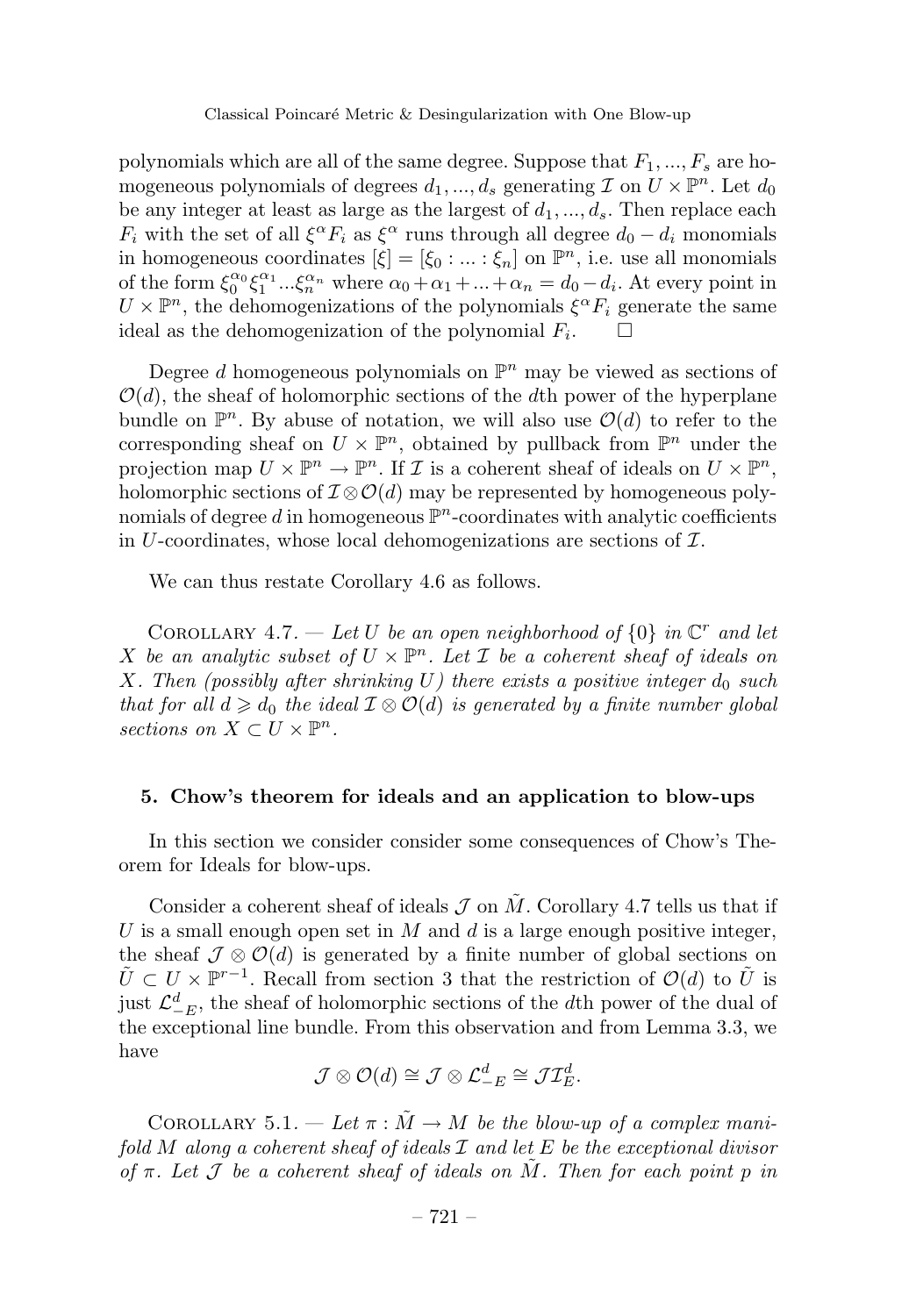polynomials which are all of the same degree. Suppose that $F_1, ..., F_s$ are homogeneous polynomials of degrees $d_1, ..., d_s$ generating $\mathcal{I}$ on $U \times \mathbb{P}^n$. Let $d_0$ be any integer at least as large as the largest of $d_1, ..., d_s$. Then replace each $F_i$ with the set of all $\xi^\alpha F_i$ as $\xi^\alpha$ runs through all degree $d_0 - d_i$ monomials in homogeneous coordinates $[\xi] = [\xi_0 : ... : \xi_n]$ on $\mathbb{P}^n$, i.e. use all monomials of the form $\xi_0^{\alpha_0} \xi_1^{\alpha_1} ... \xi_n^{\alpha_n}$ where $\alpha_0 + \alpha_1 + ... + \alpha_n = d_0 - d_i$. At every point in $U \times \mathbb{P}^n$, the dehomogenizations of the polynomials $\xi^\alpha F_i$ generate the same ideal as the dehomogenization of the polynomial $F_i$. $\square$

Degree $d$ homogeneous polynomials on $\mathbb{P}^n$ may be viewed as sections of $\mathcal{O}(d)$, the sheaf of holomorphic sections of the $d$th power of the hyperplane bundle on $\mathbb{P}^n$. By abuse of notation, we will also use $\mathcal{O}(d)$ to refer to the corresponding sheaf on $U \times \mathbb{P}^n$, obtained by pullback from $\mathbb{P}^n$ under the projection map $U \times \mathbb{P}^n \to \mathbb{P}^n$. If $\mathcal{I}$ is a coherent sheaf of ideals on $U \times \mathbb{P}^n$, holomorphic sections of $\mathcal{I} \otimes \mathcal{O}(d)$ may be represented by homogeneous polynomials of degree $d$ in homogeneous $\mathbb{P}^n$-coordinates with analytic coefficients in $U$-coordinates, whose local dehomogenizations are sections of $\mathcal{I}$.

We can thus restate Corollary 4.6 as follows.

Corollary 4.7. — *Let $U$ be an open neighborhood of $\{0\}$ in $\mathbb{C}^r$ and let $X$ be an analytic subset of $U \times \mathbb{P}^n$. Let $\mathcal{I}$ be a coherent sheaf of ideals on $X$. Then (possibly after shrinking $U$) there exists a positive integer $d_0$ such that for all $d \geqslant d_0$ the ideal $\mathcal{I} \otimes \mathcal{O}(d)$ is generated by a finite number global sections on $X \subset U \times \mathbb{P}^n$.*

## 5. Chow's theorem for ideals and an application to blow-ups

In this section we consider consider some consequences of Chow's Theorem for Ideals for blow-ups.

Consider a coherent sheaf of ideals $\mathcal{J}$ on $\tilde{M}$. Corollary 4.7 tells us that if $U$ is a small enough open set in $M$ and $d$ is a large enough positive integer, the sheaf $\mathcal{J} \otimes \mathcal{O}(d)$ is generated by a finite number of global sections on $\tilde{U} \subset U \times \mathbb{P}^{r-1}$. Recall from section 3 that the restriction of $\mathcal{O}(d)$ to $\tilde{U}$ is just $\mathcal{L}^d_{-E}$, the sheaf of holomorphic sections of the $d$th power of the dual of the exceptional line bundle. From this observation and from Lemma 3.3, we have

$$\mathcal{J} \otimes \mathcal{O}(d) \cong \mathcal{J} \otimes \mathcal{L}^d_{-E} \cong \mathcal{J}\mathcal{I}^d_E.$$

Corollary 5.1. — *Let $\pi : \tilde{M} \to M$ be the blow-up of a complex manifold $M$ along a coherent sheaf of ideals $\mathcal{I}$ and let $E$ be the exceptional divisor of $\pi$. Let $\mathcal{J}$ be a coherent sheaf of ideals on $\tilde{M}$. Then for each point $p$ in*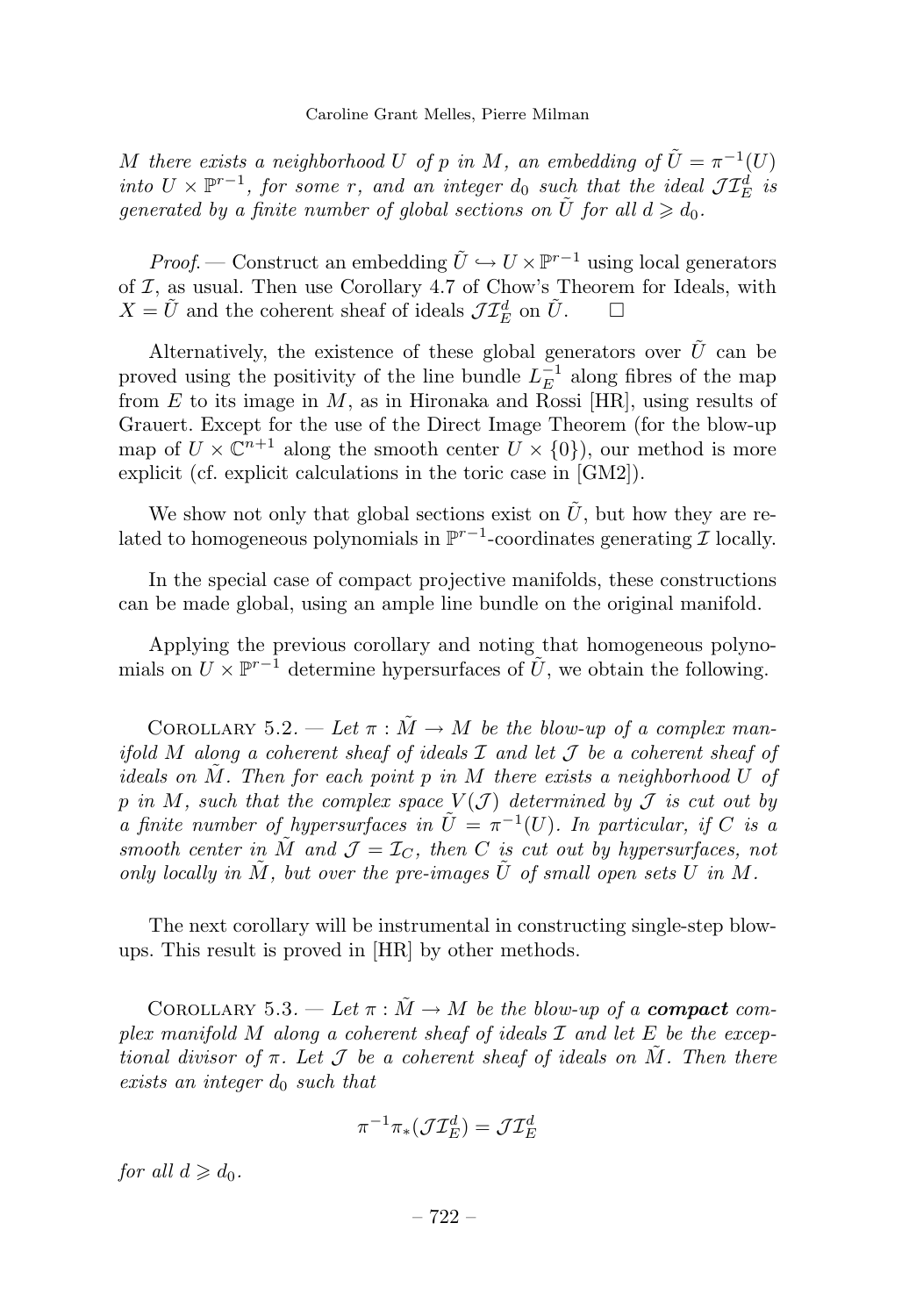*$M$ there exists a neighborhood $U$ of $p$ in $M$, an embedding of $\tilde{U} = \pi^{-1}(U)$ into $U \times \mathbb{P}^{r-1}$, for some $r$, and an integer $d_0$ such that the ideal $\mathcal{J}\mathcal{I}_E^d$ is generated by a finite number of global sections on $\tilde{U}$ for all $d \geqslant d_0$.*

*Proof.* — Construct an embedding $\tilde{U} \hookrightarrow U \times \mathbb{P}^{r-1}$ using local generators of $\mathcal{I}$, as usual. Then use Corollary 4.7 of Chow's Theorem for Ideals, with $X = \tilde{U}$ and the coherent sheaf of ideals $\mathcal{J}\mathcal{I}_E^d$ on $\tilde{U}$. $\square$

Alternatively, the existence of these global generators over $\tilde{U}$ can be proved using the positivity of the line bundle $L_E^{-1}$ along fibres of the map from $E$ to its image in $M$, as in Hironaka and Rossi [HR], using results of Grauert. Except for the use of the Direct Image Theorem (for the blow-up map of $U \times \mathbb{C}^{n+1}$ along the smooth center $U \times \{0\}$), our method is more explicit (cf. explicit calculations in the toric case in [GM2]).

We show not only that global sections exist on $\tilde{U}$, but how they are related to homogeneous polynomials in $\mathbb{P}^{r-1}$-coordinates generating $\mathcal{I}$ locally.

In the special case of compact projective manifolds, these constructions can be made global, using an ample line bundle on the original manifold.

Applying the previous corollary and noting that homogeneous polynomials on $U \times \mathbb{P}^{r-1}$ determine hypersurfaces of $\tilde{U}$, we obtain the following.

Corollary 5.2. — *Let $\pi : \tilde{M} \to M$ be the blow-up of a complex manifold $M$ along a coherent sheaf of ideals $\mathcal{I}$ and let $\mathcal{J}$ be a coherent sheaf of ideals on $\tilde{M}$. Then for each point $p$ in $M$ there exists a neighborhood $U$ of $p$ in $M$, such that the complex space $V(\mathcal{J})$ determined by $\mathcal{J}$ is cut out by a finite number of hypersurfaces in $\tilde{U} = \pi^{-1}(U)$. In particular, if $C$ is a smooth center in $\tilde{M}$ and $\mathcal{J} = \mathcal{I}_C$, then $C$ is cut out by hypersurfaces, not only locally in $\tilde{M}$, but over the pre-images $\tilde{U}$ of small open sets $U$ in $M$.*

The next corollary will be instrumental in constructing single-step blow-ups. This result is proved in [HR] by other methods.

Corollary 5.3. — *Let $\pi : \tilde{M} \to M$ be the blow-up of a* ***compact*** *complex manifold $M$ along a coherent sheaf of ideals $\mathcal{I}$ and let $E$ be the exceptional divisor of $\pi$. Let $\mathcal{J}$ be a coherent sheaf of ideals on $\tilde{M}$. Then there exists an integer $d_0$ such that*

$$\pi^{-1}\pi_*(\mathcal{J}\mathcal{I}_E^d) = \mathcal{J}\mathcal{I}_E^d$$

*for all $d \geqslant d_0$.*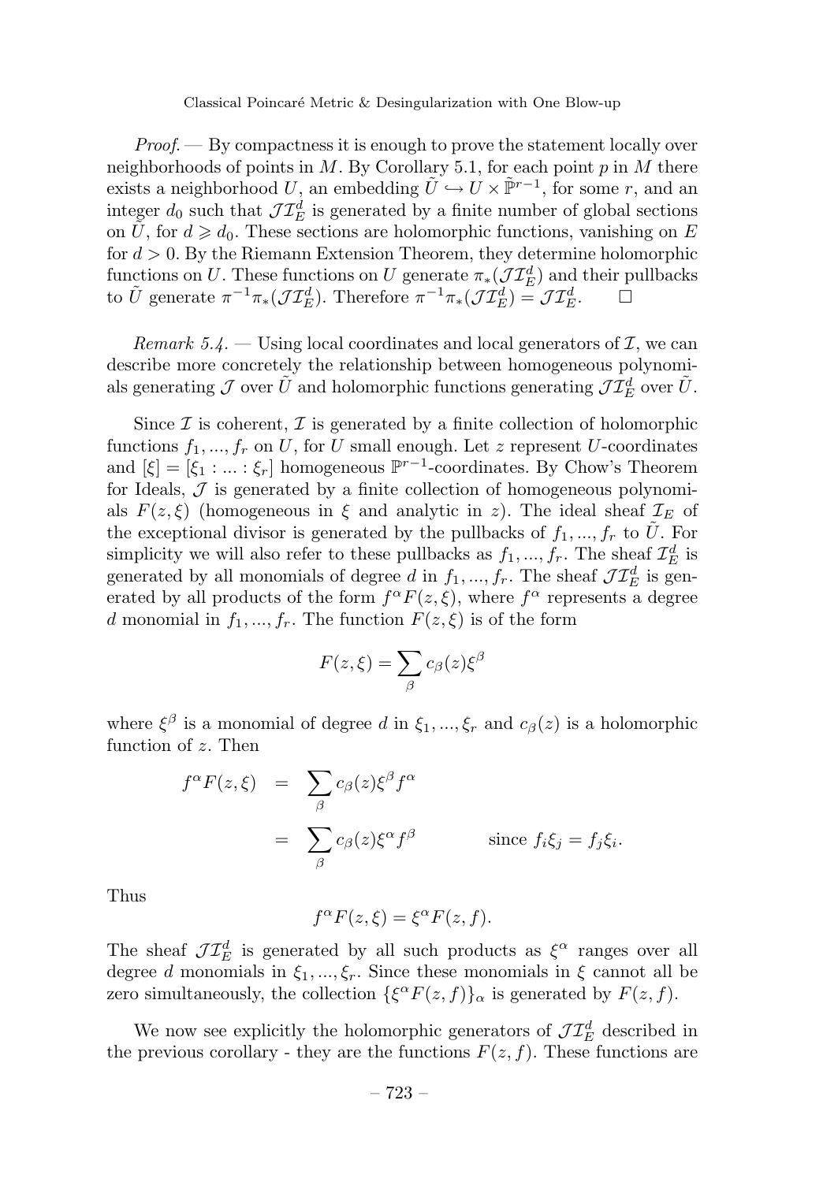*Proof.* — By compactness it is enough to prove the statement locally over neighborhoods of points in $M$. By Corollary 5.1, for each point $p$ in $M$ there exists a neighborhood $U$, an embedding $\tilde{U} \hookrightarrow U \times \tilde{\mathbb{P}}^{r-1}$, for some $r$, and an integer $d_0$ such that $\mathcal{J}\mathcal{I}_E^d$ is generated by a finite number of global sections on $\tilde{U}$, for $d \geqslant d_0$. These sections are holomorphic functions, vanishing on $E$ for $d > 0$. By the Riemann Extension Theorem, they determine holomorphic functions on $U$. These functions on $U$ generate $\pi_*(\mathcal{J}\mathcal{I}_E^d)$ and their pullbacks to $\tilde{U}$ generate $\pi^{-1}\pi_*(\mathcal{J}\mathcal{I}_E^d)$. Therefore $\pi^{-1}\pi_*(\mathcal{J}\mathcal{I}_E^d) = \mathcal{J}\mathcal{I}_E^d$. $\square$

*Remark 5.4.* — Using local coordinates and local generators of $\mathcal{I}$, we can describe more concretely the relationship between homogeneous polynomials generating $\mathcal{J}$ over $\tilde{U}$ and holomorphic functions generating $\mathcal{J}\mathcal{I}_E^d$ over $\tilde{U}$.

Since $\mathcal{I}$ is coherent, $\mathcal{I}$ is generated by a finite collection of holomorphic functions $f_1, ..., f_r$ on $U$, for $U$ small enough. Let $z$ represent $U$-coordinates and $[\xi] = [\xi_1 : ... : \xi_r]$ homogeneous $\mathbb{P}^{r-1}$-coordinates. By Chow's Theorem for Ideals, $\mathcal{J}$ is generated by a finite collection of homogeneous polynomials $F(z, \xi)$ (homogeneous in $\xi$ and analytic in $z$). The ideal sheaf $\mathcal{I}_E$ of the exceptional divisor is generated by the pullbacks of $f_1, ..., f_r$ to $\tilde{U}$. For simplicity we will also refer to these pullbacks as $f_1, ..., f_r$. The sheaf $\mathcal{I}_E^d$ is generated by all monomials of degree $d$ in $f_1, ..., f_r$. The sheaf $\mathcal{J}\mathcal{I}_E^d$ is generated by all products of the form $f^\alpha F(z, \xi)$, where $f^\alpha$ represents a degree $d$ monomial in $f_1, ..., f_r$. The function $F(z, \xi)$ is of the form

$$F(z, \xi) = \sum_\beta c_\beta(z)\xi^\beta$$

where $\xi^\beta$ is a monomial of degree $d$ in $\xi_1, ..., \xi_r$ and $c_\beta(z)$ is a holomorphic function of $z$. Then

$$\begin{aligned} f^\alpha F(z, \xi) &= \sum_\beta c_\beta(z)\xi^\beta f^\alpha \\ &= \sum_\beta c_\beta(z)\xi^\alpha f^\beta \qquad\qquad \text{since } f_i\xi_j = f_j\xi_i. \end{aligned}$$

Thus

$$f^\alpha F(z, \xi) = \xi^\alpha F(z, f).$$

The sheaf $\mathcal{J}\mathcal{I}_E^d$ is generated by all such products as $\xi^\alpha$ ranges over all degree $d$ monomials in $\xi_1, ..., \xi_r$. Since these monomials in $\xi$ cannot all be zero simultaneously, the collection $\{\xi^\alpha F(z, f)\}_\alpha$ is generated by $F(z, f)$.

We now see explicitly the holomorphic generators of $\mathcal{J}\mathcal{I}_E^d$ described in the previous corollary - they are the functions $F(z, f)$. These functions are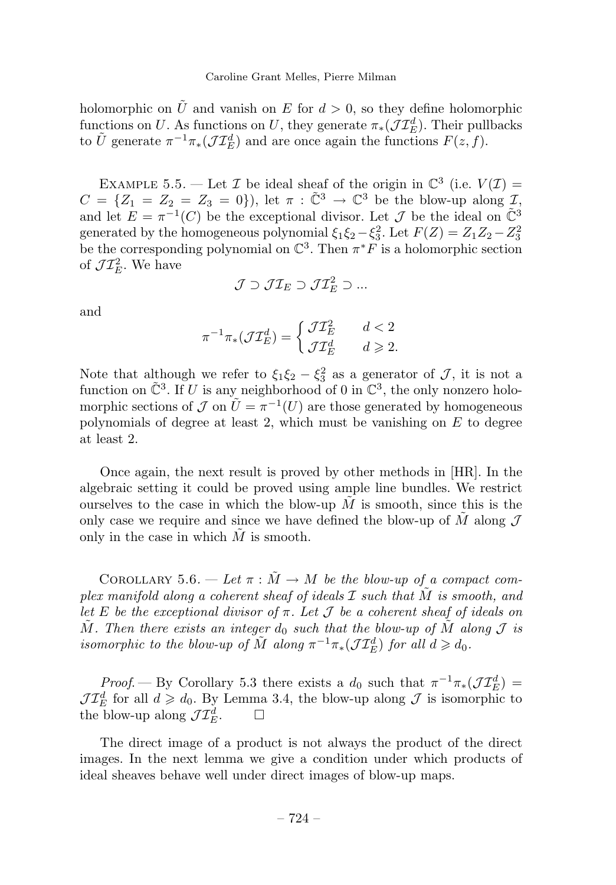holomorphic on $\tilde{U}$ and vanish on $E$ for $d > 0$, so they define holomorphic functions on $U$. As functions on $U$, they generate $\pi_*(\mathcal{J}\mathcal{I}_E^d)$. Their pullbacks to $\tilde{U}$ generate $\pi^{-1}\pi_*(\mathcal{J}\mathcal{I}_E^d)$ and are once again the functions $F(z, f)$.

Example 5.5. — Let $\mathcal{I}$ be ideal sheaf of the origin in $\mathbb{C}^3$ (i.e. $V(\mathcal{I}) = C = \{Z_1 = Z_2 = Z_3 = 0\}$), let $\pi : \tilde{\mathbb{C}}^3 \to \mathbb{C}^3$ be the blow-up along $\mathcal{I}$, and let $E = \pi^{-1}(C)$ be the exceptional divisor. Let $\mathcal{J}$ be the ideal on $\tilde{\mathbb{C}}^3$ generated by the homogeneous polynomial $\xi_1\xi_2 - \xi_3^2$. Let $F(Z) = Z_1Z_2 - Z_3^2$ be the corresponding polynomial on $\mathbb{C}^3$. Then $\pi^*F$ is a holomorphic section of $\mathcal{J}\mathcal{I}_E^2$. We have

$$\mathcal{J} \supset \mathcal{J}\mathcal{I}_E \supset \mathcal{J}\mathcal{I}_E^2 \supset \ldots$$

and

$$\pi^{-1}\pi_*(\mathcal{J}\mathcal{I}_E^d) = \begin{cases} \mathcal{J}\mathcal{I}_E^2 & d < 2 \\ \mathcal{J}\mathcal{I}_E^d & d \geqslant 2. \end{cases}$$

Note that although we refer to $\xi_1\xi_2 - \xi_3^2$ as a generator of $\mathcal{J}$, it is not a function on $\tilde{\mathbb{C}}^3$. If $U$ is any neighborhood of 0 in $\mathbb{C}^3$, the only nonzero holomorphic sections of $\mathcal{J}$ on $\tilde{U} = \pi^{-1}(U)$ are those generated by homogeneous polynomials of degree at least 2, which must be vanishing on $E$ to degree at least 2.

Once again, the next result is proved by other methods in [HR]. In the algebraic setting it could be proved using ample line bundles. We restrict ourselves to the case in which the blow-up $\tilde{M}$ is smooth, since this is the only case we require and since we have defined the blow-up of $\tilde{M}$ along $\mathcal{J}$ only in the case in which $\tilde{M}$ is smooth.

Corollary 5.6. — *Let $\pi : \tilde{M} \to M$ be the blow-up of a compact complex manifold along a coherent sheaf of ideals $\mathcal{I}$ such that $\tilde{M}$ is smooth, and let $E$ be the exceptional divisor of $\pi$. Let $\mathcal{J}$ be a coherent sheaf of ideals on $\tilde{M}$. Then there exists an integer $d_0$ such that the blow-up of $\tilde{M}$ along $\mathcal{J}$ is isomorphic to the blow-up of $\tilde{M}$ along $\pi^{-1}\pi_*(\mathcal{J}\mathcal{I}_E^d)$ for all $d \geqslant d_0$.*

*Proof.* — By Corollary 5.3 there exists a $d_0$ such that $\pi^{-1}\pi_*(\mathcal{J}\mathcal{I}_E^d) = \mathcal{J}\mathcal{I}_E^d$ for all $d \geqslant d_0$. By Lemma 3.4, the blow-up along $\mathcal{J}$ is isomorphic to the blow-up along $\mathcal{J}\mathcal{I}_E^d$. □

The direct image of a product is not always the product of the direct images. In the next lemma we give a condition under which products of ideal sheaves behave well under direct images of blow-up maps.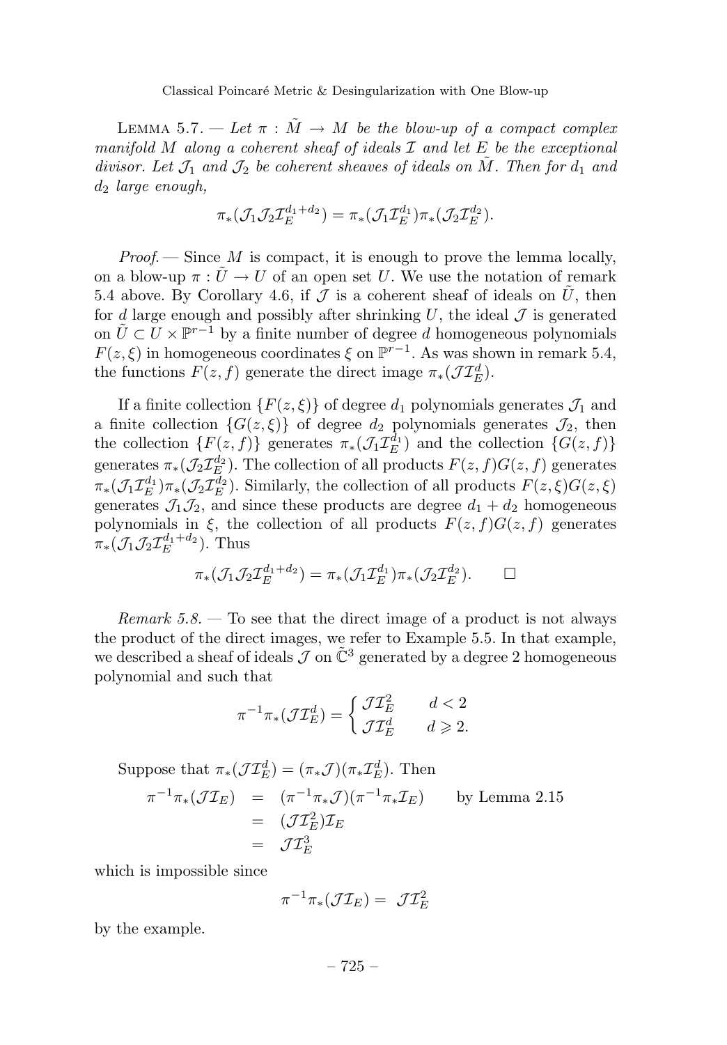LEMMA 5.7. — *Let $\pi : \tilde{M} \to M$ be the blow-up of a compact complex manifold $M$ along a coherent sheaf of ideals $\mathcal{I}$ and let $E$ be the exceptional divisor. Let $\mathcal{J}_1$ and $\mathcal{J}_2$ be coherent sheaves of ideals on $\tilde{M}$. Then for $d_1$ and $d_2$ large enough,*

$$\pi_*(\mathcal{J}_1\mathcal{J}_2\mathcal{I}_E^{d_1+d_2}) = \pi_*(\mathcal{J}_1\mathcal{I}_E^{d_1})\pi_*(\mathcal{J}_2\mathcal{I}_E^{d_2}).$$

*Proof.* — Since $M$ is compact, it is enough to prove the lemma locally, on a blow-up $\pi : \tilde{U} \to U$ of an open set $U$. We use the notation of remark 5.4 above. By Corollary 4.6, if $\mathcal{J}$ is a coherent sheaf of ideals on $\tilde{U}$, then for $d$ large enough and possibly after shrinking $U$, the ideal $\mathcal{J}$ is generated on $\tilde{U} \subset U \times \mathbb{P}^{r-1}$ by a finite number of degree $d$ homogeneous polynomials $F(z, \xi)$ in homogeneous coordinates $\xi$ on $\mathbb{P}^{r-1}$. As was shown in remark 5.4, the functions $F(z, f)$ generate the direct image $\pi_*(\mathcal{J}\mathcal{I}_E^d)$.

If a finite collection $\{F(z, \xi)\}$ of degree $d_1$ polynomials generates $\mathcal{J}_1$ and a finite collection $\{G(z, \xi)\}$ of degree $d_2$ polynomials generates $\mathcal{J}_2$, then the collection $\{F(z, f)\}$ generates $\pi_*(\mathcal{J}_1\mathcal{I}_E^{d_1})$ and the collection $\{G(z, f)\}$ generates $\pi_*(\mathcal{J}_2\mathcal{I}_E^{d_2})$. The collection of all products $F(z, f)G(z, f)$ generates $\pi_*(\mathcal{J}_1\mathcal{I}_E^{d_1})\pi_*(\mathcal{J}_2\mathcal{I}_E^{d_2})$. Similarly, the collection of all products $F(z, \xi)G(z, \xi)$ generates $\mathcal{J}_1\mathcal{J}_2$, and since these products are degree $d_1 + d_2$ homogeneous polynomials in $\xi$, the collection of all products $F(z, f)G(z, f)$ generates $\pi_*(\mathcal{J}_1\mathcal{J}_2\mathcal{I}_E^{d_1+d_2})$. Thus

$$\pi_*(\mathcal{J}_1\mathcal{J}_2\mathcal{I}_E^{d_1+d_2}) = \pi_*(\mathcal{J}_1\mathcal{I}_E^{d_1})\pi_*(\mathcal{J}_2\mathcal{I}_E^{d_2}). \qquad \square$$

*Remark 5.8.* — To see that the direct image of a product is not always the product of the direct images, we refer to Example 5.5. In that example, we described a sheaf of ideals $\mathcal{J}$ on $\tilde{\mathbb{C}}^3$ generated by a degree 2 homogeneous polynomial and such that

$$\pi^{-1}\pi_*(\mathcal{J}\mathcal{I}_E^d) = \begin{cases} \mathcal{J}\mathcal{I}_E^2 & d < 2 \\ \mathcal{J}\mathcal{I}_E^d & d \geqslant 2. \end{cases}$$

Suppose that $\pi_*(\mathcal{J}\mathcal{I}_E^d) = (\pi_*\mathcal{J})(\pi_*\mathcal{I}_E^d)$. Then

$$\begin{aligned} \pi^{-1}\pi_*(\mathcal{J}\mathcal{I}_E) &= (\pi^{-1}\pi_*\mathcal{J})(\pi^{-1}\pi_*\mathcal{I}_E) \qquad \text{by Lemma 2.15} \\ &= (\mathcal{J}\mathcal{I}_E^2)\mathcal{I}_E \\ &= \mathcal{J}\mathcal{I}_E^3 \end{aligned}$$

which is impossible since

$$\pi^{-1}\pi_*(\mathcal{J}\mathcal{I}_E) = \mathcal{J}\mathcal{I}_E^2$$

by the example.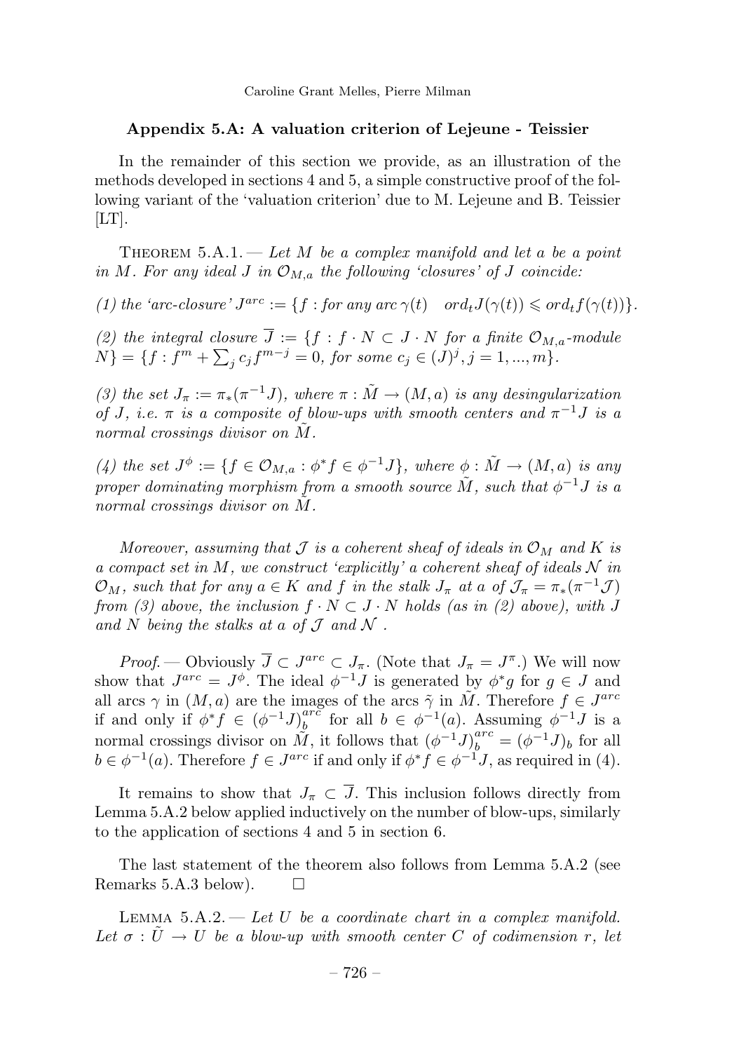### Appendix 5.A: A valuation criterion of Lejeune - Teissier

In the remainder of this section we provide, as an illustration of the methods developed in sections 4 and 5, a simple constructive proof of the following variant of the 'valuation criterion' due to M. Lejeune and B. Teissier [LT].

THEOREM 5.A.1. — *Let $M$ be a complex manifold and let $a$ be a point in $M$. For any ideal $J$ in $\mathcal{O}_{M,a}$ the following 'closures' of $J$ coincide:*

*(1) the 'arc-closure' $J^{arc} := \{f : \text{for any arc } \gamma(t) \quad ord_t J(\gamma(t)) \leqslant ord_t f(\gamma(t))\}$.*

*(2) the integral closure $\overline{J} := \{f : f \cdot N \subset J \cdot N$ for a finite $\mathcal{O}_{M,a}$-module $N\} = \{f : f^m + \sum_j c_j f^{m-j} = 0$, for some $c_j \in (J)^j, j = 1, ..., m\}$.*

*(3) the set $J_\pi := \pi_*(\pi^{-1}J)$, where $\pi : \tilde{M} \to (M, a)$ is any desingularization of $J$, i.e. $\pi$ is a composite of blow-ups with smooth centers and $\pi^{-1}J$ is a normal crossings divisor on $\tilde{M}$.*

*(4) the set $J^\phi := \{f \in \mathcal{O}_{M,a} : \phi^* f \in \phi^{-1}J\}$, where $\phi : \tilde{M} \to (M, a)$ is any proper dominating morphism from a smooth source $\tilde{M}$, such that $\phi^{-1}J$ is a normal crossings divisor on $\tilde{M}$.*

*Moreover, assuming that $\mathcal{J}$ is a coherent sheaf of ideals in $\mathcal{O}_M$ and $K$ is a compact set in $M$, we construct 'explicitly' a coherent sheaf of ideals $\mathcal{N}$ in $\mathcal{O}_M$, such that for any $a \in K$ and $f$ in the stalk $J_\pi$ at $a$ of $\mathcal{J}_\pi = \pi_*(\pi^{-1}\mathcal{J})$ from (3) above, the inclusion $f \cdot N \subset J \cdot N$ holds (as in (2) above), with $J$ and $N$ being the stalks at $a$ of $\mathcal{J}$ and $\mathcal{N}$ .*

*Proof.* — Obviously $\overline{J} \subset J^{arc} \subset J_\pi$. (Note that $J_\pi = J^\pi$.) We will now show that $J^{arc} = J^\phi$. The ideal $\phi^{-1}J$ is generated by $\phi^* g$ for $g \in J$ and all arcs $\gamma$ in $(M, a)$ are the images of the arcs $\tilde{\gamma}$ in $\tilde{M}$. Therefore $f \in J^{arc}$ if and only if $\phi^* f \in (\phi^{-1}J)_b^{arc}$ for all $b \in \phi^{-1}(a)$. Assuming $\phi^{-1}J$ is a normal crossings divisor on $\tilde{M}$, it follows that $(\phi^{-1}J)_b^{arc} = (\phi^{-1}J)_b$ for all $b \in \phi^{-1}(a)$. Therefore $f \in J^{arc}$ if and only if $\phi^* f \in \phi^{-1}J$, as required in (4).

It remains to show that $J_\pi \subset \overline{J}$. This inclusion follows directly from Lemma 5.A.2 below applied inductively on the number of blow-ups, similarly to the application of sections 4 and 5 in section 6.

The last statement of the theorem also follows from Lemma 5.A.2 (see Remarks 5.A.3 below). $\square$

LEMMA 5.A.2. — *Let $U$ be a coordinate chart in a complex manifold. Let $\sigma : \tilde{U} \to U$ be a blow-up with smooth center $C$ of codimension $r$, let*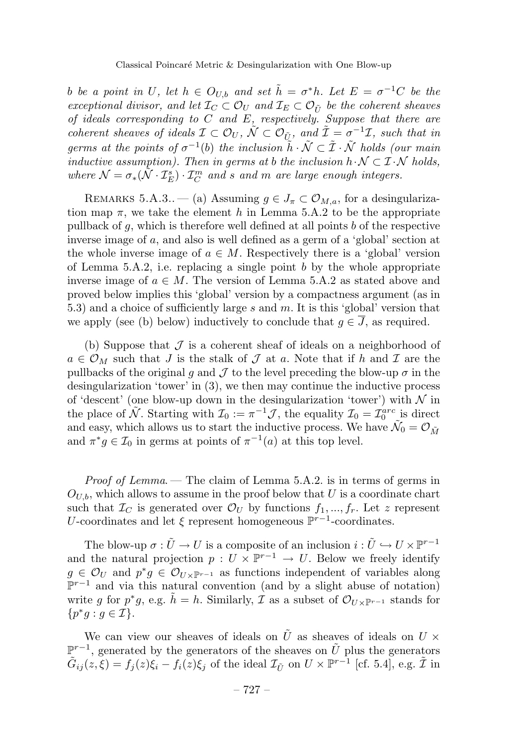*$b$ be a point in $U$, let $h \in O_{U,b}$ and set $\tilde{h} = \sigma^* h$. Let $E = \sigma^{-1}C$ be the exceptional divisor, and let $\mathcal{I}_C \subset \mathcal{O}_U$ and $\mathcal{I}_E \subset \mathcal{O}_{\tilde{U}}$ be the coherent sheaves of ideals corresponding to $C$ and $E$, respectively. Suppose that there are coherent sheaves of ideals $\mathcal{I} \subset \mathcal{O}_U$, $\tilde{\mathcal{N}} \subset \mathcal{O}_{\tilde{U}}$, and $\tilde{\mathcal{I}} = \sigma^{-1}\mathcal{I}$, such that in germs at the points of $\sigma^{-1}(b)$ the inclusion $\tilde{h} \cdot \tilde{\mathcal{N}} \subset \tilde{\mathcal{I}} \cdot \tilde{\mathcal{N}}$ holds (our main inductive assumption). Then in germs at $b$ the inclusion $h \cdot \mathcal{N} \subset \mathcal{I} \cdot \mathcal{N}$ holds, where $\mathcal{N} = \sigma_*(\tilde{\mathcal{N}} \cdot \mathcal{I}_E^s) \cdot \mathcal{I}_C^m$ and $s$ and $m$ are large enough integers.*

Remarks 5.A.3.. — (a) Assuming $g \in J_\pi \subset \mathcal{O}_{M,a}$, for a desingularization map $\pi$, we take the element $h$ in Lemma 5.A.2 to be the appropriate pullback of $g$, which is therefore well defined at all points $b$ of the respective inverse image of $a$, and also is well defined as a germ of a 'global' section at the whole inverse image of $a \in M$. Respectively there is a 'global' version of Lemma 5.A.2, i.e. replacing a single point $b$ by the whole appropriate inverse image of $a \in M$. The version of Lemma 5.A.2 as stated above and proved below implies this 'global' version by a compactness argument (as in 5.3) and a choice of sufficiently large $s$ and $m$. It is this 'global' version that we apply (see (b) below) inductively to conclude that $g \in \overline{J}$, as required.

(b) Suppose that $\mathcal{J}$ is a coherent sheaf of ideals on a neighborhood of $a \in \mathcal{O}_M$ such that $J$ is the stalk of $\mathcal{J}$ at $a$. Note that if $h$ and $\mathcal{I}$ are the pullbacks of the original $g$ and $\mathcal{J}$ to the level preceding the blow-up $\sigma$ in the desingularization 'tower' in (3), we then may continue the inductive process of 'descent' (one blow-up down in the desingularization 'tower') with $\mathcal{N}$ in the place of $\tilde{\mathcal{N}}$. Starting with $\mathcal{I}_0 := \pi^{-1}\mathcal{J}$, the equality $\mathcal{I}_0 = \mathcal{I}_0^{arc}$ is direct and easy, which allows us to start the inductive process. We have $\tilde{\mathcal{N}}_0 = \mathcal{O}_{\tilde{M}}$ and $\pi^* g \in \mathcal{I}_0$ in germs at points of $\pi^{-1}(a)$ at this top level.

*Proof of Lemma*. — The claim of Lemma 5.A.2. is in terms of germs in $O_{U,b}$, which allows to assume in the proof below that $U$ is a coordinate chart such that $\mathcal{I}_C$ is generated over $\mathcal{O}_U$ by functions $f_1, ..., f_r$. Let $z$ represent $U$-coordinates and let $\xi$ represent homogeneous $\mathbb{P}^{r-1}$-coordinates.

The blow-up $\sigma : \tilde{U} \to U$ is a composite of an inclusion $i : \tilde{U} \hookrightarrow U \times \mathbb{P}^{r-1}$ and the natural projection $p : U \times \mathbb{P}^{r-1} \to U$. Below we freely identify $g \in \mathcal{O}_U$ and $p^* g \in \mathcal{O}_{U \times \mathbb{P}^{r-1}}$ as functions independent of variables along $\mathbb{P}^{r-1}$ and via this natural convention (and by a slight abuse of notation) write $g$ for $p^* g$, e.g. $\tilde{h} = h$. Similarly, $\mathcal{I}$ as a subset of $\mathcal{O}_{U \times \mathbb{P}^{r-1}}$ stands for $\{p^* g : g \in \mathcal{I}\}$.

We can view our sheaves of ideals on $\tilde{U}$ as sheaves of ideals on $U \times \mathbb{P}^{r-1}$, generated by the generators of the sheaves on $\tilde{U}$ plus the generators $\tilde{G}_{ij}(z, \xi) = f_j(z)\xi_i - f_i(z)\xi_j$ of the ideal $\mathcal{I}_{\tilde{U}}$ on $U \times \mathbb{P}^{r-1}$ [cf. 5.4], e.g. $\tilde{\mathcal{I}}$ in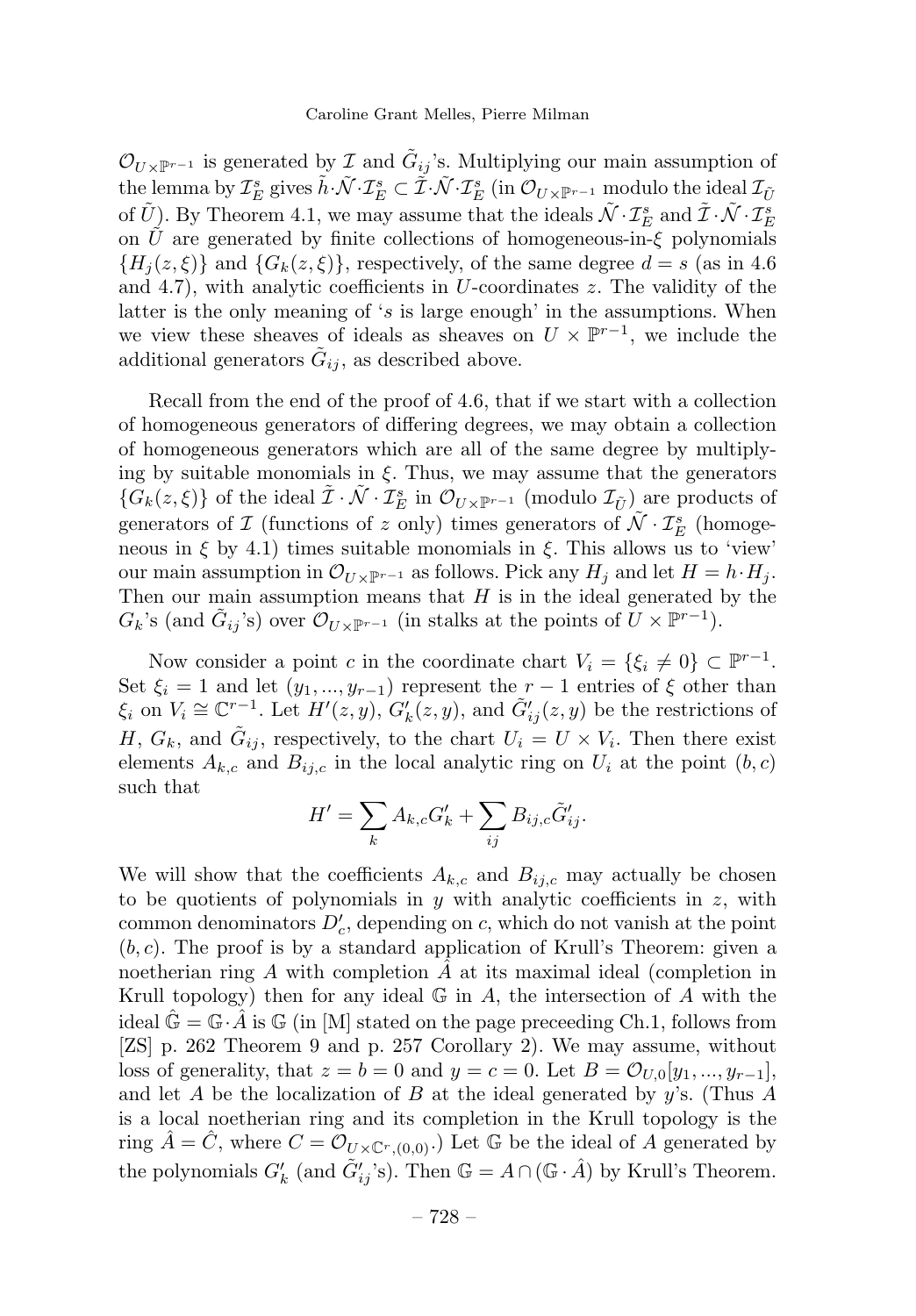$\mathcal{O}_{U\times\mathbb{P}^{r-1}}$ is generated by $\mathcal{I}$ and $\tilde{G}_{ij}$'s. Multiplying our main assumption of the lemma by $\mathcal{I}_E^s$ gives $\tilde{h}\cdot\tilde{\mathcal{N}}\cdot\mathcal{I}_E^s \subset \tilde{\mathcal{I}}\cdot\tilde{\mathcal{N}}\cdot\mathcal{I}_E^s$ (in $\mathcal{O}_{U\times\mathbb{P}^{r-1}}$ modulo the ideal $\mathcal{I}_{\tilde{U}}$ of $\tilde{U}$). By Theorem 4.1, we may assume that the ideals $\tilde{\mathcal{N}}\cdot\mathcal{I}_E^s$ and $\tilde{\mathcal{I}}\cdot\tilde{\mathcal{N}}\cdot\mathcal{I}_E^s$ on $\tilde{U}$ are generated by finite collections of homogeneous-in-$\xi$ polynomials $\{H_j(z,\xi)\}$ and $\{G_k(z,\xi)\}$, respectively, of the same degree $d = s$ (as in 4.6 and 4.7), with analytic coefficients in $U$-coordinates $z$. The validity of the latter is the only meaning of '$s$ is large enough' in the assumptions. When we view these sheaves of ideals as sheaves on $U \times \mathbb{P}^{r-1}$, we include the additional generators $\tilde{G}_{ij}$, as described above.

Recall from the end of the proof of 4.6, that if we start with a collection of homogeneous generators of differing degrees, we may obtain a collection of homogeneous generators which are all of the same degree by multiplying by suitable monomials in $\xi$. Thus, we may assume that the generators $\{G_k(z,\xi)\}$ of the ideal $\tilde{\mathcal{I}}\cdot\tilde{\mathcal{N}}\cdot\mathcal{I}_E^s$ in $\mathcal{O}_{U\times\mathbb{P}^{r-1}}$ (modulo $\mathcal{I}_{\tilde{U}}$) are products of generators of $\mathcal{I}$ (functions of $z$ only) times generators of $\tilde{\mathcal{N}}\cdot\mathcal{I}_E^s$ (homogeneous in $\xi$ by 4.1) times suitable monomials in $\xi$. This allows us to 'view' our main assumption in $\mathcal{O}_{U\times\mathbb{P}^{r-1}}$ as follows. Pick any $H_j$ and let $H = h\cdot H_j$. Then our main assumption means that $H$ is in the ideal generated by the $G_k$'s (and $\tilde{G}_{ij}$'s) over $\mathcal{O}_{U\times\mathbb{P}^{r-1}}$ (in stalks at the points of $U\times\mathbb{P}^{r-1}$).

Now consider a point $c$ in the coordinate chart $V_i = \{\xi_i \neq 0\} \subset \mathbb{P}^{r-1}$. Set $\xi_i = 1$ and let $(y_1,...,y_{r-1})$ represent the $r-1$ entries of $\xi$ other than $\xi_i$ on $V_i \cong \mathbb{C}^{r-1}$. Let $H'(z,y)$, $G'_k(z,y)$, and $\tilde{G}'_{ij}(z,y)$ be the restrictions of $H$, $G_k$, and $\tilde{G}_{ij}$, respectively, to the chart $U_i = U\times V_i$. Then there exist elements $A_{k,c}$ and $B_{ij,c}$ in the local analytic ring on $U_i$ at the point $(b,c)$ such that

$$H' = \sum_k A_{k,c}G'_k + \sum_{ij} B_{ij,c}\tilde{G}'_{ij}.$$

We will show that the coefficients $A_{k,c}$ and $B_{ij,c}$ may actually be chosen to be quotients of polynomials in $y$ with analytic coefficients in $z$, with common denominators $D'_c$, depending on $c$, which do not vanish at the point $(b,c)$. The proof is by a standard application of Krull's Theorem: given a noetherian ring $A$ with completion $\hat{A}$ at its maximal ideal (completion in Krull topology) then for any ideal $\mathbb{G}$ in $A$, the intersection of $A$ with the ideal $\hat{\mathbb{G}} = \mathbb{G}\cdot\hat{A}$ is $\mathbb{G}$ (in [M] stated on the page preceeding Ch.1, follows from [ZS] p. 262 Theorem 9 and p. 257 Corollary 2). We may assume, without loss of generality, that $z = b = 0$ and $y = c = 0$. Let $B = \mathcal{O}_{U,0}[y_1,...,y_{r-1}]$, and let $A$ be the localization of $B$ at the ideal generated by $y$'s. (Thus $A$ is a local noetherian ring and its completion in the Krull topology is the ring $\hat{A} = \hat{C}$, where $C = \mathcal{O}_{U\times\mathbb{C}^r,(0,0)}$.) Let $\mathbb{G}$ be the ideal of $A$ generated by the polynomials $G'_k$ (and $\tilde{G}'_{ij}$'s). Then $\mathbb{G} = A\cap(\mathbb{G}\cdot\hat{A})$ by Krull's Theorem.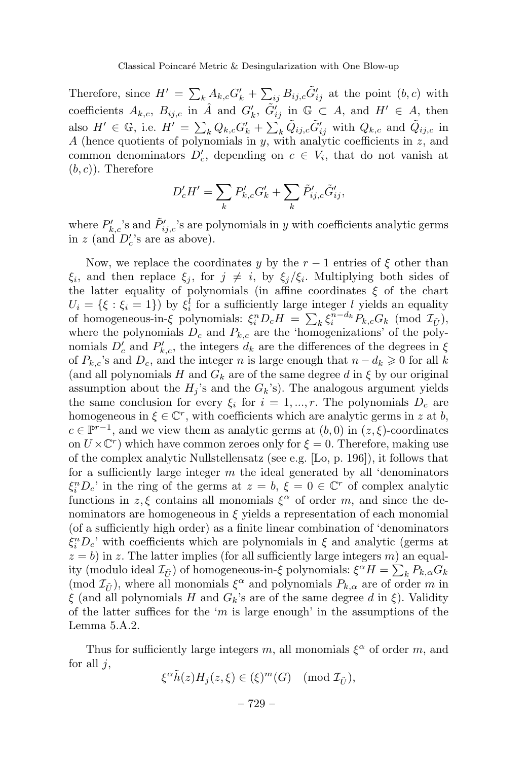Therefore, since $H' = \sum_k A_{k,c} G'_k + \sum_{ij} B_{ij,c} \tilde{G}'_{ij}$ at the point $(b,c)$ with coefficients $A_{k,c}$, $B_{ij,c}$ in $\hat{A}$ and $G'_k$, $\tilde{G}'_{ij}$ in $\mathbb{G} \subset A$, and $H' \in A$, then also $H' \in \mathbb{G}$, i.e. $H' = \sum_k Q_{k,c} G'_k + \sum_k \tilde{Q}_{ij,c} \tilde{G}'_{ij}$ with $Q_{k,c}$ and $\tilde{Q}_{ij,c}$ in $A$ (hence quotients of polynomials in $y$, with analytic coefficients in $z$, and common denominators $D'_c$, depending on $c \in V_i$, that do not vanish at $(b,c)$). Therefore

$$D'_c H' = \sum_k P'_{k,c} G'_k + \sum_k \tilde{P}'_{ij,c} \tilde{G}'_{ij},$$

where $P'_{k,c}$'s and $\tilde{P}'_{ij,c}$'s are polynomials in $y$ with coefficients analytic germs in $z$ (and $D'_c$'s are as above).

Now, we replace the coordinates $y$ by the $r-1$ entries of $\xi$ other than $\xi_i$, and then replace $\xi_j$, for $j \neq i$, by $\xi_j/\xi_i$. Multiplying both sides of the latter equality of polynomials (in affine coordinates $\xi$ of the chart $U_i = \{\xi : \xi_i = 1\}$) by $\xi_i^l$ for a sufficiently large integer $l$ yields an equality of homogeneous-in-$\xi$ polynomials: $\xi_i^n D_c H = \sum_k \xi_i^{n-d_k} P_{k,c} G_k \pmod{\mathcal{I}_{\tilde{U}}}$, where the polynomials $D_c$ and $P_{k,c}$ are the 'homogenizations' of the polynomials $D'_c$ and $P'_{k,c}$, the integers $d_k$ are the differences of the degrees in $\xi$ of $P_{k,c}$'s and $D_c$, and the integer $n$ is large enough that $n - d_k \geqslant 0$ for all $k$ (and all polynomials $H$ and $G_k$ are of the same degree $d$ in $\xi$ by our original assumption about the $H_j$'s and the $G_k$'s). The analogous argument yields the same conclusion for every $\xi_i$ for $i = 1, ..., r$. The polynomials $D_c$ are homogeneous in $\xi \in \mathbb{C}^r$, with coefficients which are analytic germs in $z$ at $b$, $c \in \mathbb{P}^{r-1}$, and we view them as analytic germs at $(b,0)$ in $(z,\xi)$-coordinates on $U \times \mathbb{C}^r$) which have common zeroes only for $\xi = 0$. Therefore, making use of the complex analytic Nullstellensatz (see e.g. [Lo, p. 196]), it follows that for a sufficiently large integer $m$ the ideal generated by all 'denominators $\xi_i^n D_c$' in the ring of the germs at $z = b$, $\xi = 0 \in \mathbb{C}^r$ of complex analytic functions in $z, \xi$ contains all monomials $\xi^\alpha$ of order $m$, and since the denominators are homogeneous in $\xi$ yields a representation of each monomial (of a sufficiently high order) as a finite linear combination of 'denominators $\xi_i^n D_c$' with coefficients which are polynomials in $\xi$ and analytic (germs at $z = b$) in $z$. The latter implies (for all sufficiently large integers $m$) an equality (modulo ideal $\mathcal{I}_{\tilde{U}}$) of homogeneous-in-$\xi$ polynomials: $\xi^\alpha H = \sum_k P_{k,\alpha} G_k \pmod{\mathcal{I}_{\tilde{U}}}$, where all monomials $\xi^\alpha$ and polynomials $P_{k,\alpha}$ are of order $m$ in $\xi$ (and all polynomials $H$ and $G_k$'s are of the same degree $d$ in $\xi$). Validity of the latter suffices for the '$m$ is large enough' in the assumptions of the Lemma 5.A.2.

Thus for sufficiently large integers $m$, all monomials $\xi^\alpha$ of order $m$, and for all $j$,

$$\xi^\alpha \tilde{h}(z) H_j(z,\xi) \in (\xi)^m (G) \pmod{\mathcal{I}_{\tilde{U}}},$$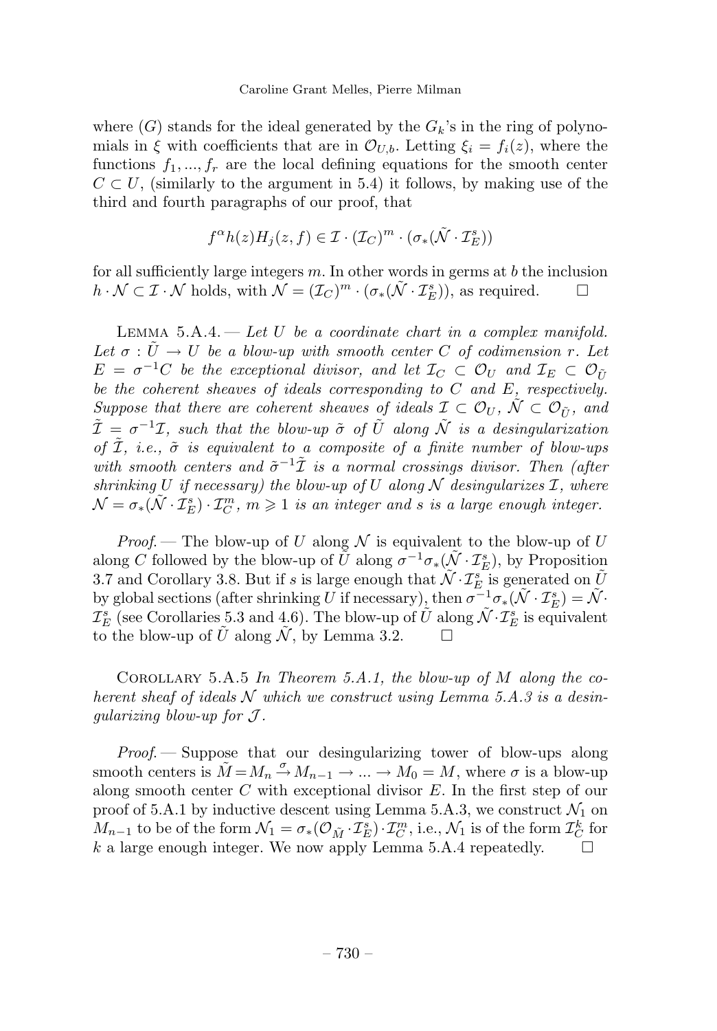where $(G)$ stands for the ideal generated by the $G_k$'s in the ring of polynomials in $\xi$ with coefficients that are in $\mathcal{O}_{U,b}$. Letting $\xi_i = f_i(z)$, where the functions $f_1, ..., f_r$ are the local defining equations for the smooth center $C \subset U$, (similarly to the argument in 5.4) it follows, by making use of the third and fourth paragraphs of our proof, that

$$f^\alpha h(z) H_j(z, f) \in \mathcal{I} \cdot (\mathcal{I}_C)^m \cdot (\sigma_*(\tilde{\mathcal{N}} \cdot \mathcal{I}_E^s))$$

for all sufficiently large integers $m$. In other words in germs at $b$ the inclusion $h \cdot \mathcal{N} \subset \mathcal{I} \cdot \mathcal{N}$ holds, with $\mathcal{N} = (\mathcal{I}_C)^m \cdot (\sigma_*(\tilde{\mathcal{N}} \cdot \mathcal{I}_E^s))$, as required. □

Lemma 5.A.4. — *Let $U$ be a coordinate chart in a complex manifold. Let $\sigma : \tilde{U} \to U$ be a blow-up with smooth center $C$ of codimension $r$. Let $E = \sigma^{-1}C$ be the exceptional divisor, and let $\mathcal{I}_C \subset \mathcal{O}_U$ and $\mathcal{I}_E \subset \mathcal{O}_{\tilde{U}}$ be the coherent sheaves of ideals corresponding to $C$ and $E$, respectively. Suppose that there are coherent sheaves of ideals $\mathcal{I} \subset \mathcal{O}_U$, $\tilde{\mathcal{N}} \subset \mathcal{O}_{\tilde{U}}$, and $\tilde{\mathcal{I}} = \sigma^{-1}\mathcal{I}$, such that the blow-up $\tilde{\sigma}$ of $\tilde{U}$ along $\tilde{\mathcal{N}}$ is a desingularization of $\tilde{\mathcal{I}}$, i.e., $\tilde{\sigma}$ is equivalent to a composite of a finite number of blow-ups with smooth centers and $\tilde{\sigma}^{-1}\tilde{\mathcal{I}}$ is a normal crossings divisor. Then (after shrinking $U$ if necessary) the blow-up of $U$ along $\mathcal{N}$ desingularizes $\mathcal{I}$, where $\mathcal{N} = \sigma_*(\tilde{\mathcal{N}} \cdot \mathcal{I}_E^s) \cdot \mathcal{I}_C^m$, $m \geqslant 1$ is an integer and $s$ is a large enough integer.*

*Proof.* — The blow-up of $U$ along $\mathcal{N}$ is equivalent to the blow-up of $U$ along $C$ followed by the blow-up of $\tilde{U}$ along $\sigma^{-1}\sigma_*(\tilde{\mathcal{N}} \cdot \mathcal{I}_E^s)$, by Proposition 3.7 and Corollary 3.8. But if $s$ is large enough that $\tilde{\mathcal{N}} \cdot \mathcal{I}_E^s$ is generated on $\tilde{U}$ by global sections (after shrinking $U$ if necessary), then $\sigma^{-1}\sigma_*(\tilde{\mathcal{N}} \cdot \mathcal{I}_E^s) = \tilde{\mathcal{N}} \cdot \mathcal{I}_E^s$ (see Corollaries 5.3 and 4.6). The blow-up of $\tilde{U}$ along $\tilde{\mathcal{N}} \cdot \mathcal{I}_E^s$ is equivalent to the blow-up of $\tilde{U}$ along $\tilde{\mathcal{N}}$, by Lemma 3.2. □

Corollary 5.A.5 *In Theorem 5.A.1, the blow-up of $M$ along the coherent sheaf of ideals $\mathcal{N}$ which we construct using Lemma 5.A.3 is a desingularizing blow-up for $\mathcal{J}$.*

*Proof.* — Suppose that our desingularizing tower of blow-ups along smooth centers is $\tilde{M} = M_n \xrightarrow{\sigma} M_{n-1} \to ... \to M_0 = M$, where $\sigma$ is a blow-up along smooth center $C$ with exceptional divisor $E$. In the first step of our proof of 5.A.1 by inductive descent using Lemma 5.A.3, we construct $\mathcal{N}_1$ on $M_{n-1}$ to be of the form $\mathcal{N}_1 = \sigma_*(\mathcal{O}_{\tilde{M}} \cdot \mathcal{I}_E^s) \cdot \mathcal{I}_C^m$, i.e., $\mathcal{N}_1$ is of the form $\mathcal{I}_C^k$ for $k$ a large enough integer. We now apply Lemma 5.A.4 repeatedly. □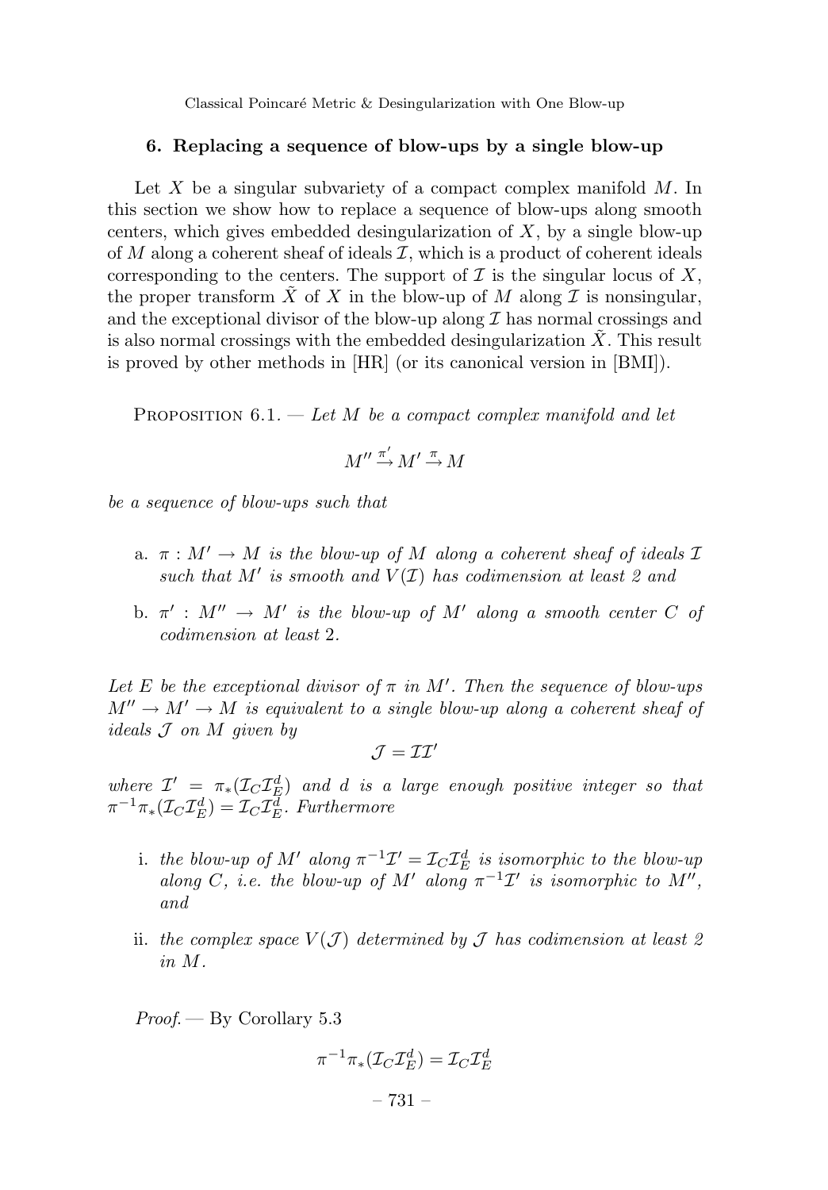## 6. Replacing a sequence of blow-ups by a single blow-up

Let $X$ be a singular subvariety of a compact complex manifold $M$. In this section we show how to replace a sequence of blow-ups along smooth centers, which gives embedded desingularization of $X$, by a single blow-up of $M$ along a coherent sheaf of ideals $\mathcal{I}$, which is a product of coherent ideals corresponding to the centers. The support of $\mathcal{I}$ is the singular locus of $X$, the proper transform $\tilde{X}$ of $X$ in the blow-up of $M$ along $\mathcal{I}$ is nonsingular, and the exceptional divisor of the blow-up along $\mathcal{I}$ has normal crossings and is also normal crossings with the embedded desingularization $\tilde{X}$. This result is proved by other methods in [HR] (or its canonical version in [BMI]).

Proposition 6.1. — *Let $M$ be a compact complex manifold and let*

$$M'' \xrightarrow{\pi'} M' \xrightarrow{\pi} M$$

*be a sequence of blow-ups such that*

- a. *$\pi : M' \to M$ is the blow-up of $M$ along a coherent sheaf of ideals $\mathcal{I}$ such that $M'$ is smooth and $V(\mathcal{I})$ has codimension at least 2 and*
- b. *$\pi' : M'' \to M'$ is the blow-up of $M'$ along a smooth center $C$ of codimension at least 2.*

*Let $E$ be the exceptional divisor of $\pi$ in $M'$. Then the sequence of blow-ups $M'' \to M' \to M$ is equivalent to a single blow-up along a coherent sheaf of ideals $\mathcal{J}$ on $M$ given by*

$$\mathcal{J} = \mathcal{I}\mathcal{I}'$$

*where $\mathcal{I}' = \pi_*(\mathcal{I}_C\mathcal{I}_E^d)$ and $d$ is a large enough positive integer so that $\pi^{-1}\pi_*(\mathcal{I}_C\mathcal{I}_E^d) = \mathcal{I}_C\mathcal{I}_E^d$. Furthermore*

- i. *the blow-up of $M'$ along $\pi^{-1}\mathcal{I}' = \mathcal{I}_C\mathcal{I}_E^d$ is isomorphic to the blow-up along $C$, i.e. the blow-up of $M'$ along $\pi^{-1}\mathcal{I}'$ is isomorphic to $M''$, and*
- ii. *the complex space $V(\mathcal{J})$ determined by $\mathcal{J}$ has codimension at least 2 in $M$.*

*Proof.* — By Corollary 5.3

$$\pi^{-1}\pi_*(\mathcal{I}_C\mathcal{I}_E^d) = \mathcal{I}_C\mathcal{I}_E^d$$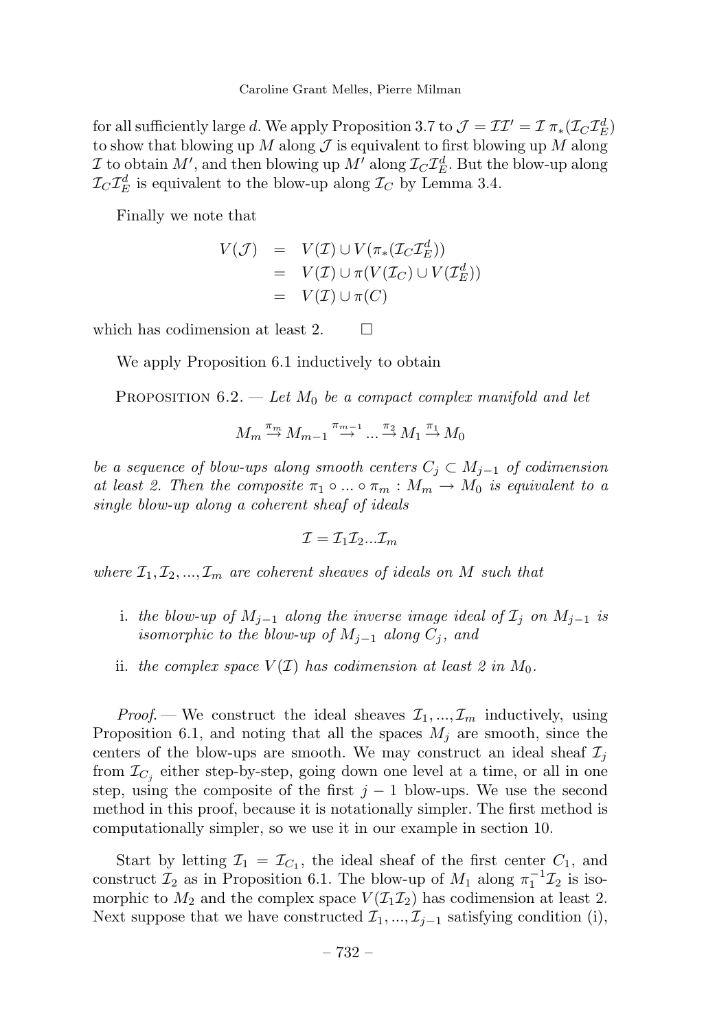for all sufficiently large $d$. We apply Proposition 3.7 to $\mathcal{J} = \mathcal{I}\mathcal{I}' = \mathcal{I}\ \pi_*(\mathcal{I}_C\mathcal{I}_E^d)$ to show that blowing up $M$ along $\mathcal{J}$ is equivalent to first blowing up $M$ along $\mathcal{I}$ to obtain $M'$, and then blowing up $M'$ along $\mathcal{I}_C\mathcal{I}_E^d$. But the blow-up along $\mathcal{I}_C\mathcal{I}_E^d$ is equivalent to the blow-up along $\mathcal{I}_C$ by Lemma 3.4.

Finally we note that

$$
\begin{aligned}
V(\mathcal{J}) &= V(\mathcal{I}) \cup V(\pi_*(\mathcal{I}_C\mathcal{I}_E^d)) \\
&= V(\mathcal{I}) \cup \pi(V(\mathcal{I}_C) \cup V(\mathcal{I}_E^d)) \\
&= V(\mathcal{I}) \cup \pi(C)
\end{aligned}
$$

which has codimension at least 2. □

We apply Proposition 6.1 inductively to obtain

PROPOSITION 6.2. — *Let $M_0$ be a compact complex manifold and let*

$$M_m \xrightarrow{\pi_m} M_{m-1} \xrightarrow{\pi_{m-1}} \ldots \xrightarrow{\pi_2} M_1 \xrightarrow{\pi_1} M_0$$

*be a sequence of blow-ups along smooth centers $C_j \subset M_{j-1}$ of codimension at least 2. Then the composite $\pi_1 \circ \ldots \circ \pi_m : M_m \to M_0$ is equivalent to a single blow-up along a coherent sheaf of ideals*

$$\mathcal{I} = \mathcal{I}_1\mathcal{I}_2\ldots\mathcal{I}_m$$

*where $\mathcal{I}_1, \mathcal{I}_2, \ldots, \mathcal{I}_m$ are coherent sheaves of ideals on $M$ such that*

- i. *the blow-up of $M_{j-1}$ along the inverse image ideal of $\mathcal{I}_j$ on $M_{j-1}$ is isomorphic to the blow-up of $M_{j-1}$ along $C_j$, and*
- ii. *the complex space $V(\mathcal{I})$ has codimension at least 2 in $M_0$.*

*Proof.* — We construct the ideal sheaves $\mathcal{I}_1, \ldots, \mathcal{I}_m$ inductively, using Proposition 6.1, and noting that all the spaces $M_j$ are smooth, since the centers of the blow-ups are smooth. We may construct an ideal sheaf $\mathcal{I}_j$ from $\mathcal{I}_{C_j}$ either step-by-step, going down one level at a time, or all in one step, using the composite of the first $j-1$ blow-ups. We use the second method in this proof, because it is notationally simpler. The first method is computationally simpler, so we use it in our example in section 10.

Start by letting $\mathcal{I}_1 = \mathcal{I}_{C_1}$, the ideal sheaf of the first center $C_1$, and construct $\mathcal{I}_2$ as in Proposition 6.1. The blow-up of $M_1$ along $\pi_1^{-1}\mathcal{I}_2$ is isomorphic to $M_2$ and the complex space $V(\mathcal{I}_1\mathcal{I}_2)$ has codimension at least 2. Next suppose that we have constructed $\mathcal{I}_1, \ldots, \mathcal{I}_{j-1}$ satisfying condition (i),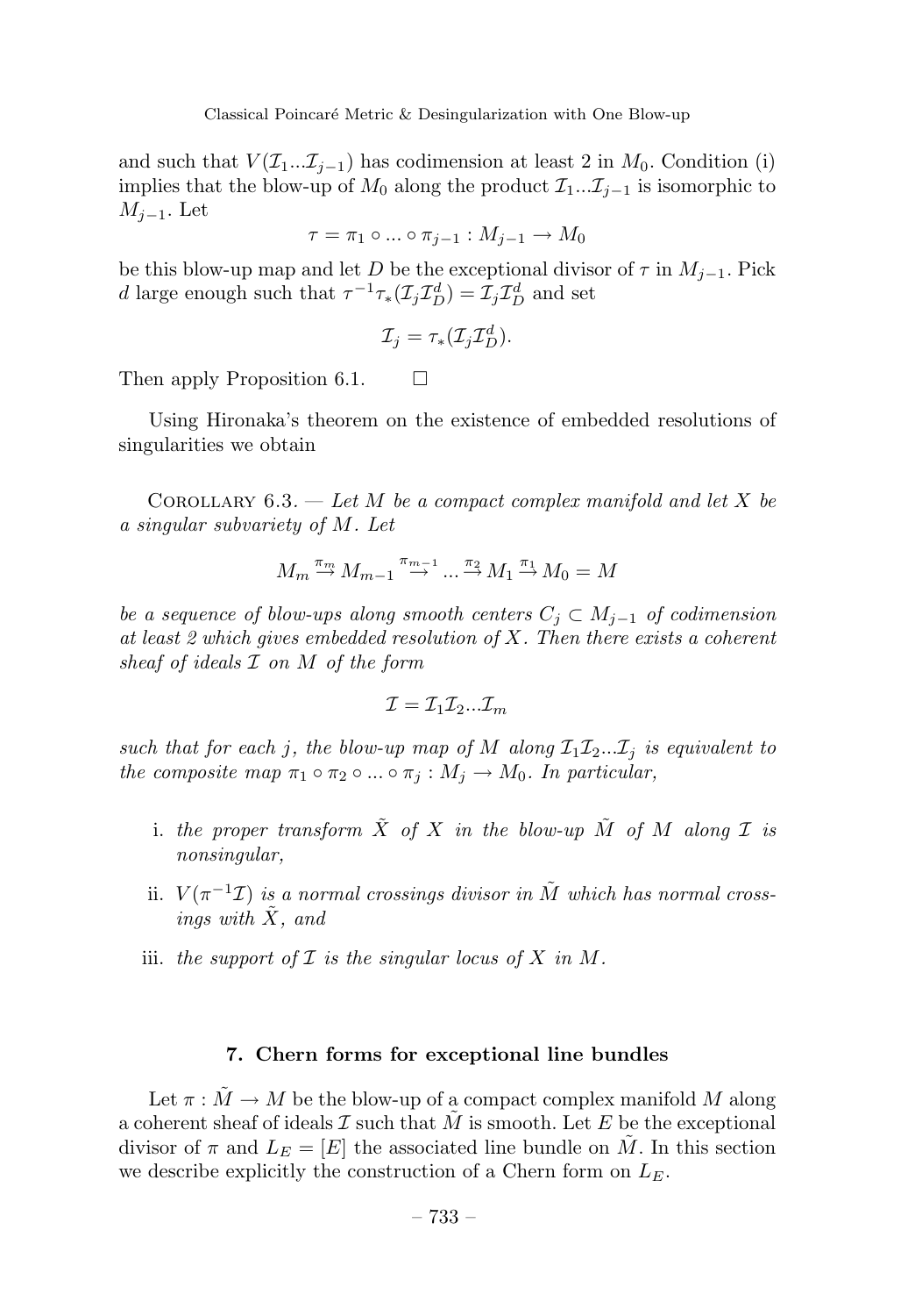and such that $V(\mathcal{I}_1...\mathcal{I}_{j-1})$ has codimension at least 2 in $M_0$. Condition (i) implies that the blow-up of $M_0$ along the product $\mathcal{I}_1...\mathcal{I}_{j-1}$ is isomorphic to $M_{j-1}$. Let

$$\tau = \pi_1 \circ ... \circ \pi_{j-1} : M_{j-1} \to M_0$$

be this blow-up map and let $D$ be the exceptional divisor of $\tau$ in $M_{j-1}$. Pick $d$ large enough such that $\tau^{-1}\tau_*(\mathcal{I}_j\mathcal{I}_D^d) = \mathcal{I}_j\mathcal{I}_D^d$ and set

$$\mathcal{I}_j = \tau_*(\mathcal{I}_j\mathcal{I}_D^d).$$

Then apply Proposition 6.1. $\square$

Using Hironaka's theorem on the existence of embedded resolutions of singularities we obtain

Corollary 6.3. — *Let $M$ be a compact complex manifold and let $X$ be a singular subvariety of $M$. Let*

$$M_m \overset{\pi_m}{\to} M_{m-1} \overset{\pi_{m-1}}{\to} ... \overset{\pi_2}{\to} M_1 \overset{\pi_1}{\to} M_0 = M$$

*be a sequence of blow-ups along smooth centers $C_j \subset M_{j-1}$ of codimension at least 2 which gives embedded resolution of $X$. Then there exists a coherent sheaf of ideals $\mathcal{I}$ on $M$ of the form*

$$\mathcal{I} = \mathcal{I}_1\mathcal{I}_2...\mathcal{I}_m$$

*such that for each $j$, the blow-up map of $M$ along $\mathcal{I}_1\mathcal{I}_2...\mathcal{I}_j$ is equivalent to the composite map $\pi_1 \circ \pi_2 \circ ... \circ \pi_j : M_j \to M_0$. In particular,*

i. *the proper transform $\tilde{X}$ of $X$ in the blow-up $\tilde{M}$ of $M$ along $\mathcal{I}$ is nonsingular,*

ii. *$V(\pi^{-1}\mathcal{I})$ is a normal crossings divisor in $\tilde{M}$ which has normal crossings with $\tilde{X}$, and*

iii. *the support of $\mathcal{I}$ is the singular locus of $X$ in $M$.*

## 7. Chern forms for exceptional line bundles

Let $\pi : \tilde{M} \to M$ be the blow-up of a compact complex manifold $M$ along a coherent sheaf of ideals $\mathcal{I}$ such that $\tilde{M}$ is smooth. Let $E$ be the exceptional divisor of $\pi$ and $L_E = [E]$ the associated line bundle on $\tilde{M}$. In this section we describe explicitly the construction of a Chern form on $L_E$.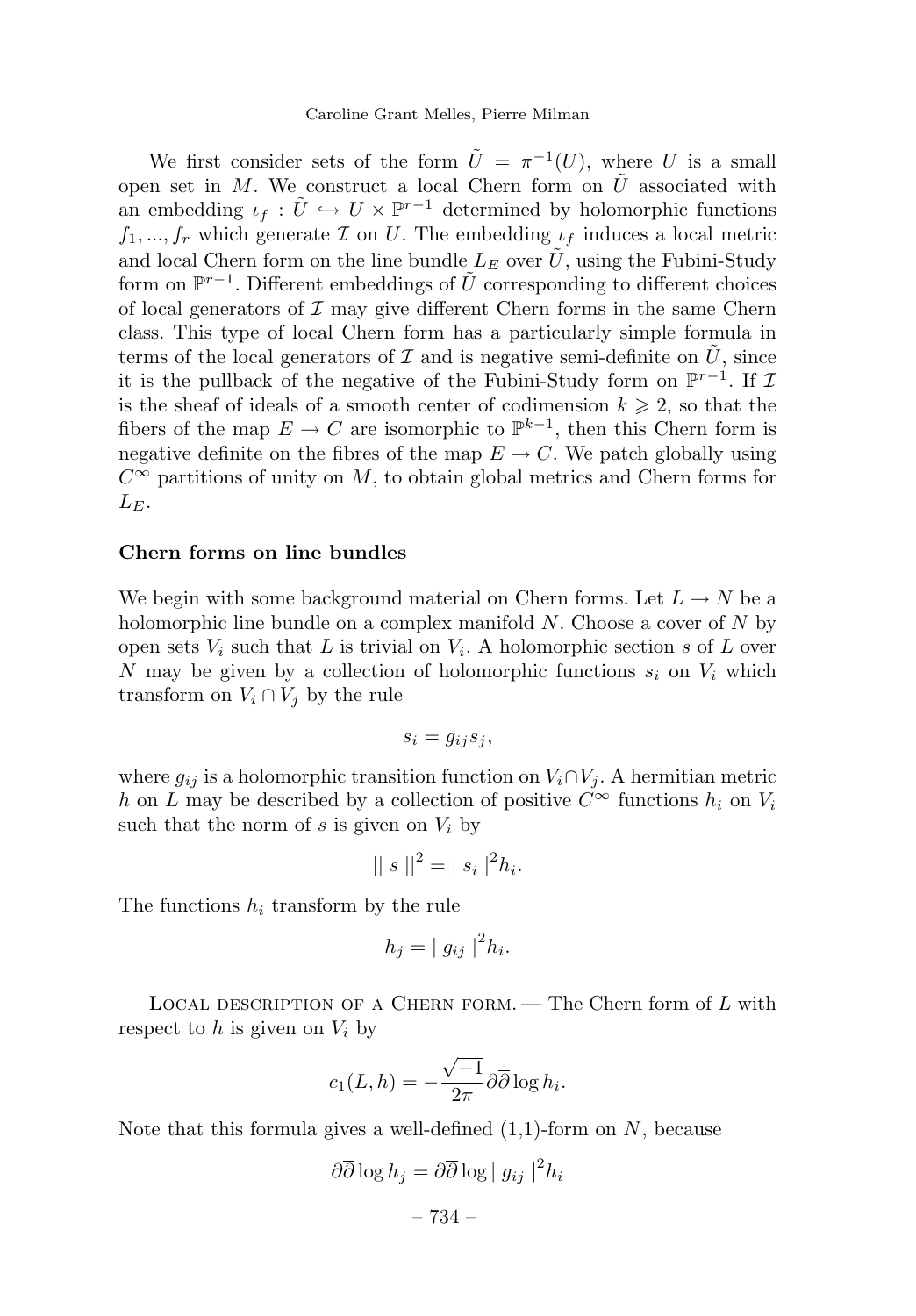We first consider sets of the form $\tilde{U} = \pi^{-1}(U)$, where $U$ is a small open set in $M$. We construct a local Chern form on $\tilde{U}$ associated with an embedding $\iota_f : \tilde{U} \hookrightarrow U \times \mathbb{P}^{r-1}$ determined by holomorphic functions $f_1, ..., f_r$ which generate $\mathcal{I}$ on $U$. The embedding $\iota_f$ induces a local metric and local Chern form on the line bundle $L_E$ over $\tilde{U}$, using the Fubini-Study form on $\mathbb{P}^{r-1}$. Different embeddings of $\tilde{U}$ corresponding to different choices of local generators of $\mathcal{I}$ may give different Chern forms in the same Chern class. This type of local Chern form has a particularly simple formula in terms of the local generators of $\mathcal{I}$ and is negative semi-definite on $\tilde{U}$, since it is the pullback of the negative of the Fubini-Study form on $\mathbb{P}^{r-1}$. If $\mathcal{I}$ is the sheaf of ideals of a smooth center of codimension $k \geqslant 2$, so that the fibers of the map $E \to C$ are isomorphic to $\mathbb{P}^{k-1}$, then this Chern form is negative definite on the fibres of the map $E \to C$. We patch globally using $C^\infty$ partitions of unity on $M$, to obtain global metrics and Chern forms for $L_E$.

### Chern forms on line bundles

We begin with some background material on Chern forms. Let $L \to N$ be a holomorphic line bundle on a complex manifold $N$. Choose a cover of $N$ by open sets $V_i$ such that $L$ is trivial on $V_i$. A holomorphic section $s$ of $L$ over $N$ may be given by a collection of holomorphic functions $s_i$ on $V_i$ which transform on $V_i \cap V_j$ by the rule

$$s_i = g_{ij} s_j,$$

where $g_{ij}$ is a holomorphic transition function on $V_i \cap V_j$. A hermitian metric $h$ on $L$ may be described by a collection of positive $C^\infty$ functions $h_i$ on $V_i$ such that the norm of $s$ is given on $V_i$ by

$$\| s \|^2 = | s_i |^2 h_i.$$

The functions $h_i$ transform by the rule

$$h_j = | g_{ij} |^2 h_i.$$

Local description of a Chern form. — The Chern form of $L$ with respect to $h$ is given on $V_i$ by

$$c_1(L, h) = -\frac{\sqrt{-1}}{2\pi} \partial\overline{\partial} \log h_i.$$

Note that this formula gives a well-defined (1,1)-form on $N$, because

$$\partial\overline{\partial} \log h_j = \partial\overline{\partial} \log | g_{ij} |^2 h_i$$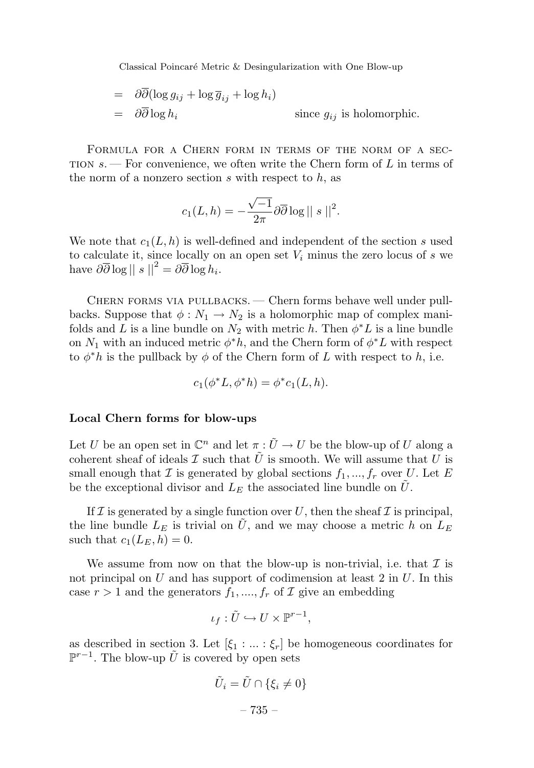$$
\begin{aligned}
&= \partial\overline{\partial}(\log g_{ij} + \log \overline{g}_{ij} + \log h_i) \\
&= \partial\overline{\partial} \log h_i \qquad\qquad \text{since } g_{ij} \text{ is holomorphic.}
\end{aligned}
$$

Formula for a Chern form in terms of the norm of a section $s$. — For convenience, we often write the Chern form of $L$ in terms of the norm of a nonzero section $s$ with respect to $h$, as

$$
c_1(L, h) = -\frac{\sqrt{-1}}{2\pi} \partial\overline{\partial} \log || \, s \, ||^2.
$$

We note that $c_1(L, h)$ is well-defined and independent of the section $s$ used to calculate it, since locally on an open set $V_i$ minus the zero locus of $s$ we have $\partial\overline{\partial} \log || \, s \, ||^2 = \partial\overline{\partial} \log h_i$.

Chern forms via pullbacks. — Chern forms behave well under pullbacks. Suppose that $\phi : N_1 \to N_2$ is a holomorphic map of complex manifolds and $L$ is a line bundle on $N_2$ with metric $h$. Then $\phi^* L$ is a line bundle on $N_1$ with an induced metric $\phi^* h$, and the Chern form of $\phi^* L$ with respect to $\phi^* h$ is the pullback by $\phi$ of the Chern form of $L$ with respect to $h$, i.e.

$$
c_1(\phi^* L, \phi^* h) = \phi^* c_1(L, h).
$$

**Local Chern forms for blow-ups**

Let $U$ be an open set in $\mathbb{C}^n$ and let $\pi : \tilde{U} \to U$ be the blow-up of $U$ along a coherent sheaf of ideals $\mathcal{I}$ such that $\tilde{U}$ is smooth. We will assume that $U$ is small enough that $\mathcal{I}$ is generated by global sections $f_1, ..., f_r$ over $U$. Let $E$ be the exceptional divisor and $L_E$ the associated line bundle on $\tilde{U}$.

If $\mathcal{I}$ is generated by a single function over $U$, then the sheaf $\mathcal{I}$ is principal, the line bundle $L_E$ is trivial on $\tilde{U}$, and we may choose a metric $h$ on $L_E$ such that $c_1(L_E, h) = 0$.

We assume from now on that the blow-up is non-trivial, i.e. that $\mathcal{I}$ is not principal on $U$ and has support of codimension at least 2 in $U$. In this case $r > 1$ and the generators $f_1, ...., f_r$ of $\mathcal{I}$ give an embedding

$$
\iota_f : \tilde{U} \hookrightarrow U \times \mathbb{P}^{r-1},
$$

as described in section 3. Let $[\xi_1 : ... : \xi_r]$ be homogeneous coordinates for $\mathbb{P}^{r-1}$. The blow-up $\tilde{U}$ is covered by open sets

$$
\tilde{U}_i = \tilde{U} \cap \{\xi_i \neq 0\}
$$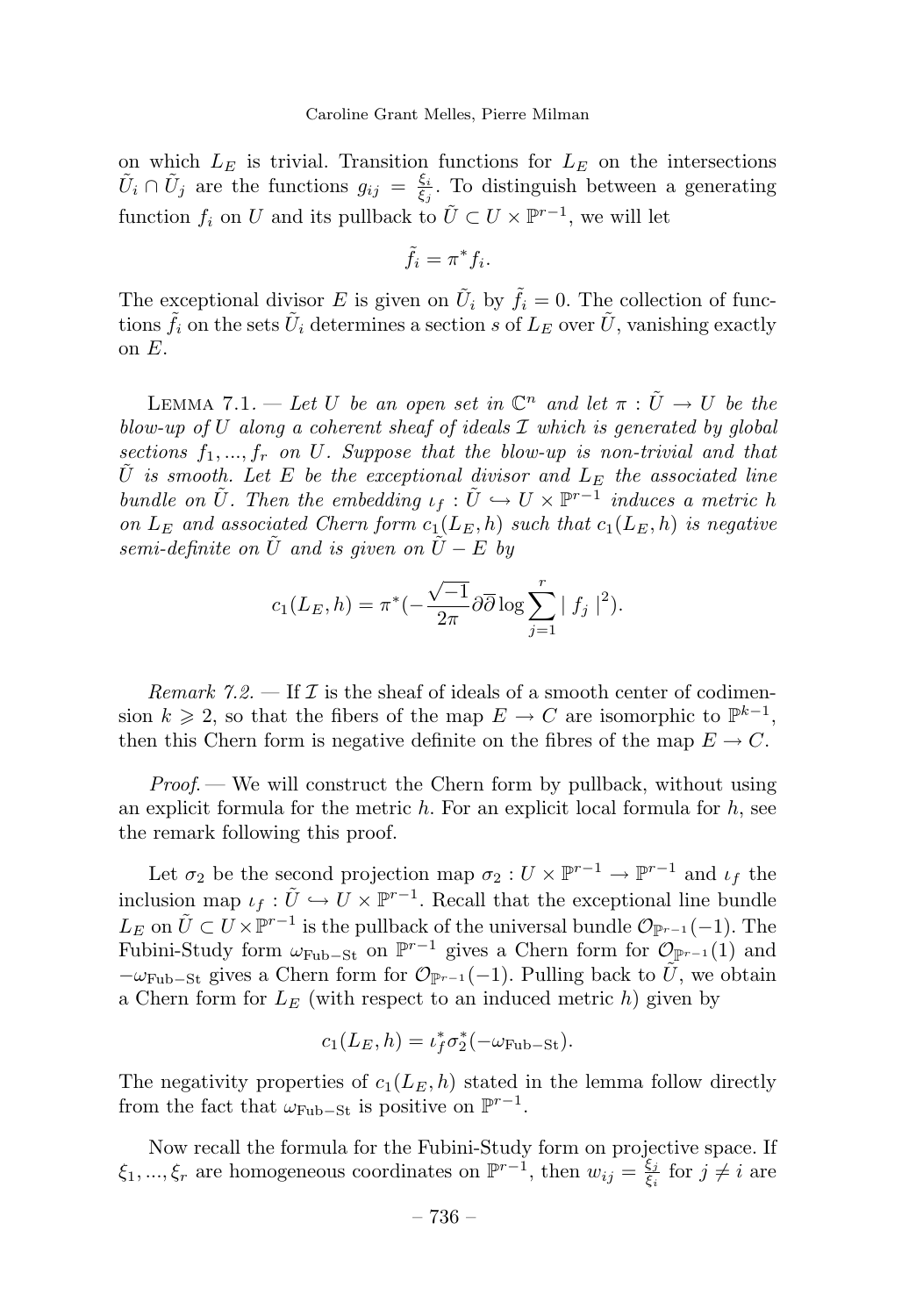on which $L_E$ is trivial. Transition functions for $L_E$ on the intersections $\tilde{U}_i \cap \tilde{U}_j$ are the functions $g_{ij} = \frac{\xi_i}{\xi_j}$. To distinguish between a generating function $f_i$ on $U$ and its pullback to $\tilde{U} \subset U \times \mathbb{P}^{r-1}$, we will let

$$\tilde{f}_i = \pi^* f_i.$$

The exceptional divisor $E$ is given on $\tilde{U}_i$ by $\tilde{f}_i = 0$. The collection of functions $\tilde{f}_i$ on the sets $\tilde{U}_i$ determines a section $s$ of $L_E$ over $\tilde{U}$, vanishing exactly on $E$.

Lemma 7.1. — *Let $U$ be an open set in $\mathbb{C}^n$ and let $\pi : \tilde{U} \to U$ be the blow-up of $U$ along a coherent sheaf of ideals $\mathcal{I}$ which is generated by global sections $f_1, ..., f_r$ on $U$. Suppose that the blow-up is non-trivial and that $\tilde{U}$ is smooth. Let $E$ be the exceptional divisor and $L_E$ the associated line bundle on $\tilde{U}$. Then the embedding $\iota_f : \tilde{U} \hookrightarrow U \times \mathbb{P}^{r-1}$ induces a metric $h$ on $L_E$ and associated Chern form $c_1(L_E, h)$ such that $c_1(L_E, h)$ is negative semi-definite on $\tilde{U}$ and is given on $\tilde{U} - E$ by*

$$c_1(L_E, h) = \pi^*(-\frac{\sqrt{-1}}{2\pi}\partial\overline{\partial}\log\sum_{j=1}^{r} \mid f_j \mid^2).$$

*Remark 7.2.* — If $\mathcal{I}$ is the sheaf of ideals of a smooth center of codimension $k \geqslant 2$, so that the fibers of the map $E \to C$ are isomorphic to $\mathbb{P}^{k-1}$, then this Chern form is negative definite on the fibres of the map $E \to C$.

*Proof.* — We will construct the Chern form by pullback, without using an explicit formula for the metric $h$. For an explicit local formula for $h$, see the remark following this proof.

Let $\sigma_2$ be the second projection map $\sigma_2 : U \times \mathbb{P}^{r-1} \to \mathbb{P}^{r-1}$ and $\iota_f$ the inclusion map $\iota_f : \tilde{U} \hookrightarrow U \times \mathbb{P}^{r-1}$. Recall that the exceptional line bundle $L_E$ on $\tilde{U} \subset U \times \mathbb{P}^{r-1}$ is the pullback of the universal bundle $\mathcal{O}_{\mathbb{P}^{r-1}}(-1)$. The Fubini-Study form $\omega_{\text{Fub-St}}$ on $\mathbb{P}^{r-1}$ gives a Chern form for $\mathcal{O}_{\mathbb{P}^{r-1}}(1)$ and $-\omega_{\text{Fub-St}}$ gives a Chern form for $\mathcal{O}_{\mathbb{P}^{r-1}}(-1)$. Pulling back to $\tilde{U}$, we obtain a Chern form for $L_E$ (with respect to an induced metric $h$) given by

$$c_1(L_E, h) = \iota_f^* \sigma_2^* (-\omega_{\text{Fub-St}}).$$

The negativity properties of $c_1(L_E, h)$ stated in the lemma follow directly from the fact that $\omega_{\text{Fub-St}}$ is positive on $\mathbb{P}^{r-1}$.

Now recall the formula for the Fubini-Study form on projective space. If $\xi_1, ..., \xi_r$ are homogeneous coordinates on $\mathbb{P}^{r-1}$, then $w_{ij} = \frac{\xi_j}{\xi_i}$ for $j \neq i$ are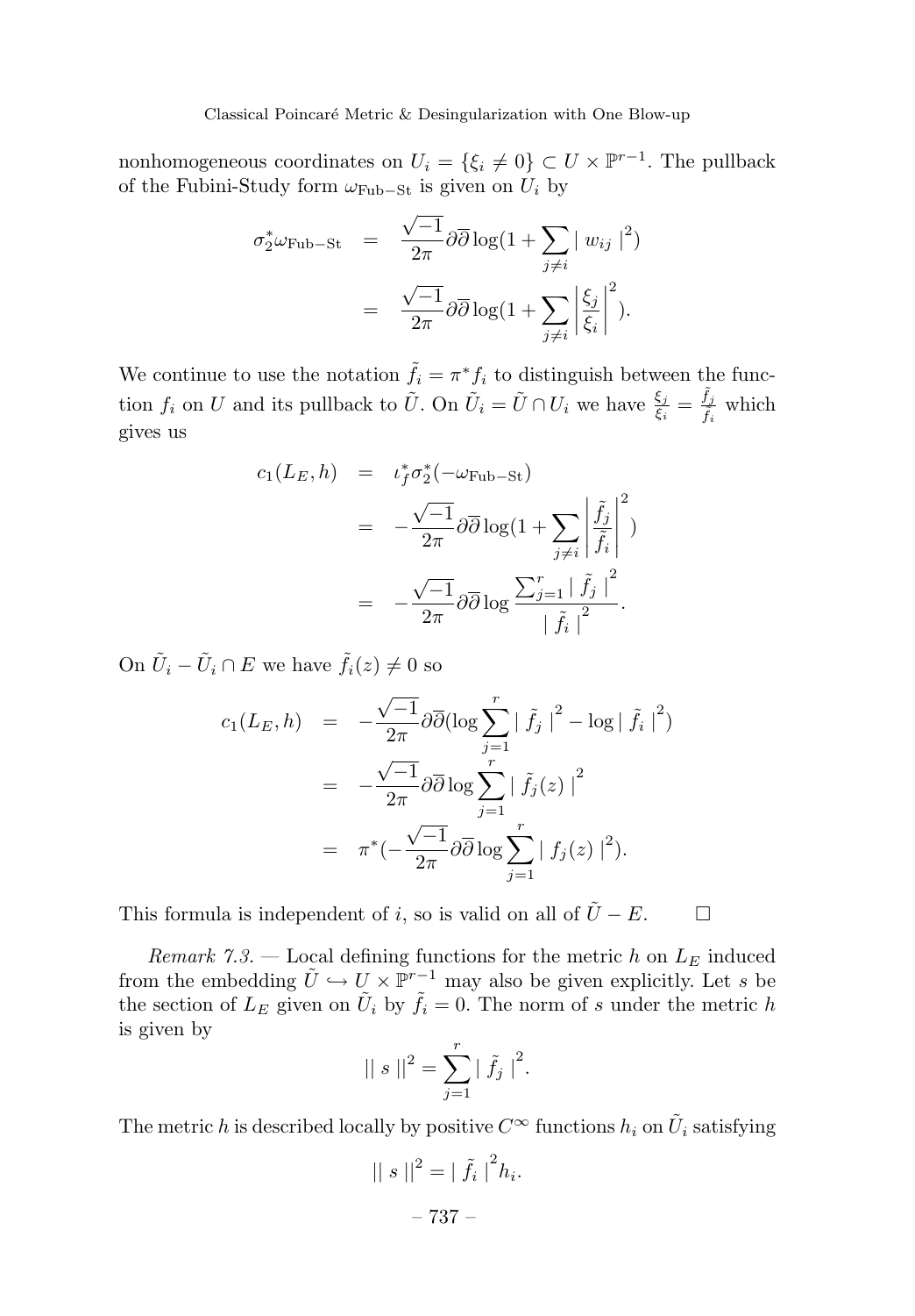nonhomogeneous coordinates on $U_i = \{\xi_i \neq 0\} \subset U \times \mathbb{P}^{r-1}$. The pullback of the Fubini-Study form $\omega_{\text{Fub-St}}$ is given on $U_i$ by

$$\begin{aligned}
\sigma_2^* \omega_{\text{Fub-St}} &= \frac{\sqrt{-1}}{2\pi} \partial\overline{\partial} \log(1 + \sum_{j \neq i} |\, w_{ij} \,|^2) \\
&= \frac{\sqrt{-1}}{2\pi} \partial\overline{\partial} \log(1 + \sum_{j \neq i} \left| \frac{\xi_j}{\xi_i} \right|^2).
\end{aligned}$$

We continue to use the notation $\tilde{f}_i = \pi^* f_i$ to distinguish between the function $f_i$ on $U$ and its pullback to $\tilde{U}$. On $\tilde{U}_i = \tilde{U} \cap U_i$ we have $\frac{\xi_j}{\xi_i} = \frac{\tilde{f}_j}{\tilde{f}_i}$ which gives us

$$\begin{aligned}
c_1(L_E, h) &= \iota_f^* \sigma_2^* (-\omega_{\text{Fub-St}}) \\
&= -\frac{\sqrt{-1}}{2\pi} \partial\overline{\partial} \log(1 + \sum_{j \neq i} \left| \frac{\tilde{f}_j}{\tilde{f}_i} \right|^2) \\
&= -\frac{\sqrt{-1}}{2\pi} \partial\overline{\partial} \log \frac{\sum_{j=1}^r |\, \tilde{f}_j \,|^2}{|\, \tilde{f}_i \,|^2}.
\end{aligned}$$

On $\tilde{U}_i - \tilde{U}_i \cap E$ we have $\tilde{f}_i(z) \neq 0$ so

$$\begin{aligned}
c_1(L_E, h) &= -\frac{\sqrt{-1}}{2\pi} \partial\overline{\partial} (\log \sum_{j=1}^r |\, \tilde{f}_j \,|^2 - \log |\, \tilde{f}_i \,|^2) \\
&= -\frac{\sqrt{-1}}{2\pi} \partial\overline{\partial} \log \sum_{j=1}^r |\, \tilde{f}_j(z) \,|^2 \\
&= \pi^* (-\frac{\sqrt{-1}}{2\pi} \partial\overline{\partial} \log \sum_{j=1}^r |\, f_j(z) \,|^2).
\end{aligned}$$

This formula is independent of $i$, so is valid on all of $\tilde{U} - E$. $\square$

*Remark 7.3.* — Local defining functions for the metric $h$ on $L_E$ induced from the embedding $\tilde{U} \hookrightarrow U \times \mathbb{P}^{r-1}$ may also be given explicitly. Let $s$ be the section of $L_E$ given on $\tilde{U}_i$ by $\tilde{f}_i = 0$. The norm of $s$ under the metric $h$ is given by

$$||\, s \,||^2 = \sum_{j=1}^r |\, \tilde{f}_j \,|^2.$$

The metric $h$ is described locally by positive $C^\infty$ functions $h_i$ on $\tilde{U}_i$ satisfying

$$||\, s \,||^2 = |\, \tilde{f}_i \,|^2 h_i.$$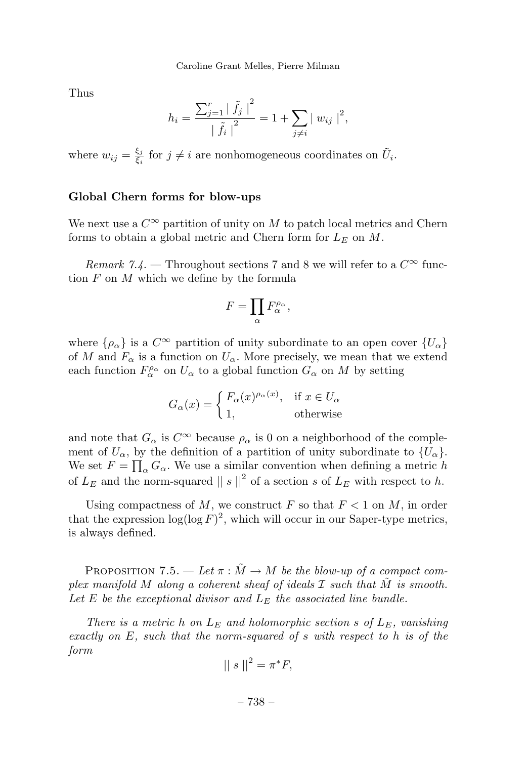Thus

$$h_i = \frac{\sum_{j=1}^{r} \mid \tilde{f}_j \mid^2}{\mid \tilde{f}_i \mid^2} = 1 + \sum_{j \neq i} \mid w_{ij} \mid^2,$$

where $w_{ij} = \frac{\xi_j}{\xi_i}$ for $j \neq i$ are nonhomogeneous coordinates on $\tilde{U}_i$.

**Global Chern forms for blow-ups**

We next use a $C^\infty$ partition of unity on $M$ to patch local metrics and Chern forms to obtain a global metric and Chern form for $L_E$ on $M$.

*Remark 7.4.* — Throughout sections 7 and 8 we will refer to a $C^\infty$ function $F$ on $M$ which we define by the formula

$$F = \prod_\alpha F_\alpha^{\rho_\alpha},$$

where $\{\rho_\alpha\}$ is a $C^\infty$ partition of unity subordinate to an open cover $\{U_\alpha\}$ of $M$ and $F_\alpha$ is a function on $U_\alpha$. More precisely, we mean that we extend each function $F_\alpha^{\rho_\alpha}$ on $U_\alpha$ to a global function $G_\alpha$ on $M$ by setting

$$G_\alpha(x) = \begin{cases} F_\alpha(x)^{\rho_\alpha(x)}, & \text{if } x \in U_\alpha \\ 1, & \text{otherwise} \end{cases}$$

and note that $G_\alpha$ is $C^\infty$ because $\rho_\alpha$ is 0 on a neighborhood of the complement of $U_\alpha$, by the definition of a partition of unity subordinate to $\{U_\alpha\}$. We set $F = \prod_\alpha G_\alpha$. We use a similar convention when defining a metric $h$ of $L_E$ and the norm-squared $\| s \|^2$ of a section $s$ of $L_E$ with respect to $h$.

Using compactness of $M$, we construct $F$ so that $F < 1$ on $M$, in order that the expression $\log(\log F)^2$, which will occur in our Saper-type metrics, is always defined.

Proposition 7.5. — *Let $\pi : \tilde{M} \to M$ be the blow-up of a compact complex manifold $M$ along a coherent sheaf of ideals $\mathcal{I}$ such that $\tilde{M}$ is smooth. Let $E$ be the exceptional divisor and $L_E$ the associated line bundle.*

*There is a metric $h$ on $L_E$ and holomorphic section $s$ of $L_E$, vanishing exactly on $E$, such that the norm-squared of $s$ with respect to $h$ is of the form*

$$\| s \|^2 = \pi^* F,$$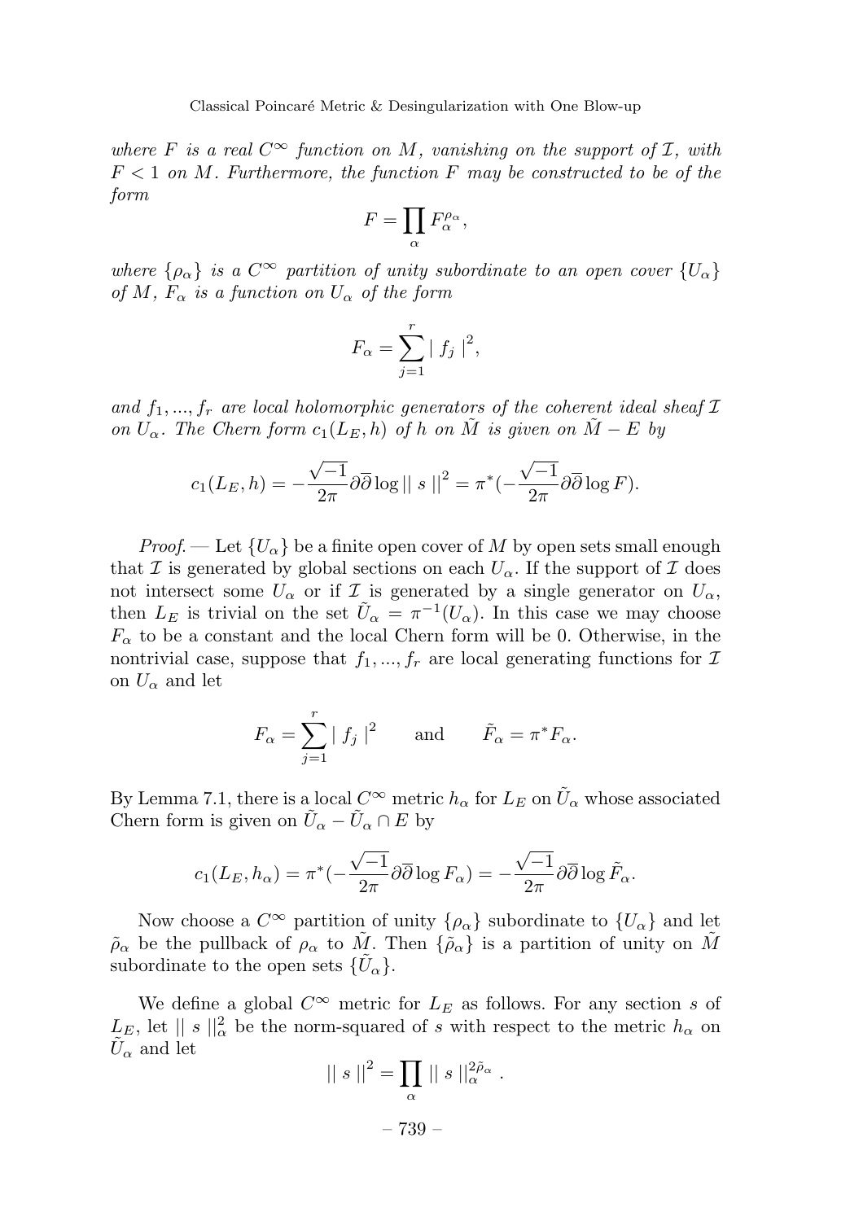*where $F$ is a real $C^\infty$ function on $M$, vanishing on the support of $\mathcal{I}$, with $F < 1$ on $M$. Furthermore, the function $F$ may be constructed to be of the form*

$$F = \prod_\alpha F_\alpha^{\rho_\alpha},$$

*where $\{\rho_\alpha\}$ is a $C^\infty$ partition of unity subordinate to an open cover $\{U_\alpha\}$ of $M$, $F_\alpha$ is a function on $U_\alpha$ of the form*

$$F_\alpha = \sum_{j=1}^{r} | f_j |^2,$$

*and $f_1, ..., f_r$ are local holomorphic generators of the coherent ideal sheaf $\mathcal{I}$ on $U_\alpha$. The Chern form $c_1(L_E, h)$ of $h$ on $\tilde{M}$ is given on $\tilde{M} - E$ by*

$$c_1(L_E, h) = -\frac{\sqrt{-1}}{2\pi}\partial\overline{\partial}\log || s ||^2 = \pi^*(-\frac{\sqrt{-1}}{2\pi}\partial\overline{\partial}\log F).$$

*Proof*. — Let $\{U_\alpha\}$ be a finite open cover of $M$ by open sets small enough that $\mathcal{I}$ is generated by global sections on each $U_\alpha$. If the support of $\mathcal{I}$ does not intersect some $U_\alpha$ or if $\mathcal{I}$ is generated by a single generator on $U_\alpha$, then $L_E$ is trivial on the set $\tilde{U}_\alpha = \pi^{-1}(U_\alpha)$. In this case we may choose $F_\alpha$ to be a constant and the local Chern form will be 0. Otherwise, in the nontrivial case, suppose that $f_1, ..., f_r$ are local generating functions for $\mathcal{I}$ on $U_\alpha$ and let

$$F_\alpha = \sum_{j=1}^{r} | f_j |^2 \qquad \text{and} \qquad \tilde{F}_\alpha = \pi^* F_\alpha.$$

By Lemma 7.1, there is a local $C^\infty$ metric $h_\alpha$ for $L_E$ on $\tilde{U}_\alpha$ whose associated Chern form is given on $\tilde{U}_\alpha - \tilde{U}_\alpha \cap E$ by

$$c_1(L_E, h_\alpha) = \pi^*(-\frac{\sqrt{-1}}{2\pi}\partial\overline{\partial}\log F_\alpha) = -\frac{\sqrt{-1}}{2\pi}\partial\overline{\partial}\log \tilde{F}_\alpha.$$

Now choose a $C^\infty$ partition of unity $\{\rho_\alpha\}$ subordinate to $\{U_\alpha\}$ and let $\tilde{\rho}_\alpha$ be the pullback of $\rho_\alpha$ to $\tilde{M}$. Then $\{\tilde{\rho}_\alpha\}$ is a partition of unity on $\tilde{M}$ subordinate to the open sets $\{\tilde{U}_\alpha\}$.

We define a global $C^\infty$ metric for $L_E$ as follows. For any section $s$ of $L_E$, let $|| s ||_\alpha^2$ be the norm-squared of $s$ with respect to the metric $h_\alpha$ on $\tilde{U}_\alpha$ and let

$$|| s ||^2 = \prod_\alpha || s ||_\alpha^{2\tilde{\rho}_\alpha} .$$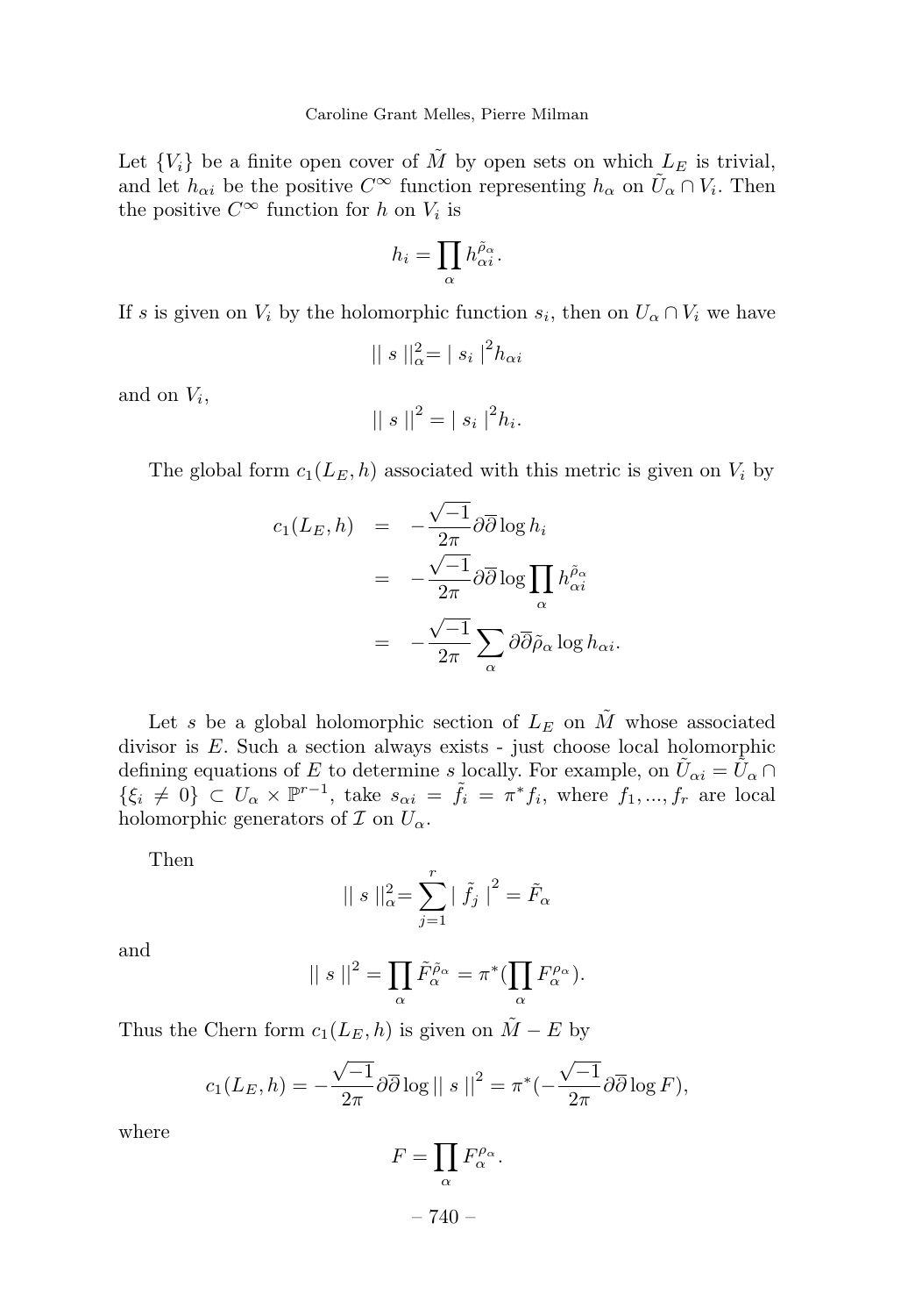Let $\{V_i\}$ be a finite open cover of $\tilde{M}$ by open sets on which $L_E$ is trivial, and let $h_{\alpha i}$ be the positive $C^\infty$ function representing $h_\alpha$ on $\tilde{U}_\alpha \cap V_i$. Then the positive $C^\infty$ function for $h$ on $V_i$ is

$$h_i = \prod_\alpha h_{\alpha i}^{\tilde{\rho}_\alpha}.$$

If $s$ is given on $V_i$ by the holomorphic function $s_i$, then on $U_\alpha \cap V_i$ we have

$$\| s \|_\alpha^2 = | s_i |^2 h_{\alpha i}$$

and on $V_i$,

$$\| s \|^2 = | s_i |^2 h_i.$$

The global form $c_1(L_E, h)$ associated with this metric is given on $V_i$ by

$$\begin{aligned} c_1(L_E, h) &= -\frac{\sqrt{-1}}{2\pi} \partial\overline{\partial} \log h_i \\ &= -\frac{\sqrt{-1}}{2\pi} \partial\overline{\partial} \log \prod_\alpha h_{\alpha i}^{\tilde{\rho}_\alpha} \\ &= -\frac{\sqrt{-1}}{2\pi} \sum_\alpha \partial\overline{\partial} \tilde{\rho}_\alpha \log h_{\alpha i}. \end{aligned}$$

Let $s$ be a global holomorphic section of $L_E$ on $\tilde{M}$ whose associated divisor is $E$. Such a section always exists - just choose local holomorphic defining equations of $E$ to determine $s$ locally. For example, on $\tilde{U}_{\alpha i} = \tilde{U}_\alpha \cap \{\xi_i \neq 0\} \subset U_\alpha \times \mathbb{P}^{r-1}$, take $s_{\alpha i} = \tilde{f}_i = \pi^* f_i$, where $f_1, ..., f_r$ are local holomorphic generators of $\mathcal{I}$ on $U_\alpha$.

Then

$$\| s \|_\alpha^2 = \sum_{j=1}^r | \tilde{f}_j |^2 = \tilde{F}_\alpha$$

and

$$\| s \|^2 = \prod_\alpha \tilde{F}_\alpha^{\tilde{\rho}_\alpha} = \pi^*(\prod_\alpha F_\alpha^{\rho_\alpha}).$$

Thus the Chern form $c_1(L_E, h)$ is given on $\tilde{M} - E$ by

$$c_1(L_E, h) = -\frac{\sqrt{-1}}{2\pi} \partial\overline{\partial} \log \| s \|^2 = \pi^*(-\frac{\sqrt{-1}}{2\pi} \partial\overline{\partial} \log F),$$

where

$$F = \prod_\alpha F_\alpha^{\rho_\alpha}.$$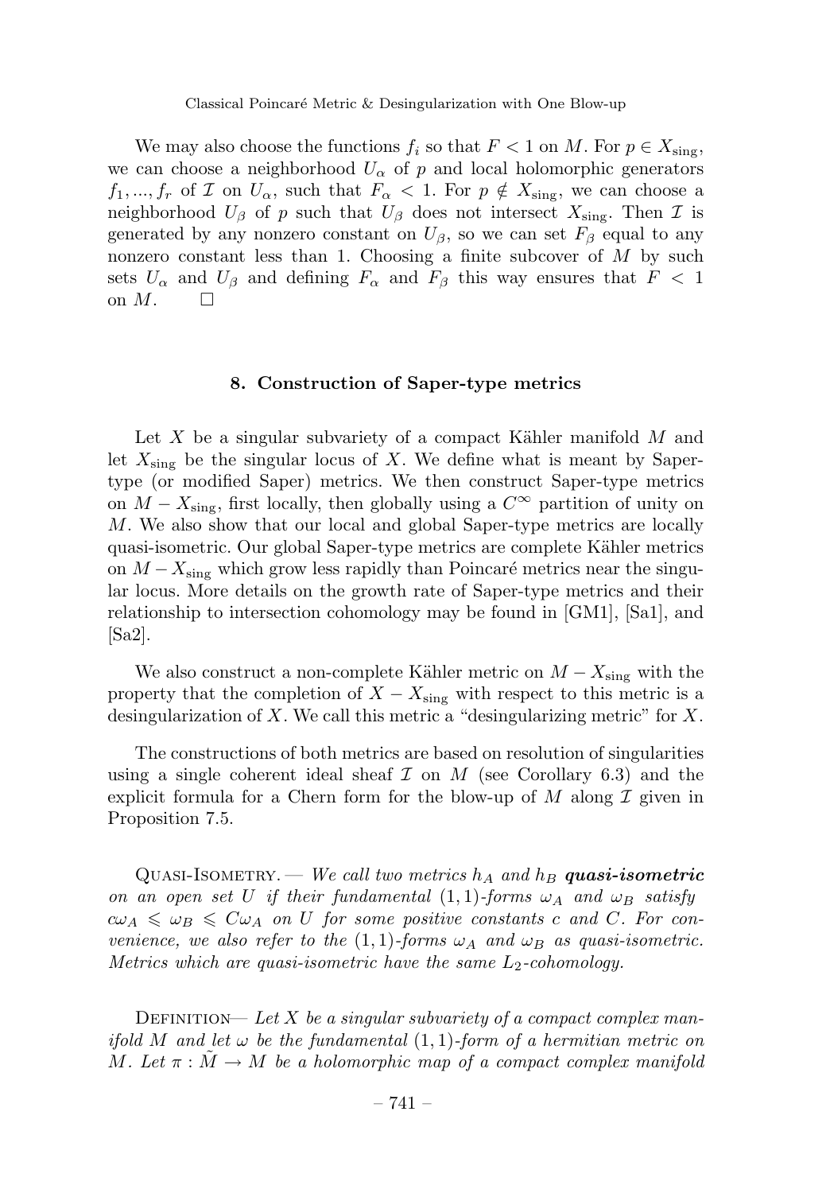We may also choose the functions $f_i$ so that $F < 1$ on $M$. For $p \in X_{\text{sing}}$, we can choose a neighborhood $U_\alpha$ of $p$ and local holomorphic generators $f_1, ..., f_r$ of $\mathcal{I}$ on $U_\alpha$, such that $F_\alpha < 1$. For $p \notin X_{\text{sing}}$, we can choose a neighborhood $U_\beta$ of $p$ such that $U_\beta$ does not intersect $X_{\text{sing}}$. Then $\mathcal{I}$ is generated by any nonzero constant on $U_\beta$, so we can set $F_\beta$ equal to any nonzero constant less than 1. Choosing a finite subcover of $M$ by such sets $U_\alpha$ and $U_\beta$ and defining $F_\alpha$ and $F_\beta$ this way ensures that $F < 1$ on $M$. $\square$

## 8. Construction of Saper-type metrics

Let $X$ be a singular subvariety of a compact Kähler manifold $M$ and let $X_{\text{sing}}$ be the singular locus of $X$. We define what is meant by Saper-type (or modified Saper) metrics. We then construct Saper-type metrics on $M - X_{\text{sing}}$, first locally, then globally using a $C^\infty$ partition of unity on $M$. We also show that our local and global Saper-type metrics are locally quasi-isometric. Our global Saper-type metrics are complete Kähler metrics on $M - X_{\text{sing}}$ which grow less rapidly than Poincaré metrics near the singular locus. More details on the growth rate of Saper-type metrics and their relationship to intersection cohomology may be found in [GM1], [Sa1], and [Sa2].

We also construct a non-complete Kähler metric on $M - X_{\text{sing}}$ with the property that the completion of $X - X_{\text{sing}}$ with respect to this metric is a desingularization of $X$. We call this metric a "desingularizing metric" for $X$.

The constructions of both metrics are based on resolution of singularities using a single coherent ideal sheaf $\mathcal{I}$ on $M$ (see Corollary 6.3) and the explicit formula for a Chern form for the blow-up of $M$ along $\mathcal{I}$ given in Proposition 7.5.

Quasi-Isometry. — *We call two metrics $h_A$ and $h_B$ **quasi-isometric** on an open set $U$ if their fundamental $(1,1)$-forms $\omega_A$ and $\omega_B$ satisfy $c\omega_A \leqslant \omega_B \leqslant C\omega_A$ on $U$ for some positive constants $c$ and $C$. For convenience, we also refer to the $(1,1)$-forms $\omega_A$ and $\omega_B$ as quasi-isometric. Metrics which are quasi-isometric have the same $L_2$-cohomology.*

Definition— *Let $X$ be a singular subvariety of a compact complex manifold $M$ and let $\omega$ be the fundamental $(1,1)$-form of a hermitian metric on $M$. Let $\pi : \tilde{M} \to M$ be a holomorphic map of a compact complex manifold*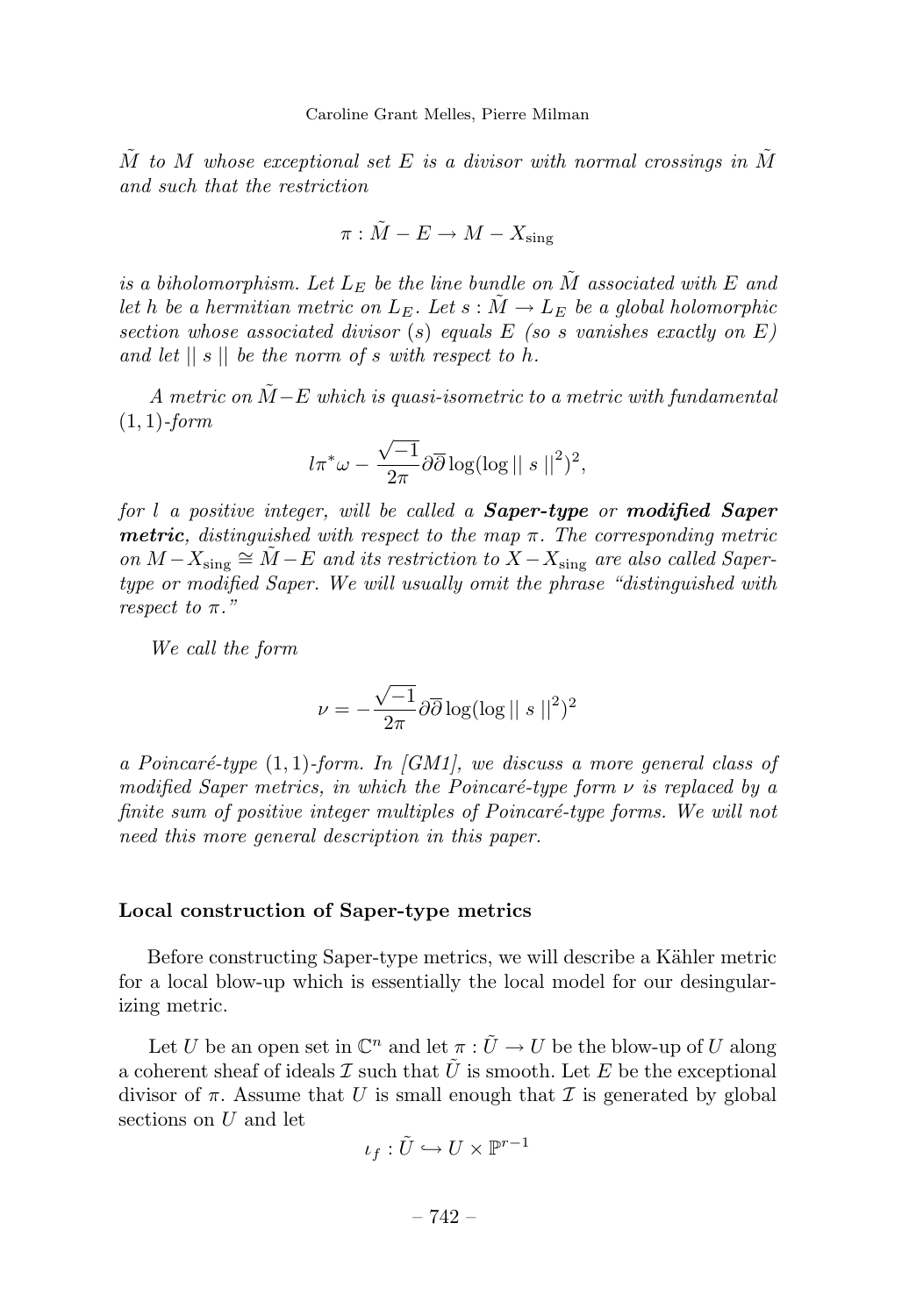*$\tilde{M}$ to $M$ whose exceptional set $E$ is a divisor with normal crossings in $\tilde{M}$ and such that the restriction*

$$\pi : \tilde{M} - E \to M - X_{\text{sing}}$$

*is a biholomorphism. Let $L_E$ be the line bundle on $\tilde{M}$ associated with $E$ and let $h$ be a hermitian metric on $L_E$. Let $s : \tilde{M} \to L_E$ be a global holomorphic section whose associated divisor $(s)$ equals $E$ (so $s$ vanishes exactly on $E$) and let $\| s \|$ be the norm of $s$ with respect to $h$.*

*A metric on $\tilde{M}-E$ which is quasi-isometric to a metric with fundamental $(1,1)$-form*

$$l\pi^*\omega - \frac{\sqrt{-1}}{2\pi}\partial\overline{\partial}\log(\log \| s \|^2)^2,$$

*for $l$ a positive integer, will be called a* ***Saper-type*** *or* ***modified Saper metric****, distinguished with respect to the map $\pi$. The corresponding metric on $M - X_{\text{sing}} \cong \tilde{M} - E$ and its restriction to $X - X_{\text{sing}}$ are also called Saper-type or modified Saper. We will usually omit the phrase "distinguished with respect to $\pi$."*

*We call the form*

$$\nu = -\frac{\sqrt{-1}}{2\pi}\partial\overline{\partial}\log(\log \| s \|^2)^2$$

*a Poincaré-type $(1,1)$-form. In [GM1], we discuss a more general class of modified Saper metrics, in which the Poincaré-type form $\nu$ is replaced by a finite sum of positive integer multiples of Poincaré-type forms. We will not need this more general description in this paper.*

**Local construction of Saper-type metrics**

Before constructing Saper-type metrics, we will describe a Kähler metric for a local blow-up which is essentially the local model for our desingularizing metric.

Let $U$ be an open set in $\mathbb{C}^n$ and let $\pi : \tilde{U} \to U$ be the blow-up of $U$ along a coherent sheaf of ideals $\mathcal{I}$ such that $\tilde{U}$ is smooth. Let $E$ be the exceptional divisor of $\pi$. Assume that $U$ is small enough that $\mathcal{I}$ is generated by global sections on $U$ and let

$$\iota_f : \tilde{U} \hookrightarrow U \times \mathbb{P}^{r-1}$$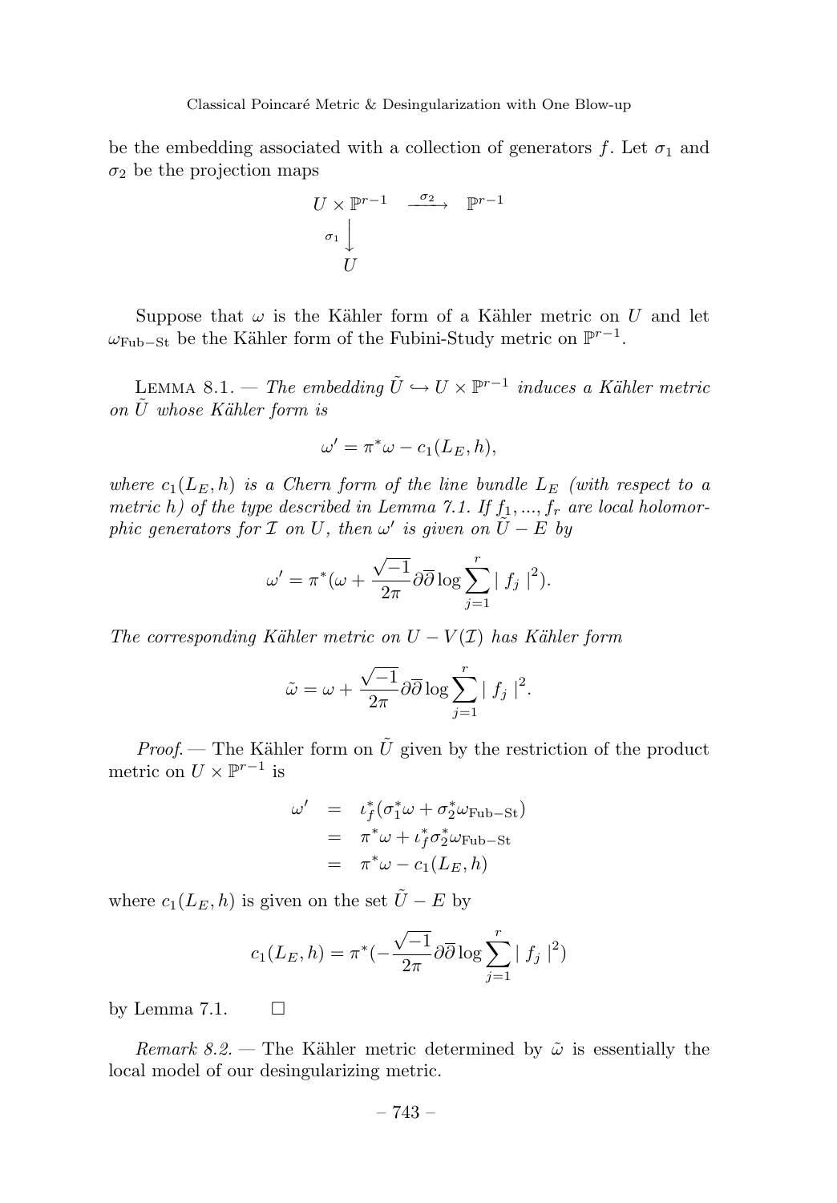be the embedding associated with a collection of generators $f$. Let $\sigma_1$ and $\sigma_2$ be the projection maps

$$
\begin{array}{ccc}
U \times \mathbb{P}^{r-1} & \xrightarrow{\sigma_2} & \mathbb{P}^{r-1} \\
\sigma_1 \big\downarrow & & \\
U & &
\end{array}
$$

Suppose that $\omega$ is the Kähler form of a Kähler metric on $U$ and let $\omega_{\mathrm{Fub-St}}$ be the Kähler form of the Fubini-Study metric on $\mathbb{P}^{r-1}$.

Lemma 8.1. — *The embedding $\tilde{U} \hookrightarrow U \times \mathbb{P}^{r-1}$ induces a Kähler metric on $\tilde{U}$ whose Kähler form is*

$$\omega' = \pi^*\omega - c_1(L_E, h),$$

*where $c_1(L_E, h)$ is a Chern form of the line bundle $L_E$ (with respect to a metric $h$) of the type described in Lemma 7.1. If $f_1, ..., f_r$ are local holomorphic generators for $\mathcal{I}$ on $U$, then $\omega'$ is given on $\tilde{U} - E$ by*

$$\omega' = \pi^*(\omega + \frac{\sqrt{-1}}{2\pi}\partial\overline{\partial}\log\sum_{j=1}^{r} \mid f_j \mid^2).$$

*The corresponding Kähler metric on $U - V(\mathcal{I})$ has Kähler form*

$$\tilde{\omega} = \omega + \frac{\sqrt{-1}}{2\pi}\partial\overline{\partial}\log\sum_{j=1}^{r} \mid f_j \mid^2.$$

*Proof.* — The Kähler form on $\tilde{U}$ given by the restriction of the product metric on $U \times \mathbb{P}^{r-1}$ is

$$
\begin{aligned}
\omega' &= \iota_f^*(\sigma_1^*\omega + \sigma_2^*\omega_{\mathrm{Fub-St}}) \\
&= \pi^*\omega + \iota_f^*\sigma_2^*\omega_{\mathrm{Fub-St}} \\
&= \pi^*\omega - c_1(L_E, h)
\end{aligned}
$$

where $c_1(L_E, h)$ is given on the set $\tilde{U} - E$ by

$$c_1(L_E, h) = \pi^*(-\frac{\sqrt{-1}}{2\pi}\partial\overline{\partial}\log\sum_{j=1}^{r} \mid f_j \mid^2)$$

by Lemma 7.1. $\square$

*Remark 8.2.* — The Kähler metric determined by $\tilde{\omega}$ is essentially the local model of our desingularizing metric.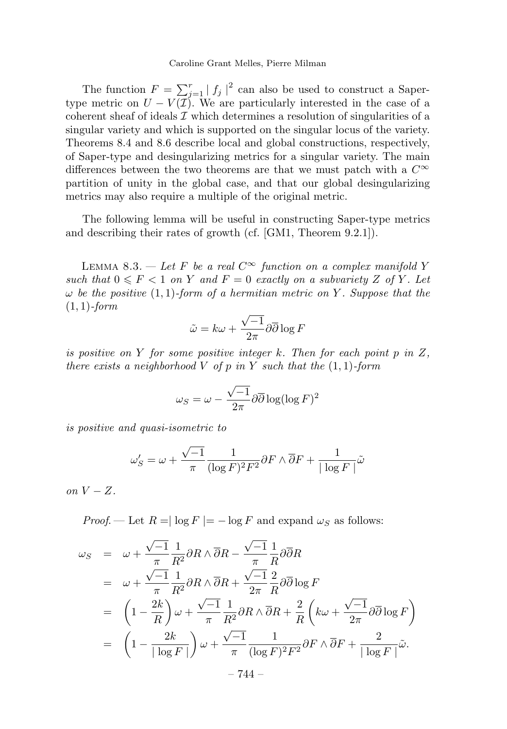The function $F = \sum_{j=1}^{r} | f_j |^2$ can also be used to construct a Saper-type metric on $U - V(\mathcal{I})$. We are particularly interested in the case of a coherent sheaf of ideals $\mathcal{I}$ which determines a resolution of singularities of a singular variety and which is supported on the singular locus of the variety. Theorems 8.4 and 8.6 describe local and global constructions, respectively, of Saper-type and desingularizing metrics for a singular variety. The main differences between the two theorems are that we must patch with a $C^\infty$ partition of unity in the global case, and that our global desingularizing metrics may also require a multiple of the original metric.

The following lemma will be useful in constructing Saper-type metrics and describing their rates of growth (cf. [GM1, Theorem 9.2.1]).

Lemma 8.3. — *Let $F$ be a real $C^\infty$ function on a complex manifold $Y$ such that $0 \leqslant F < 1$ on $Y$ and $F = 0$ exactly on a subvariety $Z$ of $Y$. Let $\omega$ be the positive $(1,1)$-form of a hermitian metric on $Y$. Suppose that the $(1,1)$-form*

$$\tilde{\omega} = k\omega + \frac{\sqrt{-1}}{2\pi}\partial\overline{\partial}\log F$$

*is positive on $Y$ for some positive integer $k$. Then for each point $p$ in $Z$, there exists a neighborhood $V$ of $p$ in $Y$ such that the $(1,1)$-form*

$$\omega_S = \omega - \frac{\sqrt{-1}}{2\pi}\partial\overline{\partial}\log(\log F)^2$$

*is positive and quasi-isometric to*

$$\omega_S' = \omega + \frac{\sqrt{-1}}{\pi}\frac{1}{(\log F)^2 F^2}\partial F \wedge \overline{\partial} F + \frac{1}{|\log F|}\tilde{\omega}$$

*on $V - Z$.*

*Proof.* — Let $R = |\log F| = -\log F$ and expand $\omega_S$ as follows:

$$\begin{aligned}
\omega_S &= \omega + \frac{\sqrt{-1}}{\pi}\frac{1}{R^2}\partial R \wedge \overline{\partial} R - \frac{\sqrt{-1}}{\pi}\frac{1}{R}\partial\overline{\partial} R \\
&= \omega + \frac{\sqrt{-1}}{\pi}\frac{1}{R^2}\partial R \wedge \overline{\partial} R + \frac{\sqrt{-1}}{2\pi}\frac{2}{R}\partial\overline{\partial}\log F \\
&= \left(1 - \frac{2k}{R}\right)\omega + \frac{\sqrt{-1}}{\pi}\frac{1}{R^2}\partial R \wedge \overline{\partial} R + \frac{2}{R}\left(k\omega + \frac{\sqrt{-1}}{2\pi}\partial\overline{\partial}\log F\right) \\
&= \left(1 - \frac{2k}{|\log F|}\right)\omega + \frac{\sqrt{-1}}{\pi}\frac{1}{(\log F)^2 F^2}\partial F \wedge \overline{\partial} F + \frac{2}{|\log F|}\tilde{\omega}.
\end{aligned}$$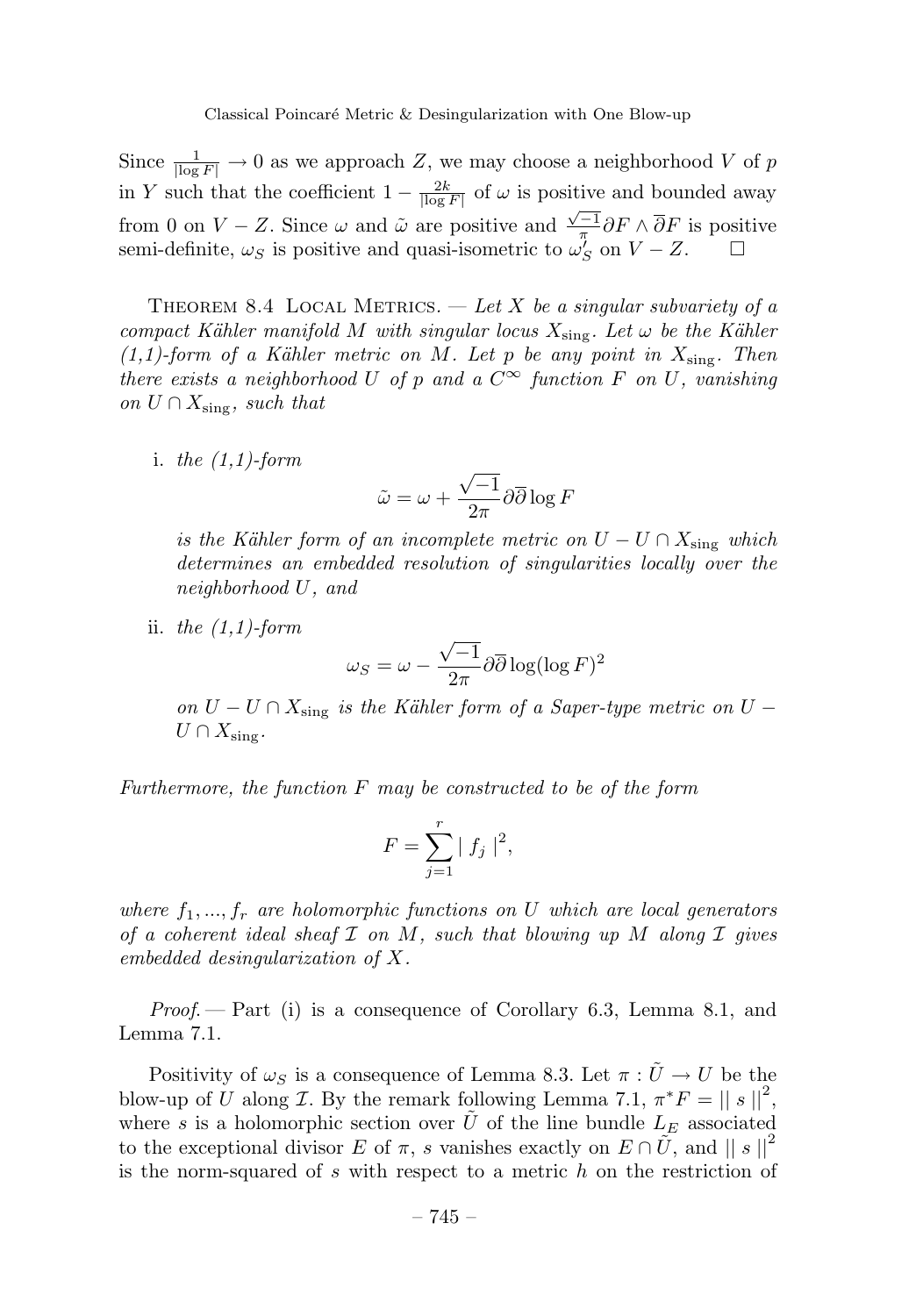Since $\frac{1}{|\log F|} \to 0$ as we approach $Z$, we may choose a neighborhood $V$ of $p$ in $Y$ such that the coefficient $1 - \frac{2k}{|\log F|}$ of $\omega$ is positive and bounded away from 0 on $V - Z$. Since $\omega$ and $\tilde{\omega}$ are positive and $\frac{\sqrt{-1}}{\pi}\partial F \wedge \overline{\partial} F$ is positive semi-definite, $\omega_S$ is positive and quasi-isometric to $\omega_S'$ on $V - Z$. □

THEOREM 8.4 LOCAL METRICS. — *Let $X$ be a singular subvariety of a compact Kähler manifold $M$ with singular locus $X_{\text{sing}}$. Let $\omega$ be the Kähler (1,1)-form of a Kähler metric on $M$. Let $p$ be any point in $X_{\text{sing}}$. Then there exists a neighborhood $U$ of $p$ and a $C^\infty$ function $F$ on $U$, vanishing on $U \cap X_{\text{sing}}$, such that*

i. *the (1,1)-form*

$$\tilde{\omega} = \omega + \frac{\sqrt{-1}}{2\pi}\partial\overline{\partial}\log F$$

*is the Kähler form of an incomplete metric on $U - U \cap X_{\text{sing}}$ which determines an embedded resolution of singularities locally over the neighborhood $U$, and*

ii. *the (1,1)-form*

$$\omega_S = \omega - \frac{\sqrt{-1}}{2\pi}\partial\overline{\partial}\log(\log F)^2$$

*on $U - U \cap X_{\text{sing}}$ is the Kähler form of a Saper-type metric on $U - U \cap X_{\text{sing}}$.*

*Furthermore, the function $F$ may be constructed to be of the form*

$$F = \sum_{j=1}^{r} | f_j |^2,$$

*where $f_1, ..., f_r$ are holomorphic functions on $U$ which are local generators of a coherent ideal sheaf $\mathcal{I}$ on $M$, such that blowing up $M$ along $\mathcal{I}$ gives embedded desingularization of $X$.*

*Proof.* — Part (i) is a consequence of Corollary 6.3, Lemma 8.1, and Lemma 7.1.

Positivity of $\omega_S$ is a consequence of Lemma 8.3. Let $\pi : \tilde{U} \to U$ be the blow-up of $U$ along $\mathcal{I}$. By the remark following Lemma 7.1, $\pi^* F = || \, s \, ||^2$, where $s$ is a holomorphic section over $\tilde{U}$ of the line bundle $L_E$ associated to the exceptional divisor $E$ of $\pi$, $s$ vanishes exactly on $E \cap \tilde{U}$, and $|| \, s \, ||^2$ is the norm-squared of $s$ with respect to a metric $h$ on the restriction of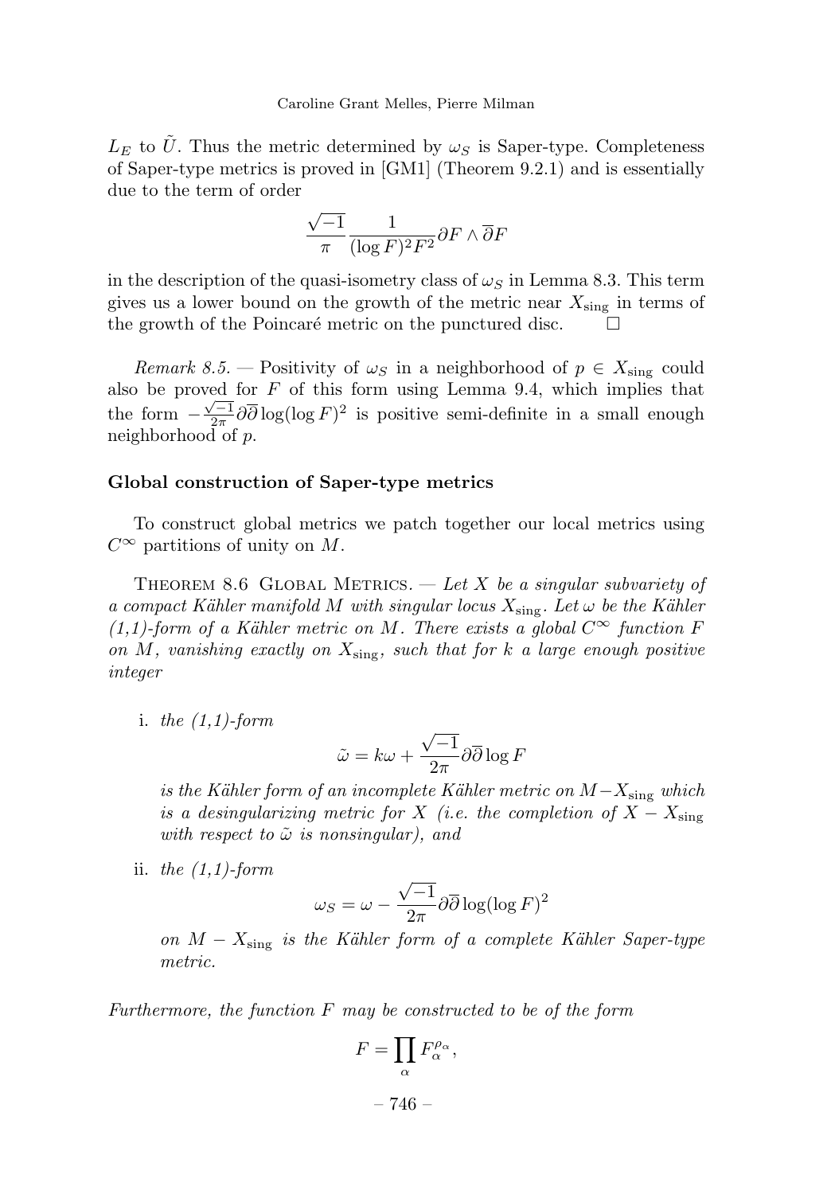$L_E$ to $\tilde{U}$. Thus the metric determined by $\omega_S$ is Saper-type. Completeness of Saper-type metrics is proved in [GM1] (Theorem 9.2.1) and is essentially due to the term of order

$$\frac{\sqrt{-1}}{\pi}\frac{1}{(\log F)^2 F^2}\partial F \wedge \overline{\partial} F$$

in the description of the quasi-isometry class of $\omega_S$ in Lemma 8.3. This term gives us a lower bound on the growth of the metric near $X_{\text{sing}}$ in terms of the growth of the Poincaré metric on the punctured disc. □

*Remark 8.5.* — Positivity of $\omega_S$ in a neighborhood of $p \in X_{\text{sing}}$ could also be proved for $F$ of this form using Lemma 9.4, which implies that the form $-\frac{\sqrt{-1}}{2\pi}\partial\overline{\partial}\log(\log F)^2$ is positive semi-definite in a small enough neighborhood of $p$.

**Global construction of Saper-type metrics**

To construct global metrics we patch together our local metrics using $C^\infty$ partitions of unity on $M$.

Theorem 8.6 Global Metrics. — *Let $X$ be a singular subvariety of a compact Kähler manifold $M$ with singular locus $X_{\text{sing}}$. Let $\omega$ be the Kähler (1,1)-form of a Kähler metric on $M$. There exists a global $C^\infty$ function $F$ on $M$, vanishing exactly on $X_{\text{sing}}$, such that for $k$ a large enough positive integer*

i. *the (1,1)-form*

$$\tilde{\omega} = k\omega + \frac{\sqrt{-1}}{2\pi}\partial\overline{\partial}\log F$$

*is the Kähler form of an incomplete Kähler metric on $M - X_{\text{sing}}$ which is a desingularizing metric for $X$ (i.e. the completion of $X - X_{\text{sing}}$ with respect to $\tilde{\omega}$ is nonsingular), and*

ii. *the (1,1)-form*

$$\omega_S = \omega - \frac{\sqrt{-1}}{2\pi}\partial\overline{\partial}\log(\log F)^2$$

*on $M - X_{\text{sing}}$ is the Kähler form of a complete Kähler Saper-type metric.*

*Furthermore, the function $F$ may be constructed to be of the form*

$$F = \prod_\alpha F_\alpha^{\rho_\alpha},$$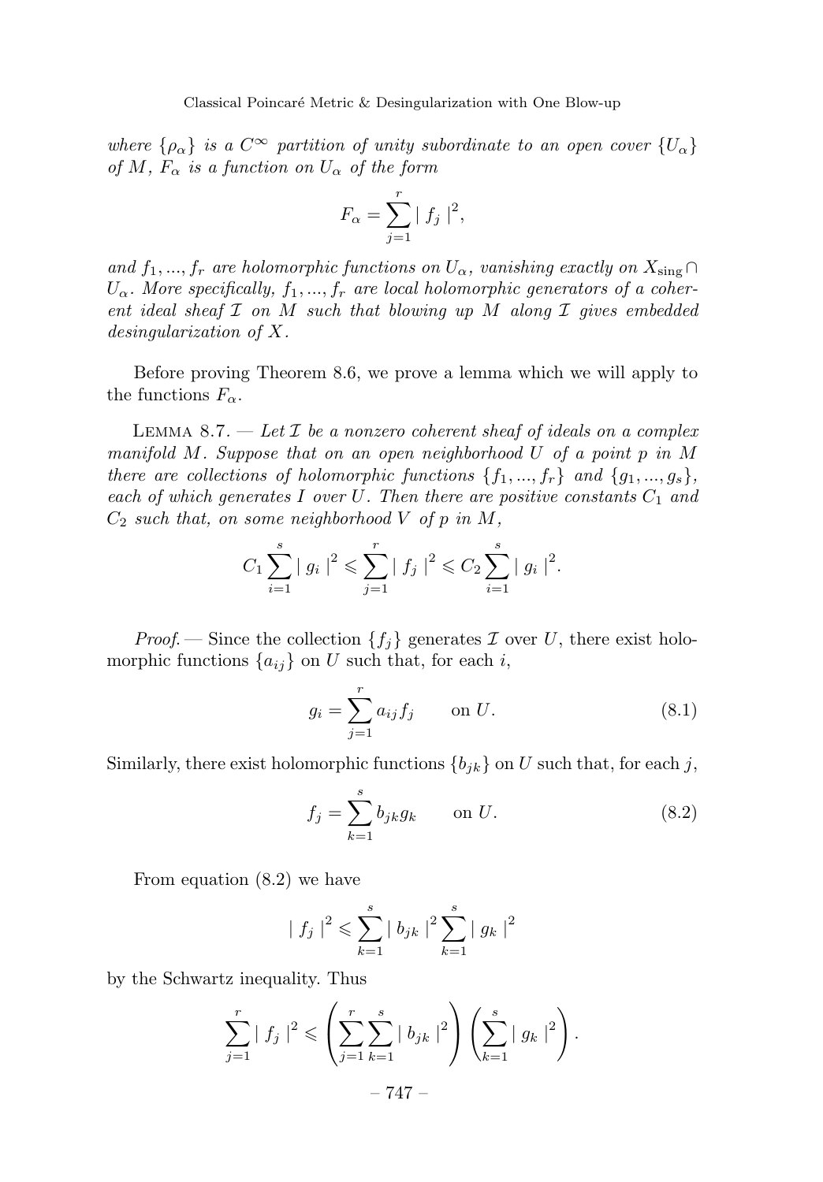*where $\{\rho_\alpha\}$ is a $C^\infty$ partition of unity subordinate to an open cover $\{U_\alpha\}$ of $M$, $F_\alpha$ is a function on $U_\alpha$ of the form*

$$F_\alpha = \sum_{j=1}^{r} | f_j |^2,$$

*and $f_1, ..., f_r$ are holomorphic functions on $U_\alpha$, vanishing exactly on $X_{\text{sing}} \cap U_\alpha$. More specifically, $f_1, ..., f_r$ are local holomorphic generators of a coherent ideal sheaf $\mathcal{I}$ on $M$ such that blowing up $M$ along $\mathcal{I}$ gives embedded desingularization of $X$.*

Before proving Theorem 8.6, we prove a lemma which we will apply to the functions $F_\alpha$.

Lemma 8.7. — *Let $\mathcal{I}$ be a nonzero coherent sheaf of ideals on a complex manifold $M$. Suppose that on an open neighborhood $U$ of a point $p$ in $M$ there are collections of holomorphic functions $\{f_1, ..., f_r\}$ and $\{g_1, ..., g_s\}$, each of which generates $I$ over $U$. Then there are positive constants $C_1$ and $C_2$ such that, on some neighborhood $V$ of $p$ in $M$,*

$$C_1 \sum_{i=1}^{s} | g_i |^2 \leqslant \sum_{j=1}^{r} | f_j |^2 \leqslant C_2 \sum_{i=1}^{s} | g_i |^2.$$

*Proof.* — Since the collection $\{f_j\}$ generates $\mathcal{I}$ over $U$, there exist holomorphic functions $\{a_{ij}\}$ on $U$ such that, for each $i$,

$$g_i = \sum_{j=1}^{r} a_{ij} f_j \qquad \text{on } U. \tag{8.1}$$

Similarly, there exist holomorphic functions $\{b_{jk}\}$ on $U$ such that, for each $j$,

$$f_j = \sum_{k=1}^{s} b_{jk} g_k \qquad \text{on } U. \tag{8.2}$$

From equation (8.2) we have

$$| f_j |^2 \leqslant \sum_{k=1}^{s} | b_{jk} |^2 \sum_{k=1}^{s} | g_k |^2$$

by the Schwartz inequality. Thus

$$\sum_{j=1}^{r} | f_j |^2 \leqslant \left( \sum_{j=1}^{r} \sum_{k=1}^{s} | b_{jk} |^2 \right) \left( \sum_{k=1}^{s} | g_k |^2 \right).$$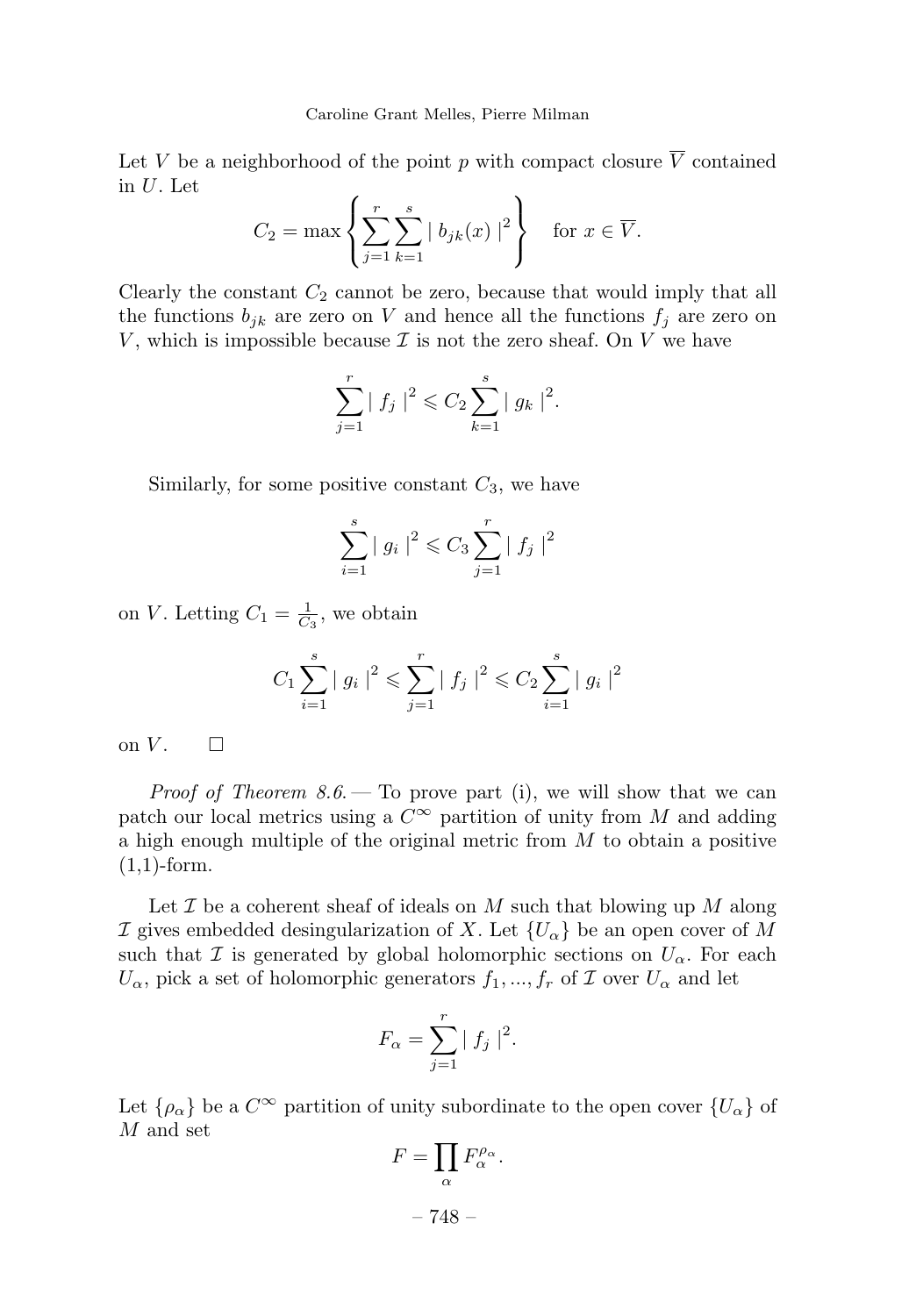Let $V$ be a neighborhood of the point $p$ with compact closure $\overline{V}$ contained in $U$. Let

$$C_2 = \max\left\{ \sum_{j=1}^{r} \sum_{k=1}^{s} \mid b_{jk}(x) \mid^2 \right\} \quad \text{for } x \in \overline{V}.$$

Clearly the constant $C_2$ cannot be zero, because that would imply that all the functions $b_{jk}$ are zero on $V$ and hence all the functions $f_j$ are zero on $V$, which is impossible because $\mathcal{I}$ is not the zero sheaf. On $V$ we have

$$\sum_{j=1}^{r} \mid f_j \mid^2 \leqslant C_2 \sum_{k=1}^{s} \mid g_k \mid^2.$$

Similarly, for some positive constant $C_3$, we have

$$\sum_{i=1}^{s} \mid g_i \mid^2 \leqslant C_3 \sum_{j=1}^{r} \mid f_j \mid^2$$

on $V$. Letting $C_1 = \frac{1}{C_3}$, we obtain

$$C_1 \sum_{i=1}^{s} \mid g_i \mid^2 \leqslant \sum_{j=1}^{r} \mid f_j \mid^2 \leqslant C_2 \sum_{i=1}^{s} \mid g_i \mid^2$$

on $V$. $\square$

*Proof of Theorem 8.6.* — To prove part (i), we will show that we can patch our local metrics using a $C^\infty$ partition of unity from $M$ and adding a high enough multiple of the original metric from $M$ to obtain a positive (1,1)-form.

Let $\mathcal{I}$ be a coherent sheaf of ideals on $M$ such that blowing up $M$ along $\mathcal{I}$ gives embedded desingularization of $X$. Let $\{U_\alpha\}$ be an open cover of $M$ such that $\mathcal{I}$ is generated by global holomorphic sections on $U_\alpha$. For each $U_\alpha$, pick a set of holomorphic generators $f_1, ..., f_r$ of $\mathcal{I}$ over $U_\alpha$ and let

$$F_\alpha = \sum_{j=1}^{r} \mid f_j \mid^2.$$

Let $\{\rho_\alpha\}$ be a $C^\infty$ partition of unity subordinate to the open cover $\{U_\alpha\}$ of $M$ and set

$$F = \prod_{\alpha} F_\alpha^{\rho_\alpha}.$$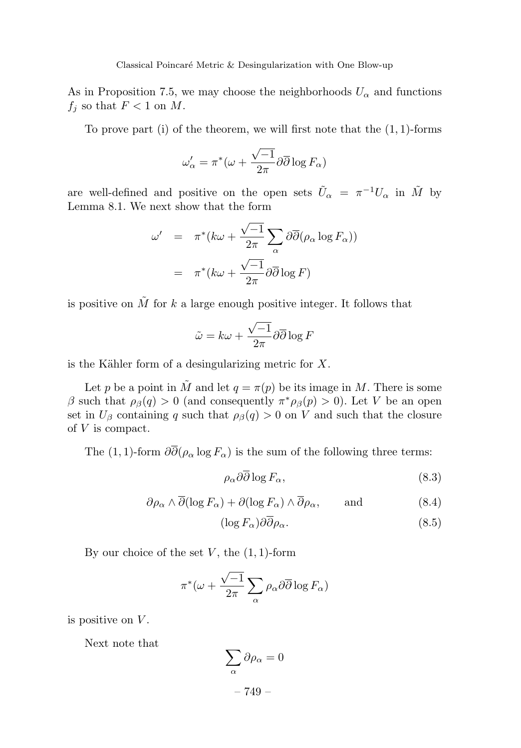As in Proposition 7.5, we may choose the neighborhoods $U_\alpha$ and functions $f_j$ so that $F < 1$ on $M$.

To prove part (i) of the theorem, we will first note that the $(1,1)$-forms

$$\omega'_\alpha = \pi^*(\omega + \frac{\sqrt{-1}}{2\pi}\partial\overline{\partial}\log F_\alpha)$$

are well-defined and positive on the open sets $\tilde{U}_\alpha = \pi^{-1}U_\alpha$ in $\tilde{M}$ by Lemma 8.1. We next show that the form

$$\begin{aligned}
\omega' &= \pi^*(k\omega + \frac{\sqrt{-1}}{2\pi}\sum_\alpha \partial\overline{\partial}(\rho_\alpha \log F_\alpha)) \\
&= \pi^*(k\omega + \frac{\sqrt{-1}}{2\pi}\partial\overline{\partial}\log F)
\end{aligned}$$

is positive on $\tilde{M}$ for $k$ a large enough positive integer. It follows that

$$\tilde{\omega} = k\omega + \frac{\sqrt{-1}}{2\pi}\partial\overline{\partial}\log F$$

is the Kähler form of a desingularizing metric for $X$.

Let $p$ be a point in $\tilde{M}$ and let $q = \pi(p)$ be its image in $M$. There is some $\beta$ such that $\rho_\beta(q) > 0$ (and consequently $\pi^*\rho_\beta(p) > 0$). Let $V$ be an open set in $U_\beta$ containing $q$ such that $\rho_\beta(q) > 0$ on $V$ and such that the closure of $V$ is compact.

The $(1,1)$-form $\partial\overline{\partial}(\rho_\alpha \log F_\alpha)$ is the sum of the following three terms:

$$\rho_\alpha \partial\overline{\partial}\log F_\alpha, \tag{8.3}$$

$$\partial\rho_\alpha \wedge \overline{\partial}(\log F_\alpha) + \partial(\log F_\alpha) \wedge \overline{\partial}\rho_\alpha, \qquad \text{and} \tag{8.4}$$

$$(\log F_\alpha)\partial\overline{\partial}\rho_\alpha. \tag{8.5}$$

By our choice of the set $V$, the $(1,1)$-form

$$\pi^*(\omega + \frac{\sqrt{-1}}{2\pi}\sum_\alpha \rho_\alpha \partial\overline{\partial}\log F_\alpha)$$

is positive on $V$.

Next note that

$$\sum_\alpha \partial\rho_\alpha = 0$$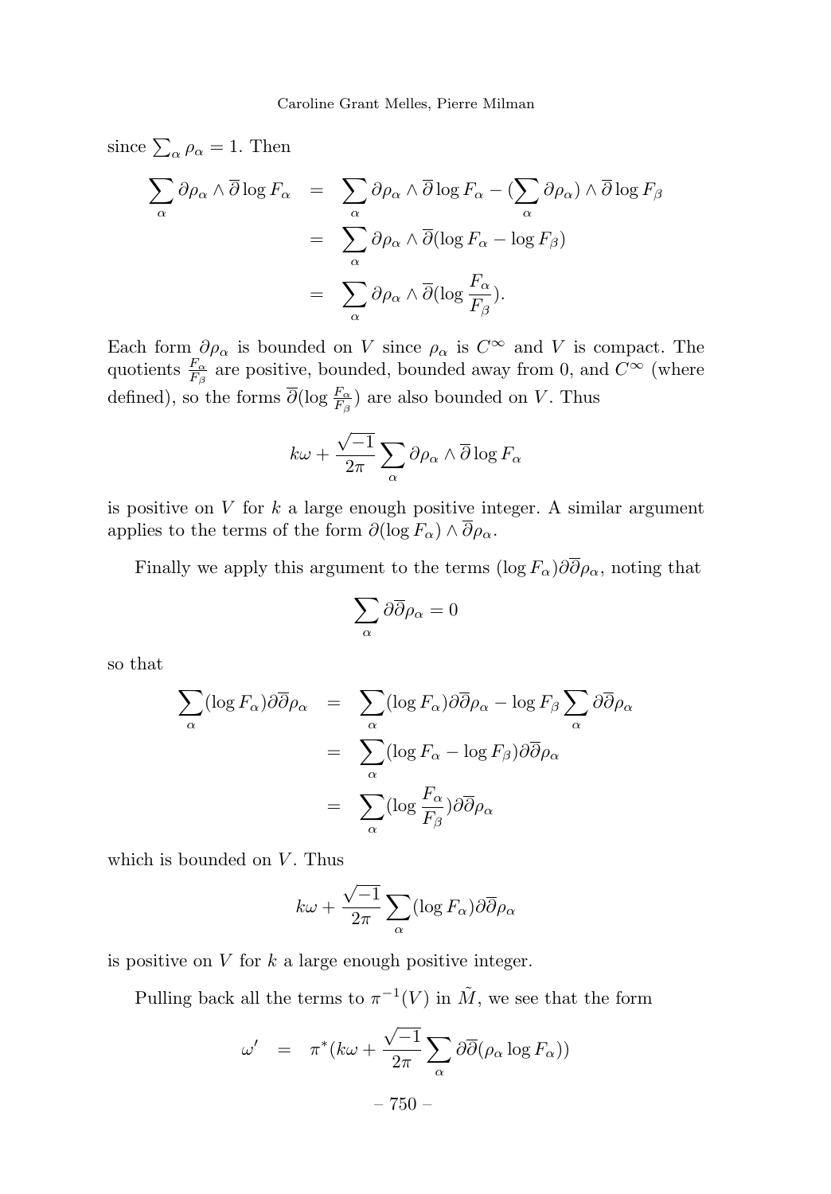since $\sum_\alpha \rho_\alpha = 1$. Then

$$
\begin{aligned}
\sum_\alpha \partial\rho_\alpha \wedge \overline{\partial} \log F_\alpha &= \sum_\alpha \partial\rho_\alpha \wedge \overline{\partial} \log F_\alpha - (\sum_\alpha \partial\rho_\alpha) \wedge \overline{\partial} \log F_\beta \\
&= \sum_\alpha \partial\rho_\alpha \wedge \overline{\partial}(\log F_\alpha - \log F_\beta) \\
&= \sum_\alpha \partial\rho_\alpha \wedge \overline{\partial}(\log \frac{F_\alpha}{F_\beta}).
\end{aligned}
$$

Each form $\partial\rho_\alpha$ is bounded on $V$ since $\rho_\alpha$ is $C^\infty$ and $V$ is compact. The quotients $\frac{F_\alpha}{F_\beta}$ are positive, bounded, bounded away from 0, and $C^\infty$ (where defined), so the forms $\overline{\partial}(\log \frac{F_\alpha}{F_\beta})$ are also bounded on $V$. Thus

$$
k\omega + \frac{\sqrt{-1}}{2\pi} \sum_\alpha \partial\rho_\alpha \wedge \overline{\partial} \log F_\alpha
$$

is positive on $V$ for $k$ a large enough positive integer. A similar argument applies to the terms of the form $\partial(\log F_\alpha) \wedge \overline{\partial}\rho_\alpha$.

Finally we apply this argument to the terms $(\log F_\alpha)\partial\overline{\partial}\rho_\alpha$, noting that

$$
\sum_\alpha \partial\overline{\partial}\rho_\alpha = 0
$$

so that

$$
\begin{aligned}
\sum_\alpha (\log F_\alpha)\partial\overline{\partial}\rho_\alpha &= \sum_\alpha (\log F_\alpha)\partial\overline{\partial}\rho_\alpha - \log F_\beta \sum_\alpha \partial\overline{\partial}\rho_\alpha \\
&= \sum_\alpha (\log F_\alpha - \log F_\beta)\partial\overline{\partial}\rho_\alpha \\
&= \sum_\alpha (\log \frac{F_\alpha}{F_\beta})\partial\overline{\partial}\rho_\alpha
\end{aligned}
$$

which is bounded on $V$. Thus

$$
k\omega + \frac{\sqrt{-1}}{2\pi} \sum_\alpha (\log F_\alpha)\partial\overline{\partial}\rho_\alpha
$$

is positive on $V$ for $k$ a large enough positive integer.

Pulling back all the terms to $\pi^{-1}(V)$ in $\tilde{M}$, we see that the form

$$
\omega' \quad = \quad \pi^*(k\omega + \frac{\sqrt{-1}}{2\pi} \sum_\alpha \partial\overline{\partial}(\rho_\alpha \log F_\alpha))
$$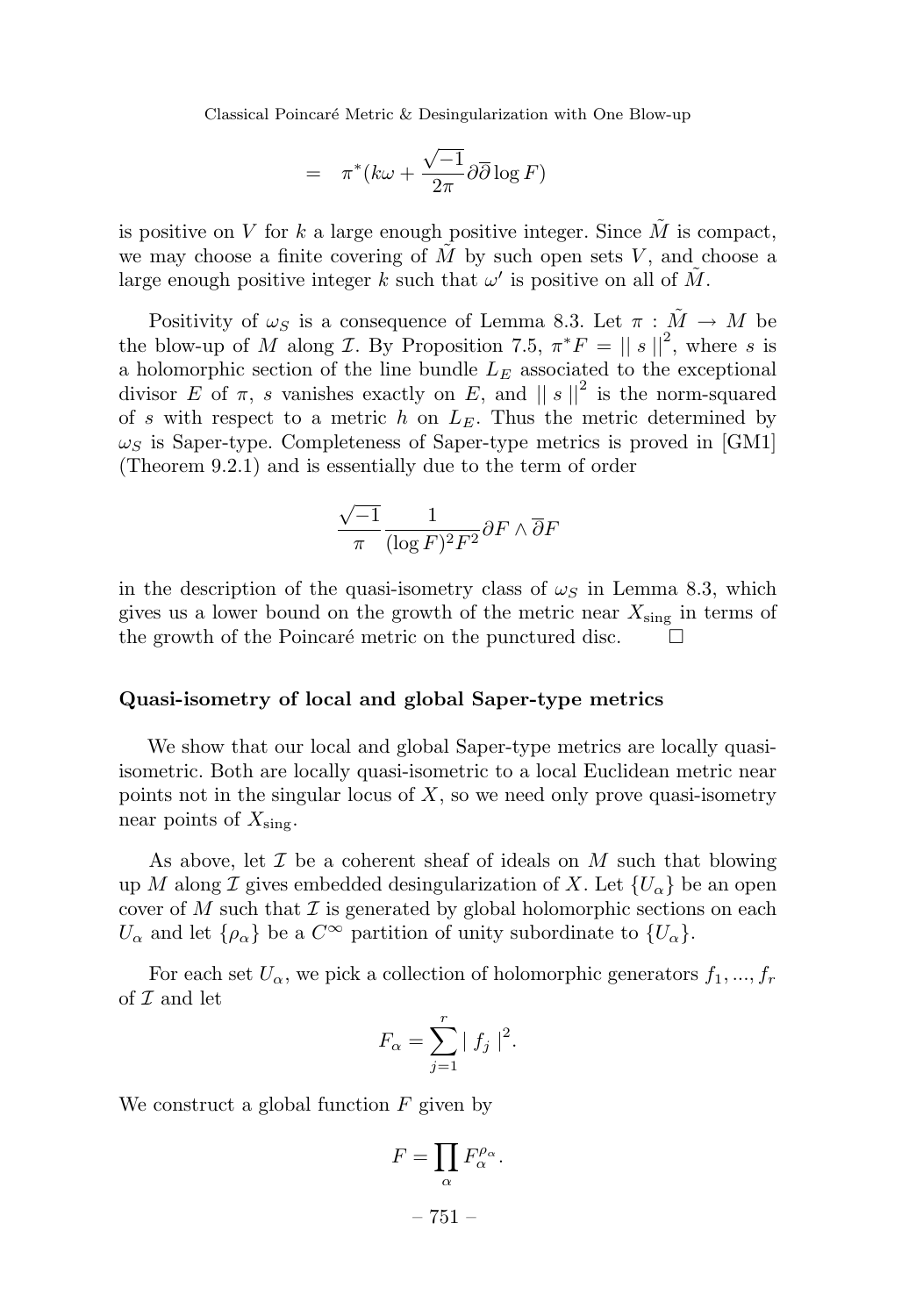$$= \quad \pi^*(k\omega + \frac{\sqrt{-1}}{2\pi}\partial\overline{\partial}\log F)$$

is positive on $V$ for $k$ a large enough positive integer. Since $\tilde{M}$ is compact, we may choose a finite covering of $\tilde{M}$ by such open sets $V$, and choose a large enough positive integer $k$ such that $\omega'$ is positive on all of $\tilde{M}$.

Positivity of $\omega_S$ is a consequence of Lemma 8.3. Let $\pi : \tilde{M} \to M$ be the blow-up of $M$ along $\mathcal{I}$. By Proposition 7.5, $\pi^* F = || \, s \, ||^2$, where $s$ is a holomorphic section of the line bundle $L_E$ associated to the exceptional divisor $E$ of $\pi$, $s$ vanishes exactly on $E$, and $|| \, s \, ||^2$ is the norm-squared of $s$ with respect to a metric $h$ on $L_E$. Thus the metric determined by $\omega_S$ is Saper-type. Completeness of Saper-type metrics is proved in [GM1] (Theorem 9.2.1) and is essentially due to the term of order

$$\frac{\sqrt{-1}}{\pi}\frac{1}{(\log F)^2 F^2}\partial F \wedge \overline{\partial} F$$

in the description of the quasi-isometry class of $\omega_S$ in Lemma 8.3, which gives us a lower bound on the growth of the metric near $X_{\text{sing}}$ in terms of the growth of the Poincaré metric on the punctured disc. $\square$

### Quasi-isometry of local and global Saper-type metrics

We show that our local and global Saper-type metrics are locally quasi-isometric. Both are locally quasi-isometric to a local Euclidean metric near points not in the singular locus of $X$, so we need only prove quasi-isometry near points of $X_{\text{sing}}$.

As above, let $\mathcal{I}$ be a coherent sheaf of ideals on $M$ such that blowing up $M$ along $\mathcal{I}$ gives embedded desingularization of $X$. Let $\{U_\alpha\}$ be an open cover of $M$ such that $\mathcal{I}$ is generated by global holomorphic sections on each $U_\alpha$ and let $\{\rho_\alpha\}$ be a $C^\infty$ partition of unity subordinate to $\{U_\alpha\}$.

For each set $U_\alpha$, we pick a collection of holomorphic generators $f_1, ..., f_r$ of $\mathcal{I}$ and let

$$F_\alpha = \sum_{j=1}^{r} | \, f_j \, |^2.$$

We construct a global function $F$ given by

$$F = \prod_\alpha F_\alpha^{\rho_\alpha}.$$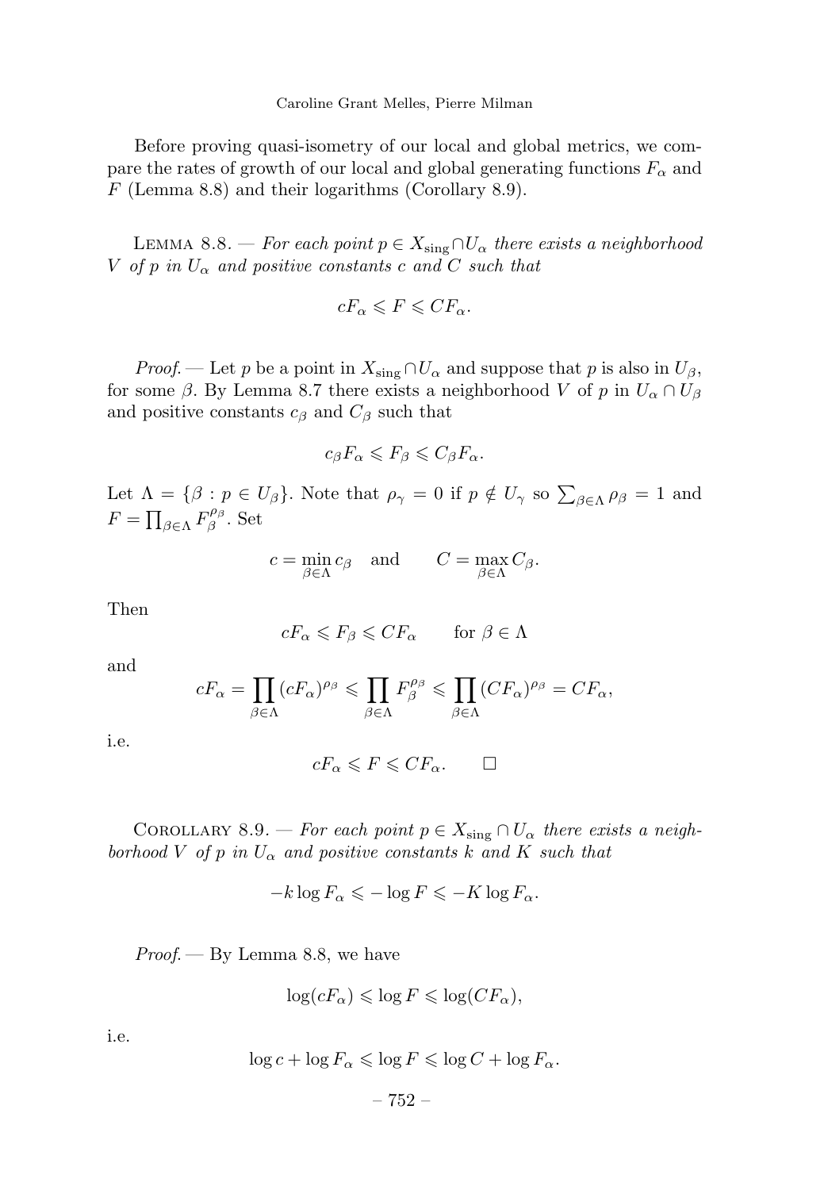Before proving quasi-isometry of our local and global metrics, we compare the rates of growth of our local and global generating functions $F_\alpha$ and $F$ (Lemma 8.8) and their logarithms (Corollary 8.9).

Lemma 8.8. — *For each point $p \in X_{\text{sing}} \cap U_\alpha$ there exists a neighborhood $V$ of $p$ in $U_\alpha$ and positive constants $c$ and $C$ such that*

$$cF_\alpha \leqslant F \leqslant CF_\alpha.$$

*Proof.* — Let $p$ be a point in $X_{\text{sing}} \cap U_\alpha$ and suppose that $p$ is also in $U_\beta$, for some $\beta$. By Lemma 8.7 there exists a neighborhood $V$ of $p$ in $U_\alpha \cap U_\beta$ and positive constants $c_\beta$ and $C_\beta$ such that

$$c_\beta F_\alpha \leqslant F_\beta \leqslant C_\beta F_\alpha.$$

Let $\Lambda = \{\beta : p \in U_\beta\}$. Note that $\rho_\gamma = 0$ if $p \notin U_\gamma$ so $\sum_{\beta \in \Lambda} \rho_\beta = 1$ and $F = \prod_{\beta \in \Lambda} F_\beta^{\rho_\beta}$. Set

$$c = \min_{\beta \in \Lambda} c_\beta \quad \text{and} \qquad C = \max_{\beta \in \Lambda} C_\beta.$$

Then

$$cF_\alpha \leqslant F_\beta \leqslant CF_\alpha \qquad \text{for } \beta \in \Lambda$$

and

$$cF_\alpha = \prod_{\beta \in \Lambda} (cF_\alpha)^{\rho_\beta} \leqslant \prod_{\beta \in \Lambda} F_\beta^{\rho_\beta} \leqslant \prod_{\beta \in \Lambda} (CF_\alpha)^{\rho_\beta} = CF_\alpha,$$

i.e.

$$cF_\alpha \leqslant F \leqslant CF_\alpha. \qquad \square$$

Corollary 8.9. — *For each point $p \in X_{\text{sing}} \cap U_\alpha$ there exists a neighborhood $V$ of $p$ in $U_\alpha$ and positive constants $k$ and $K$ such that*

$$-k \log F_\alpha \leqslant -\log F \leqslant -K \log F_\alpha.$$

*Proof.* — By Lemma 8.8, we have

$$\log(cF_\alpha) \leqslant \log F \leqslant \log(CF_\alpha),$$

i.e.

$$\log c + \log F_\alpha \leqslant \log F \leqslant \log C + \log F_\alpha.$$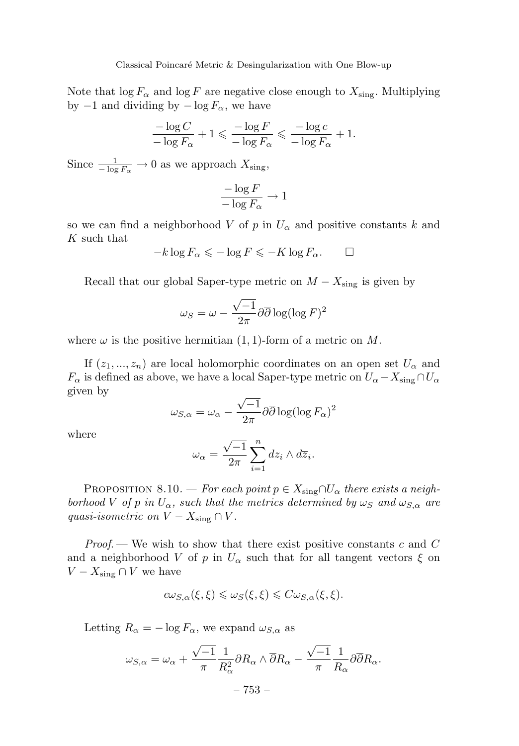Note that $\log F_\alpha$ and $\log F$ are negative close enough to $X_{\text{sing}}$. Multiplying by $-1$ and dividing by $-\log F_\alpha$, we have

$$\frac{-\log C}{-\log F_\alpha} + 1 \leqslant \frac{-\log F}{-\log F_\alpha} \leqslant \frac{-\log c}{-\log F_\alpha} + 1.$$

Since $\frac{1}{-\log F_\alpha} \to 0$ as we approach $X_{\text{sing}}$,

$$\frac{-\log F}{-\log F_\alpha} \to 1$$

so we can find a neighborhood $V$ of $p$ in $U_\alpha$ and positive constants $k$ and $K$ such that

$$-k \log F_\alpha \leqslant -\log F \leqslant -K \log F_\alpha. \qquad \square$$

Recall that our global Saper-type metric on $M - X_{\text{sing}}$ is given by

$$\omega_S = \omega - \frac{\sqrt{-1}}{2\pi} \partial\overline{\partial} \log(\log F)^2$$

where $\omega$ is the positive hermitian $(1,1)$-form of a metric on $M$.

If $(z_1, ..., z_n)$ are local holomorphic coordinates on an open set $U_\alpha$ and $F_\alpha$ is defined as above, we have a local Saper-type metric on $U_\alpha - X_{\text{sing}} \cap U_\alpha$ given by

$$\omega_{S,\alpha} = \omega_\alpha - \frac{\sqrt{-1}}{2\pi} \partial\overline{\partial} \log(\log F_\alpha)^2$$

where

$$\omega_\alpha = \frac{\sqrt{-1}}{2\pi} \sum_{i=1}^{n} dz_i \wedge d\overline{z}_i.$$

Proposition 8.10. — *For each point $p \in X_{\text{sing}} \cap U_\alpha$ there exists a neighborhood $V$ of $p$ in $U_\alpha$, such that the metrics determined by $\omega_S$ and $\omega_{S,\alpha}$ are quasi-isometric on $V - X_{\text{sing}} \cap V$.*

*Proof.* — We wish to show that there exist positive constants $c$ and $C$ and a neighborhood $V$ of $p$ in $U_\alpha$ such that for all tangent vectors $\xi$ on $V - X_{\text{sing}} \cap V$ we have

$$c\omega_{S,\alpha}(\xi, \xi) \leqslant \omega_S(\xi, \xi) \leqslant C\omega_{S,\alpha}(\xi, \xi).$$

Letting $R_\alpha = -\log F_\alpha$, we expand $\omega_{S,\alpha}$ as

$$\omega_{S,\alpha} = \omega_\alpha + \frac{\sqrt{-1}}{\pi} \frac{1}{R_\alpha^2} \partial R_\alpha \wedge \overline{\partial} R_\alpha - \frac{\sqrt{-1}}{\pi} \frac{1}{R_\alpha} \partial\overline{\partial} R_\alpha.$$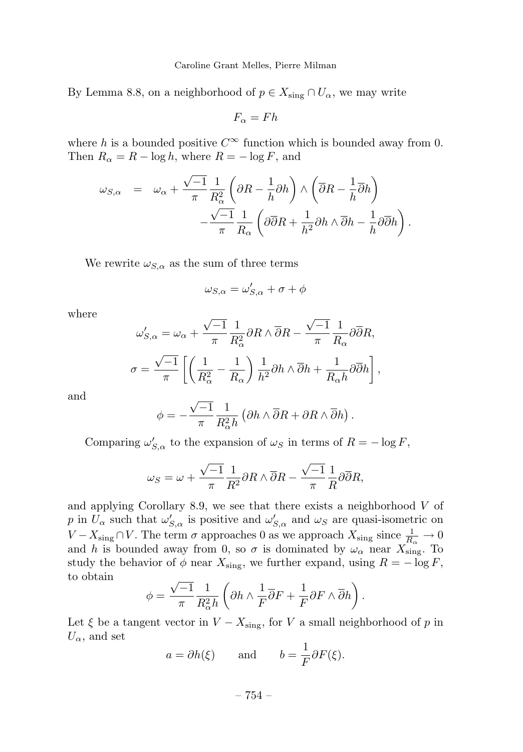By Lemma 8.8, on a neighborhood of $p \in X_{\text{sing}} \cap U_\alpha$, we may write

$$F_\alpha = Fh$$

where $h$ is a bounded positive $C^\infty$ function which is bounded away from 0. Then $R_\alpha = R - \log h$, where $R = -\log F$, and

$$\begin{aligned}\omega_{S,\alpha} \quad &= \quad \omega_\alpha + \frac{\sqrt{-1}}{\pi}\frac{1}{R_\alpha^2}\left(\partial R - \frac{1}{h}\partial h\right) \wedge \left(\overline{\partial} R - \frac{1}{h}\overline{\partial} h\right) \\ &\qquad - \frac{\sqrt{-1}}{\pi}\frac{1}{R_\alpha}\left(\partial\overline{\partial} R + \frac{1}{h^2}\partial h \wedge \overline{\partial} h - \frac{1}{h}\partial\overline{\partial} h\right).\end{aligned}$$

We rewrite $\omega_{S,\alpha}$ as the sum of three terms

$$\omega_{S,\alpha} = \omega'_{S,\alpha} + \sigma + \phi$$

where

$$\omega'_{S,\alpha} = \omega_\alpha + \frac{\sqrt{-1}}{\pi}\frac{1}{R_\alpha^2}\partial R \wedge \overline{\partial} R - \frac{\sqrt{-1}}{\pi}\frac{1}{R_\alpha}\partial\overline{\partial} R,$$

$$\sigma = \frac{\sqrt{-1}}{\pi}\left[\left(\frac{1}{R_\alpha^2} - \frac{1}{R_\alpha}\right)\frac{1}{h^2}\partial h \wedge \overline{\partial} h + \frac{1}{R_\alpha h}\partial\overline{\partial} h\right],$$

and

$$\phi = -\frac{\sqrt{-1}}{\pi}\frac{1}{R_\alpha^2 h}\left(\partial h \wedge \overline{\partial} R + \partial R \wedge \overline{\partial} h\right).$$

Comparing $\omega'_{S,\alpha}$ to the expansion of $\omega_S$ in terms of $R = -\log F$,

$$\omega_S = \omega + \frac{\sqrt{-1}}{\pi}\frac{1}{R^2}\partial R \wedge \overline{\partial} R - \frac{\sqrt{-1}}{\pi}\frac{1}{R}\partial\overline{\partial} R,$$

and applying Corollary 8.9, we see that there exists a neighborhood $V$ of $p$ in $U_\alpha$ such that $\omega'_{S,\alpha}$ is positive and $\omega'_{S,\alpha}$ and $\omega_S$ are quasi-isometric on $V - X_{\text{sing}} \cap V$. The term $\sigma$ approaches 0 as we approach $X_{\text{sing}}$ since $\frac{1}{R_\alpha} \to 0$ and $h$ is bounded away from 0, so $\sigma$ is dominated by $\omega_\alpha$ near $X_{\text{sing}}$. To study the behavior of $\phi$ near $X_{\text{sing}}$, we further expand, using $R = -\log F$, to obtain

$$\phi = \frac{\sqrt{-1}}{\pi}\frac{1}{R_\alpha^2 h}\left(\partial h \wedge \frac{1}{F}\overline{\partial} F + \frac{1}{F}\partial F \wedge \overline{\partial} h\right).$$

Let $\xi$ be a tangent vector in $V - X_{\text{sing}}$, for $V$ a small neighborhood of $p$ in $U_\alpha$, and set

$$a = \partial h(\xi) \qquad \text{and} \qquad b = \frac{1}{F}\partial F(\xi).$$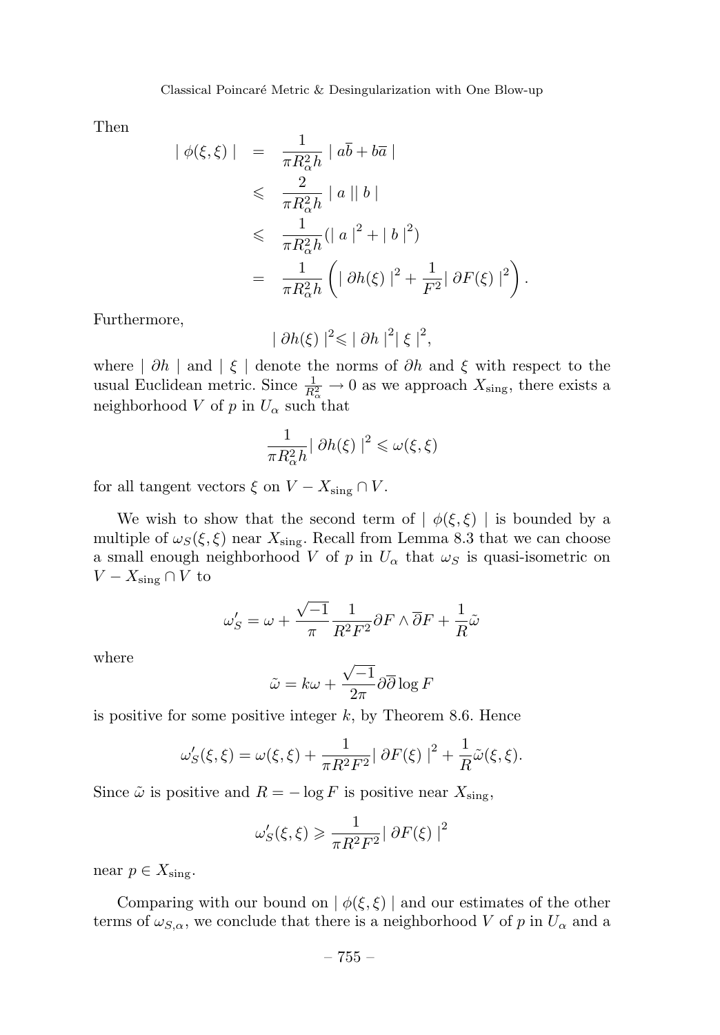Then

$$
\begin{aligned}
| \phi(\xi,\xi) | &= \frac{1}{\pi R_\alpha^2 h} | a\overline{b} + b\overline{a} | \\
&\leqslant \frac{2}{\pi R_\alpha^2 h} | a || b | \\
&\leqslant \frac{1}{\pi R_\alpha^2 h} (| a |^2 + | b |^2) \\
&= \frac{1}{\pi R_\alpha^2 h} \left( | \partial h(\xi) |^2 + \frac{1}{F^2} | \partial F(\xi) |^2 \right).
\end{aligned}
$$

Furthermore,

$$
| \partial h(\xi) |^2 \leqslant | \partial h |^2 | \xi |^2,
$$

where $| \partial h |$ and $| \xi |$ denote the norms of $\partial h$ and $\xi$ with respect to the usual Euclidean metric. Since $\frac{1}{R_\alpha^2} \to 0$ as we approach $X_{\text{sing}}$, there exists a neighborhood $V$ of $p$ in $U_\alpha$ such that

$$
\frac{1}{\pi R_\alpha^2 h} | \partial h(\xi) |^2 \leqslant \omega(\xi,\xi)
$$

for all tangent vectors $\xi$ on $V - X_{\text{sing}} \cap V$.

We wish to show that the second term of $| \phi(\xi,\xi) |$ is bounded by a multiple of $\omega_S(\xi,\xi)$ near $X_{\text{sing}}$. Recall from Lemma 8.3 that we can choose a small enough neighborhood $V$ of $p$ in $U_\alpha$ that $\omega_S$ is quasi-isometric on $V - X_{\text{sing}} \cap V$ to

$$
\omega_S' = \omega + \frac{\sqrt{-1}}{\pi} \frac{1}{R^2 F^2} \partial F \wedge \overline{\partial} F + \frac{1}{R} \tilde{\omega}
$$

where

$$
\tilde{\omega} = k\omega + \frac{\sqrt{-1}}{2\pi} \partial\overline{\partial} \log F
$$

is positive for some positive integer $k$, by Theorem 8.6. Hence

$$
\omega_S'(\xi,\xi) = \omega(\xi,\xi) + \frac{1}{\pi R^2 F^2} | \partial F(\xi) |^2 + \frac{1}{R} \tilde{\omega}(\xi,\xi).
$$

Since $\tilde{\omega}$ is positive and $R = -\log F$ is positive near $X_{\text{sing}}$,

$$
\omega_S'(\xi,\xi) \geqslant \frac{1}{\pi R^2 F^2} | \partial F(\xi) |^2
$$

near $p \in X_{\text{sing}}$.

Comparing with our bound on $| \phi(\xi,\xi) |$ and our estimates of the other terms of $\omega_{S,\alpha}$, we conclude that there is a neighborhood $V$ of $p$ in $U_\alpha$ and a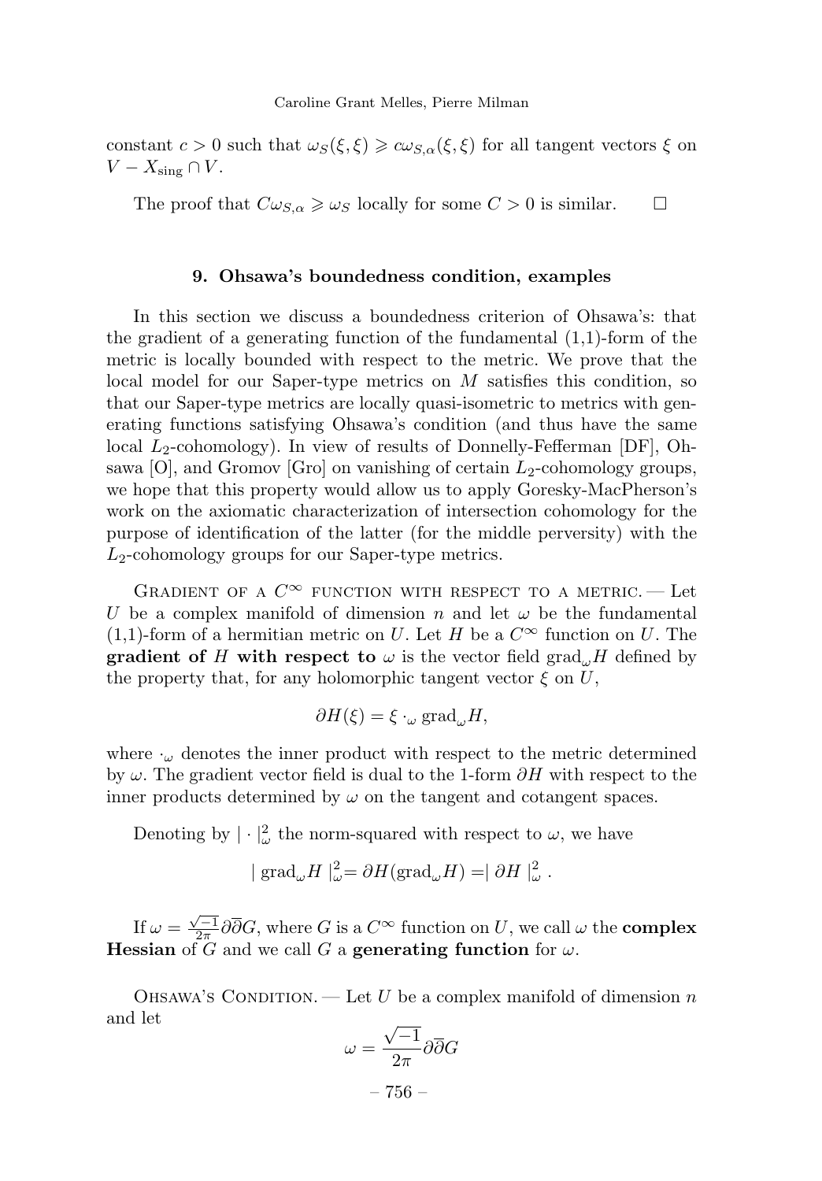constant $c > 0$ such that $\omega_S(\xi, \xi) \geqslant c\omega_{S,\alpha}(\xi, \xi)$ for all tangent vectors $\xi$ on $V - X_{\text{sing}} \cap V$.

The proof that $C\omega_{S,\alpha} \geqslant \omega_S$ locally for some $C > 0$ is similar. $\square$

## 9. Ohsawa's boundedness condition, examples

In this section we discuss a boundedness criterion of Ohsawa's: that the gradient of a generating function of the fundamental (1,1)-form of the metric is locally bounded with respect to the metric. We prove that the local model for our Saper-type metrics on $M$ satisfies this condition, so that our Saper-type metrics are locally quasi-isometric to metrics with generating functions satisfying Ohsawa's condition (and thus have the same local $L_2$-cohomology). In view of results of Donnelly-Fefferman [DF], Ohsawa [O], and Gromov [Gro] on vanishing of certain $L_2$-cohomology groups, we hope that this property would allow us to apply Goresky-MacPherson's work on the axiomatic characterization of intersection cohomology for the purpose of identification of the latter (for the middle perversity) with the $L_2$-cohomology groups for our Saper-type metrics.

Gradient of a $C^\infty$ function with respect to a metric. — Let $U$ be a complex manifold of dimension $n$ and let $\omega$ be the fundamental (1,1)-form of a hermitian metric on $U$. Let $H$ be a $C^\infty$ function on $U$. The **gradient of $H$ with respect to $\omega$** is the vector field $\text{grad}_\omega H$ defined by the property that, for any holomorphic tangent vector $\xi$ on $U$,

$$\partial H(\xi) = \xi \cdot_\omega \text{grad}_\omega H,$$

where $\cdot_\omega$ denotes the inner product with respect to the metric determined by $\omega$. The gradient vector field is dual to the 1-form $\partial H$ with respect to the inner products determined by $\omega$ on the tangent and cotangent spaces.

Denoting by $|\cdot|^2_\omega$ the norm-squared with respect to $\omega$, we have

$$|\text{grad}_\omega H|^2_\omega = \partial H(\text{grad}_\omega H) = |\partial H|^2_\omega .$$

If $\omega = \frac{\sqrt{-1}}{2\pi}\partial\overline{\partial}G$, where $G$ is a $C^\infty$ function on $U$, we call $\omega$ the **complex Hessian** of $G$ and we call $G$ a **generating function** for $\omega$.

Ohsawa's Condition. — Let $U$ be a complex manifold of dimension $n$ and let

$$\omega = \frac{\sqrt{-1}}{2\pi}\partial\overline{\partial}G$$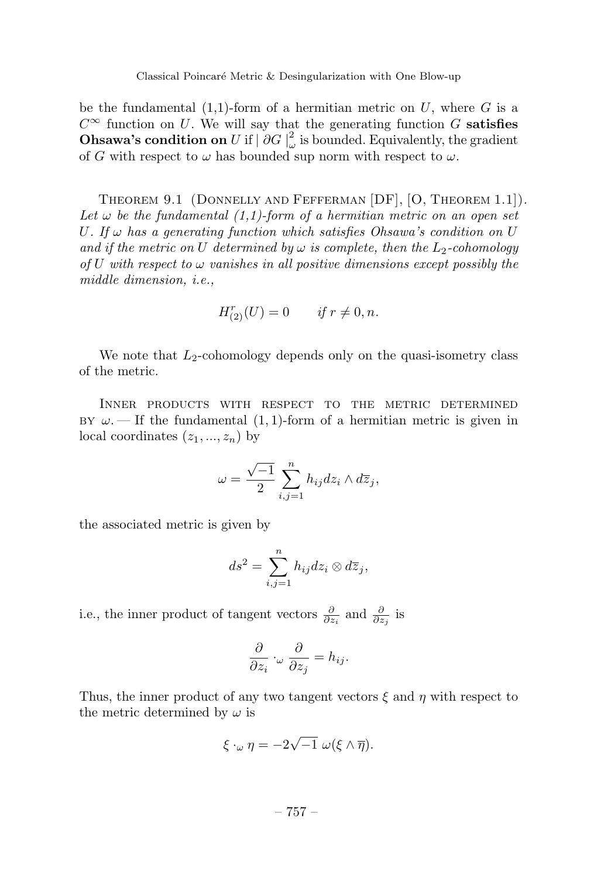be the fundamental (1,1)-form of a hermitian metric on $U$, where $G$ is a $C^\infty$ function on $U$. We will say that the generating function $G$ **satisfies Ohsawa's condition on** $U$ if $|\,\partial G\,|^2_\omega$ is bounded. Equivalently, the gradient of $G$ with respect to $\omega$ has bounded sup norm with respect to $\omega$.

Theorem 9.1 (Donnelly and Fefferman [DF], [O, Theorem 1.1]). *Let $\omega$ be the fundamental (1,1)-form of a hermitian metric on an open set $U$. If $\omega$ has a generating function which satisfies Ohsawa's condition on $U$ and if the metric on $U$ determined by $\omega$ is complete, then the $L_2$-cohomology of $U$ with respect to $\omega$ vanishes in all positive dimensions except possibly the middle dimension, i.e.,*

$$H^r_{(2)}(U) = 0 \qquad \textit{if } r \neq 0, n.$$

We note that $L_2$-cohomology depends only on the quasi-isometry class of the metric.

Inner products with respect to the metric determined by $\omega$. — If the fundamental $(1,1)$-form of a hermitian metric is given in local coordinates $(z_1, ..., z_n)$ by

$$\omega = \frac{\sqrt{-1}}{2} \sum_{i,j=1}^{n} h_{ij} dz_i \wedge d\overline{z}_j,$$

the associated metric is given by

$$ds^2 = \sum_{i,j=1}^{n} h_{ij} dz_i \otimes d\overline{z}_j,$$

i.e., the inner product of tangent vectors $\frac{\partial}{\partial z_i}$ and $\frac{\partial}{\partial z_j}$ is

$$\frac{\partial}{\partial z_i} \cdot_\omega \frac{\partial}{\partial z_j} = h_{ij}.$$

Thus, the inner product of any two tangent vectors $\xi$ and $\eta$ with respect to the metric determined by $\omega$ is

$$\xi \cdot_\omega \eta = -2\sqrt{-1}\ \omega(\xi \wedge \overline{\eta}).$$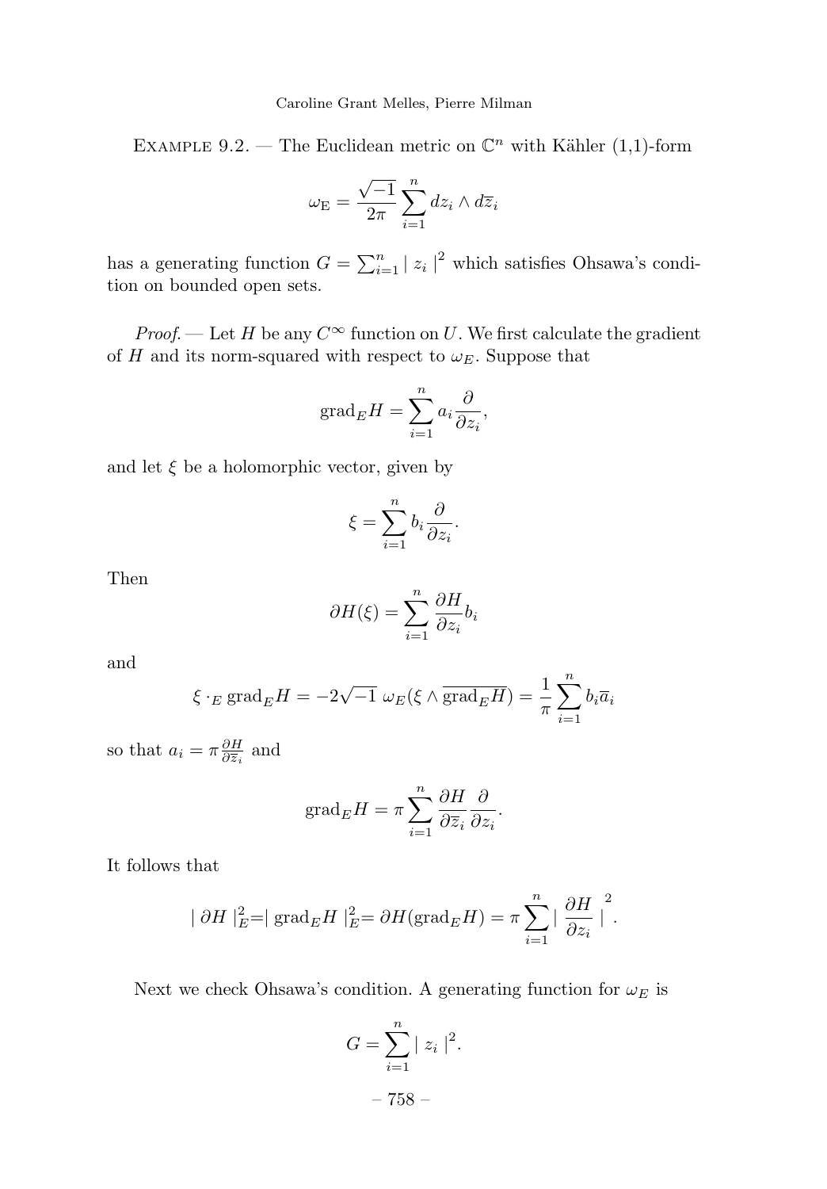Example 9.2. — The Euclidean metric on $\mathbb{C}^n$ with Kähler (1,1)-form

$$\omega_{\mathrm{E}} = \frac{\sqrt{-1}}{2\pi} \sum_{i=1}^{n} dz_i \wedge d\overline{z}_i$$

has a generating function $G = \sum_{i=1}^{n} \mid z_i \mid^2$ which satisfies Ohsawa's condition on bounded open sets.

*Proof.* — Let $H$ be any $C^\infty$ function on $U$. We first calculate the gradient of $H$ and its norm-squared with respect to $\omega_E$. Suppose that

$$\mathrm{grad}_E H = \sum_{i=1}^{n} a_i \frac{\partial}{\partial z_i},$$

and let $\xi$ be a holomorphic vector, given by

$$\xi = \sum_{i=1}^{n} b_i \frac{\partial}{\partial z_i}.$$

Then

$$\partial H(\xi) = \sum_{i=1}^{n} \frac{\partial H}{\partial z_i} b_i$$

and

$$\xi \cdot_E \mathrm{grad}_E H = -2\sqrt{-1}\ \omega_E(\xi \wedge \overline{\mathrm{grad}_E H}) = \frac{1}{\pi} \sum_{i=1}^{n} b_i \overline{a}_i$$

so that $a_i = \pi \frac{\partial H}{\partial \overline{z}_i}$ and

$$\mathrm{grad}_E H = \pi \sum_{i=1}^{n} \frac{\partial H}{\partial \overline{z}_i} \frac{\partial}{\partial z_i}.$$

It follows that

$$\mid \partial H \mid_E^2 = \mid \mathrm{grad}_E H \mid_E^2 = \partial H(\mathrm{grad}_E H) = \pi \sum_{i=1}^{n} \mid \frac{\partial H}{\partial z_i} \mid^2.$$

Next we check Ohsawa's condition. A generating function for $\omega_E$ is

$$G = \sum_{i=1}^{n} \mid z_i \mid^2.$$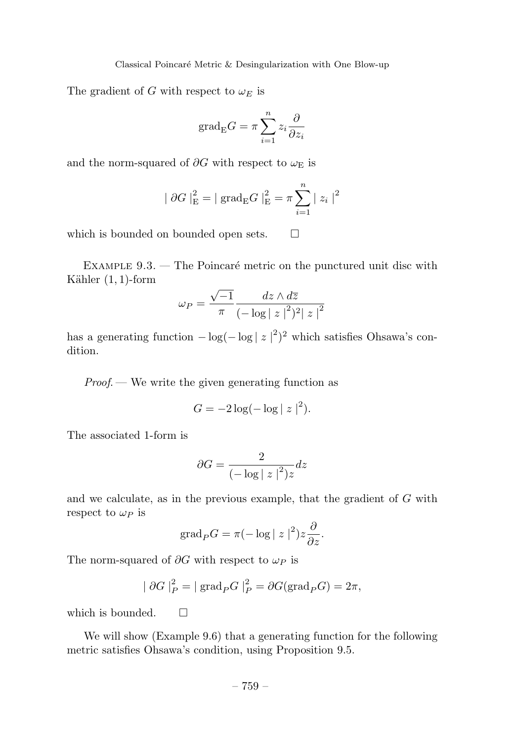The gradient of $G$ with respect to $\omega_E$ is

$$\mathrm{grad}_{\mathrm{E}} G = \pi \sum_{i=1}^{n} z_i \frac{\partial}{\partial z_i}$$

and the norm-squared of $\partial G$ with respect to $\omega_{\mathrm{E}}$ is

$$\mid \partial G \mid_{\mathrm{E}}^2 = \mid \mathrm{grad}_{\mathrm{E}} G \mid_{\mathrm{E}}^2 = \pi \sum_{i=1}^{n} \mid z_i \mid^2$$

which is bounded on bounded open sets. $\square$

Example 9.3. — The Poincaré metric on the punctured unit disc with Kähler $(1,1)$-form

$$\omega_P = \frac{\sqrt{-1}}{\pi} \frac{dz \wedge d\overline{z}}{(-\log \mid z \mid^2)^2 \mid z \mid^2}$$

has a generating function $-\log(-\log \mid z \mid^2)^2$ which satisfies Ohsawa's condition.

*Proof.* — We write the given generating function as

$$G = -2 \log(-\log \mid z \mid^2).$$

The associated 1-form is

$$\partial G = \frac{2}{(-\log \mid z \mid^2) z} dz$$

and we calculate, as in the previous example, that the gradient of $G$ with respect to $\omega_P$ is

$$\mathrm{grad}_P G = \pi (-\log \mid z \mid^2) z \frac{\partial}{\partial z}.$$

The norm-squared of $\partial G$ with respect to $\omega_P$ is

$$\mid \partial G \mid_P^2 = \mid \mathrm{grad}_P G \mid_P^2 = \partial G (\mathrm{grad}_P G) = 2\pi,$$

which is bounded. $\square$

We will show (Example 9.6) that a generating function for the following metric satisfies Ohsawa's condition, using Proposition 9.5.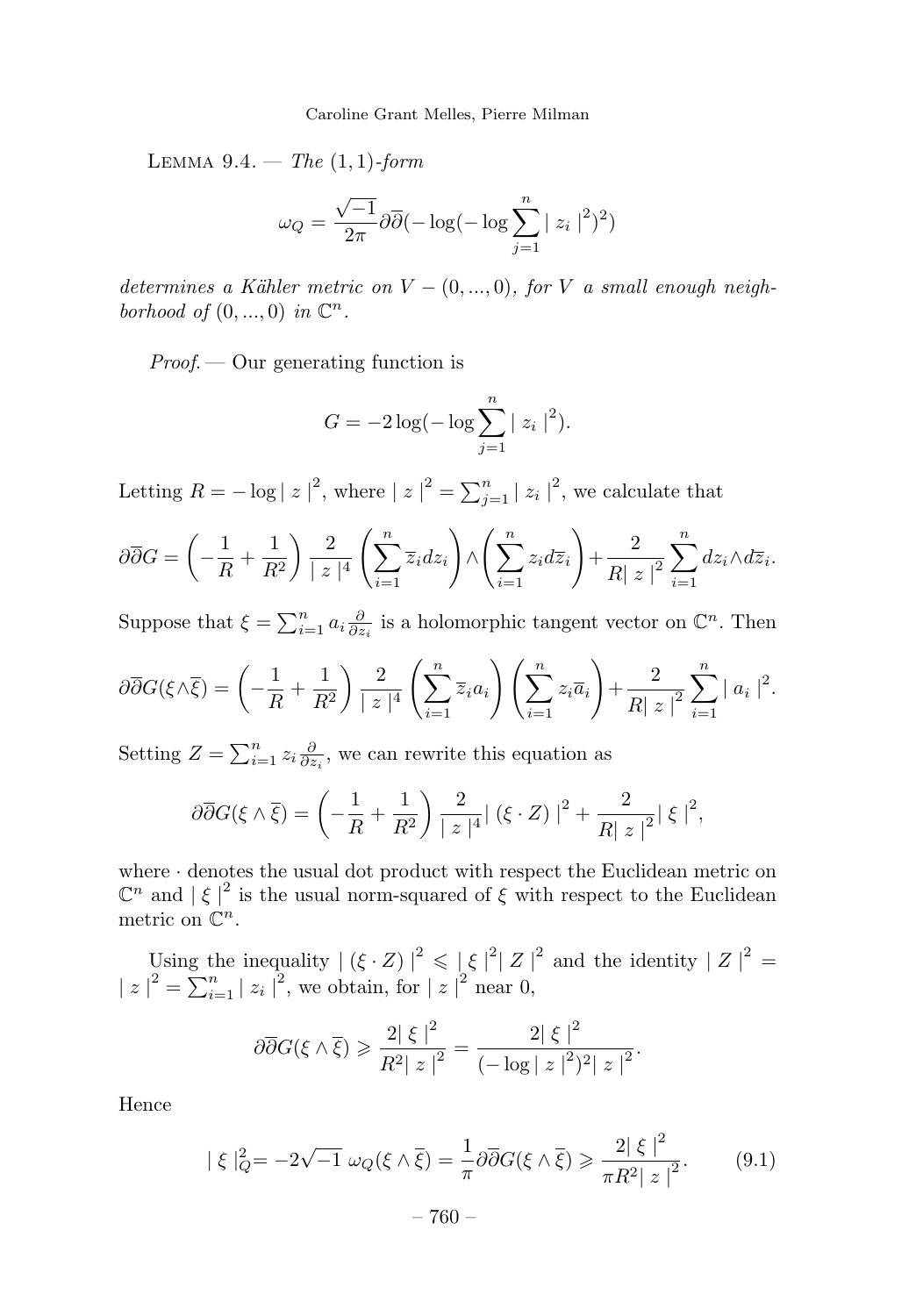LEMMA 9.4. — *The* $(1,1)$*-form*

$$\omega_Q = \frac{\sqrt{-1}}{2\pi}\partial\overline{\partial}(-\log(-\log\sum_{j=1}^{n}\mid z_i\mid^2)^2)$$

*determines a Kähler metric on* $V-(0,...,0)$*, for* $V$ *a small enough neighborhood of* $(0,...,0)$ *in* $\mathbb{C}^n$.

*Proof.* — Our generating function is

$$G = -2\log(-\log\sum_{j=1}^{n}\mid z_i\mid^2).$$

Letting $R = -\log\mid z\mid^2$, where $\mid z\mid^2 = \sum_{j=1}^{n}\mid z_i\mid^2$, we calculate that

$$\partial\overline{\partial}G = \left(-\frac{1}{R}+\frac{1}{R^2}\right)\frac{2}{\mid z\mid^4}\left(\sum_{i=1}^{n}\overline{z}_i dz_i\right)\wedge\left(\sum_{i=1}^{n}z_i d\overline{z}_i\right)+\frac{2}{R\mid z\mid^2}\sum_{i=1}^{n}dz_i\wedge d\overline{z}_i.$$

Suppose that $\xi = \sum_{i=1}^{n}a_i\frac{\partial}{\partial z_i}$ is a holomorphic tangent vector on $\mathbb{C}^n$. Then

$$\partial\overline{\partial}G(\xi\wedge\overline{\xi}) = \left(-\frac{1}{R}+\frac{1}{R^2}\right)\frac{2}{\mid z\mid^4}\left(\sum_{i=1}^{n}\overline{z}_i a_i\right)\left(\sum_{i=1}^{n}z_i\overline{a}_i\right)+\frac{2}{R\mid z\mid^2}\sum_{i=1}^{n}\mid a_i\mid^2.$$

Setting $Z = \sum_{i=1}^{n}z_i\frac{\partial}{\partial z_i}$, we can rewrite this equation as

$$\partial\overline{\partial}G(\xi\wedge\overline{\xi}) = \left(-\frac{1}{R}+\frac{1}{R^2}\right)\frac{2}{\mid z\mid^4}\mid(\xi\cdot Z)\mid^2+\frac{2}{R\mid z\mid^2}\mid\xi\mid^2,$$

where $\cdot$ denotes the usual dot product with respect the Euclidean metric on $\mathbb{C}^n$ and $\mid\xi\mid^2$ is the usual norm-squared of $\xi$ with respect to the Euclidean metric on $\mathbb{C}^n$.

Using the inequality $\mid(\xi\cdot Z)\mid^2\leqslant\mid\xi\mid^2\mid Z\mid^2$ and the identity $\mid Z\mid^2 = \mid z\mid^2 = \sum_{i=1}^{n}\mid z_i\mid^2$, we obtain, for $\mid z\mid^2$ near 0,

$$\partial\overline{\partial}G(\xi\wedge\overline{\xi})\geqslant\frac{2\mid\xi\mid^2}{R^2\mid z\mid^2} = \frac{2\mid\xi\mid^2}{(-\log\mid z\mid^2)^2\mid z\mid^2}.$$

Hence

$$\mid\xi\mid_Q^2 = -2\sqrt{-1}\,\omega_Q(\xi\wedge\overline{\xi}) = \frac{1}{\pi}\partial\overline{\partial}G(\xi\wedge\overline{\xi})\geqslant\frac{2\mid\xi\mid^2}{\pi R^2\mid z\mid^2}. \tag{9.1}$$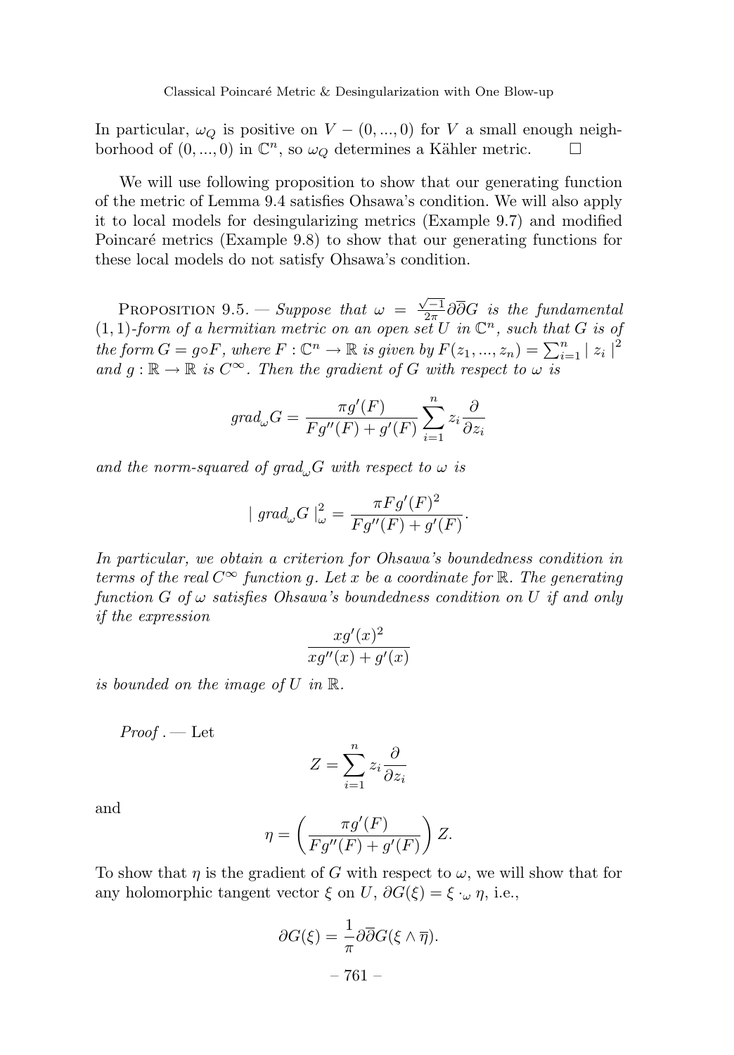In particular, $\omega_Q$ is positive on $V - (0, ..., 0)$ for $V$ a small enough neighborhood of $(0, ..., 0)$ in $\mathbb{C}^n$, so $\omega_Q$ determines a Kähler metric. $\square$

We will use following proposition to show that our generating function of the metric of Lemma 9.4 satisfies Ohsawa's condition. We will also apply it to local models for desingularizing metrics (Example 9.7) and modified Poincaré metrics (Example 9.8) to show that our generating functions for these local models do not satisfy Ohsawa's condition.

Proposition 9.5. — *Suppose that $\omega = \frac{\sqrt{-1}}{2\pi}\partial\overline{\partial}G$ is the fundamental $(1,1)$-form of a hermitian metric on an open set $U$ in $\mathbb{C}^n$, such that $G$ is of the form $G = g \circ F$, where $F : \mathbb{C}^n \to \mathbb{R}$ is given by $F(z_1, ..., z_n) = \sum_{i=1}^n |\, z_i \,|^2$ and $g : \mathbb{R} \to \mathbb{R}$ is $C^\infty$. Then the gradient of $G$ with respect to $\omega$ is*

$$grad_\omega G = \frac{\pi g'(F)}{Fg''(F) + g'(F)} \sum_{i=1}^n z_i \frac{\partial}{\partial z_i}$$

*and the norm-squared of $grad_\omega G$ with respect to $\omega$ is*

$$|\, grad_\omega G \,|^2_\omega = \frac{\pi F g'(F)^2}{Fg''(F) + g'(F)}.$$

*In particular, we obtain a criterion for Ohsawa's boundedness condition in terms of the real $C^\infty$ function $g$. Let $x$ be a coordinate for $\mathbb{R}$. The generating function $G$ of $\omega$ satisfies Ohsawa's boundedness condition on $U$ if and only if the expression*

$$\frac{xg'(x)^2}{xg''(x) + g'(x)}$$

*is bounded on the image of $U$ in $\mathbb{R}$.*

*Proof.* — Let

$$Z = \sum_{i=1}^n z_i \frac{\partial}{\partial z_i}$$

and

$$\eta = \left( \frac{\pi g'(F)}{Fg''(F) + g'(F)} \right) Z.$$

To show that $\eta$ is the gradient of $G$ with respect to $\omega$, we will show that for any holomorphic tangent vector $\xi$ on $U$, $\partial G(\xi) = \xi \cdot_\omega \eta$, i.e.,

$$\partial G(\xi) = \frac{1}{\pi}\partial\overline{\partial}G(\xi \wedge \overline{\eta}).$$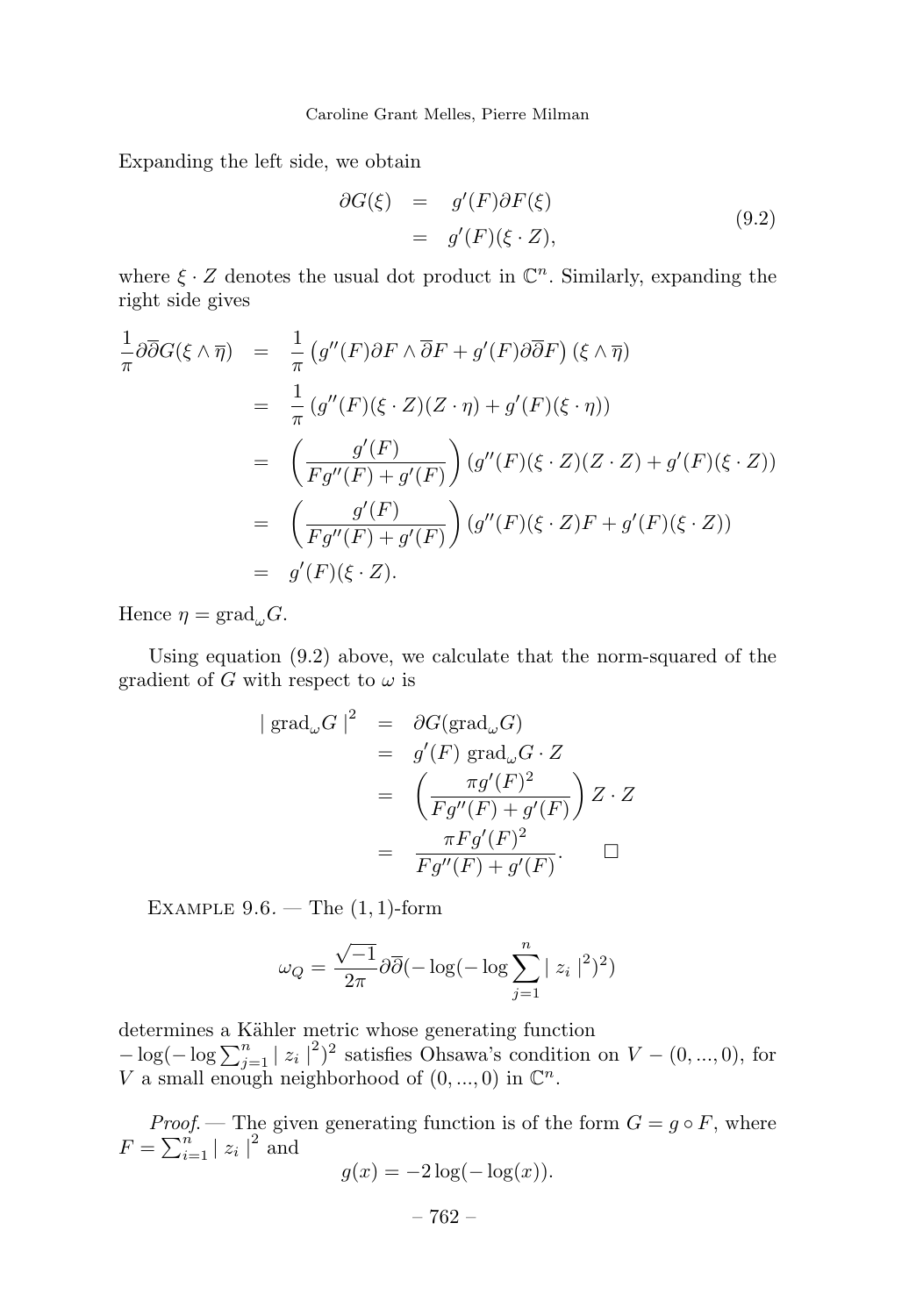Expanding the left side, we obtain

$$\begin{aligned} \partial G(\xi) &= g'(F)\partial F(\xi) \\ &= g'(F)(\xi \cdot Z), \end{aligned} \tag{9.2}$$

where $\xi \cdot Z$ denotes the usual dot product in $\mathbb{C}^n$. Similarly, expanding the right side gives

$$\begin{aligned} \frac{1}{\pi}\partial\overline{\partial}G(\xi \wedge \overline{\eta}) &= \frac{1}{\pi}\left(g''(F)\partial F \wedge \overline{\partial}F + g'(F)\partial\overline{\partial}F\right)(\xi \wedge \overline{\eta}) \\ &= \frac{1}{\pi}\left(g''(F)(\xi \cdot Z)(Z \cdot \eta) + g'(F)(\xi \cdot \eta)\right) \\ &= \left(\frac{g'(F)}{Fg''(F) + g'(F)}\right)\left(g''(F)(\xi \cdot Z)(Z \cdot Z) + g'(F)(\xi \cdot Z)\right) \\ &= \left(\frac{g'(F)}{Fg''(F) + g'(F)}\right)\left(g''(F)(\xi \cdot Z)F + g'(F)(\xi \cdot Z)\right) \\ &= g'(F)(\xi \cdot Z). \end{aligned}$$

Hence $\eta = \mathrm{grad}_\omega G$.

Using equation (9.2) above, we calculate that the norm-squared of the gradient of $G$ with respect to $\omega$ is

$$\begin{aligned} \mid \mathrm{grad}_\omega G \mid^2 &= \partial G(\mathrm{grad}_\omega G) \\ &= g'(F)\ \mathrm{grad}_\omega G \cdot Z \\ &= \left(\frac{\pi g'(F)^2}{Fg''(F) + g'(F)}\right) Z \cdot Z \\ &= \frac{\pi F g'(F)^2}{Fg''(F) + g'(F)}. \qquad \square \end{aligned}$$

Example 9.6. — The $(1,1)$-form

$$\omega_Q = \frac{\sqrt{-1}}{2\pi}\partial\overline{\partial}(-\log(-\log\sum_{j=1}^{n} \mid z_i \mid^2)^2)$$

determines a Kähler metric whose generating function $-\log(-\log\sum_{j=1}^{n} \mid z_i \mid^2)^2$ satisfies Ohsawa's condition on $V - (0,...,0)$, for $V$ a small enough neighborhood of $(0,...,0)$ in $\mathbb{C}^n$.

*Proof.* — The given generating function is of the form $G = g \circ F$, where $F = \sum_{i=1}^{n} \mid z_i \mid^2$ and

$$g(x) = -2\log(-\log(x)).$$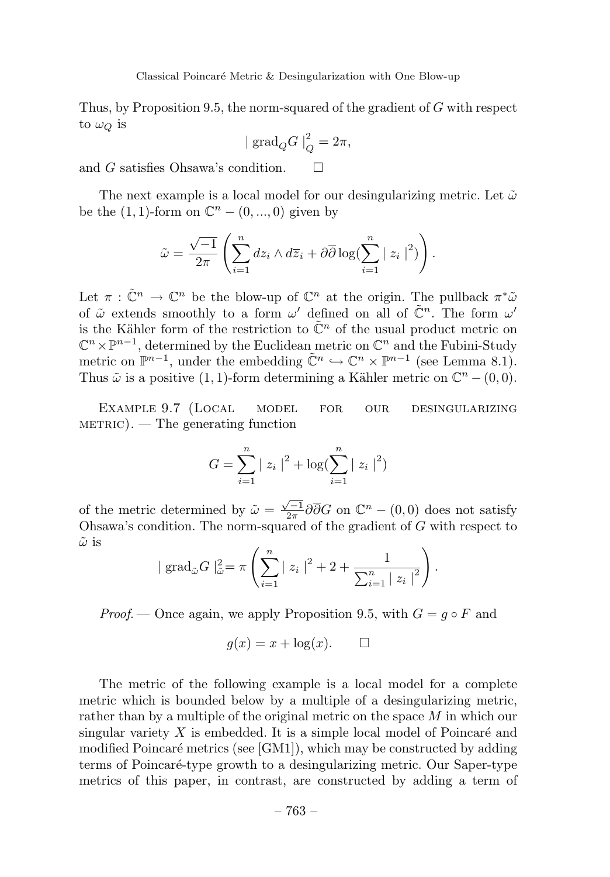Thus, by Proposition 9.5, the norm-squared of the gradient of $G$ with respect to $\omega_Q$ is

$$| \operatorname{grad}_Q G |_Q^2 = 2\pi,$$

and $G$ satisfies Ohsawa's condition. □

The next example is a local model for our desingularizing metric. Let $\tilde{\omega}$ be the $(1,1)$-form on $\mathbb{C}^n - (0, ..., 0)$ given by

$$\tilde{\omega} = \frac{\sqrt{-1}}{2\pi} \left( \sum_{i=1}^n dz_i \wedge d\overline{z}_i + \partial\overline{\partial} \log(\sum_{i=1}^n | z_i |^2) \right).$$

Let $\pi : \tilde{\mathbb{C}}^n \to \mathbb{C}^n$ be the blow-up of $\mathbb{C}^n$ at the origin. The pullback $\pi^*\tilde{\omega}$ of $\tilde{\omega}$ extends smoothly to a form $\omega'$ defined on all of $\tilde{\mathbb{C}}^n$. The form $\omega'$ is the Kähler form of the restriction to $\tilde{\mathbb{C}}^n$ of the usual product metric on $\mathbb{C}^n \times \mathbb{P}^{n-1}$, determined by the Euclidean metric on $\mathbb{C}^n$ and the Fubini-Study metric on $\mathbb{P}^{n-1}$, under the embedding $\tilde{\mathbb{C}}^n \hookrightarrow \mathbb{C}^n \times \mathbb{P}^{n-1}$ (see Lemma 8.1). Thus $\tilde{\omega}$ is a positive $(1,1)$-form determining a Kähler metric on $\mathbb{C}^n - (0, 0)$.

Example 9.7 (Local model for our desingularizing metric). — The generating function

$$G = \sum_{i=1}^n | z_i |^2 + \log(\sum_{i=1}^n | z_i |^2)$$

of the metric determined by $\tilde{\omega} = \frac{\sqrt{-1}}{2\pi}\partial\overline{\partial}G$ on $\mathbb{C}^n - (0, 0)$ does not satisfy Ohsawa's condition. The norm-squared of the gradient of $G$ with respect to $\tilde{\omega}$ is

$$| \operatorname{grad}_{\tilde{\omega}} G |_{\tilde{\omega}}^2 = \pi \left( \sum_{i=1}^n | z_i |^2 + 2 + \frac{1}{\sum_{i=1}^n | z_i |^2} \right).$$

*Proof.* — Once again, we apply Proposition 9.5, with $G = g \circ F$ and

$$g(x) = x + \log(x). \qquad \square$$

The metric of the following example is a local model for a complete metric which is bounded below by a multiple of a desingularizing metric, rather than by a multiple of the original metric on the space $M$ in which our singular variety $X$ is embedded. It is a simple local model of Poincaré and modified Poincaré metrics (see [GM1]), which may be constructed by adding terms of Poincaré-type growth to a desingularizing metric. Our Saper-type metrics of this paper, in contrast, are constructed by adding a term of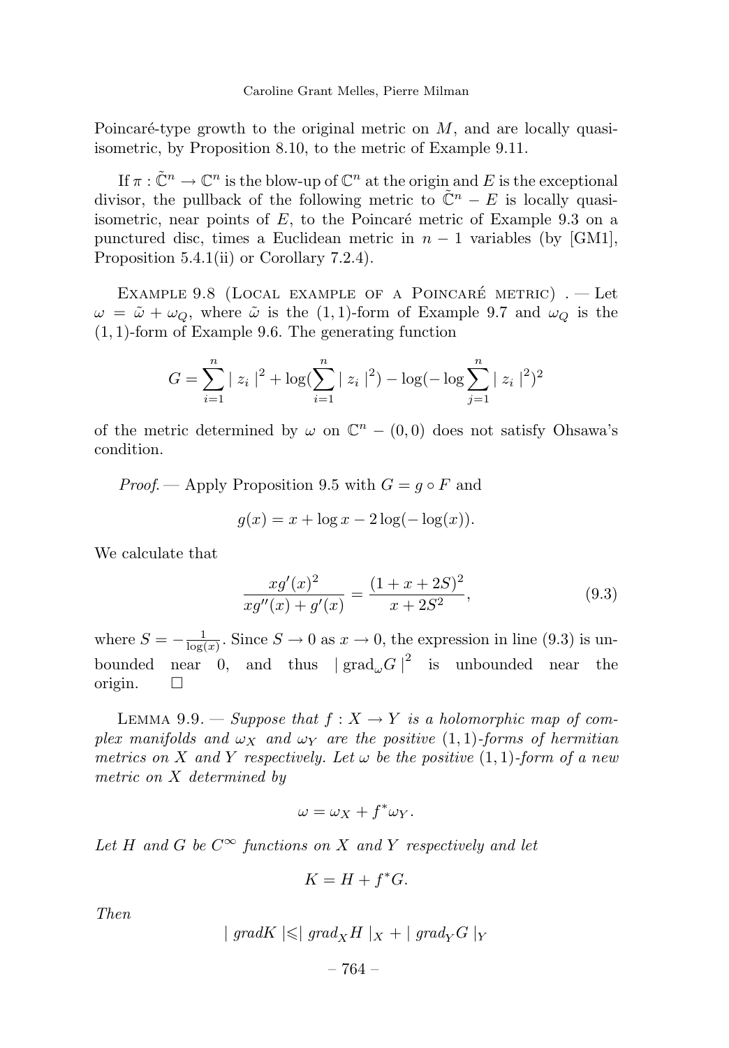Poincaré-type growth to the original metric on $M$, and are locally quasi-isometric, by Proposition 8.10, to the metric of Example 9.11.

If $\pi : \tilde{\mathbb{C}}^n \to \mathbb{C}^n$ is the blow-up of $\mathbb{C}^n$ at the origin and $E$ is the exceptional divisor, the pullback of the following metric to $\tilde{\mathbb{C}}^n - E$ is locally quasi-isometric, near points of $E$, to the Poincaré metric of Example 9.3 on a punctured disc, times a Euclidean metric in $n-1$ variables (by [GM1], Proposition 5.4.1(ii) or Corollary 7.2.4).

Example 9.8 (Local example of a Poincaré metric). — Let $\omega = \tilde{\omega} + \omega_Q$, where $\tilde{\omega}$ is the $(1,1)$-form of Example 9.7 and $\omega_Q$ is the $(1,1)$-form of Example 9.6. The generating function

$$G = \sum_{i=1}^{n} \mid z_i \mid^2 + \log(\sum_{i=1}^{n} \mid z_i \mid^2) - \log(-\log \sum_{j=1}^{n} \mid z_i \mid^2)^2$$

of the metric determined by $\omega$ on $\mathbb{C}^n - (0,0)$ does not satisfy Ohsawa's condition.

*Proof.* — Apply Proposition 9.5 with $G = g \circ F$ and

$$g(x) = x + \log x - 2\log(-\log(x)).$$

We calculate that

$$\frac{xg'(x)^2}{xg''(x) + g'(x)} = \frac{(1 + x + 2S)^2}{x + 2S^2}, \tag{9.3}$$

where $S = -\frac{1}{\log(x)}$. Since $S \to 0$ as $x \to 0$, the expression in line (9.3) is unbounded near 0, and thus $\mid \mathrm{grad}_\omega G \mid^2$ is unbounded near the origin. $\square$

Lemma 9.9. — *Suppose that $f : X \to Y$ is a holomorphic map of complex manifolds and $\omega_X$ and $\omega_Y$ are the positive $(1,1)$-forms of hermitian metrics on $X$ and $Y$ respectively. Let $\omega$ be the positive $(1,1)$-form of a new metric on $X$ determined by*

$$\omega = \omega_X + f^*\omega_Y.$$

*Let $H$ and $G$ be $C^\infty$ functions on $X$ and $Y$ respectively and let*

$$K = H + f^*G.$$

*Then*

$$\mid gradK \mid \leqslant \mid grad_X H \mid_X + \mid grad_Y G \mid_Y$$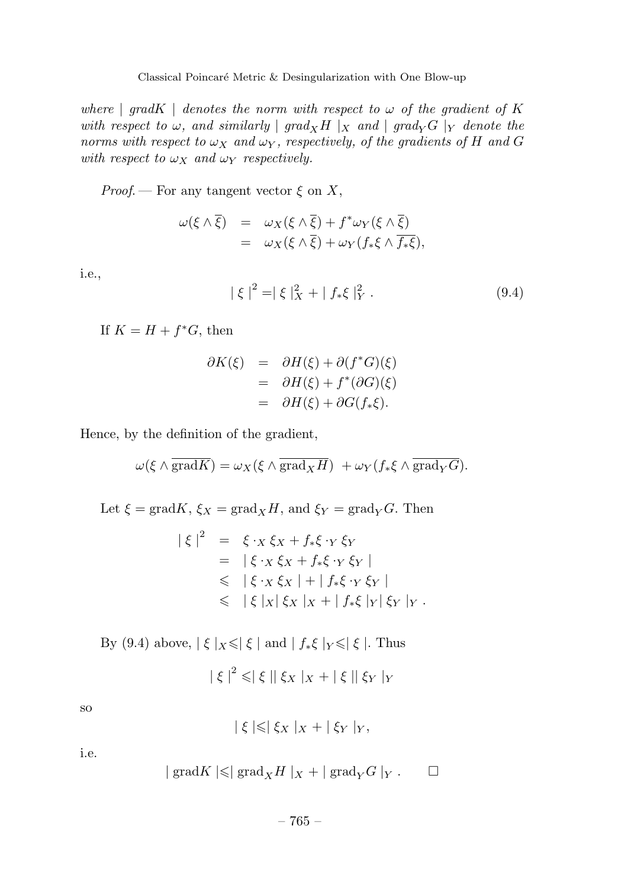*where* $\mid gradK \mid$ *denotes the norm with respect to* $\omega$ *of the gradient of* $K$ *with respect to* $\omega$*, and similarly* $\mid grad_X H \mid_X$ *and* $\mid grad_Y G \mid_Y$ *denote the norms with respect to* $\omega_X$ *and* $\omega_Y$*, respectively, of the gradients of* $H$ *and* $G$ *with respect to* $\omega_X$ *and* $\omega_Y$ *respectively.*

*Proof.* — For any tangent vector $\xi$ on $X$,

$$
\begin{aligned}
\omega(\xi \wedge \overline{\xi}) &= \omega_X(\xi \wedge \overline{\xi}) + f^*\omega_Y(\xi \wedge \overline{\xi}) \\
&= \omega_X(\xi \wedge \overline{\xi}) + \omega_Y(f_*\xi \wedge \overline{f_*\xi}),
\end{aligned}
$$

i.e.,

$$
\mid \xi \mid^2 = \mid \xi \mid_X^2 + \mid f_*\xi \mid_Y^2 . \tag{9.4}
$$

If $K = H + f^*G$, then

$$
\begin{aligned}
\partial K(\xi) &= \partial H(\xi) + \partial(f^*G)(\xi) \\
&= \partial H(\xi) + f^*(\partial G)(\xi) \\
&= \partial H(\xi) + \partial G(f_*\xi).
\end{aligned}
$$

Hence, by the definition of the gradient,

$$
\omega(\xi \wedge \overline{\mathrm{grad} K}) = \omega_X(\xi \wedge \overline{\mathrm{grad}_X H}) \ + \omega_Y(f_*\xi \wedge \overline{\mathrm{grad}_Y G}).
$$

Let $\xi = \mathrm{grad} K$, $\xi_X = \mathrm{grad}_X H$, and $\xi_Y = \mathrm{grad}_Y G$. Then

$$
\begin{aligned}
\mid \xi \mid^2 &= \xi \cdot_X \xi_X + f_*\xi \cdot_Y \xi_Y \\
&= \mid \xi \cdot_X \xi_X + f_*\xi \cdot_Y \xi_Y \mid \\
&\leqslant \mid \xi \cdot_X \xi_X \mid + \mid f_*\xi \cdot_Y \xi_Y \mid \\
&\leqslant \mid \xi \mid_X \mid \xi_X \mid_X + \mid f_*\xi \mid_Y \mid \xi_Y \mid_Y .
\end{aligned}
$$

By (9.4) above, $\mid \xi \mid_X \leqslant \mid \xi \mid$ and $\mid f_*\xi \mid_Y \leqslant \mid \xi \mid$. Thus

$$
\mid \xi \mid^2 \leqslant \mid \xi \mid \mid \xi_X \mid_X + \mid \xi \mid \mid \xi_Y \mid_Y
$$

so

$$
\mid \xi \mid \leqslant \mid \xi_X \mid_X + \mid \xi_Y \mid_Y ,
$$

i.e.

$$
\mid \mathrm{grad} K \mid \leqslant \mid \mathrm{grad}_X H \mid_X + \mid \mathrm{grad}_Y G \mid_Y . \qquad \square
$$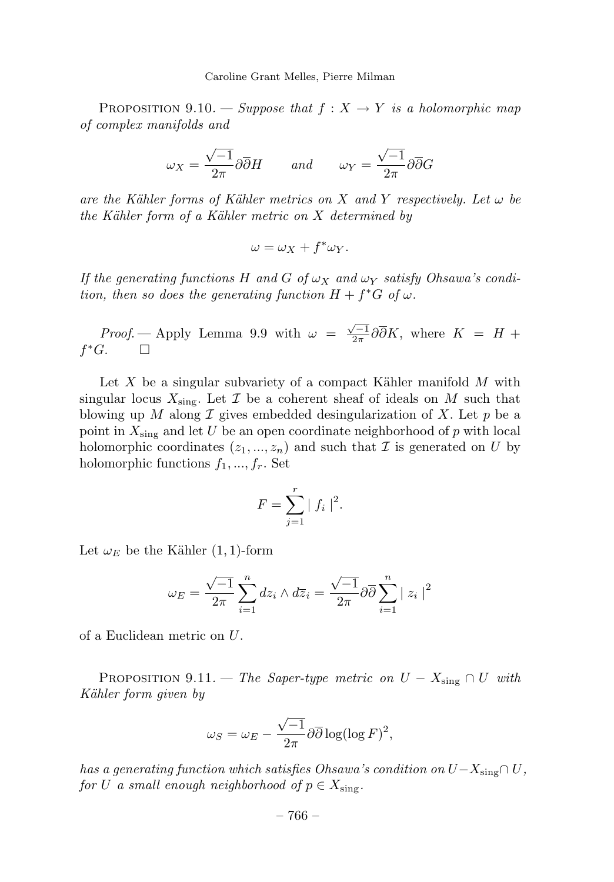Proposition 9.10. — *Suppose that $f : X \to Y$ is a holomorphic map of complex manifolds and*

$$\omega_X = \frac{\sqrt{-1}}{2\pi}\partial\overline{\partial}H \qquad \text{and} \qquad \omega_Y = \frac{\sqrt{-1}}{2\pi}\partial\overline{\partial}G$$

*are the Kähler forms of Kähler metrics on $X$ and $Y$ respectively. Let $\omega$ be the Kähler form of a Kähler metric on $X$ determined by*

$$\omega = \omega_X + f^*\omega_Y.$$

*If the generating functions $H$ and $G$ of $\omega_X$ and $\omega_Y$ satisfy Ohsawa's condition, then so does the generating function $H + f^*G$ of $\omega$.*

*Proof.* — Apply Lemma 9.9 with $\omega = \frac{\sqrt{-1}}{2\pi}\partial\overline{\partial}K$, where $K = H + f^*G$. □

Let $X$ be a singular subvariety of a compact Kähler manifold $M$ with singular locus $X_{\text{sing}}$. Let $\mathcal{I}$ be a coherent sheaf of ideals on $M$ such that blowing up $M$ along $\mathcal{I}$ gives embedded desingularization of $X$. Let $p$ be a point in $X_{\text{sing}}$ and let $U$ be an open coordinate neighborhood of $p$ with local holomorphic coordinates $(z_1, ..., z_n)$ and such that $\mathcal{I}$ is generated on $U$ by holomorphic functions $f_1, ..., f_r$. Set

$$F = \sum_{j=1}^{r} \mid f_i \mid^2.$$

Let $\omega_E$ be the Kähler $(1,1)$-form

$$\omega_E = \frac{\sqrt{-1}}{2\pi}\sum_{i=1}^{n} dz_i \wedge d\overline{z}_i = \frac{\sqrt{-1}}{2\pi}\partial\overline{\partial}\sum_{i=1}^{n} \mid z_i \mid^2$$

of a Euclidean metric on $U$.

Proposition 9.11. — *The Saper-type metric on $U - X_{\text{sing}} \cap U$ with Kähler form given by*

$$\omega_S = \omega_E - \frac{\sqrt{-1}}{2\pi}\partial\overline{\partial}\log(\log F)^2,$$

*has a generating function which satisfies Ohsawa's condition on $U - X_{\text{sing}} \cap U$, for $U$ a small enough neighborhood of $p \in X_{\text{sing}}$.*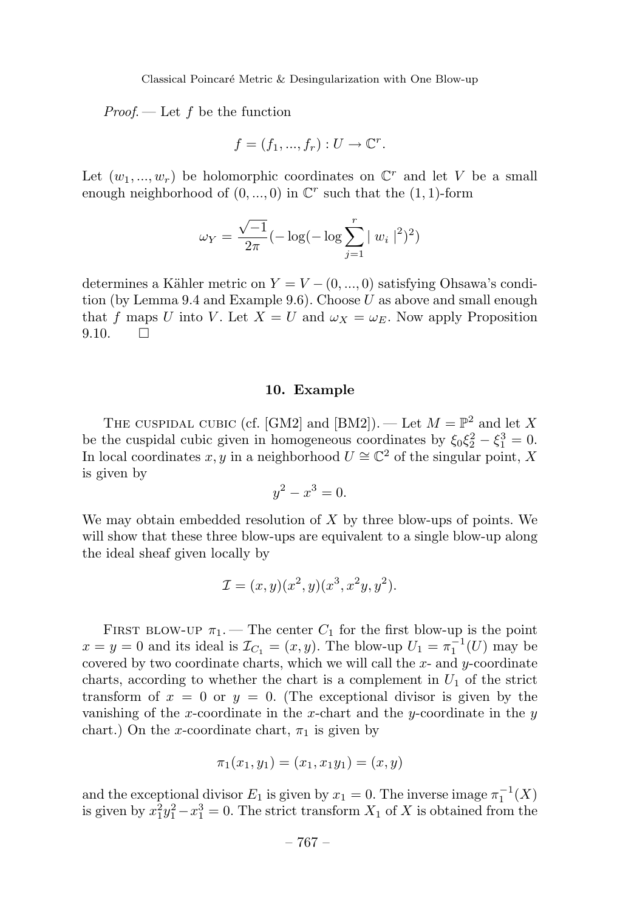*Proof.* — Let $f$ be the function

$$f = (f_1, ..., f_r) : U \to \mathbb{C}^r.$$

Let $(w_1, ..., w_r)$ be holomorphic coordinates on $\mathbb{C}^r$ and let $V$ be a small enough neighborhood of $(0, ..., 0)$ in $\mathbb{C}^r$ such that the $(1, 1)$-form

$$\omega_Y = \frac{\sqrt{-1}}{2\pi}(-\log(-\log \sum_{j=1}^{r} | w_i |^2)^2)$$

determines a Kähler metric on $Y = V - (0, ..., 0)$ satisfying Ohsawa's condition (by Lemma 9.4 and Example 9.6). Choose $U$ as above and small enough that $f$ maps $U$ into $V$. Let $X = U$ and $\omega_X = \omega_E$. Now apply Proposition 9.10. □

## 10. Example

The cuspidal cubic (cf. [GM2] and [BM2]). — Let $M = \mathbb{P}^2$ and let $X$ be the cuspidal cubic given in homogeneous coordinates by $\xi_0\xi_2^2 - \xi_1^3 = 0$. In local coordinates $x, y$ in a neighborhood $U \cong \mathbb{C}^2$ of the singular point, $X$ is given by

$$y^2 - x^3 = 0.$$

We may obtain embedded resolution of $X$ by three blow-ups of points. We will show that these three blow-ups are equivalent to a single blow-up along the ideal sheaf given locally by

$$\mathcal{I} = (x, y)(x^2, y)(x^3, x^2y, y^2).$$

First blow-up $\pi_1$. — The center $C_1$ for the first blow-up is the point $x = y = 0$ and its ideal is $\mathcal{I}_{C_1} = (x, y)$. The blow-up $U_1 = \pi_1^{-1}(U)$ may be covered by two coordinate charts, which we will call the $x$- and $y$-coordinate charts, according to whether the chart is a complement in $U_1$ of the strict transform of $x = 0$ or $y = 0$. (The exceptional divisor is given by the vanishing of the $x$-coordinate in the $x$-chart and the $y$-coordinate in the $y$ chart.) On the $x$-coordinate chart, $\pi_1$ is given by

$$\pi_1(x_1, y_1) = (x_1, x_1y_1) = (x, y)$$

and the exceptional divisor $E_1$ is given by $x_1 = 0$. The inverse image $\pi_1^{-1}(X)$ is given by $x_1^2y_1^2 - x_1^3 = 0$. The strict transform $X_1$ of $X$ is obtained from the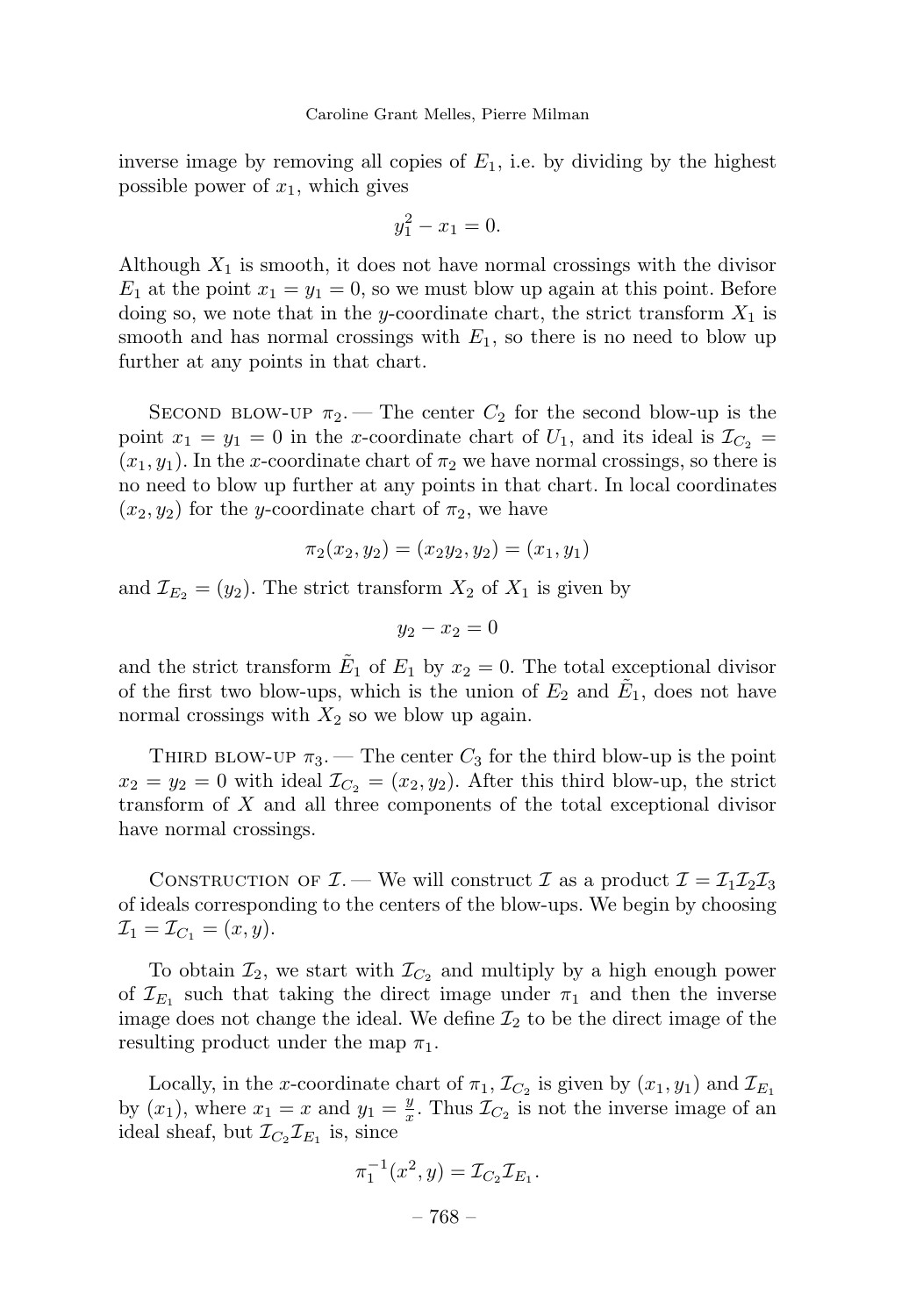inverse image by removing all copies of $E_1$, i.e. by dividing by the highest possible power of $x_1$, which gives

$$y_1^2 - x_1 = 0.$$

Although $X_1$ is smooth, it does not have normal crossings with the divisor $E_1$ at the point $x_1 = y_1 = 0$, so we must blow up again at this point. Before doing so, we note that in the $y$-coordinate chart, the strict transform $X_1$ is smooth and has normal crossings with $E_1$, so there is no need to blow up further at any points in that chart.

Second blow-up $\pi_2$. — The center $C_2$ for the second blow-up is the point $x_1 = y_1 = 0$ in the $x$-coordinate chart of $U_1$, and its ideal is $\mathcal{I}_{C_2} = (x_1, y_1)$. In the $x$-coordinate chart of $\pi_2$ we have normal crossings, so there is no need to blow up further at any points in that chart. In local coordinates $(x_2, y_2)$ for the $y$-coordinate chart of $\pi_2$, we have

$$\pi_2(x_2, y_2) = (x_2 y_2, y_2) = (x_1, y_1)$$

and $\mathcal{I}_{E_2} = (y_2)$. The strict transform $X_2$ of $X_1$ is given by

$$y_2 - x_2 = 0$$

and the strict transform $\tilde{E}_1$ of $E_1$ by $x_2 = 0$. The total exceptional divisor of the first two blow-ups, which is the union of $E_2$ and $\tilde{E}_1$, does not have normal crossings with $X_2$ so we blow up again.

Third blow-up $\pi_3$. — The center $C_3$ for the third blow-up is the point $x_2 = y_2 = 0$ with ideal $\mathcal{I}_{C_2} = (x_2, y_2)$. After this third blow-up, the strict transform of $X$ and all three components of the total exceptional divisor have normal crossings.

Construction of $\mathcal{I}$. — We will construct $\mathcal{I}$ as a product $\mathcal{I} = \mathcal{I}_1 \mathcal{I}_2 \mathcal{I}_3$ of ideals corresponding to the centers of the blow-ups. We begin by choosing $\mathcal{I}_1 = \mathcal{I}_{C_1} = (x, y)$.

To obtain $\mathcal{I}_2$, we start with $\mathcal{I}_{C_2}$ and multiply by a high enough power of $\mathcal{I}_{E_1}$ such that taking the direct image under $\pi_1$ and then the inverse image does not change the ideal. We define $\mathcal{I}_2$ to be the direct image of the resulting product under the map $\pi_1$.

Locally, in the $x$-coordinate chart of $\pi_1$, $\mathcal{I}_{C_2}$ is given by $(x_1, y_1)$ and $\mathcal{I}_{E_1}$ by $(x_1)$, where $x_1 = x$ and $y_1 = \frac{y}{x}$. Thus $\mathcal{I}_{C_2}$ is not the inverse image of an ideal sheaf, but $\mathcal{I}_{C_2} \mathcal{I}_{E_1}$ is, since

$$\pi_1^{-1}(x^2, y) = \mathcal{I}_{C_2} \mathcal{I}_{E_1}.$$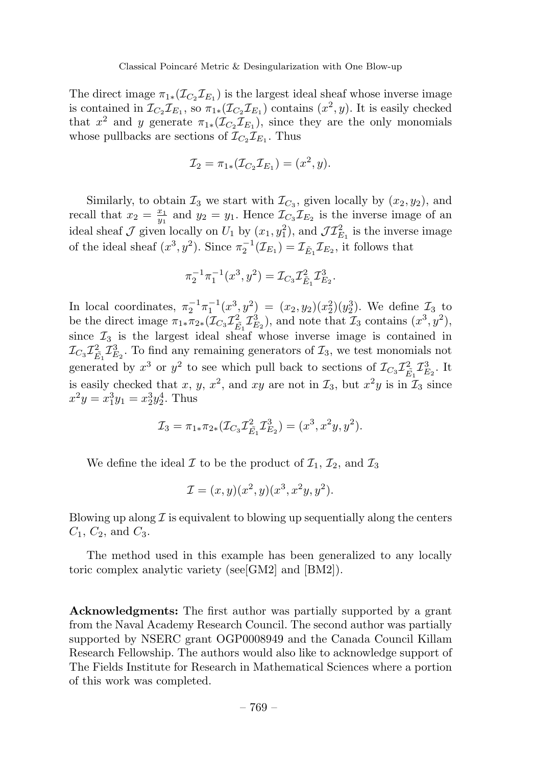The direct image $\pi_{1*}(\mathcal{I}_{C_2}\mathcal{I}_{E_1})$ is the largest ideal sheaf whose inverse image is contained in $\mathcal{I}_{C_2}\mathcal{I}_{E_1}$, so $\pi_{1*}(\mathcal{I}_{C_2}\mathcal{I}_{E_1})$ contains $(x^2, y)$. It is easily checked that $x^2$ and $y$ generate $\pi_{1*}(\mathcal{I}_{C_2}\mathcal{I}_{E_1})$, since they are the only monomials whose pullbacks are sections of $\mathcal{I}_{C_2}\mathcal{I}_{E_1}$. Thus

$$\mathcal{I}_2 = \pi_{1*}(\mathcal{I}_{C_2}\mathcal{I}_{E_1}) = (x^2, y).$$

Similarly, to obtain $\mathcal{I}_3$ we start with $\mathcal{I}_{C_3}$, given locally by $(x_2, y_2)$, and recall that $x_2 = \frac{x_1}{y_1}$ and $y_2 = y_1$. Hence $\mathcal{I}_{C_3}\mathcal{I}_{E_2}$ is the inverse image of an ideal sheaf $\mathcal{J}$ given locally on $U_1$ by $(x_1, y_1^2)$, and $\mathcal{J}\mathcal{I}_{E_1}^2$ is the inverse image of the ideal sheaf $(x^3, y^2)$. Since $\pi_2^{-1}(\mathcal{I}_{E_1}) = \mathcal{I}_{\tilde{E}_1}\mathcal{I}_{E_2}$, it follows that

$$\pi_2^{-1}\pi_1^{-1}(x^3, y^2) = \mathcal{I}_{C_3}\mathcal{I}_{\tilde{E}_1}^2\mathcal{I}_{E_2}^3.$$

In local coordinates, $\pi_2^{-1}\pi_1^{-1}(x^3, y^2) = (x_2, y_2)(x_2^2)(y_2^3)$. We define $\mathcal{I}_3$ to be the direct image $\pi_{1*}\pi_{2*}(\mathcal{I}_{C_3}\mathcal{I}_{\tilde{E}_1}^2\mathcal{I}_{E_2}^3)$, and note that $\mathcal{I}_3$ contains $(x^3, y^2)$, since $\mathcal{I}_3$ is the largest ideal sheaf whose inverse image is contained in $\mathcal{I}_{C_3}\mathcal{I}_{\tilde{E}_1}^2\mathcal{I}_{E_2}^3$. To find any remaining generators of $\mathcal{I}_3$, we test monomials not generated by $x^3$ or $y^2$ to see which pull back to sections of $\mathcal{I}_{C_3}\mathcal{I}_{\tilde{E}_1}^2\mathcal{I}_{E_2}^3$. It is easily checked that $x$, $y$, $x^2$, and $xy$ are not in $\mathcal{I}_3$, but $x^2y$ is in $\mathcal{I}_3$ since $x^2y = x_1^3y_1 = x_2^3y_2^4$. Thus

$$\mathcal{I}_3 = \pi_{1*}\pi_{2*}(\mathcal{I}_{C_3}\mathcal{I}_{\tilde{E}_1}^2\mathcal{I}_{E_2}^3) = (x^3, x^2y, y^2).$$

We define the ideal $\mathcal{I}$ to be the product of $\mathcal{I}_1$, $\mathcal{I}_2$, and $\mathcal{I}_3$

$$\mathcal{I} = (x, y)(x^2, y)(x^3, x^2y, y^2).$$

Blowing up along $\mathcal{I}$ is equivalent to blowing up sequentially along the centers $C_1$, $C_2$, and $C_3$.

The method used in this example has been generalized to any locally toric complex analytic variety (see[GM2] and [BM2]).

**Acknowledgments:** The first author was partially supported by a grant from the Naval Academy Research Council. The second author was partially supported by NSERC grant OGP0008949 and the Canada Council Killam Research Fellowship. The authors would also like to acknowledge support of The Fields Institute for Research in Mathematical Sciences where a portion of this work was completed.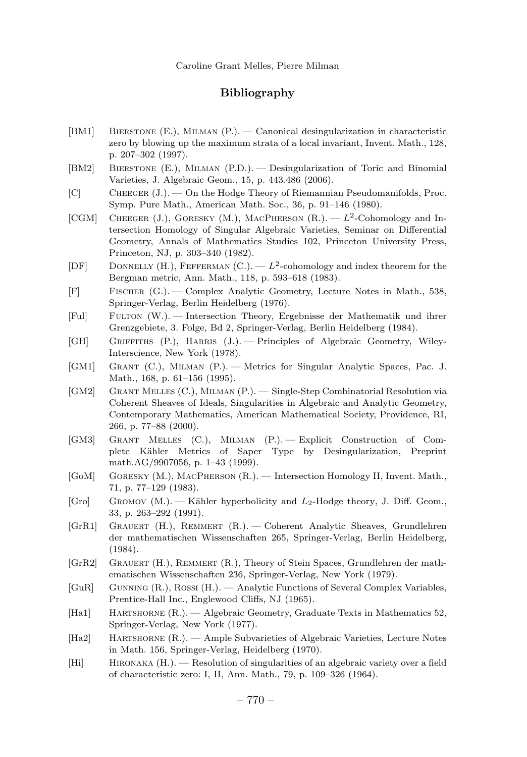## Bibliography

[BM1] Bierstone (E.), Milman (P.). — Canonical desingularization in characteristic zero by blowing up the maximum strata of a local invariant, Invent. Math., 128, p. 207–302 (1997).

[BM2] Bierstone (E.), Milman (P.D.). — Desingularization of Toric and Binomial Varieties, J. Algebraic Geom., 15, p. 443.486 (2006).

[C] Cheeger (J.). — On the Hodge Theory of Riemannian Pseudomanifolds, Proc. Symp. Pure Math., American Math. Soc., 36, p. 91–146 (1980).

[CGM] Cheeger (J.), Goresky (M.), MacPherson (R.). — $L^2$-Cohomology and Intersection Homology of Singular Algebraic Varieties, Seminar on Differential Geometry, Annals of Mathematics Studies 102, Princeton University Press, Princeton, NJ, p. 303–340 (1982).

[DF] Donnelly (H.), Fefferman (C.). — $L^2$-cohomology and index theorem for the Bergman metric, Ann. Math., 118, p. 593–618 (1983).

[F] Fischer (G.). — Complex Analytic Geometry, Lecture Notes in Math., 538, Springer-Verlag, Berlin Heidelberg (1976).

[Ful] Fulton (W.). — Intersection Theory, Ergebnisse der Mathematik und ihrer Grenzgebiete, 3. Folge, Bd 2, Springer-Verlag, Berlin Heidelberg (1984).

[GH] Griffiths (P.), Harris (J.). — Principles of Algebraic Geometry, Wiley-Interscience, New York (1978).

[GM1] Grant (C.), Milman (P.). — Metrics for Singular Analytic Spaces, Pac. J. Math., 168, p. 61–156 (1995).

[GM2] Grant Melles (C.), Milman (P.). — Single-Step Combinatorial Resolution via Coherent Sheaves of Ideals, Singularities in Algebraic and Analytic Geometry, Contemporary Mathematics, American Mathematical Society, Providence, RI, 266, p. 77–88 (2000).

[GM3] Grant Melles (C.), Milman (P.). — Explicit Construction of Complete Kähler Metrics of Saper Type by Desingularization, Preprint math.AG/9907056, p. 1–43 (1999).

[GoM] Goresky (M.), MacPherson (R.). — Intersection Homology II, Invent. Math., 71, p. 77–129 (1983).

[Gro] Gromov (M.). — Kähler hyperbolicity and $L_2$-Hodge theory, J. Diff. Geom., 33, p. 263–292 (1991).

[GrR1] Grauert (H.), Remmert (R.). — Coherent Analytic Sheaves, Grundlehren der mathematischen Wissenschaften 265, Springer-Verlag, Berlin Heidelberg, (1984).

[GrR2] Grauert (H.), Remmert (R.), Theory of Stein Spaces, Grundlehren der mathematischen Wissenschaften 236, Springer-Verlag, New York (1979).

[GuR] Gunning (R.), Rossi (H.). — Analytic Functions of Several Complex Variables, Prentice-Hall Inc., Englewood Cliffs, NJ (1965).

[Ha1] Hartshorne (R.). — Algebraic Geometry, Graduate Texts in Mathematics 52, Springer-Verlag, New York (1977).

[Ha2] Hartshorne (R.). — Ample Subvarieties of Algebraic Varieties, Lecture Notes in Math. 156, Springer-Verlag, Heidelberg (1970).

[Hi] Hironaka (H.). — Resolution of singularities of an algebraic variety over a field of characteristic zero: I, II, Ann. Math., 79, p. 109–326 (1964).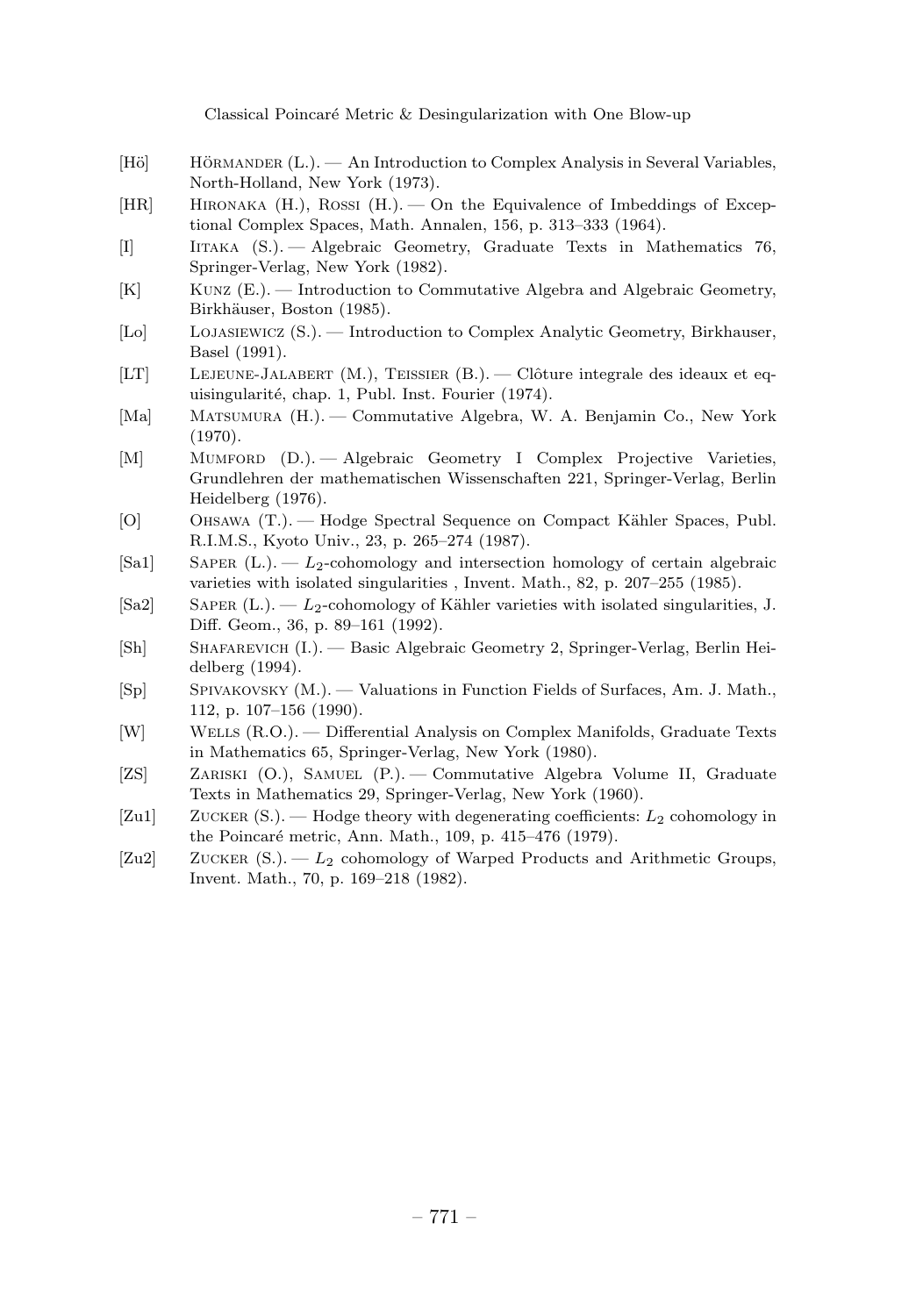[Hö] Hörmander (L.). — An Introduction to Complex Analysis in Several Variables, North-Holland, New York (1973).

[HR] Hironaka (H.), Rossi (H.). — On the Equivalence of Imbeddings of Exceptional Complex Spaces, Math. Annalen, 156, p. 313–333 (1964).

[I] Iitaka (S.). — Algebraic Geometry, Graduate Texts in Mathematics 76, Springer-Verlag, New York (1982).

[K] Kunz (E.). — Introduction to Commutative Algebra and Algebraic Geometry, Birkhäuser, Boston (1985).

[Lo] Lojasiewicz (S.). — Introduction to Complex Analytic Geometry, Birkhauser, Basel (1991).

[LT] Lejeune-Jalabert (M.), Teissier (B.). — Clôture integrale des ideaux et equisingularité, chap. 1, Publ. Inst. Fourier (1974).

[Ma] Matsumura (H.). — Commutative Algebra, W. A. Benjamin Co., New York (1970).

[M] Mumford (D.). — Algebraic Geometry I Complex Projective Varieties, Grundlehren der mathematischen Wissenschaften 221, Springer-Verlag, Berlin Heidelberg (1976).

[O] Ohsawa (T.). — Hodge Spectral Sequence on Compact Kähler Spaces, Publ. R.I.M.S., Kyoto Univ., 23, p. 265–274 (1987).

[Sa1] Saper (L.). — $L_2$-cohomology and intersection homology of certain algebraic varieties with isolated singularities , Invent. Math., 82, p. 207–255 (1985).

[Sa2] Saper (L.). — $L_2$-cohomology of Kähler varieties with isolated singularities, J. Diff. Geom., 36, p. 89–161 (1992).

[Sh] Shafarevich (I.). — Basic Algebraic Geometry 2, Springer-Verlag, Berlin Heidelberg (1994).

[Sp] Spivakovsky (M.). — Valuations in Function Fields of Surfaces, Am. J. Math., 112, p. 107–156 (1990).

[W] Wells (R.O.). — Differential Analysis on Complex Manifolds, Graduate Texts in Mathematics 65, Springer-Verlag, New York (1980).

[ZS] Zariski (O.), Samuel (P.). — Commutative Algebra Volume II, Graduate Texts in Mathematics 29, Springer-Verlag, New York (1960).

[Zu1] Zucker (S.). — Hodge theory with degenerating coefficients: $L_2$ cohomology in the Poincaré metric, Ann. Math., 109, p. 415–476 (1979).

[Zu2] Zucker (S.). — $L_2$ cohomology of Warped Products and Arithmetic Groups, Invent. Math., 70, p. 169–218 (1982).